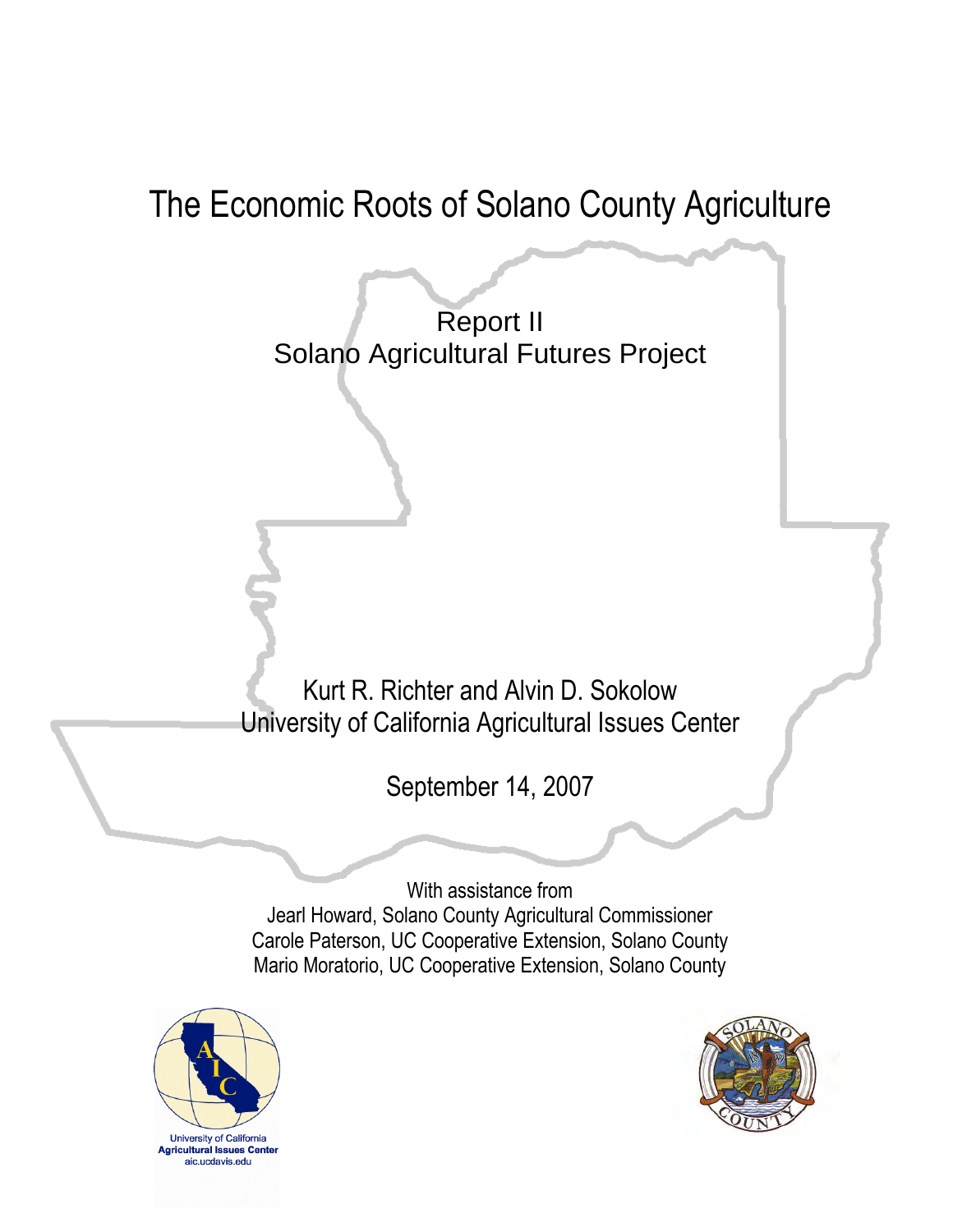# The Economic Roots of Solano County Agriculture

## Report II
## Solano Agricultural Futures Project

Kurt R. Richter and Alvin D. Sokolow
University of California Agricultural Issues Center

September 14, 2007

With assistance from
Jearl Howard, Solano County Agricultural Commissioner
Carole Paterson, UC Cooperative Extension, Solano County
Mario Moratorio, UC Cooperative Extension, Solano County

University of California
**Agricultural Issues Center**
aic.ucdavis.edu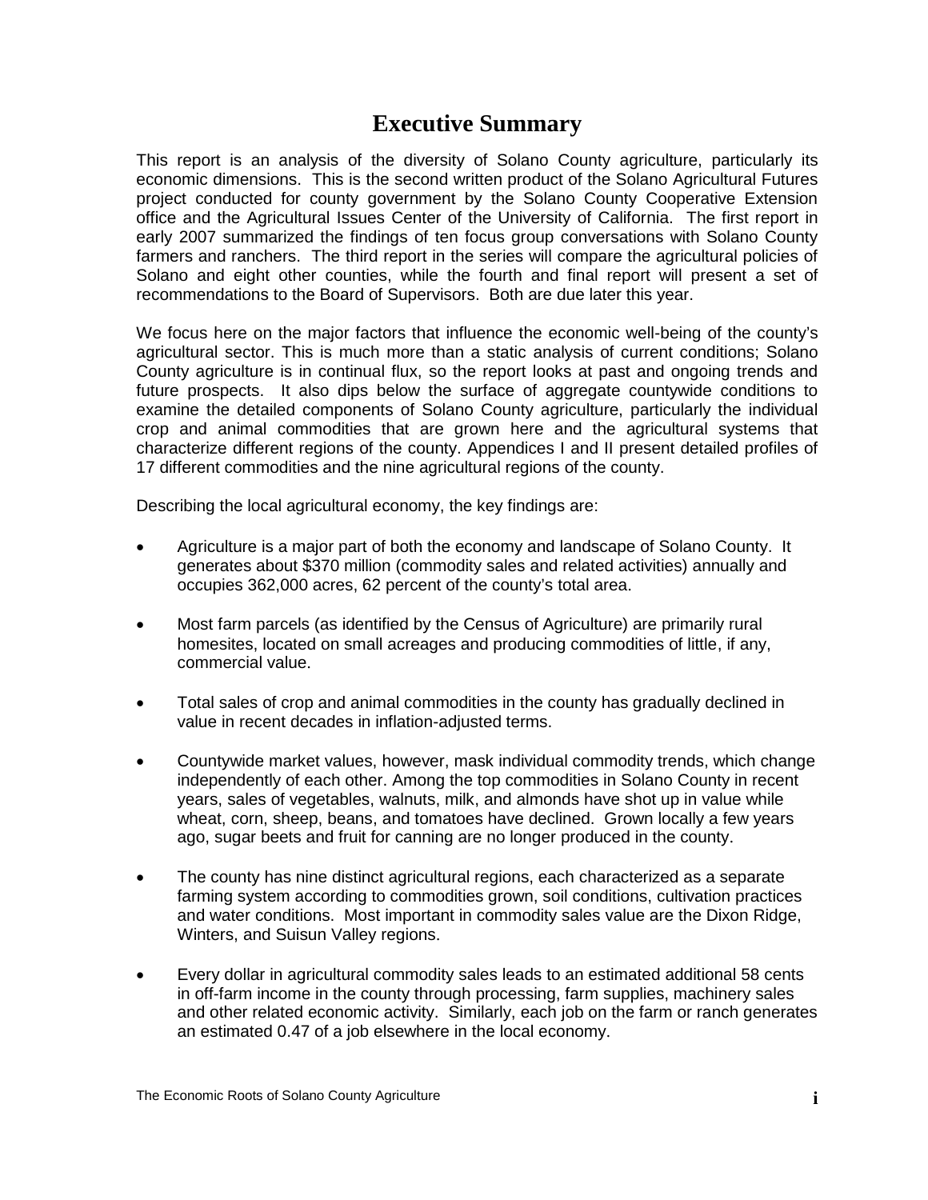# Executive Summary

This report is an analysis of the diversity of Solano County agriculture, particularly its economic dimensions. This is the second written product of the Solano Agricultural Futures project conducted for county government by the Solano County Cooperative Extension office and the Agricultural Issues Center of the University of California. The first report in early 2007 summarized the findings of ten focus group conversations with Solano County farmers and ranchers. The third report in the series will compare the agricultural policies of Solano and eight other counties, while the fourth and final report will present a set of recommendations to the Board of Supervisors. Both are due later this year.

We focus here on the major factors that influence the economic well-being of the county's agricultural sector. This is much more than a static analysis of current conditions; Solano County agriculture is in continual flux, so the report looks at past and ongoing trends and future prospects. It also dips below the surface of aggregate countywide conditions to examine the detailed components of Solano County agriculture, particularly the individual crop and animal commodities that are grown here and the agricultural systems that characterize different regions of the county. Appendices I and II present detailed profiles of 17 different commodities and the nine agricultural regions of the county.

Describing the local agricultural economy, the key findings are:

- Agriculture is a major part of both the economy and landscape of Solano County. It generates about $370 million (commodity sales and related activities) annually and occupies 362,000 acres, 62 percent of the county's total area.
- Most farm parcels (as identified by the Census of Agriculture) are primarily rural homesites, located on small acreages and producing commodities of little, if any, commercial value.
- Total sales of crop and animal commodities in the county has gradually declined in value in recent decades in inflation-adjusted terms.
- Countywide market values, however, mask individual commodity trends, which change independently of each other. Among the top commodities in Solano County in recent years, sales of vegetables, walnuts, milk, and almonds have shot up in value while wheat, corn, sheep, beans, and tomatoes have declined. Grown locally a few years ago, sugar beets and fruit for canning are no longer produced in the county.
- The county has nine distinct agricultural regions, each characterized as a separate farming system according to commodities grown, soil conditions, cultivation practices and water conditions. Most important in commodity sales value are the Dixon Ridge, Winters, and Suisun Valley regions.
- Every dollar in agricultural commodity sales leads to an estimated additional 58 cents in off-farm income in the county through processing, farm supplies, machinery sales and other related economic activity. Similarly, each job on the farm or ranch generates an estimated 0.47 of a job elsewhere in the local economy.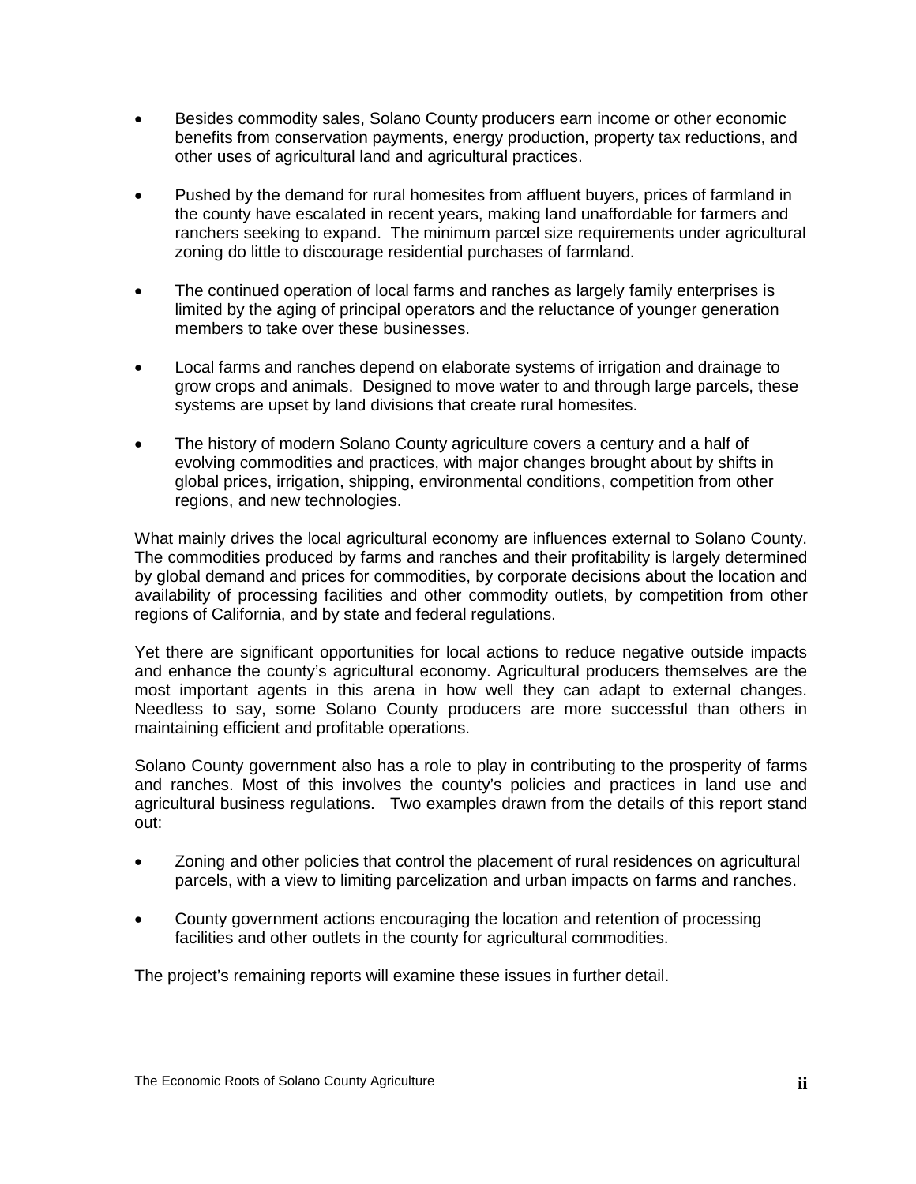- Besides commodity sales, Solano County producers earn income or other economic benefits from conservation payments, energy production, property tax reductions, and other uses of agricultural land and agricultural practices.

- Pushed by the demand for rural homesites from affluent buyers, prices of farmland in the county have escalated in recent years, making land unaffordable for farmers and ranchers seeking to expand. The minimum parcel size requirements under agricultural zoning do little to discourage residential purchases of farmland.

- The continued operation of local farms and ranches as largely family enterprises is limited by the aging of principal operators and the reluctance of younger generation members to take over these businesses.

- Local farms and ranches depend on elaborate systems of irrigation and drainage to grow crops and animals. Designed to move water to and through large parcels, these systems are upset by land divisions that create rural homesites.

- The history of modern Solano County agriculture covers a century and a half of evolving commodities and practices, with major changes brought about by shifts in global prices, irrigation, shipping, environmental conditions, competition from other regions, and new technologies.

What mainly drives the local agricultural economy are influences external to Solano County. The commodities produced by farms and ranches and their profitability is largely determined by global demand and prices for commodities, by corporate decisions about the location and availability of processing facilities and other commodity outlets, by competition from other regions of California, and by state and federal regulations.

Yet there are significant opportunities for local actions to reduce negative outside impacts and enhance the county's agricultural economy. Agricultural producers themselves are the most important agents in this arena in how well they can adapt to external changes. Needless to say, some Solano County producers are more successful than others in maintaining efficient and profitable operations.

Solano County government also has a role to play in contributing to the prosperity of farms and ranches. Most of this involves the county's policies and practices in land use and agricultural business regulations. Two examples drawn from the details of this report stand out:

- Zoning and other policies that control the placement of rural residences on agricultural parcels, with a view to limiting parcelization and urban impacts on farms and ranches.

- County government actions encouraging the location and retention of processing facilities and other outlets in the county for agricultural commodities.

The project's remaining reports will examine these issues in further detail.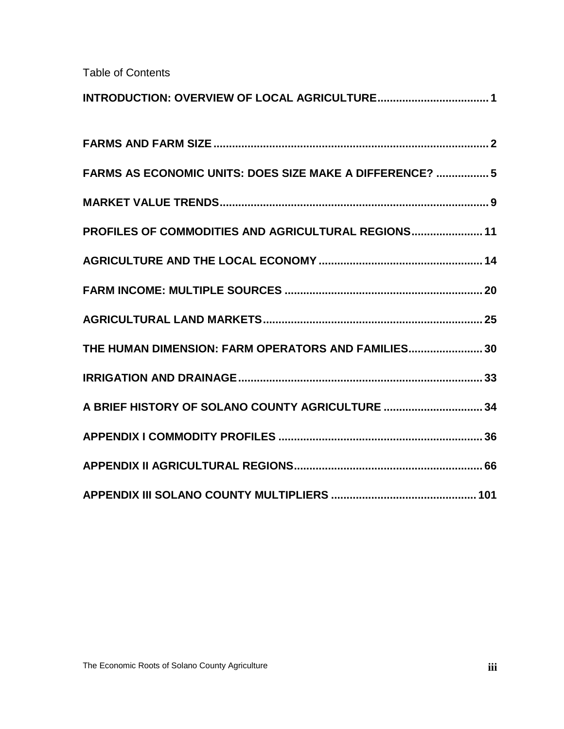Table of Contents

**INTRODUCTION: OVERVIEW OF LOCAL AGRICULTURE** .................................... 1

**FARMS AND FARM SIZE** ........................................................................................ 2

**FARMS AS ECONOMIC UNITS: DOES SIZE MAKE A DIFFERENCE?** ................. 5

**MARKET VALUE TRENDS** ...................................................................................... 9

**PROFILES OF COMMODITIES AND AGRICULTURAL REGIONS** ....................... 11

**AGRICULTURE AND THE LOCAL ECONOMY** ..................................................... 14

**FARM INCOME: MULTIPLE SOURCES** ................................................................ 20

**AGRICULTURAL LAND MARKETS** ...................................................................... 25

**THE HUMAN DIMENSION: FARM OPERATORS AND FAMILIES** ........................ 30

**IRRIGATION AND DRAINAGE** .............................................................................. 33

**A BRIEF HISTORY OF SOLANO COUNTY AGRICULTURE** ................................ 34

**APPENDIX I COMMODITY PROFILES** ................................................................. 36

**APPENDIX II AGRICULTURAL REGIONS** ............................................................ 66

**APPENDIX III SOLANO COUNTY MULTIPLIERS** ............................................... 101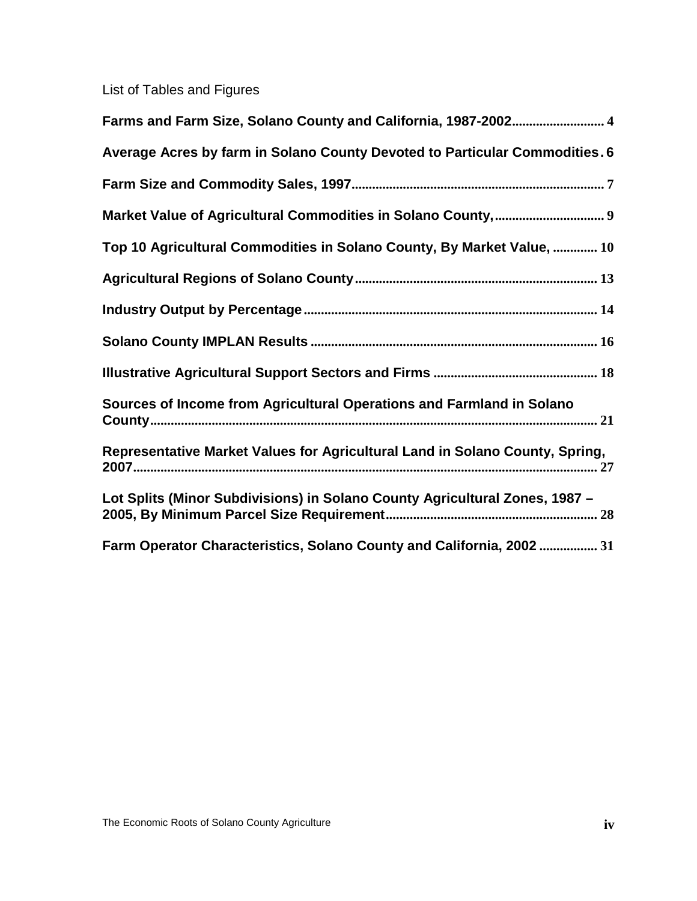List of Tables and Figures

**Farms and Farm Size, Solano County and California, 1987-2002.......................... 4**

**Average Acres by farm in Solano County Devoted to Particular Commodities. 6**

**Farm Size and Commodity Sales, 1997.......................................................................... 7**

**Market Value of Agricultural Commodities in Solano County,................................ 9**

**Top 10 Agricultural Commodities in Solano County, By Market Value, ............. 10**

**Agricultural Regions of Solano County...................................................................... 13**

**Industry Output by Percentage..................................................................................... 14**

**Solano County IMPLAN Results ................................................................................... 16**

**Illustrative Agricultural Support Sectors and Firms ................................................ 18**

**Sources of Income from Agricultural Operations and Farmland in Solano County................................................................................................................................. 21**

**Representative Market Values for Agricultural Land in Solano County, Spring, 2007...................................................................................................................................... 27**

**Lot Splits (Minor Subdivisions) in Solano County Agricultural Zones, 1987 – 2005, By Minimum Parcel Size Requirement............................................................. 28**

**Farm Operator Characteristics, Solano County and California, 2002 ................ 31**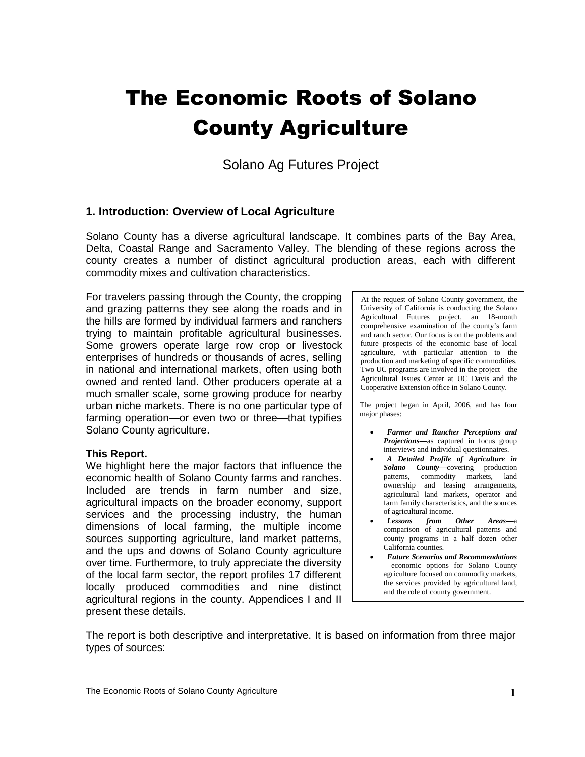# The Economic Roots of Solano County Agriculture

Solano Ag Futures Project

## 1. Introduction: Overview of Local Agriculture

Solano County has a diverse agricultural landscape. It combines parts of the Bay Area, Delta, Coastal Range and Sacramento Valley. The blending of these regions across the county creates a number of distinct agricultural production areas, each with different commodity mixes and cultivation characteristics.

For travelers passing through the County, the cropping and grazing patterns they see along the roads and in the hills are formed by individual farmers and ranchers trying to maintain profitable agricultural businesses. Some growers operate large row crop or livestock enterprises of hundreds or thousands of acres, selling in national and international markets, often using both owned and rented land. Other producers operate at a much smaller scale, some growing produce for nearby urban niche markets. There is no one particular type of farming operation—or even two or three—that typifies Solano County agriculture.

> At the request of Solano County government, the University of California is conducting the Solano Agricultural Futures project, an 18-month comprehensive examination of the county's farm and ranch sector. Our focus is on the problems and future prospects of the economic base of local agriculture, with particular attention to the production and marketing of specific commodities. Two UC programs are involved in the project—the Agricultural Issues Center at UC Davis and the Cooperative Extension office in Solano County.
>
> The project began in April, 2006, and has four major phases:
>
> - ***Farmer and Rancher Perceptions and Projections***—as captured in focus group interviews and individual questionnaires.
> - ***A Detailed Profile of Agriculture in Solano County***—covering production patterns, commodity markets, land ownership and leasing arrangements, agricultural land markets, operator and farm family characteristics, and the sources of agricultural income.
> - ***Lessons from Other Areas***—a comparison of agricultural patterns and county programs in a half dozen other California counties.
> - ***Future Scenarios and Recommendations***—economic options for Solano County agriculture focused on commodity markets, the services provided by agricultural land, and the role of county government.

**This Report.**
We highlight here the major factors that influence the economic health of Solano County farms and ranches. Included are trends in farm number and size, agricultural impacts on the broader economy, support services and the processing industry, the human dimensions of local farming, the multiple income sources supporting agriculture, land market patterns, and the ups and downs of Solano County agriculture over time. Furthermore, to truly appreciate the diversity of the local farm sector, the report profiles 17 different locally produced commodities and nine distinct agricultural regions in the county. Appendices I and II present these details.

The report is both descriptive and interpretative. It is based on information from three major types of sources: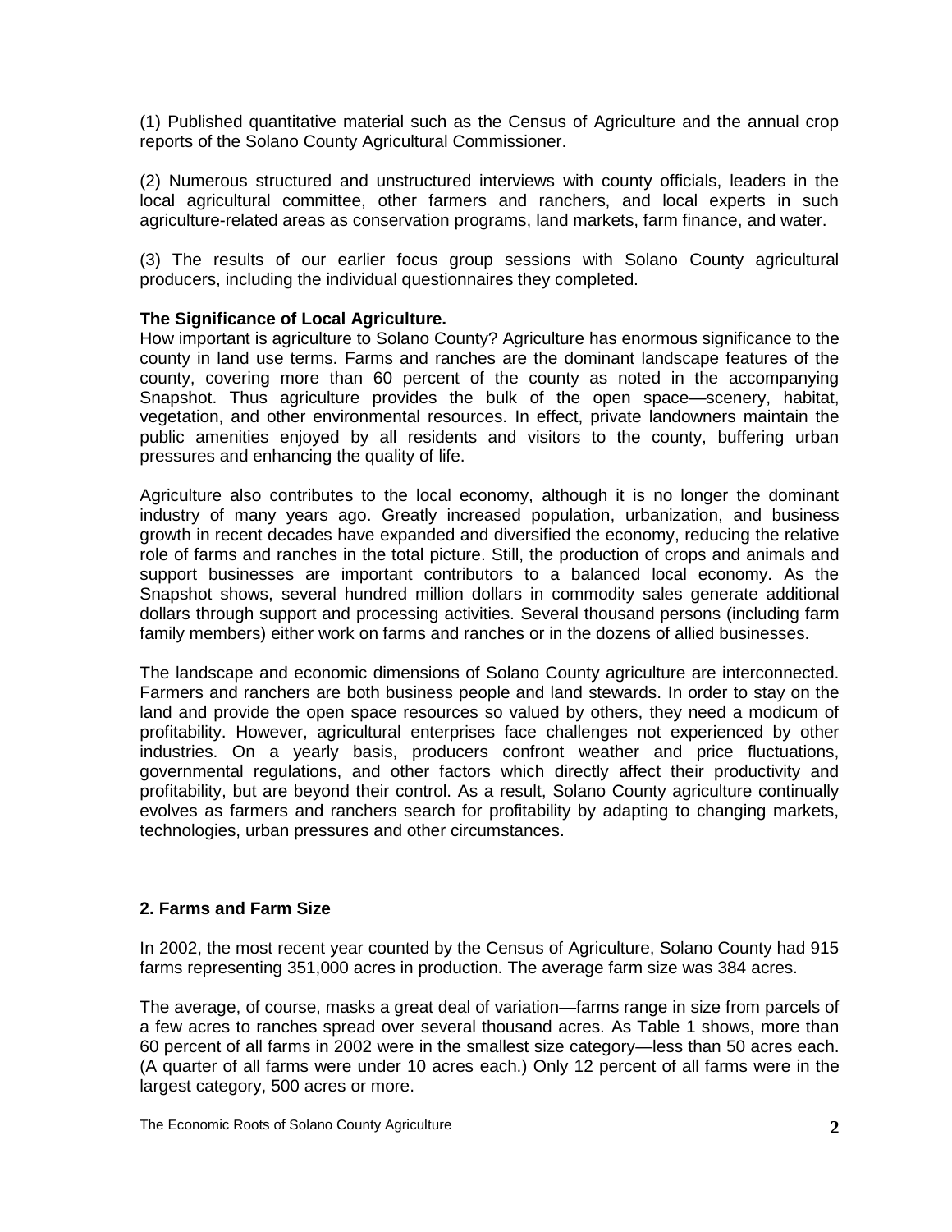(1) Published quantitative material such as the Census of Agriculture and the annual crop reports of the Solano County Agricultural Commissioner.

(2) Numerous structured and unstructured interviews with county officials, leaders in the local agricultural committee, other farmers and ranchers, and local experts in such agriculture-related areas as conservation programs, land markets, farm finance, and water.

(3) The results of our earlier focus group sessions with Solano County agricultural producers, including the individual questionnaires they completed.

**The Significance of Local Agriculture.**

How important is agriculture to Solano County? Agriculture has enormous significance to the county in land use terms. Farms and ranches are the dominant landscape features of the county, covering more than 60 percent of the county as noted in the accompanying Snapshot. Thus agriculture provides the bulk of the open space—scenery, habitat, vegetation, and other environmental resources. In effect, private landowners maintain the public amenities enjoyed by all residents and visitors to the county, buffering urban pressures and enhancing the quality of life.

Agriculture also contributes to the local economy, although it is no longer the dominant industry of many years ago. Greatly increased population, urbanization, and business growth in recent decades have expanded and diversified the economy, reducing the relative role of farms and ranches in the total picture. Still, the production of crops and animals and support businesses are important contributors to a balanced local economy. As the Snapshot shows, several hundred million dollars in commodity sales generate additional dollars through support and processing activities. Several thousand persons (including farm family members) either work on farms and ranches or in the dozens of allied businesses.

The landscape and economic dimensions of Solano County agriculture are interconnected. Farmers and ranchers are both business people and land stewards. In order to stay on the land and provide the open space resources so valued by others, they need a modicum of profitability. However, agricultural enterprises face challenges not experienced by other industries. On a yearly basis, producers confront weather and price fluctuations, governmental regulations, and other factors which directly affect their productivity and profitability, but are beyond their control. As a result, Solano County agriculture continually evolves as farmers and ranchers search for profitability by adapting to changing markets, technologies, urban pressures and other circumstances.

## 2. Farms and Farm Size

In 2002, the most recent year counted by the Census of Agriculture, Solano County had 915 farms representing 351,000 acres in production. The average farm size was 384 acres.

The average, of course, masks a great deal of variation—farms range in size from parcels of a few acres to ranches spread over several thousand acres. As Table 1 shows, more than 60 percent of all farms in 2002 were in the smallest size category—less than 50 acres each. (A quarter of all farms were under 10 acres each.) Only 12 percent of all farms were in the largest category, 500 acres or more.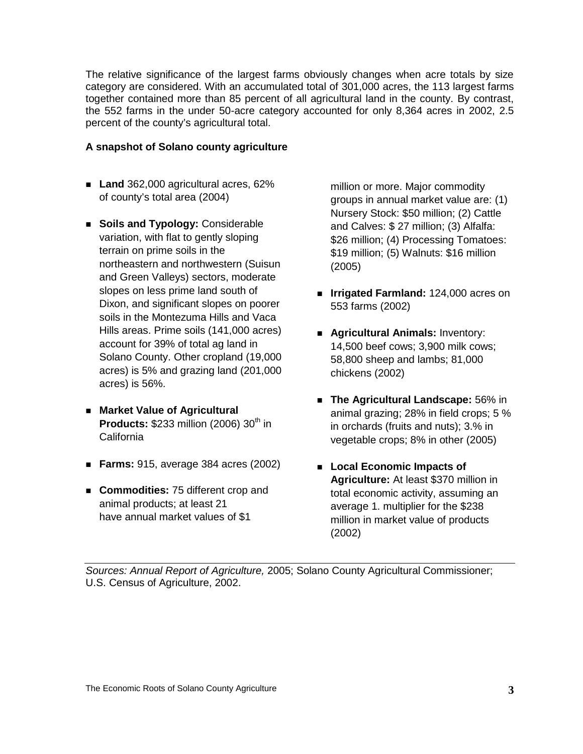The relative significance of the largest farms obviously changes when acre totals by size category are considered. With an accumulated total of 301,000 acres, the 113 largest farms together contained more than 85 percent of all agricultural land in the county. By contrast, the 552 farms in the under 50-acre category accounted for only 8,364 acres in 2002, 2.5 percent of the county's agricultural total.

**A snapshot of Solano county agriculture**

- **Land** 362,000 agricultural acres, 62% of county's total area (2004)
- **Soils and Typology:** Considerable variation, with flat to gently sloping terrain on prime soils in the northeastern and northwestern (Suisun and Green Valleys) sectors, moderate slopes on less prime land south of Dixon, and significant slopes on poorer soils in the Montezuma Hills and Vaca Hills areas. Prime soils (141,000 acres) account for 39% of total ag land in Solano County. Other cropland (19,000 acres) is 5% and grazing land (201,000 acres) is 56%.
- **Market Value of Agricultural Products:** $233 million (2006) 30th in California
- **Farms:** 915, average 384 acres (2002)
- **Commodities:** 75 different crop and animal products; at least 21 have annual market values of $1 million or more. Major commodity groups in annual market value are: (1) Nursery Stock: $50 million; (2) Cattle and Calves: $ 27 million; (3) Alfalfa: $26 million; (4) Processing Tomatoes: $19 million; (5) Walnuts: $16 million (2005)
- **Irrigated Farmland:** 124,000 acres on 553 farms (2002)
- **Agricultural Animals:** Inventory: 14,500 beef cows; 3,900 milk cows; 58,800 sheep and lambs; 81,000 chickens (2002)
- **The Agricultural Landscape:** 56% in animal grazing; 28% in field crops; 5 % in orchards (fruits and nuts); 3.% in vegetable crops; 8% in other (2005)
- **Local Economic Impacts of Agriculture:** At least $370 million in total economic activity, assuming an average 1. multiplier for the $238 million in market value of products (2002)

*Sources: Annual Report of Agriculture,* 2005; Solano County Agricultural Commissioner; U.S. Census of Agriculture, 2002.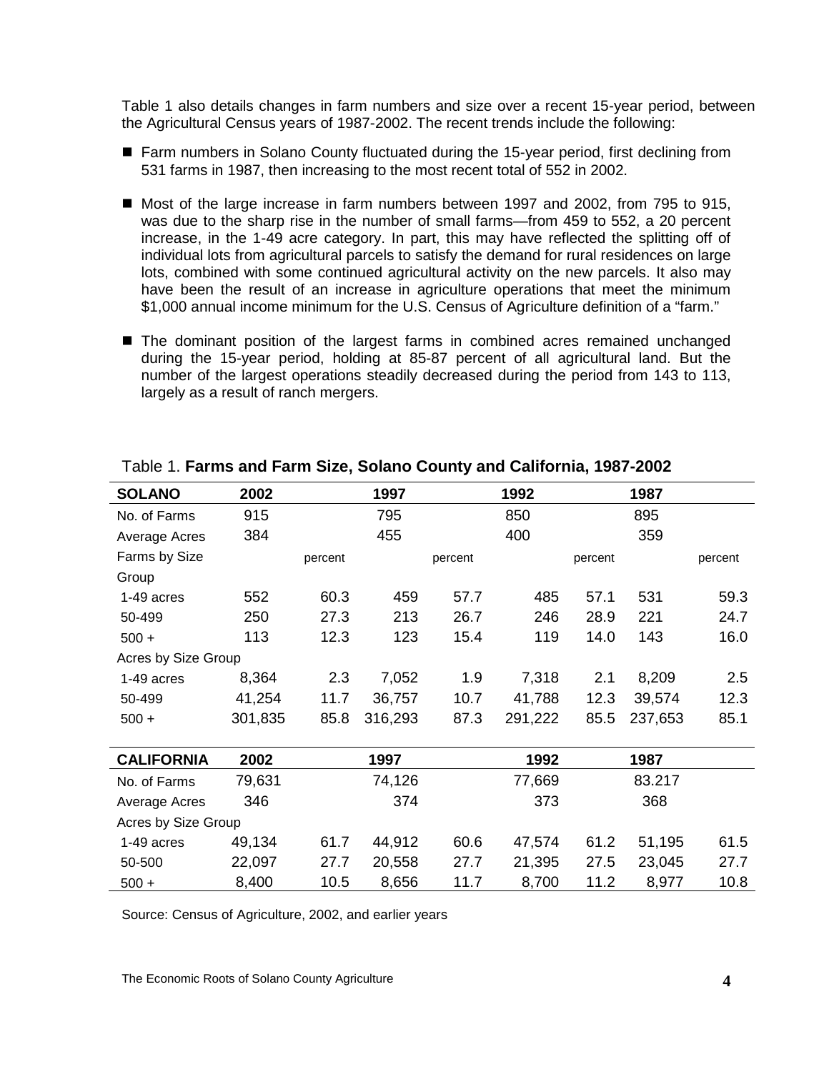Table 1 also details changes in farm numbers and size over a recent 15-year period, between the Agricultural Census years of 1987-2002. The recent trends include the following:

- Farm numbers in Solano County fluctuated during the 15-year period, first declining from 531 farms in 1987, then increasing to the most recent total of 552 in 2002.
- Most of the large increase in farm numbers between 1997 and 2002, from 795 to 915, was due to the sharp rise in the number of small farms—from 459 to 552, a 20 percent increase, in the 1-49 acre category. In part, this may have reflected the splitting off of individual lots from agricultural parcels to satisfy the demand for rural residences on large lots, combined with some continued agricultural activity on the new parcels. It also may have been the result of an increase in agriculture operations that meet the minimum $1,000 annual income minimum for the U.S. Census of Agriculture definition of a "farm."
- The dominant position of the largest farms in combined acres remained unchanged during the 15-year period, holding at 85-87 percent of all agricultural land. But the number of the largest operations steadily decreased during the period from 143 to 113, largely as a result of ranch mergers.

Table 1. **Farms and Farm Size, Solano County and California, 1987-2002**

| SOLANO | 2002 | | 1997 | | 1992 | | 1987 | |
|---|---|---|---|---|---|---|---|---|
| No. of Farms | 915 | | 795 | | 850 | | 895 | |
| Average Acres | 384 | | 455 | | 400 | | 359 | |
| Farms by Size Group | | percent | | percent | | percent | | percent |
| 1-49 acres | 552 | 60.3 | 459 | 57.7 | 485 | 57.1 | 531 | 59.3 |
| 50-499 | 250 | 27.3 | 213 | 26.7 | 246 | 28.9 | 221 | 24.7 |
| 500 + | 113 | 12.3 | 123 | 15.4 | 119 | 14.0 | 143 | 16.0 |
| Acres by Size Group | | | | | | | | |
| 1-49 acres | 8,364 | 2.3 | 7,052 | 1.9 | 7,318 | 2.1 | 8,209 | 2.5 |
| 50-499 | 41,254 | 11.7 | 36,757 | 10.7 | 41,788 | 12.3 | 39,574 | 12.3 |
| 500 + | 301,835 | 85.8 | 316,293 | 87.3 | 291,222 | 85.5 | 237,653 | 85.1 |
| **CALIFORNIA** | **2002** | | **1997** | | **1992** | | **1987** | |
| No. of Farms | 79,631 | | 74,126 | | 77,669 | | 83.217 | |
| Average Acres | 346 | | 374 | | 373 | | 368 | |
| Acres by Size Group | | | | | | | | |
| 1-49 acres | 49,134 | 61.7 | 44,912 | 60.6 | 47,574 | 61.2 | 51,195 | 61.5 |
| 50-500 | 22,097 | 27.7 | 20,558 | 27.7 | 21,395 | 27.5 | 23,045 | 27.7 |
| 500 + | 8,400 | 10.5 | 8,656 | 11.7 | 8,700 | 11.2 | 8,977 | 10.8 |

Source: Census of Agriculture, 2002, and earlier years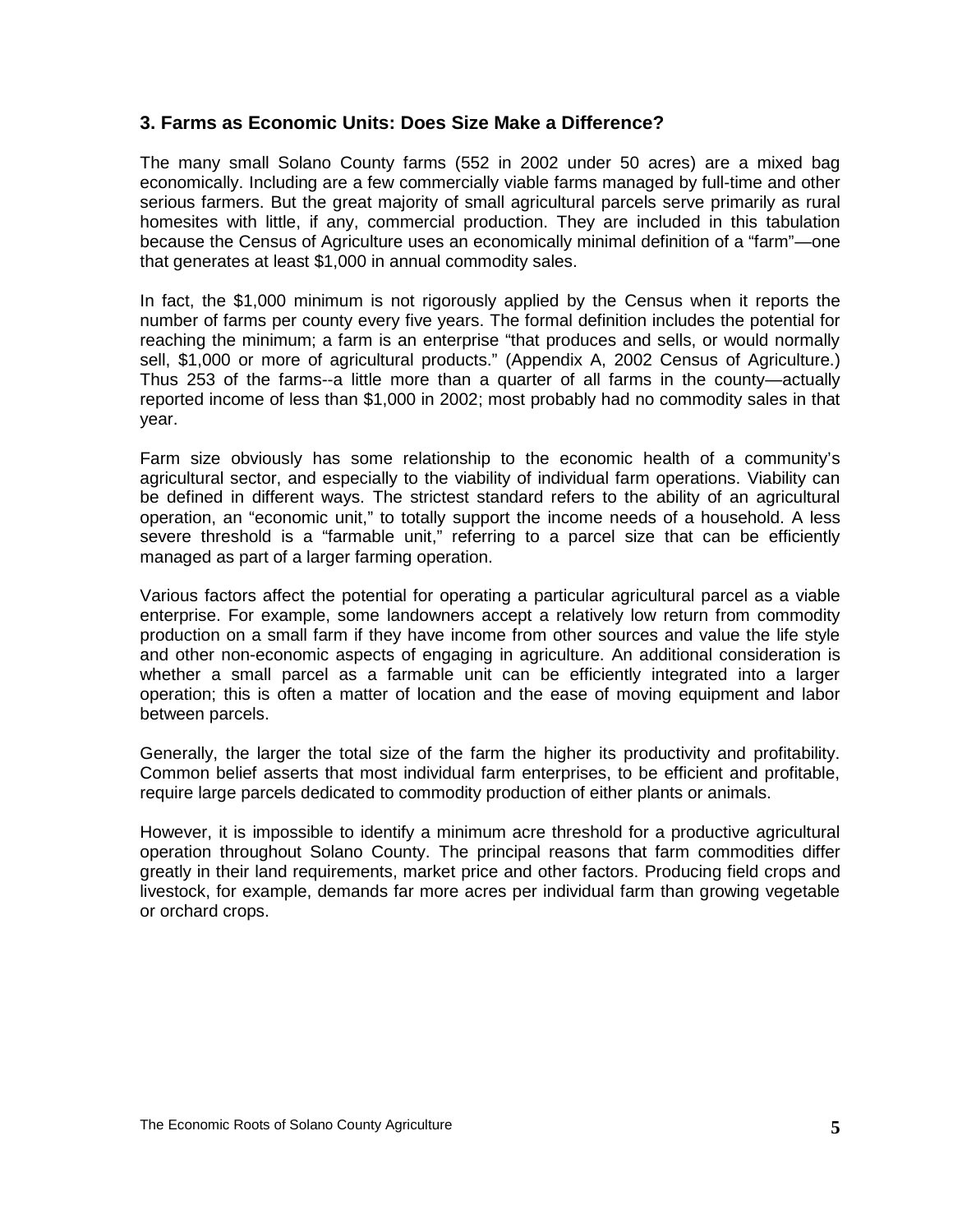## 3. Farms as Economic Units: Does Size Make a Difference?

The many small Solano County farms (552 in 2002 under 50 acres) are a mixed bag economically. Including are a few commercially viable farms managed by full-time and other serious farmers. But the great majority of small agricultural parcels serve primarily as rural homesites with little, if any, commercial production. They are included in this tabulation because the Census of Agriculture uses an economically minimal definition of a "farm"—one that generates at least $1,000 in annual commodity sales.

In fact, the $1,000 minimum is not rigorously applied by the Census when it reports the number of farms per county every five years. The formal definition includes the potential for reaching the minimum; a farm is an enterprise "that produces and sells, or would normally sell, $1,000 or more of agricultural products." (Appendix A, 2002 Census of Agriculture.) Thus 253 of the farms--a little more than a quarter of all farms in the county—actually reported income of less than $1,000 in 2002; most probably had no commodity sales in that year.

Farm size obviously has some relationship to the economic health of a community's agricultural sector, and especially to the viability of individual farm operations. Viability can be defined in different ways. The strictest standard refers to the ability of an agricultural operation, an "economic unit," to totally support the income needs of a household. A less severe threshold is a "farmable unit," referring to a parcel size that can be efficiently managed as part of a larger farming operation.

Various factors affect the potential for operating a particular agricultural parcel as a viable enterprise. For example, some landowners accept a relatively low return from commodity production on a small farm if they have income from other sources and value the life style and other non-economic aspects of engaging in agriculture. An additional consideration is whether a small parcel as a farmable unit can be efficiently integrated into a larger operation; this is often a matter of location and the ease of moving equipment and labor between parcels.

Generally, the larger the total size of the farm the higher its productivity and profitability. Common belief asserts that most individual farm enterprises, to be efficient and profitable, require large parcels dedicated to commodity production of either plants or animals.

However, it is impossible to identify a minimum acre threshold for a productive agricultural operation throughout Solano County. The principal reasons that farm commodities differ greatly in their land requirements, market price and other factors. Producing field crops and livestock, for example, demands far more acres per individual farm than growing vegetable or orchard crops.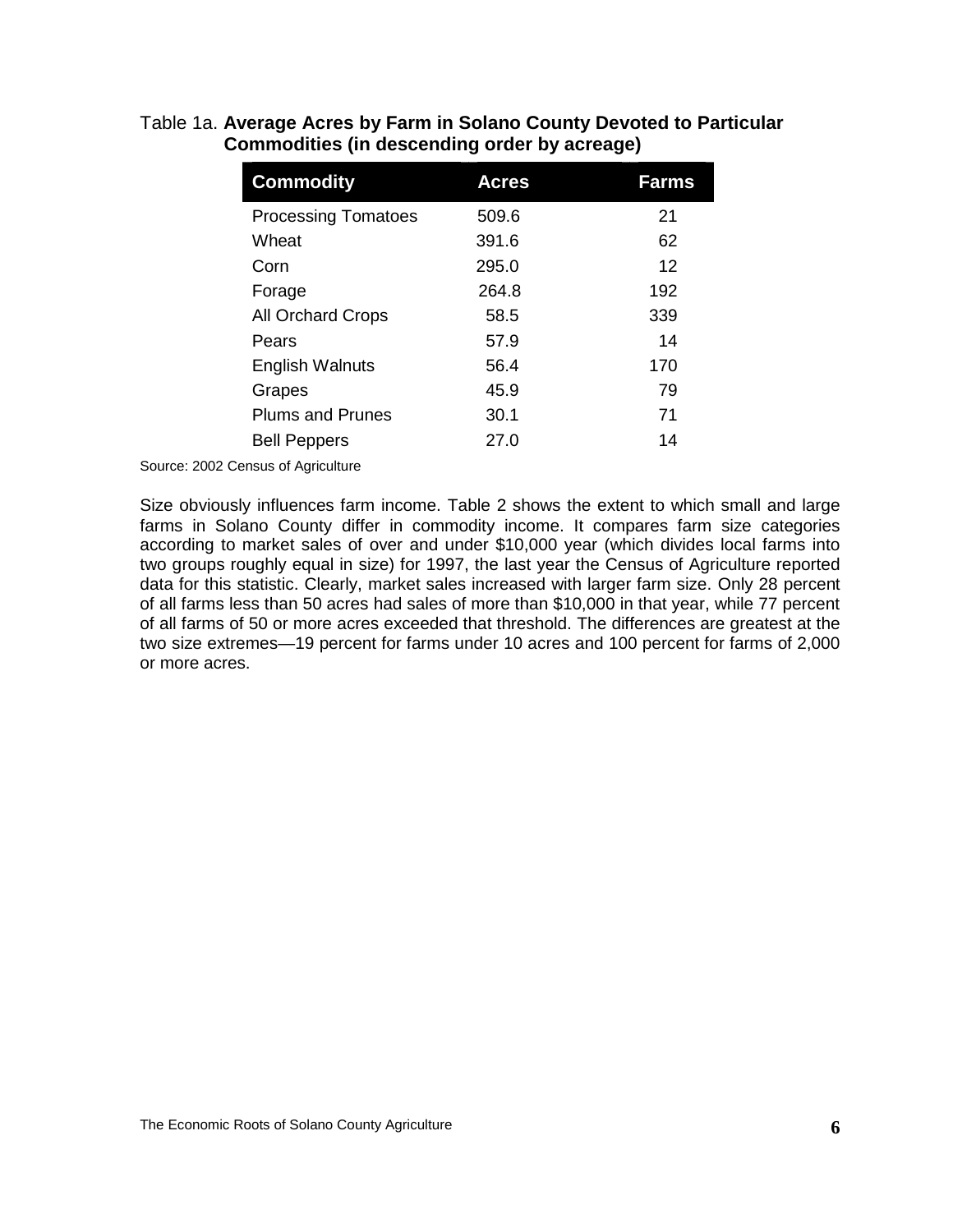Table 1a. **Average Acres by Farm in Solano County Devoted to Particular Commodities (in descending order by acreage)**

| Commodity | Acres | Farms |
|---|---|---|
| Processing Tomatoes | 509.6 | 21 |
| Wheat | 391.6 | 62 |
| Corn | 295.0 | 12 |
| Forage | 264.8 | 192 |
| All Orchard Crops | 58.5 | 339 |
| Pears | 57.9 | 14 |
| English Walnuts | 56.4 | 170 |
| Grapes | 45.9 | 79 |
| Plums and Prunes | 30.1 | 71 |
| Bell Peppers | 27.0 | 14 |

Source: 2002 Census of Agriculture

Size obviously influences farm income. Table 2 shows the extent to which small and large farms in Solano County differ in commodity income. It compares farm size categories according to market sales of over and under $10,000 year (which divides local farms into two groups roughly equal in size) for 1997, the last year the Census of Agriculture reported data for this statistic. Clearly, market sales increased with larger farm size. Only 28 percent of all farms less than 50 acres had sales of more than $10,000 in that year, while 77 percent of all farms of 50 or more acres exceeded that threshold. The differences are greatest at the two size extremes—19 percent for farms under 10 acres and 100 percent for farms of 2,000 or more acres.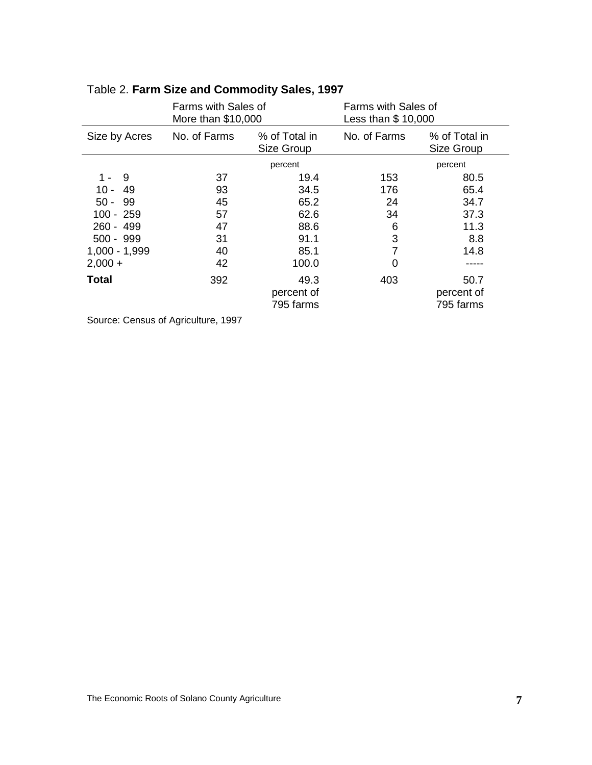Table 2. **Farm Size and Commodity Sales, 1997**

| | Farms with Sales of More than $10,000 | | Farms with Sales of Less than $ 10,000 | |
|---|---|---|---|---|
| Size by Acres | No. of Farms | % of Total in Size Group | No. of Farms | % of Total in Size Group |
| | | percent | | percent |
| 1 - 9 | 37 | 19.4 | 153 | 80.5 |
| 10 - 49 | 93 | 34.5 | 176 | 65.4 |
| 50 - 99 | 45 | 65.2 | 24 | 34.7 |
| 100 - 259 | 57 | 62.6 | 34 | 37.3 |
| 260 - 499 | 47 | 88.6 | 6 | 11.3 |
| 500 - 999 | 31 | 91.1 | 3 | 8.8 |
| 1,000 - 1,999 | 40 | 85.1 | 7 | 14.8 |
| 2,000 + | 42 | 100.0 | 0 | ----- |
| **Total** | 392 | 49.3 percent of 795 farms | 403 | 50.7 percent of 795 farms |

Source: Census of Agriculture, 1997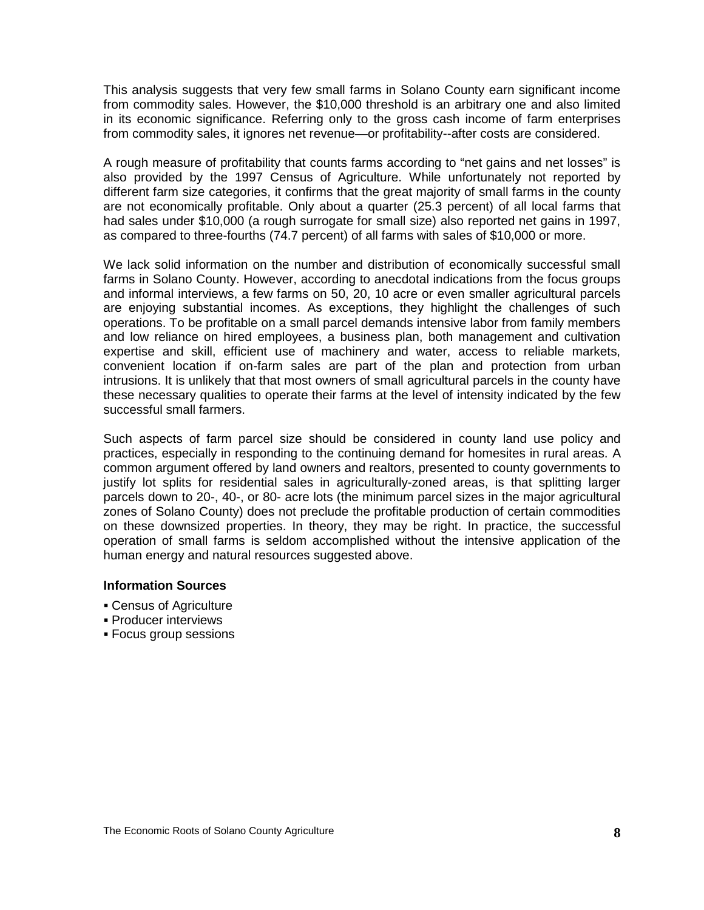This analysis suggests that very few small farms in Solano County earn significant income from commodity sales. However, the $10,000 threshold is an arbitrary one and also limited in its economic significance. Referring only to the gross cash income of farm enterprises from commodity sales, it ignores net revenue—or profitability--after costs are considered.

A rough measure of profitability that counts farms according to "net gains and net losses" is also provided by the 1997 Census of Agriculture. While unfortunately not reported by different farm size categories, it confirms that the great majority of small farms in the county are not economically profitable. Only about a quarter (25.3 percent) of all local farms that had sales under $10,000 (a rough surrogate for small size) also reported net gains in 1997, as compared to three-fourths (74.7 percent) of all farms with sales of $10,000 or more.

We lack solid information on the number and distribution of economically successful small farms in Solano County. However, according to anecdotal indications from the focus groups and informal interviews, a few farms on 50, 20, 10 acre or even smaller agricultural parcels are enjoying substantial incomes. As exceptions, they highlight the challenges of such operations. To be profitable on a small parcel demands intensive labor from family members and low reliance on hired employees, a business plan, both management and cultivation expertise and skill, efficient use of machinery and water, access to reliable markets, convenient location if on-farm sales are part of the plan and protection from urban intrusions. It is unlikely that that most owners of small agricultural parcels in the county have these necessary qualities to operate their farms at the level of intensity indicated by the few successful small farmers.

Such aspects of farm parcel size should be considered in county land use policy and practices, especially in responding to the continuing demand for homesites in rural areas. A common argument offered by land owners and realtors, presented to county governments to justify lot splits for residential sales in agriculturally-zoned areas, is that splitting larger parcels down to 20-, 40-, or 80- acre lots (the minimum parcel sizes in the major agricultural zones of Solano County) does not preclude the profitable production of certain commodities on these downsized properties. In theory, they may be right. In practice, the successful operation of small farms is seldom accomplished without the intensive application of the human energy and natural resources suggested above.

#### Information Sources

- Census of Agriculture
- Producer interviews
- Focus group sessions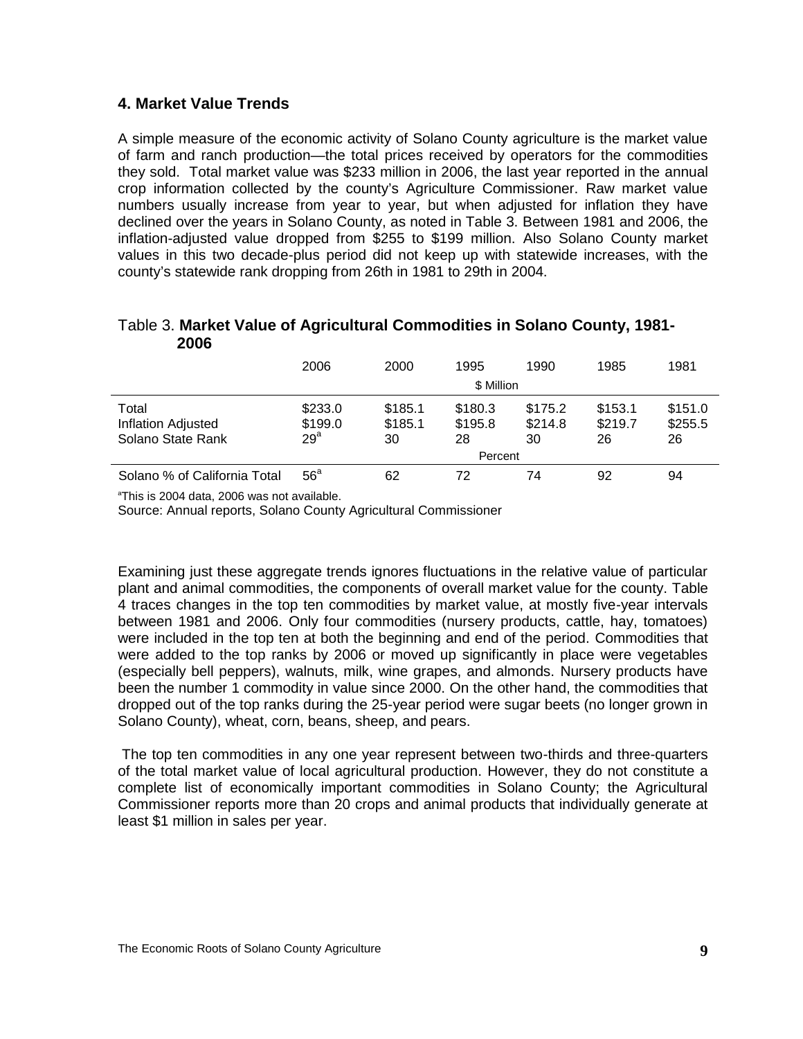## 4. Market Value Trends

A simple measure of the economic activity of Solano County agriculture is the market value of farm and ranch production—the total prices received by operators for the commodities they sold. Total market value was $233 million in 2006, the last year reported in the annual crop information collected by the county's Agriculture Commissioner. Raw market value numbers usually increase from year to year, but when adjusted for inflation they have declined over the years in Solano County, as noted in Table 3. Between 1981 and 2006, the inflation-adjusted value dropped from $255 to $199 million. Also Solano County market values in this two decade-plus period did not keep up with statewide increases, with the county's statewide rank dropping from 26th in 1981 to 29th in 2004.

Table 3. **Market Value of Agricultural Commodities in Solano County, 1981-2006**

| | 2006 | 2000 | 1995 | 1990 | 1985 | 1981 |
|---|---|---|---|---|---|---|
| | | | $ Million | | | |
| Total | $233.0 | $185.1 | $180.3 | $175.2 | $153.1 | $151.0 |
| Inflation Adjusted | $199.0 | $185.1 | $195.8 | $214.8 | $219.7 | $255.5 |
| Solano State Rank | 29[a] | 30 | 28 | 30 | 26 | 26 |
| | | | Percent | | | |
| Solano % of California Total | 56[a] | 62 | 72 | 74 | 92 | 94 |

[a]This is 2004 data, 2006 was not available.
Source: Annual reports, Solano County Agricultural Commissioner

Examining just these aggregate trends ignores fluctuations in the relative value of particular plant and animal commodities, the components of overall market value for the county. Table 4 traces changes in the top ten commodities by market value, at mostly five-year intervals between 1981 and 2006. Only four commodities (nursery products, cattle, hay, tomatoes) were included in the top ten at both the beginning and end of the period. Commodities that were added to the top ranks by 2006 or moved up significantly in place were vegetables (especially bell peppers), walnuts, milk, wine grapes, and almonds. Nursery products have been the number 1 commodity in value since 2000. On the other hand, the commodities that dropped out of the top ranks during the 25-year period were sugar beets (no longer grown in Solano County), wheat, corn, beans, sheep, and pears.

The top ten commodities in any one year represent between two-thirds and three-quarters of the total market value of local agricultural production. However, they do not constitute a complete list of economically important commodities in Solano County; the Agricultural Commissioner reports more than 20 crops and animal products that individually generate at least $1 million in sales per year.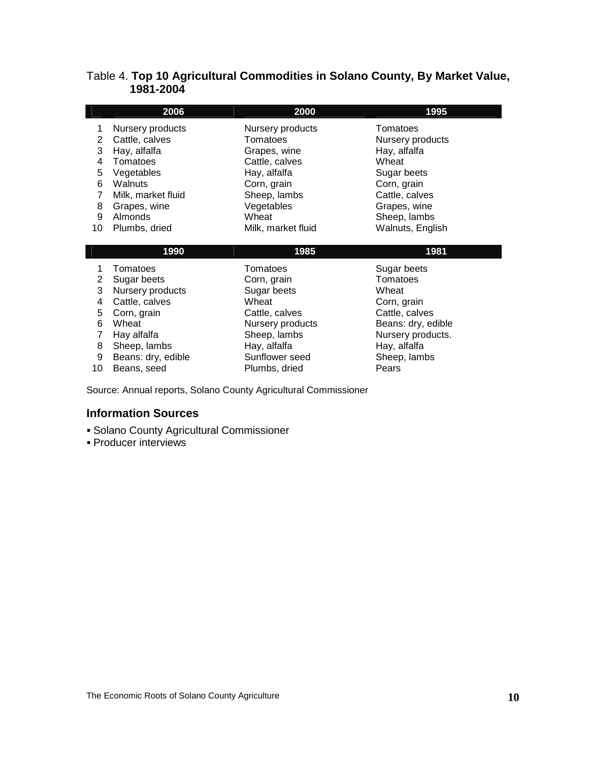Table 4. **Top 10 Agricultural Commodities in Solano County, By Market Value, 1981-2004**

| | 2006 | 2000 | 1995 |
|---|---|---|---|
| 1 | Nursery products | Nursery products | Tomatoes |
| 2 | Cattle, calves | Tomatoes | Nursery products |
| 3 | Hay, alfalfa | Grapes, wine | Hay, alfalfa |
| 4 | Tomatoes | Cattle, calves | Wheat |
| 5 | Vegetables | Hay, alfalfa | Sugar beets |
| 6 | Walnuts | Corn, grain | Corn, grain |
| 7 | Milk, market fluid | Sheep, lambs | Cattle, calves |
| 8 | Grapes, wine | Vegetables | Grapes, wine |
| 9 | Almonds | Wheat | Sheep, lambs |
| 10 | Plumbs, dried | Milk, market fluid | Walnuts, English |

| | 1990 | 1985 | 1981 |
|---|---|---|---|
| 1 | Tomatoes | Tomatoes | Sugar beets |
| 2 | Sugar beets | Corn, grain | Tomatoes |
| 3 | Nursery products | Sugar beets | Wheat |
| 4 | Cattle, calves | Wheat | Corn, grain |
| 5 | Corn, grain | Cattle, calves | Cattle, calves |
| 6 | Wheat | Nursery products | Beans: dry, edible |
| 7 | Hay alfalfa | Sheep, lambs | Nursery products. |
| 8 | Sheep, lambs | Hay, alfalfa | Hay, alfalfa |
| 9 | Beans: dry, edible | Sunflower seed | Sheep, lambs |
| 10 | Beans, seed | Plumbs, dried | Pears |

Source: Annual reports, Solano County Agricultural Commissioner

## Information Sources

- Solano County Agricultural Commissioner
- Producer interviews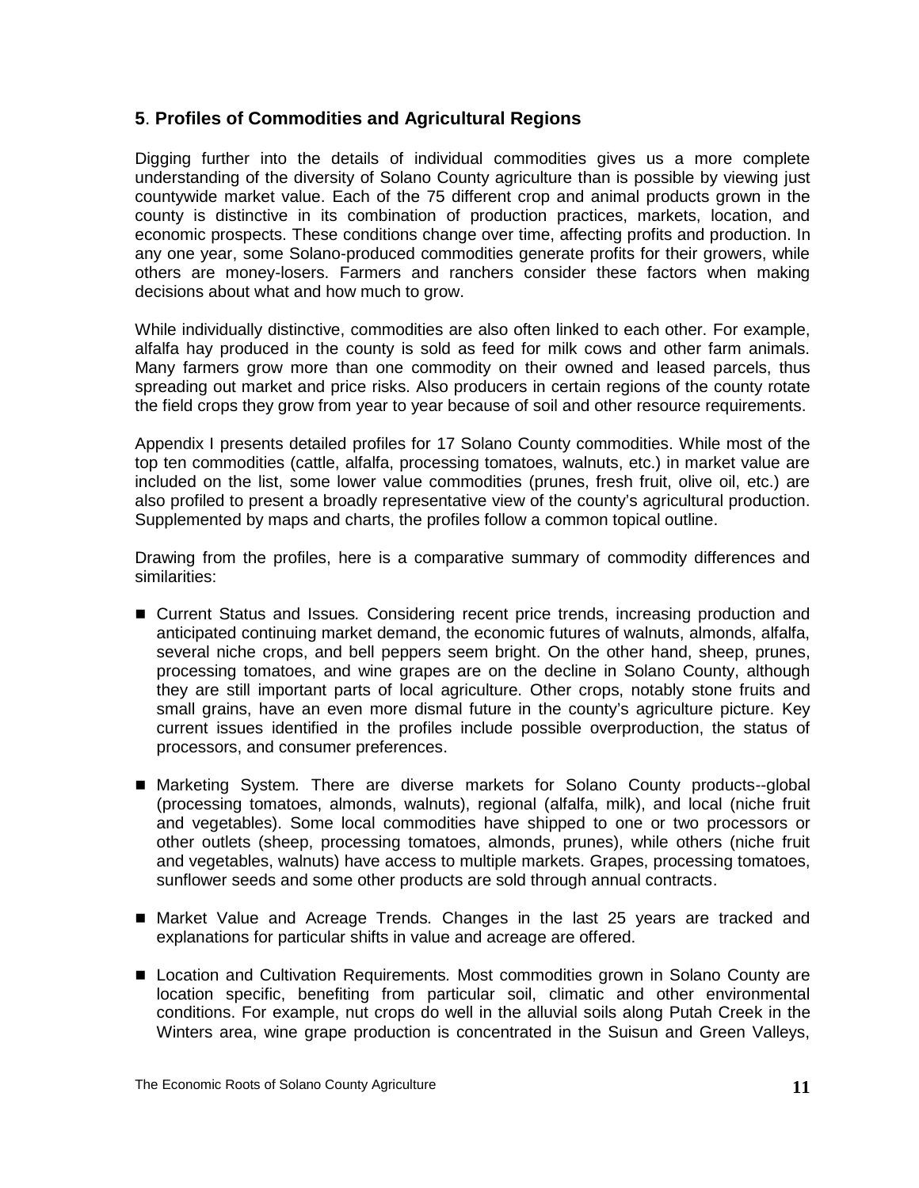## **5**. **Profiles of Commodities and Agricultural Regions**

Digging further into the details of individual commodities gives us a more complete understanding of the diversity of Solano County agriculture than is possible by viewing just countywide market value. Each of the 75 different crop and animal products grown in the county is distinctive in its combination of production practices, markets, location, and economic prospects. These conditions change over time, affecting profits and production. In any one year, some Solano-produced commodities generate profits for their growers, while others are money-losers. Farmers and ranchers consider these factors when making decisions about what and how much to grow.

While individually distinctive, commodities are also often linked to each other. For example, alfalfa hay produced in the county is sold as feed for milk cows and other farm animals. Many farmers grow more than one commodity on their owned and leased parcels, thus spreading out market and price risks. Also producers in certain regions of the county rotate the field crops they grow from year to year because of soil and other resource requirements.

Appendix I presents detailed profiles for 17 Solano County commodities. While most of the top ten commodities (cattle, alfalfa, processing tomatoes, walnuts, etc.) in market value are included on the list, some lower value commodities (prunes, fresh fruit, olive oil, etc.) are also profiled to present a broadly representative view of the county's agricultural production. Supplemented by maps and charts, the profiles follow a common topical outline.

Drawing from the profiles, here is a comparative summary of commodity differences and similarities:

- Current Status and Issues*.* Considering recent price trends, increasing production and anticipated continuing market demand, the economic futures of walnuts, almonds, alfalfa, several niche crops, and bell peppers seem bright. On the other hand, sheep, prunes, processing tomatoes, and wine grapes are on the decline in Solano County, although they are still important parts of local agriculture. Other crops, notably stone fruits and small grains, have an even more dismal future in the county's agriculture picture. Key current issues identified in the profiles include possible overproduction, the status of processors, and consumer preferences.

- Marketing System*.* There are diverse markets for Solano County products--global (processing tomatoes, almonds, walnuts), regional (alfalfa, milk), and local (niche fruit and vegetables). Some local commodities have shipped to one or two processors or other outlets (sheep, processing tomatoes, almonds, prunes), while others (niche fruit and vegetables, walnuts) have access to multiple markets. Grapes, processing tomatoes, sunflower seeds and some other products are sold through annual contracts.

- Market Value and Acreage Trends*.* Changes in the last 25 years are tracked and explanations for particular shifts in value and acreage are offered.

- Location and Cultivation Requirements*.* Most commodities grown in Solano County are location specific, benefiting from particular soil, climatic and other environmental conditions. For example, nut crops do well in the alluvial soils along Putah Creek in the Winters area, wine grape production is concentrated in the Suisun and Green Valleys,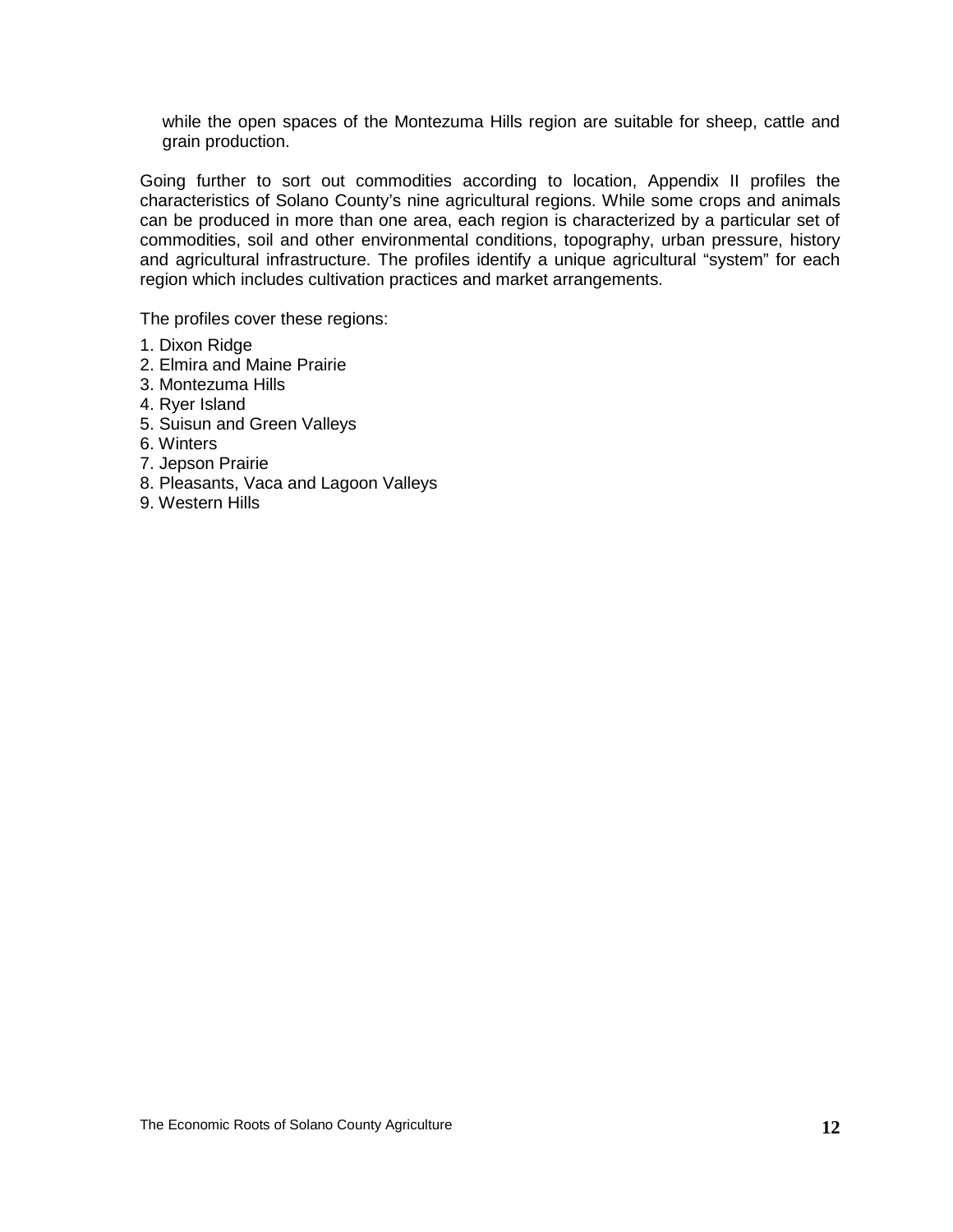while the open spaces of the Montezuma Hills region are suitable for sheep, cattle and grain production.

Going further to sort out commodities according to location, Appendix II profiles the characteristics of Solano County's nine agricultural regions. While some crops and animals can be produced in more than one area, each region is characterized by a particular set of commodities, soil and other environmental conditions, topography, urban pressure, history and agricultural infrastructure. The profiles identify a unique agricultural "system" for each region which includes cultivation practices and market arrangements.

The profiles cover these regions:

1. Dixon Ridge
2. Elmira and Maine Prairie
3. Montezuma Hills
4. Ryer Island
5. Suisun and Green Valleys
6. Winters
7. Jepson Prairie
8. Pleasants, Vaca and Lagoon Valleys
9. Western Hills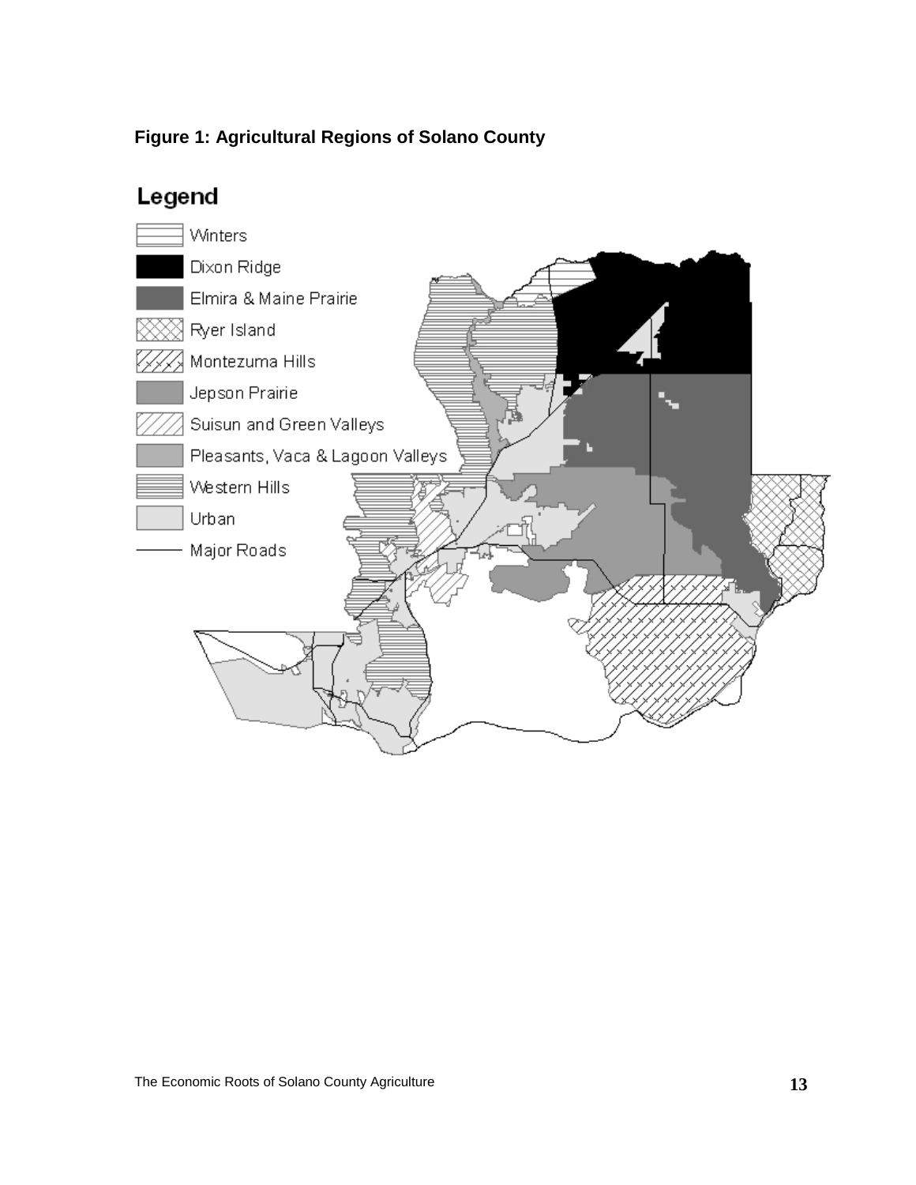**Figure 1: Agricultural Regions of Solano County**

Legend

- Winters
- Dixon Ridge
- Elmira & Maine Prairie
- Ryer Island
- Montezuma Hills
- Jepson Prairie
- Suisun and Green Valleys
- Pleasants, Vaca & Lagoon Valleys
- Western Hills
- Urban
- Major Roads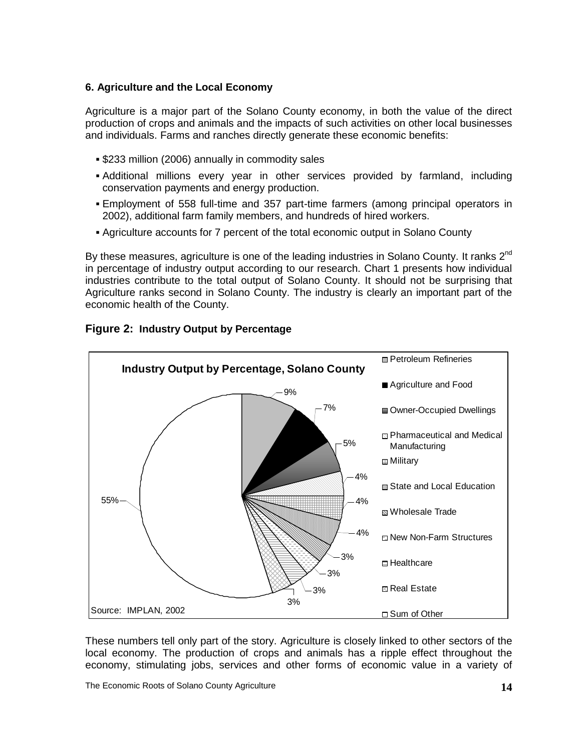### 6. Agriculture and the Local Economy

Agriculture is a major part of the Solano County economy, in both the value of the direct production of crops and animals and the impacts of such activities on other local businesses and individuals. Farms and ranches directly generate these economic benefits:

- $233 million (2006) annually in commodity sales
- Additional millions every year in other services provided by farmland, including conservation payments and energy production.
- Employment of 558 full-time and 357 part-time farmers (among principal operators in 2002), additional farm family members, and hundreds of hired workers.
- Agriculture accounts for 7 percent of the total economic output in Solano County

By these measures, agriculture is one of the leading industries in Solano County. It ranks 2nd in percentage of industry output according to our research. Chart 1 presents how individual industries contribute to the total output of Solano County. It should not be surprising that Agriculture ranks second in Solano County. The industry is clearly an important part of the economic health of the County.

**Figure 2: Industry Output by Percentage**

**Industry Output by Percentage, Solano County**

| Industry | Percentage |
|---|---|
| Petroleum Refineries | 9% |
| Agriculture and Food | 7% |
| Owner-Occupied Dwellings | 5% |
| Pharmaceutical and Medical Manufacturing | 4% |
| Military | 4% |
| State and Local Education | 4% |
| Wholesale Trade | 3% |
| New Non-Farm Structures | 3% |
| Healthcare | 3% |
| Real Estate | 3% |
| Sum of Other | 55% |

Source: IMPLAN, 2002

These numbers tell only part of the story. Agriculture is closely linked to other sectors of the local economy. The production of crops and animals has a ripple effect throughout the economy, stimulating jobs, services and other forms of economic value in a variety of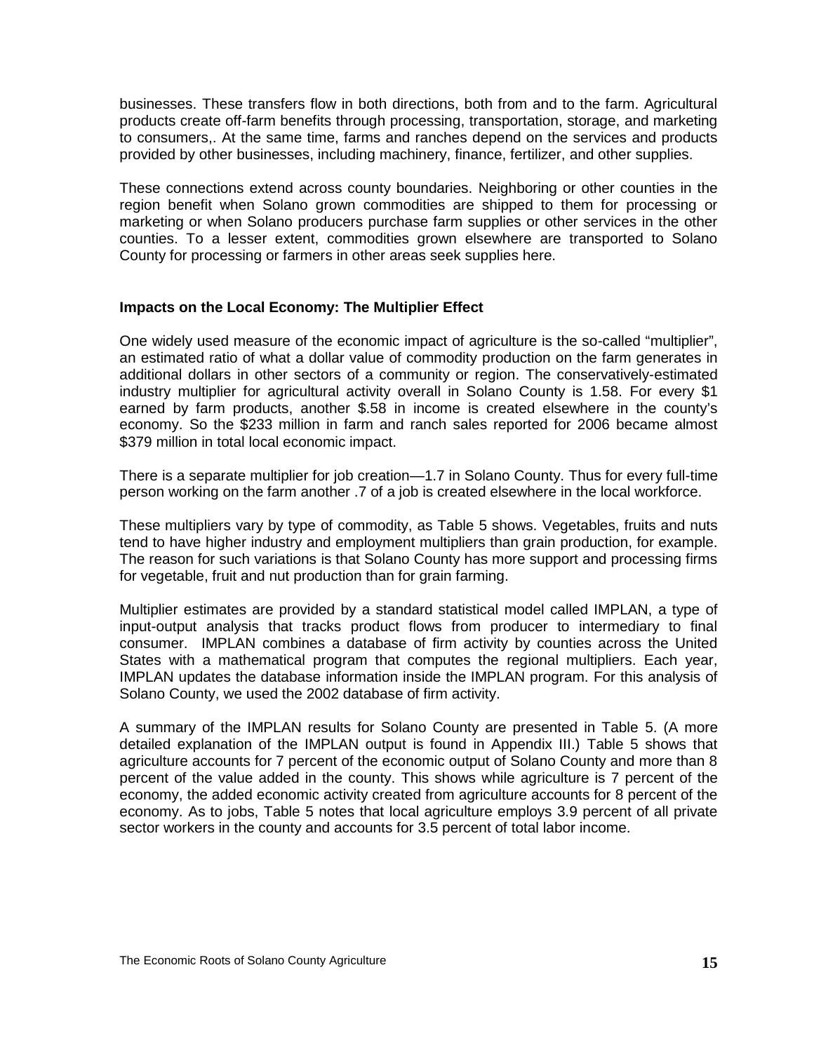businesses. These transfers flow in both directions, both from and to the farm. Agricultural products create off-farm benefits through processing, transportation, storage, and marketing to consumers,. At the same time, farms and ranches depend on the services and products provided by other businesses, including machinery, finance, fertilizer, and other supplies.

These connections extend across county boundaries. Neighboring or other counties in the region benefit when Solano grown commodities are shipped to them for processing or marketing or when Solano producers purchase farm supplies or other services in the other counties. To a lesser extent, commodities grown elsewhere are transported to Solano County for processing or farmers in other areas seek supplies here.

**Impacts on the Local Economy: The Multiplier Effect**

One widely used measure of the economic impact of agriculture is the so-called "multiplier", an estimated ratio of what a dollar value of commodity production on the farm generates in additional dollars in other sectors of a community or region. The conservatively-estimated industry multiplier for agricultural activity overall in Solano County is 1.58. For every $1 earned by farm products, another $.58 in income is created elsewhere in the county's economy. So the $233 million in farm and ranch sales reported for 2006 became almost $379 million in total local economic impact.

There is a separate multiplier for job creation—1.7 in Solano County. Thus for every full-time person working on the farm another .7 of a job is created elsewhere in the local workforce.

These multipliers vary by type of commodity, as Table 5 shows. Vegetables, fruits and nuts tend to have higher industry and employment multipliers than grain production, for example. The reason for such variations is that Solano County has more support and processing firms for vegetable, fruit and nut production than for grain farming.

Multiplier estimates are provided by a standard statistical model called IMPLAN, a type of input-output analysis that tracks product flows from producer to intermediary to final consumer. IMPLAN combines a database of firm activity by counties across the United States with a mathematical program that computes the regional multipliers. Each year, IMPLAN updates the database information inside the IMPLAN program. For this analysis of Solano County, we used the 2002 database of firm activity.

A summary of the IMPLAN results for Solano County are presented in Table 5. (A more detailed explanation of the IMPLAN output is found in Appendix III.) Table 5 shows that agriculture accounts for 7 percent of the economic output of Solano County and more than 8 percent of the value added in the county. This shows while agriculture is 7 percent of the economy, the added economic activity created from agriculture accounts for 8 percent of the economy. As to jobs, Table 5 notes that local agriculture employs 3.9 percent of all private sector workers in the county and accounts for 3.5 percent of total labor income.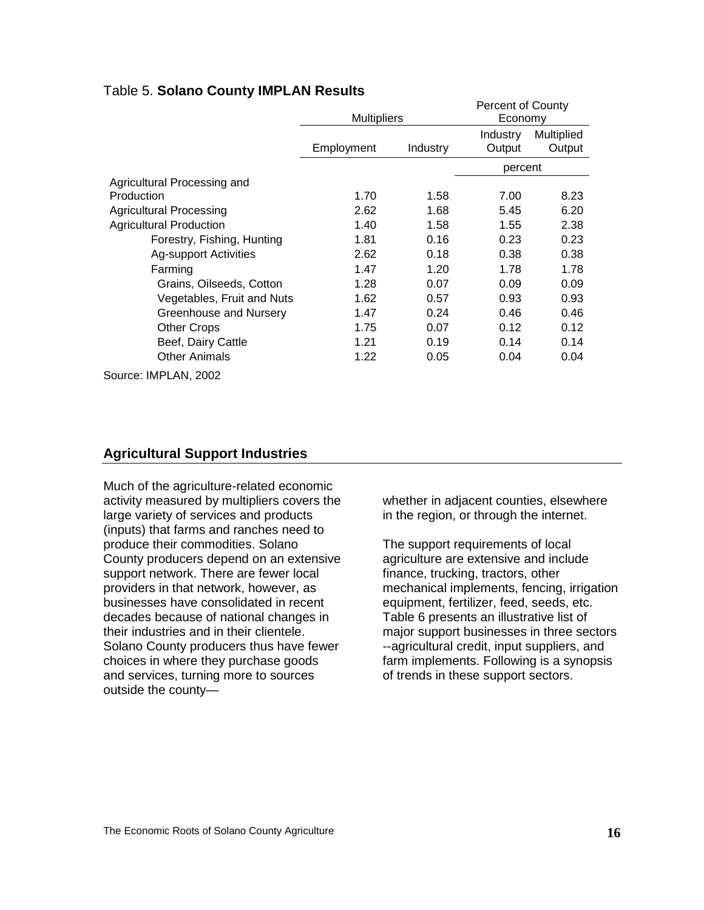Table 5. **Solano County IMPLAN Results**

| | Multipliers | | Percent of County Economy | |
|---|---|---|---|---|
| | Employment | Industry | Industry Output | Multiplied Output |
| | | | percent | |
| Agricultural Processing and Production | 1.70 | 1.58 | 7.00 | 8.23 |
| Agricultural Processing | 2.62 | 1.68 | 5.45 | 6.20 |
| Agricultural Production | 1.40 | 1.58 | 1.55 | 2.38 |
| Forestry, Fishing, Hunting | 1.81 | 0.16 | 0.23 | 0.23 |
| Ag-support Activities | 2.62 | 0.18 | 0.38 | 0.38 |
| Farming | 1.47 | 1.20 | 1.78 | 1.78 |
| Grains, Oilseeds, Cotton | 1.28 | 0.07 | 0.09 | 0.09 |
| Vegetables, Fruit and Nuts | 1.62 | 0.57 | 0.93 | 0.93 |
| Greenhouse and Nursery | 1.47 | 0.24 | 0.46 | 0.46 |
| Other Crops | 1.75 | 0.07 | 0.12 | 0.12 |
| Beef, Dairy Cattle | 1.21 | 0.19 | 0.14 | 0.14 |
| Other Animals | 1.22 | 0.05 | 0.04 | 0.04 |

Source: IMPLAN, 2002

## Agricultural Support Industries

Much of the agriculture-related economic activity measured by multipliers covers the large variety of services and products (inputs) that farms and ranches need to produce their commodities. Solano County producers depend on an extensive support network. There are fewer local providers in that network, however, as businesses have consolidated in recent decades because of national changes in their industries and in their clientele. Solano County producers thus have fewer choices in where they purchase goods and services, turning more to sources outside the county—whether in adjacent counties, elsewhere in the region, or through the internet.

The support requirements of local agriculture are extensive and include finance, trucking, tractors, other mechanical implements, fencing, irrigation equipment, fertilizer, feed, seeds, etc. Table 6 presents an illustrative list of major support businesses in three sectors --agricultural credit, input suppliers, and farm implements. Following is a synopsis of trends in these support sectors.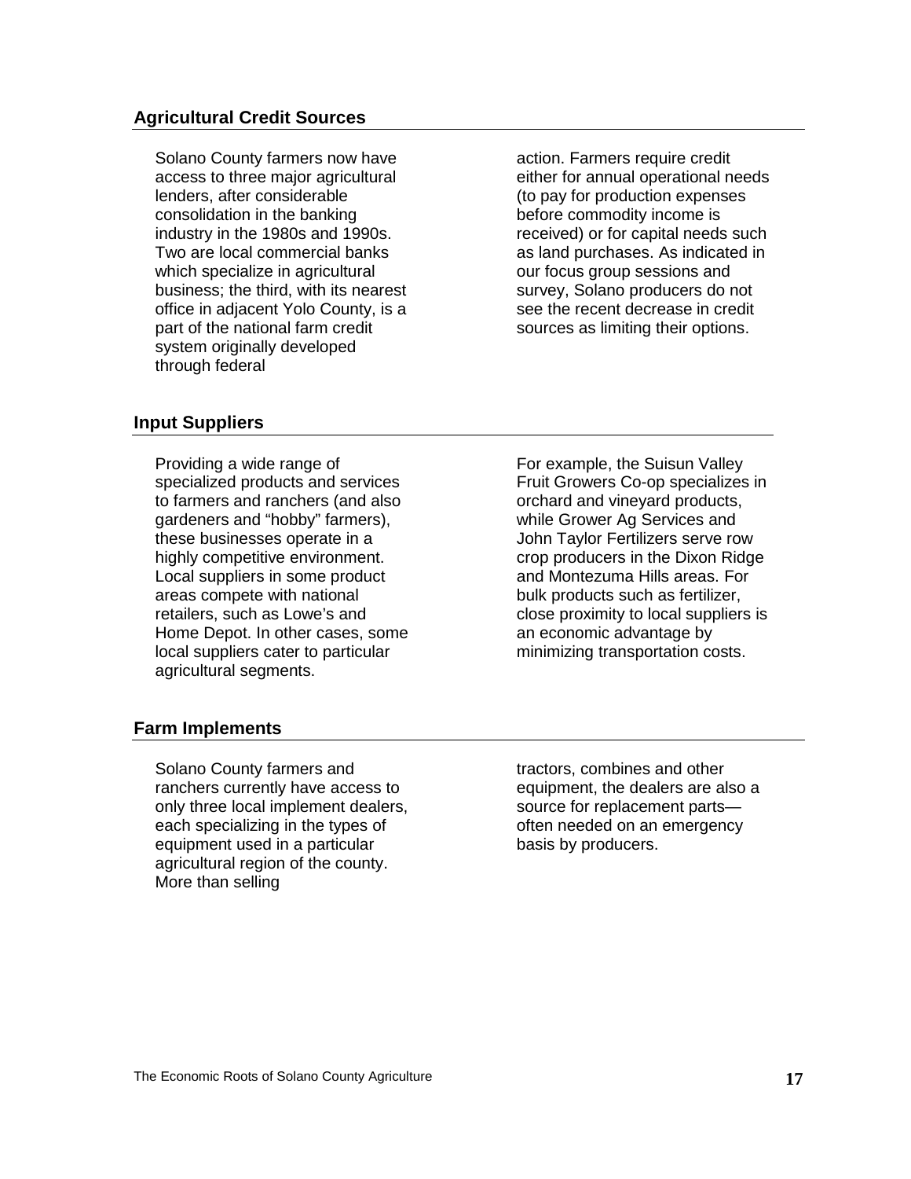## Agricultural Credit Sources

Solano County farmers now have access to three major agricultural lenders, after considerable consolidation in the banking industry in the 1980s and 1990s. Two are local commercial banks which specialize in agricultural business; the third, with its nearest office in adjacent Yolo County, is a part of the national farm credit system originally developed through federal action. Farmers require credit either for annual operational needs (to pay for production expenses before commodity income is received) or for capital needs such as land purchases. As indicated in our focus group sessions and survey, Solano producers do not see the recent decrease in credit sources as limiting their options.

## Input Suppliers

Providing a wide range of specialized products and services to farmers and ranchers (and also gardeners and "hobby" farmers), these businesses operate in a highly competitive environment. Local suppliers in some product areas compete with national retailers, such as Lowe's and Home Depot. In other cases, some local suppliers cater to particular agricultural segments. For example, the Suisun Valley Fruit Growers Co-op specializes in orchard and vineyard products, while Grower Ag Services and John Taylor Fertilizers serve row crop producers in the Dixon Ridge and Montezuma Hills areas. For bulk products such as fertilizer, close proximity to local suppliers is an economic advantage by minimizing transportation costs.

## Farm Implements

Solano County farmers and ranchers currently have access to only three local implement dealers, each specializing in the types of equipment used in a particular agricultural region of the county. More than selling tractors, combines and other equipment, the dealers are also a source for replacement parts—often needed on an emergency basis by producers.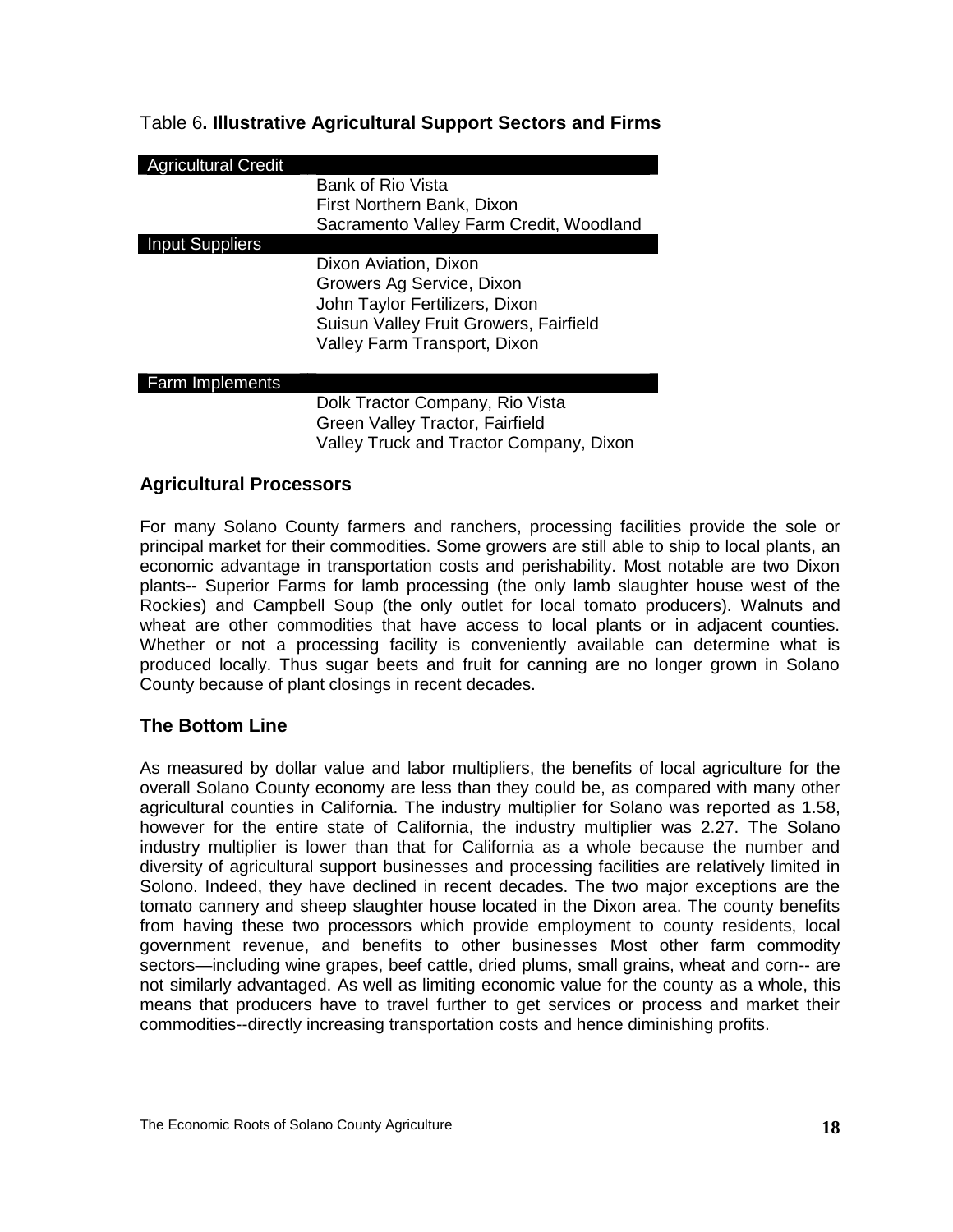Table 6**. Illustrative Agricultural Support Sectors and Firms**

| Sector | Firm |
| --- | --- |
| Agricultural Credit | |
| | Bank of Rio Vista |
| | First Northern Bank, Dixon |
| | Sacramento Valley Farm Credit, Woodland |
| Input Suppliers | |
| | Dixon Aviation, Dixon |
| | Growers Ag Service, Dixon |
| | John Taylor Fertilizers, Dixon |
| | Suisun Valley Fruit Growers, Fairfield |
| | Valley Farm Transport, Dixon |
| Farm Implements | |
| | Dolk Tractor Company, Rio Vista |
| | Green Valley Tractor, Fairfield |
| | Valley Truck and Tractor Company, Dixon |

### Agricultural Processors

For many Solano County farmers and ranchers, processing facilities provide the sole or principal market for their commodities. Some growers are still able to ship to local plants, an economic advantage in transportation costs and perishability. Most notable are two Dixon plants-- Superior Farms for lamb processing (the only lamb slaughter house west of the Rockies) and Campbell Soup (the only outlet for local tomato producers). Walnuts and wheat are other commodities that have access to local plants or in adjacent counties. Whether or not a processing facility is conveniently available can determine what is produced locally. Thus sugar beets and fruit for canning are no longer grown in Solano County because of plant closings in recent decades.

### The Bottom Line

As measured by dollar value and labor multipliers, the benefits of local agriculture for the overall Solano County economy are less than they could be, as compared with many other agricultural counties in California. The industry multiplier for Solano was reported as 1.58, however for the entire state of California, the industry multiplier was 2.27. The Solano industry multiplier is lower than that for California as a whole because the number and diversity of agricultural support businesses and processing facilities are relatively limited in Solono. Indeed, they have declined in recent decades. The two major exceptions are the tomato cannery and sheep slaughter house located in the Dixon area. The county benefits from having these two processors which provide employment to county residents, local government revenue, and benefits to other businesses Most other farm commodity sectors—including wine grapes, beef cattle, dried plums, small grains, wheat and corn-- are not similarly advantaged. As well as limiting economic value for the county as a whole, this means that producers have to travel further to get services or process and market their commodities--directly increasing transportation costs and hence diminishing profits.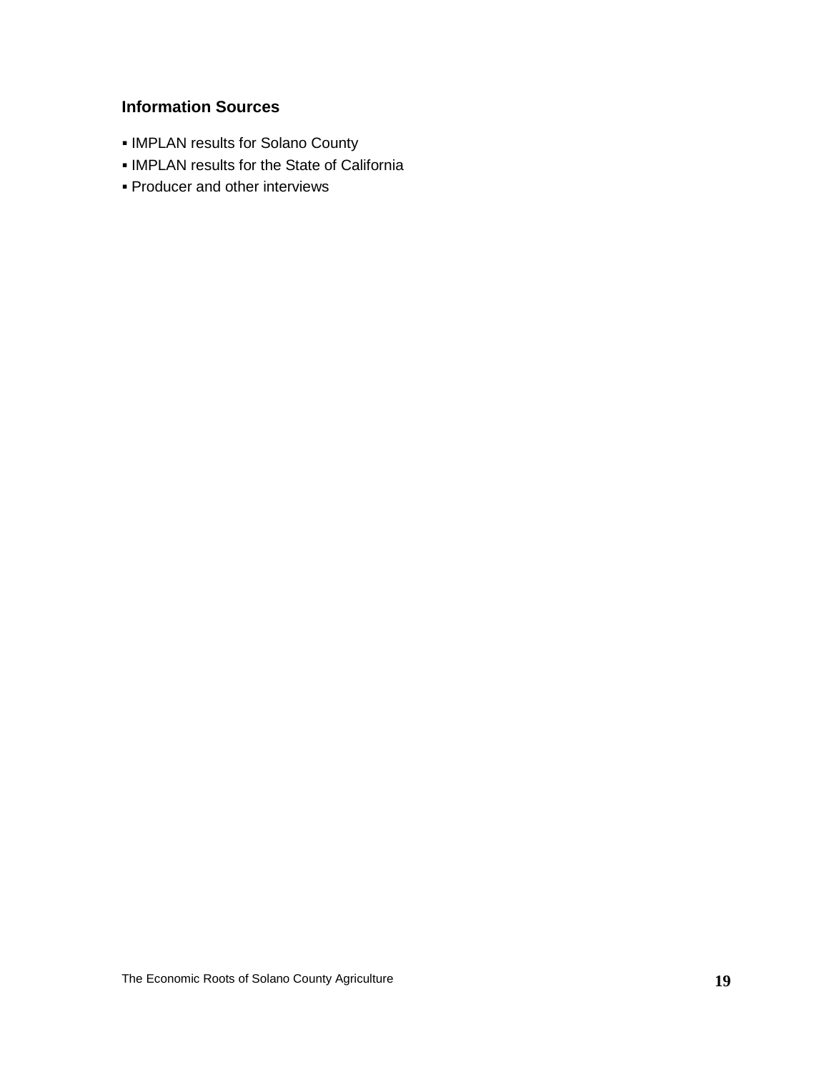### Information Sources

- IMPLAN results for Solano County
- IMPLAN results for the State of California
- Producer and other interviews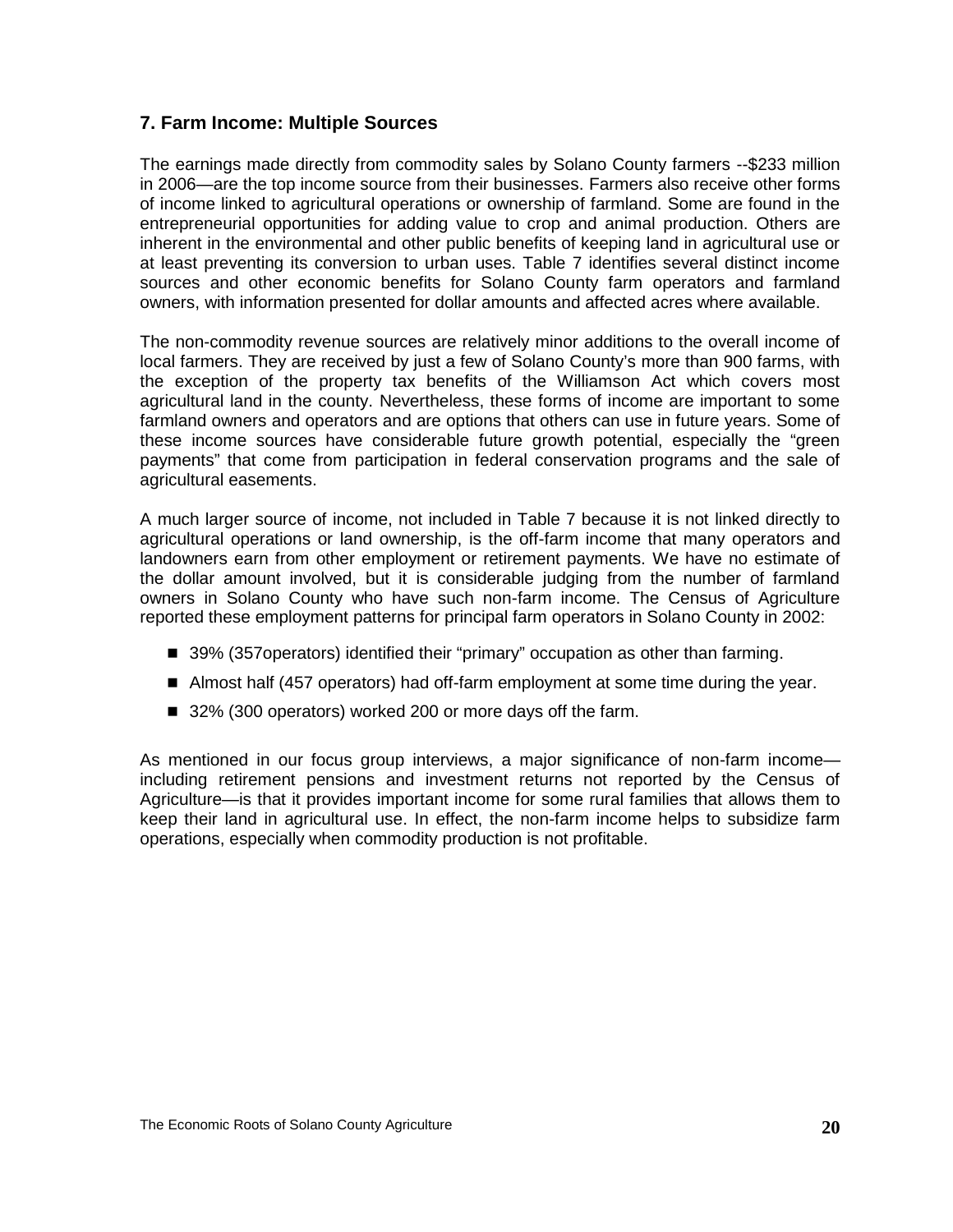## 7. Farm Income: Multiple Sources

The earnings made directly from commodity sales by Solano County farmers --$233 million in 2006—are the top income source from their businesses. Farmers also receive other forms of income linked to agricultural operations or ownership of farmland. Some are found in the entrepreneurial opportunities for adding value to crop and animal production. Others are inherent in the environmental and other public benefits of keeping land in agricultural use or at least preventing its conversion to urban uses. Table 7 identifies several distinct income sources and other economic benefits for Solano County farm operators and farmland owners, with information presented for dollar amounts and affected acres where available.

The non-commodity revenue sources are relatively minor additions to the overall income of local farmers. They are received by just a few of Solano County's more than 900 farms, with the exception of the property tax benefits of the Williamson Act which covers most agricultural land in the county. Nevertheless, these forms of income are important to some farmland owners and operators and are options that others can use in future years. Some of these income sources have considerable future growth potential, especially the "green payments" that come from participation in federal conservation programs and the sale of agricultural easements.

A much larger source of income, not included in Table 7 because it is not linked directly to agricultural operations or land ownership, is the off-farm income that many operators and landowners earn from other employment or retirement payments. We have no estimate of the dollar amount involved, but it is considerable judging from the number of farmland owners in Solano County who have such non-farm income. The Census of Agriculture reported these employment patterns for principal farm operators in Solano County in 2002:

- 39% (357operators) identified their "primary" occupation as other than farming.
- Almost half (457 operators) had off-farm employment at some time during the year.
- 32% (300 operators) worked 200 or more days off the farm.

As mentioned in our focus group interviews, a major significance of non-farm income—including retirement pensions and investment returns not reported by the Census of Agriculture—is that it provides important income for some rural families that allows them to keep their land in agricultural use. In effect, the non-farm income helps to subsidize farm operations, especially when commodity production is not profitable.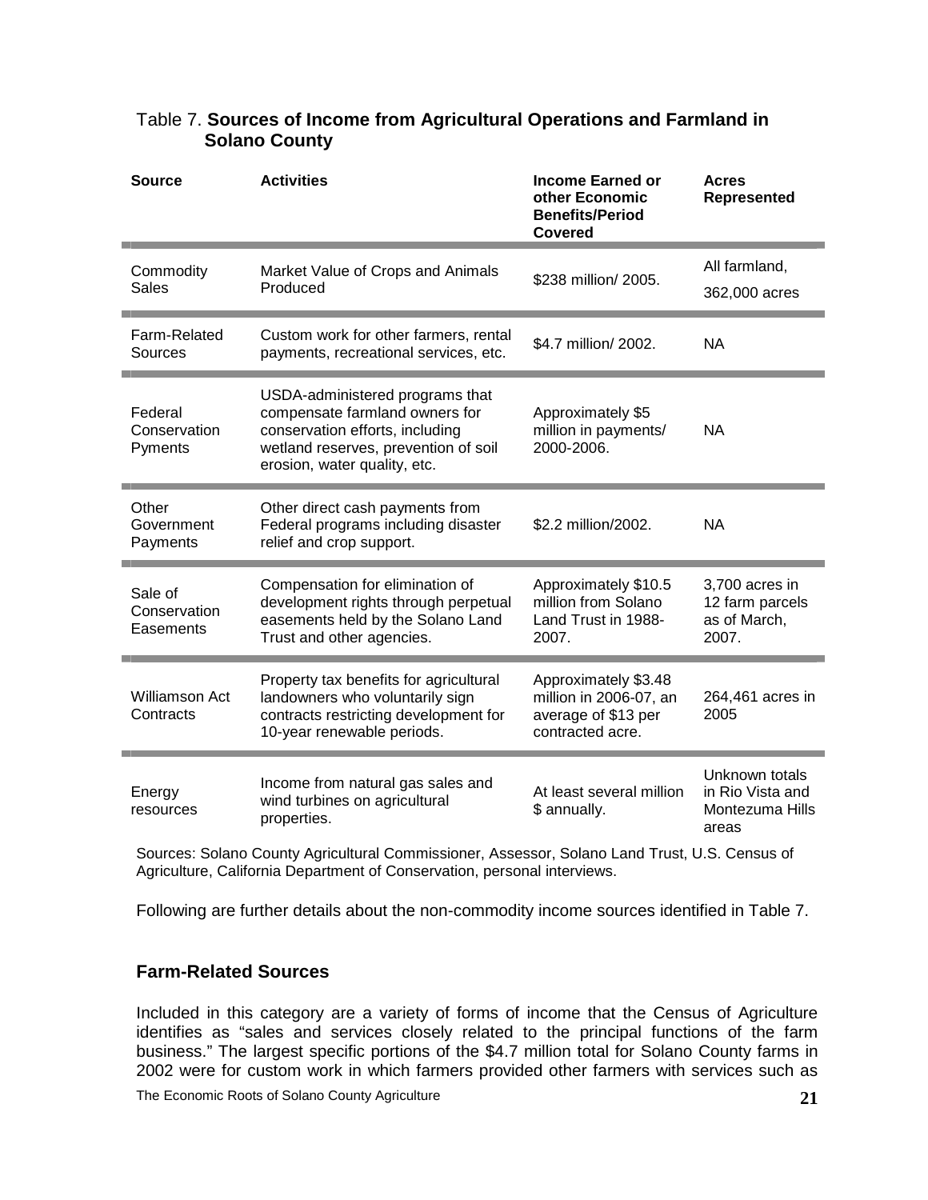Table 7. **Sources of Income from Agricultural Operations and Farmland in Solano County**

| Source | Activities | Income Earned or other Economic Benefits/Period Covered | Acres Represented |
|---|---|---|---|
| Commodity Sales | Market Value of Crops and Animals Produced | $238 million/ 2005. | All farmland, 362,000 acres |
| Farm-Related Sources | Custom work for other farmers, rental payments, recreational services, etc. | $4.7 million/ 2002. | NA |
| Federal Conservation Pyments | USDA-administered programs that compensate farmland owners for conservation efforts, including wetland reserves, prevention of soil erosion, water quality, etc. | Approximately $5 million in payments/ 2000-2006. | NA |
| Other Government Payments | Other direct cash payments from Federal programs including disaster relief and crop support. | $2.2 million/2002. | NA |
| Sale of Conservation Easements | Compensation for elimination of development rights through perpetual easements held by the Solano Land Trust and other agencies. | Approximately $10.5 million from Solano Land Trust in 1988-2007. | 3,700 acres in 12 farm parcels as of March, 2007. |
| Williamson Act Contracts | Property tax benefits for agricultural landowners who voluntarily sign contracts restricting development for 10-year renewable periods. | Approximately $3.48 million in 2006-07, an average of $13 per contracted acre. | 264,461 acres in 2005 |
| Energy resources | Income from natural gas sales and wind turbines on agricultural properties. | At least several million $ annually. | Unknown totals in Rio Vista and Montezuma Hills areas |

Sources: Solano County Agricultural Commissioner, Assessor, Solano Land Trust, U.S. Census of Agriculture, California Department of Conservation, personal interviews.

Following are further details about the non-commodity income sources identified in Table 7.

## Farm-Related Sources

Included in this category are a variety of forms of income that the Census of Agriculture identifies as "sales and services closely related to the principal functions of the farm business." The largest specific portions of the $4.7 million total for Solano County farms in 2002 were for custom work in which farmers provided other farmers with services such as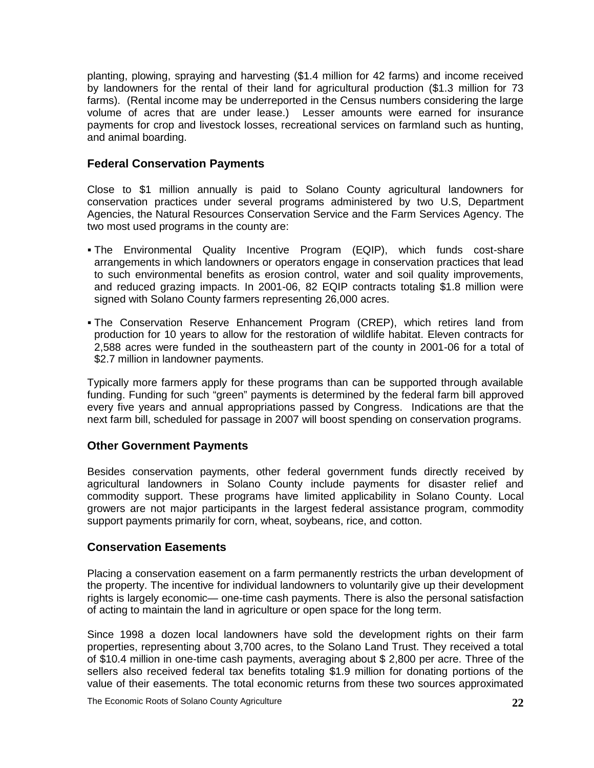planting, plowing, spraying and harvesting ($1.4 million for 42 farms) and income received by landowners for the rental of their land for agricultural production ($1.3 million for 73 farms). (Rental income may be underreported in the Census numbers considering the large volume of acres that are under lease.) Lesser amounts were earned for insurance payments for crop and livestock losses, recreational services on farmland such as hunting, and animal boarding.

### Federal Conservation Payments

Close to $1 million annually is paid to Solano County agricultural landowners for conservation practices under several programs administered by two U.S, Department Agencies, the Natural Resources Conservation Service and the Farm Services Agency. The two most used programs in the county are:

- The Environmental Quality Incentive Program (EQIP), which funds cost-share arrangements in which landowners or operators engage in conservation practices that lead to such environmental benefits as erosion control, water and soil quality improvements, and reduced grazing impacts. In 2001-06, 82 EQIP contracts totaling $1.8 million were signed with Solano County farmers representing 26,000 acres.
- The Conservation Reserve Enhancement Program (CREP), which retires land from production for 10 years to allow for the restoration of wildlife habitat. Eleven contracts for 2,588 acres were funded in the southeastern part of the county in 2001-06 for a total of $2.7 million in landowner payments.

Typically more farmers apply for these programs than can be supported through available funding. Funding for such "green" payments is determined by the federal farm bill approved every five years and annual appropriations passed by Congress. Indications are that the next farm bill, scheduled for passage in 2007 will boost spending on conservation programs.

### Other Government Payments

Besides conservation payments, other federal government funds directly received by agricultural landowners in Solano County include payments for disaster relief and commodity support. These programs have limited applicability in Solano County. Local growers are not major participants in the largest federal assistance program, commodity support payments primarily for corn, wheat, soybeans, rice, and cotton.

### Conservation Easements

Placing a conservation easement on a farm permanently restricts the urban development of the property. The incentive for individual landowners to voluntarily give up their development rights is largely economic— one-time cash payments. There is also the personal satisfaction of acting to maintain the land in agriculture or open space for the long term.

Since 1998 a dozen local landowners have sold the development rights on their farm properties, representing about 3,700 acres, to the Solano Land Trust. They received a total of $10.4 million in one-time cash payments, averaging about $ 2,800 per acre. Three of the sellers also received federal tax benefits totaling $1.9 million for donating portions of the value of their easements. The total economic returns from these two sources approximated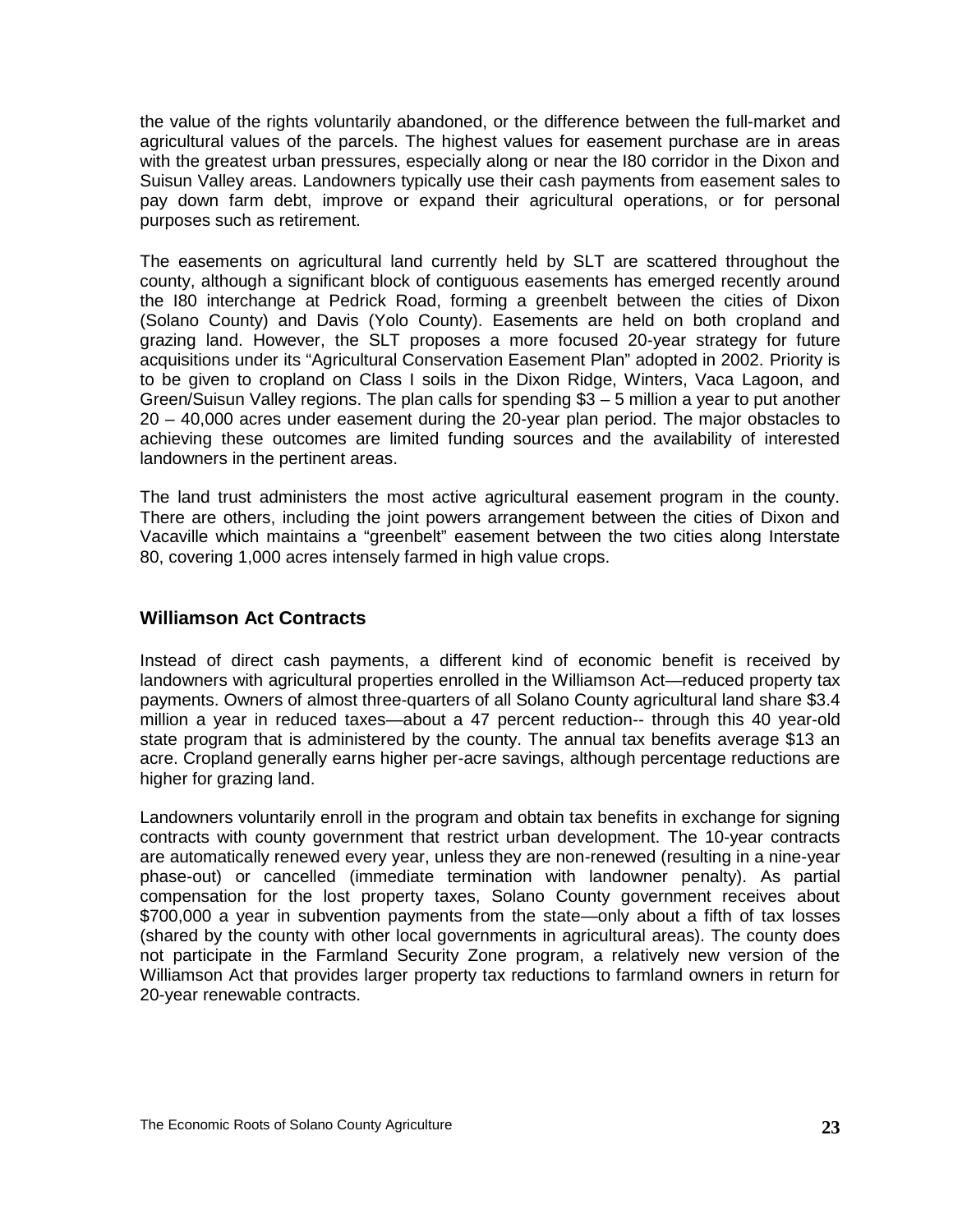the value of the rights voluntarily abandoned, or the difference between the full-market and agricultural values of the parcels. The highest values for easement purchase are in areas with the greatest urban pressures, especially along or near the I80 corridor in the Dixon and Suisun Valley areas. Landowners typically use their cash payments from easement sales to pay down farm debt, improve or expand their agricultural operations, or for personal purposes such as retirement.

The easements on agricultural land currently held by SLT are scattered throughout the county, although a significant block of contiguous easements has emerged recently around the I80 interchange at Pedrick Road, forming a greenbelt between the cities of Dixon (Solano County) and Davis (Yolo County). Easements are held on both cropland and grazing land. However, the SLT proposes a more focused 20-year strategy for future acquisitions under its "Agricultural Conservation Easement Plan" adopted in 2002. Priority is to be given to cropland on Class I soils in the Dixon Ridge, Winters, Vaca Lagoon, and Green/Suisun Valley regions. The plan calls for spending \$3 – 5 million a year to put another 20 – 40,000 acres under easement during the 20-year plan period. The major obstacles to achieving these outcomes are limited funding sources and the availability of interested landowners in the pertinent areas.

The land trust administers the most active agricultural easement program in the county. There are others, including the joint powers arrangement between the cities of Dixon and Vacaville which maintains a "greenbelt" easement between the two cities along Interstate 80, covering 1,000 acres intensely farmed in high value crops.

## Williamson Act Contracts

Instead of direct cash payments, a different kind of economic benefit is received by landowners with agricultural properties enrolled in the Williamson Act—reduced property tax payments. Owners of almost three-quarters of all Solano County agricultural land share \$3.4 million a year in reduced taxes—about a 47 percent reduction-- through this 40 year-old state program that is administered by the county. The annual tax benefits average \$13 an acre. Cropland generally earns higher per-acre savings, although percentage reductions are higher for grazing land.

Landowners voluntarily enroll in the program and obtain tax benefits in exchange for signing contracts with county government that restrict urban development. The 10-year contracts are automatically renewed every year, unless they are non-renewed (resulting in a nine-year phase-out) or cancelled (immediate termination with landowner penalty). As partial compensation for the lost property taxes, Solano County government receives about \$700,000 a year in subvention payments from the state—only about a fifth of tax losses (shared by the county with other local governments in agricultural areas). The county does not participate in the Farmland Security Zone program, a relatively new version of the Williamson Act that provides larger property tax reductions to farmland owners in return for 20-year renewable contracts.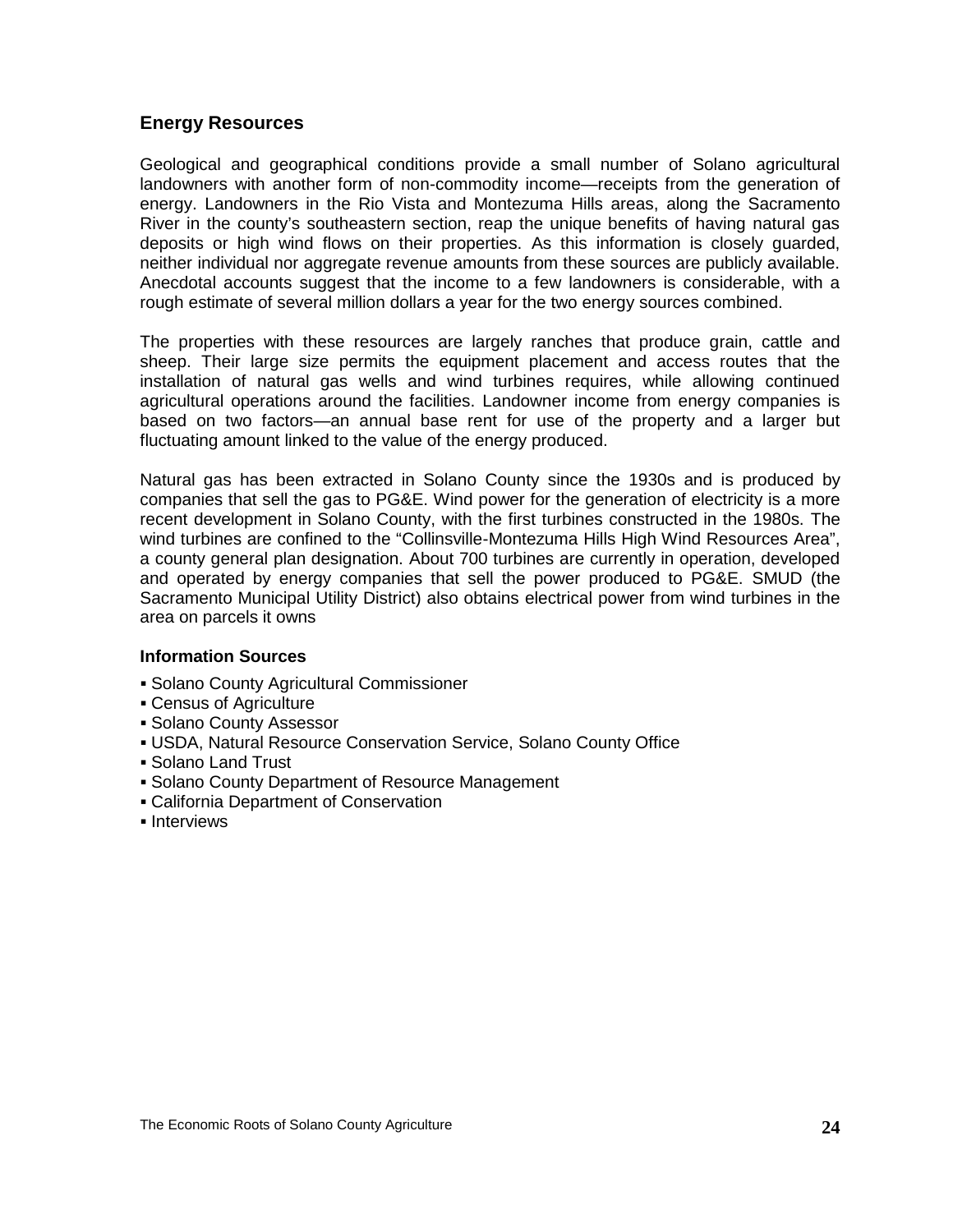## Energy Resources

Geological and geographical conditions provide a small number of Solano agricultural landowners with another form of non-commodity income—receipts from the generation of energy. Landowners in the Rio Vista and Montezuma Hills areas, along the Sacramento River in the county's southeastern section, reap the unique benefits of having natural gas deposits or high wind flows on their properties. As this information is closely guarded, neither individual nor aggregate revenue amounts from these sources are publicly available. Anecdotal accounts suggest that the income to a few landowners is considerable, with a rough estimate of several million dollars a year for the two energy sources combined.

The properties with these resources are largely ranches that produce grain, cattle and sheep. Their large size permits the equipment placement and access routes that the installation of natural gas wells and wind turbines requires, while allowing continued agricultural operations around the facilities. Landowner income from energy companies is based on two factors—an annual base rent for use of the property and a larger but fluctuating amount linked to the value of the energy produced.

Natural gas has been extracted in Solano County since the 1930s and is produced by companies that sell the gas to PG&E. Wind power for the generation of electricity is a more recent development in Solano County, with the first turbines constructed in the 1980s. The wind turbines are confined to the "Collinsville-Montezuma Hills High Wind Resources Area", a county general plan designation. About 700 turbines are currently in operation, developed and operated by energy companies that sell the power produced to PG&E. SMUD (the Sacramento Municipal Utility District) also obtains electrical power from wind turbines in the area on parcels it owns

### Information Sources

- Solano County Agricultural Commissioner
- Census of Agriculture
- Solano County Assessor
- USDA, Natural Resource Conservation Service, Solano County Office
- Solano Land Trust
- Solano County Department of Resource Management
- California Department of Conservation
- Interviews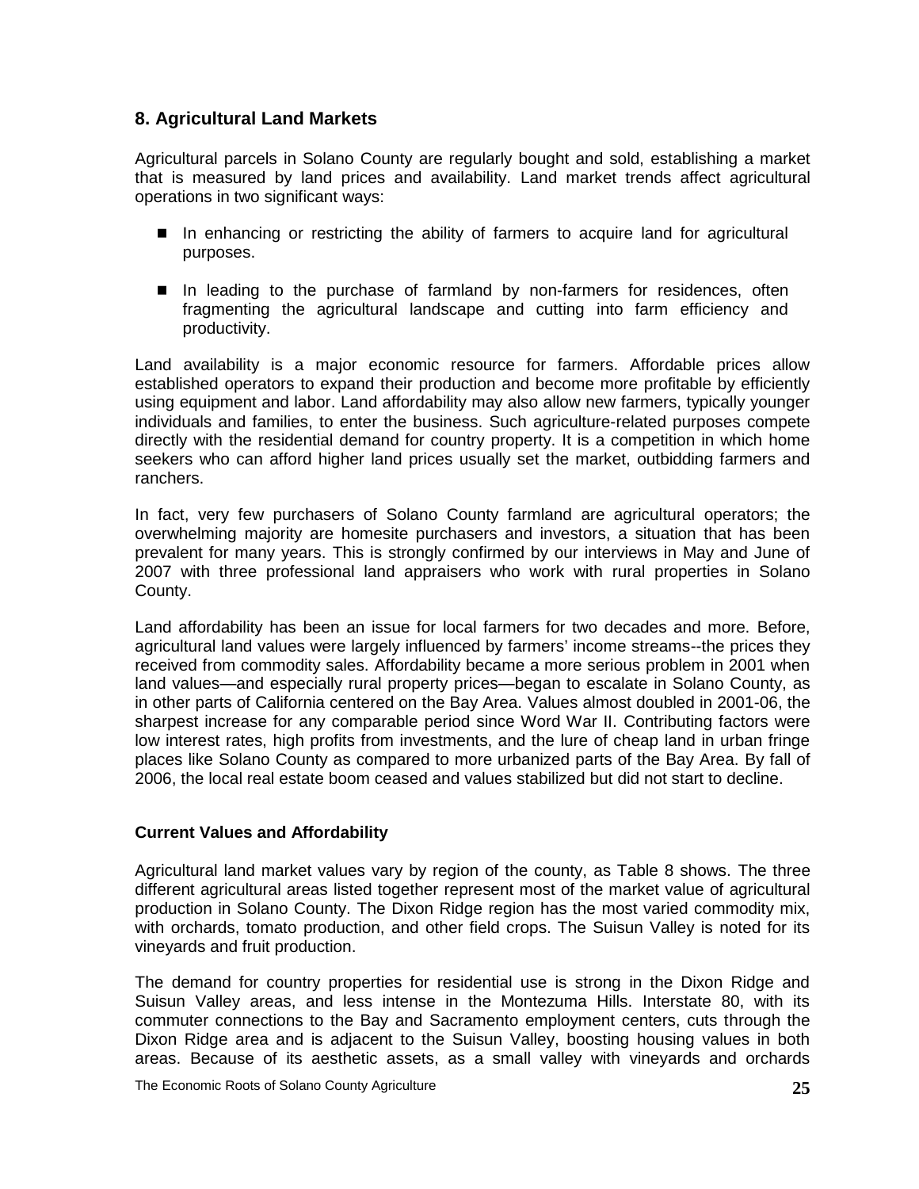## 8. Agricultural Land Markets

Agricultural parcels in Solano County are regularly bought and sold, establishing a market that is measured by land prices and availability. Land market trends affect agricultural operations in two significant ways:

- In enhancing or restricting the ability of farmers to acquire land for agricultural purposes.
- In leading to the purchase of farmland by non-farmers for residences, often fragmenting the agricultural landscape and cutting into farm efficiency and productivity.

Land availability is a major economic resource for farmers. Affordable prices allow established operators to expand their production and become more profitable by efficiently using equipment and labor. Land affordability may also allow new farmers, typically younger individuals and families, to enter the business. Such agriculture-related purposes compete directly with the residential demand for country property. It is a competition in which home seekers who can afford higher land prices usually set the market, outbidding farmers and ranchers.

In fact, very few purchasers of Solano County farmland are agricultural operators; the overwhelming majority are homesite purchasers and investors, a situation that has been prevalent for many years. This is strongly confirmed by our interviews in May and June of 2007 with three professional land appraisers who work with rural properties in Solano County.

Land affordability has been an issue for local farmers for two decades and more. Before, agricultural land values were largely influenced by farmers' income streams--the prices they received from commodity sales. Affordability became a more serious problem in 2001 when land values—and especially rural property prices—began to escalate in Solano County, as in other parts of California centered on the Bay Area. Values almost doubled in 2001-06, the sharpest increase for any comparable period since Word War II. Contributing factors were low interest rates, high profits from investments, and the lure of cheap land in urban fringe places like Solano County as compared to more urbanized parts of the Bay Area. By fall of 2006, the local real estate boom ceased and values stabilized but did not start to decline.

### Current Values and Affordability

Agricultural land market values vary by region of the county, as Table 8 shows. The three different agricultural areas listed together represent most of the market value of agricultural production in Solano County. The Dixon Ridge region has the most varied commodity mix, with orchards, tomato production, and other field crops. The Suisun Valley is noted for its vineyards and fruit production.

The demand for country properties for residential use is strong in the Dixon Ridge and Suisun Valley areas, and less intense in the Montezuma Hills. Interstate 80, with its commuter connections to the Bay and Sacramento employment centers, cuts through the Dixon Ridge area and is adjacent to the Suisun Valley, boosting housing values in both areas. Because of its aesthetic assets, as a small valley with vineyards and orchards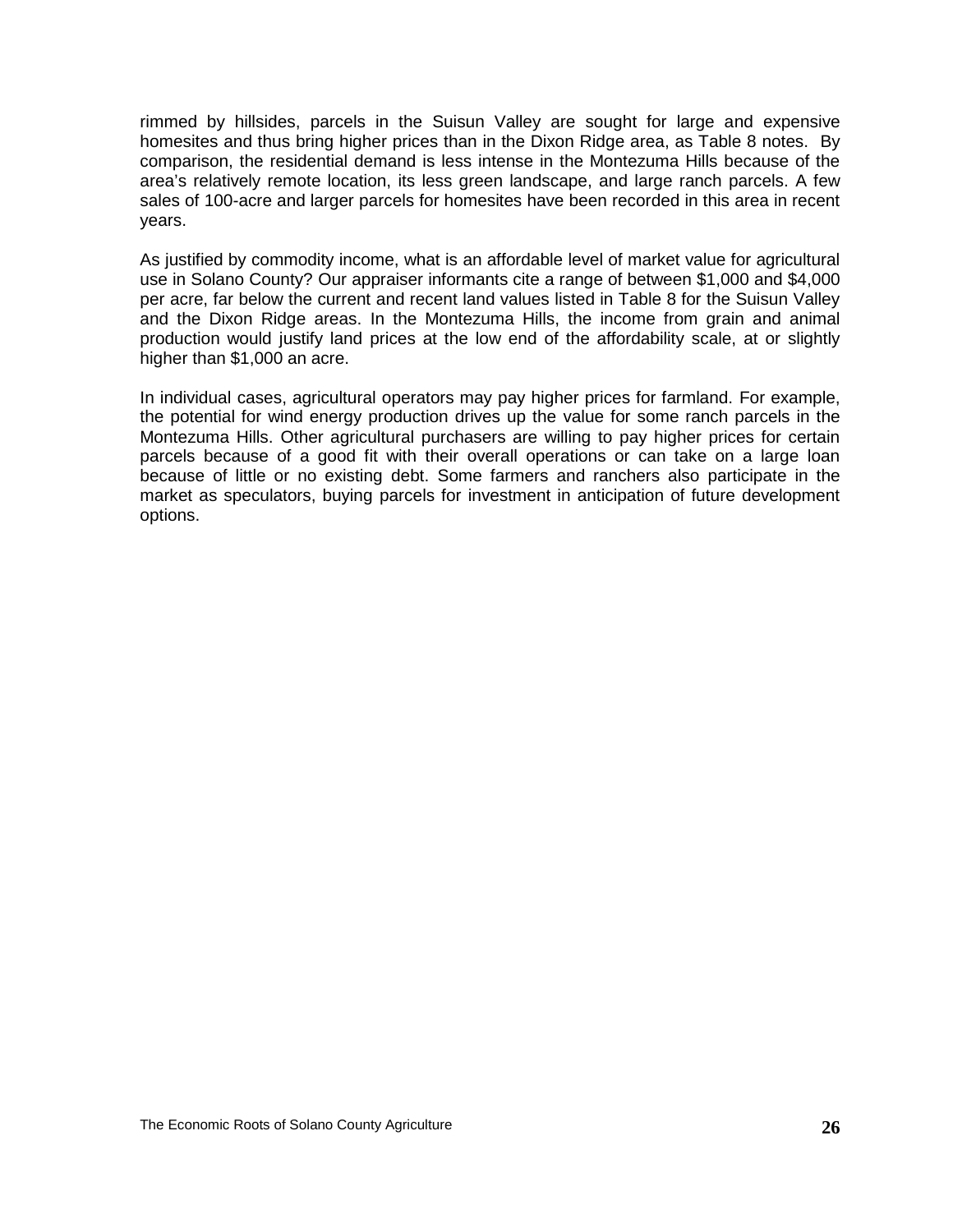rimmed by hillsides, parcels in the Suisun Valley are sought for large and expensive homesites and thus bring higher prices than in the Dixon Ridge area, as Table 8 notes. By comparison, the residential demand is less intense in the Montezuma Hills because of the area's relatively remote location, its less green landscape, and large ranch parcels. A few sales of 100-acre and larger parcels for homesites have been recorded in this area in recent years.

As justified by commodity income, what is an affordable level of market value for agricultural use in Solano County? Our appraiser informants cite a range of between $1,000 and $4,000 per acre, far below the current and recent land values listed in Table 8 for the Suisun Valley and the Dixon Ridge areas. In the Montezuma Hills, the income from grain and animal production would justify land prices at the low end of the affordability scale, at or slightly higher than $1,000 an acre.

In individual cases, agricultural operators may pay higher prices for farmland. For example, the potential for wind energy production drives up the value for some ranch parcels in the Montezuma Hills. Other agricultural purchasers are willing to pay higher prices for certain parcels because of a good fit with their overall operations or can take on a large loan because of little or no existing debt. Some farmers and ranchers also participate in the market as speculators, buying parcels for investment in anticipation of future development options.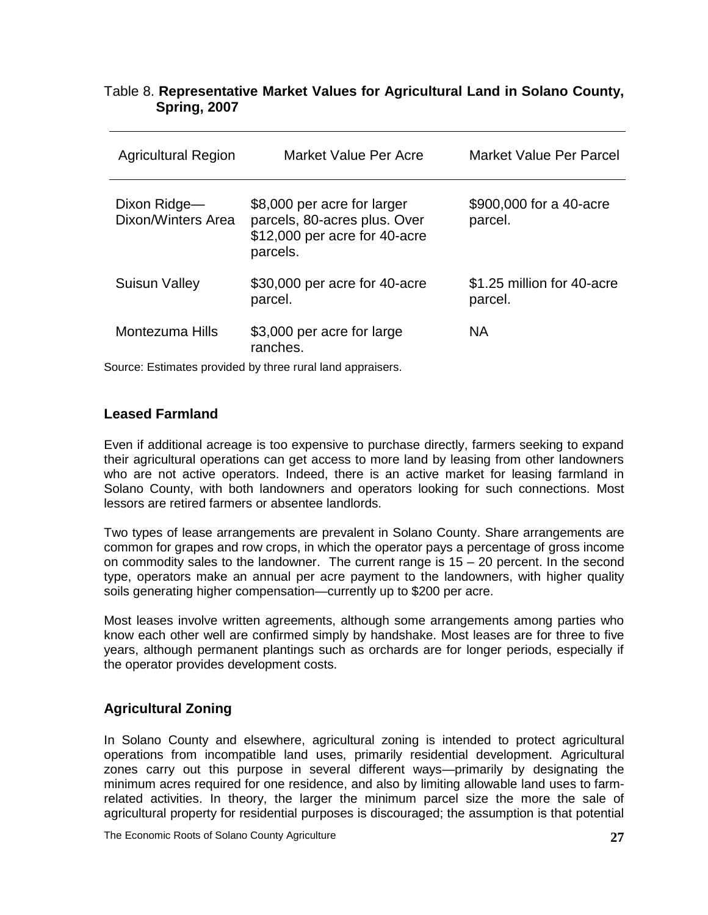Table 8. **Representative Market Values for Agricultural Land in Solano County, Spring, 2007**

| Agricultural Region | Market Value Per Acre | Market Value Per Parcel |
| --- | --- | --- |
| Dixon Ridge—Dixon/Winters Area | $8,000 per acre for larger parcels, 80-acres plus. Over $12,000 per acre for 40-acre parcels. | $900,000 for a 40-acre parcel. |
| Suisun Valley | $30,000 per acre for 40-acre parcel. | $1.25 million for 40-acre parcel. |
| Montezuma Hills | $3,000 per acre for large ranches. | NA |

Source: Estimates provided by three rural land appraisers.

## Leased Farmland

Even if additional acreage is too expensive to purchase directly, farmers seeking to expand their agricultural operations can get access to more land by leasing from other landowners who are not active operators. Indeed, there is an active market for leasing farmland in Solano County, with both landowners and operators looking for such connections. Most lessors are retired farmers or absentee landlords.

Two types of lease arrangements are prevalent in Solano County. Share arrangements are common for grapes and row crops, in which the operator pays a percentage of gross income on commodity sales to the landowner. The current range is 15 – 20 percent. In the second type, operators make an annual per acre payment to the landowners, with higher quality soils generating higher compensation—currently up to $200 per acre.

Most leases involve written agreements, although some arrangements among parties who know each other well are confirmed simply by handshake. Most leases are for three to five years, although permanent plantings such as orchards are for longer periods, especially if the operator provides development costs.

## Agricultural Zoning

In Solano County and elsewhere, agricultural zoning is intended to protect agricultural operations from incompatible land uses, primarily residential development. Agricultural zones carry out this purpose in several different ways—primarily by designating the minimum acres required for one residence, and also by limiting allowable land uses to farm-related activities. In theory, the larger the minimum parcel size the more the sale of agricultural property for residential purposes is discouraged; the assumption is that potential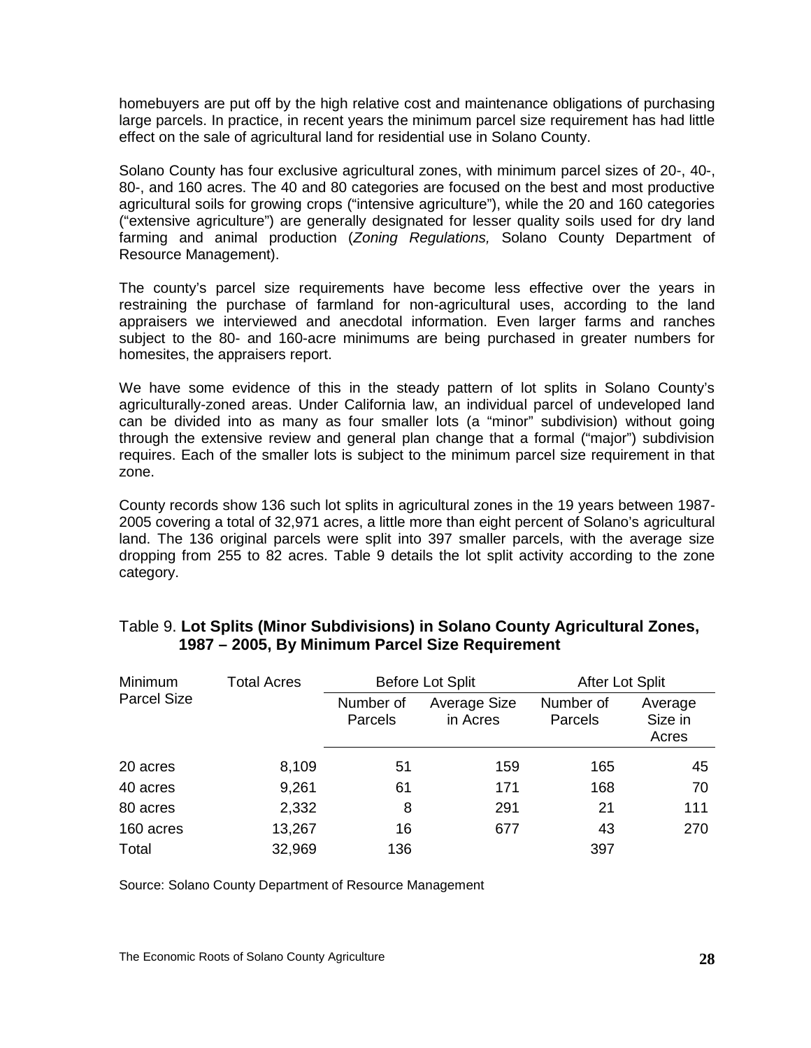homebuyers are put off by the high relative cost and maintenance obligations of purchasing large parcels. In practice, in recent years the minimum parcel size requirement has had little effect on the sale of agricultural land for residential use in Solano County.

Solano County has four exclusive agricultural zones, with minimum parcel sizes of 20-, 40-, 80-, and 160 acres. The 40 and 80 categories are focused on the best and most productive agricultural soils for growing crops ("intensive agriculture"), while the 20 and 160 categories ("extensive agriculture") are generally designated for lesser quality soils used for dry land farming and animal production (*Zoning Regulations,* Solano County Department of Resource Management).

The county's parcel size requirements have become less effective over the years in restraining the purchase of farmland for non-agricultural uses, according to the land appraisers we interviewed and anecdotal information. Even larger farms and ranches subject to the 80- and 160-acre minimums are being purchased in greater numbers for homesites, the appraisers report.

We have some evidence of this in the steady pattern of lot splits in Solano County's agriculturally-zoned areas. Under California law, an individual parcel of undeveloped land can be divided into as many as four smaller lots (a "minor" subdivision) without going through the extensive review and general plan change that a formal ("major") subdivision requires. Each of the smaller lots is subject to the minimum parcel size requirement in that zone.

County records show 136 such lot splits in agricultural zones in the 19 years between 1987-2005 covering a total of 32,971 acres, a little more than eight percent of Solano's agricultural land. The 136 original parcels were split into 397 smaller parcels, with the average size dropping from 255 to 82 acres. Table 9 details the lot split activity according to the zone category.

Table 9. **Lot Splits (Minor Subdivisions) in Solano County Agricultural Zones, 1987 – 2005, By Minimum Parcel Size Requirement**

| Minimum Parcel Size | Total Acres | Before Lot Split | | After Lot Split | |
|---|---|---|---|---|---|
| | | Number of Parcels | Average Size in Acres | Number of Parcels | Average Size in Acres |
| 20 acres | 8,109 | 51 | 159 | 165 | 45 |
| 40 acres | 9,261 | 61 | 171 | 168 | 70 |
| 80 acres | 2,332 | 8 | 291 | 21 | 111 |
| 160 acres | 13,267 | 16 | 677 | 43 | 270 |
| Total | 32,969 | 136 | | 397 | |

Source: Solano County Department of Resource Management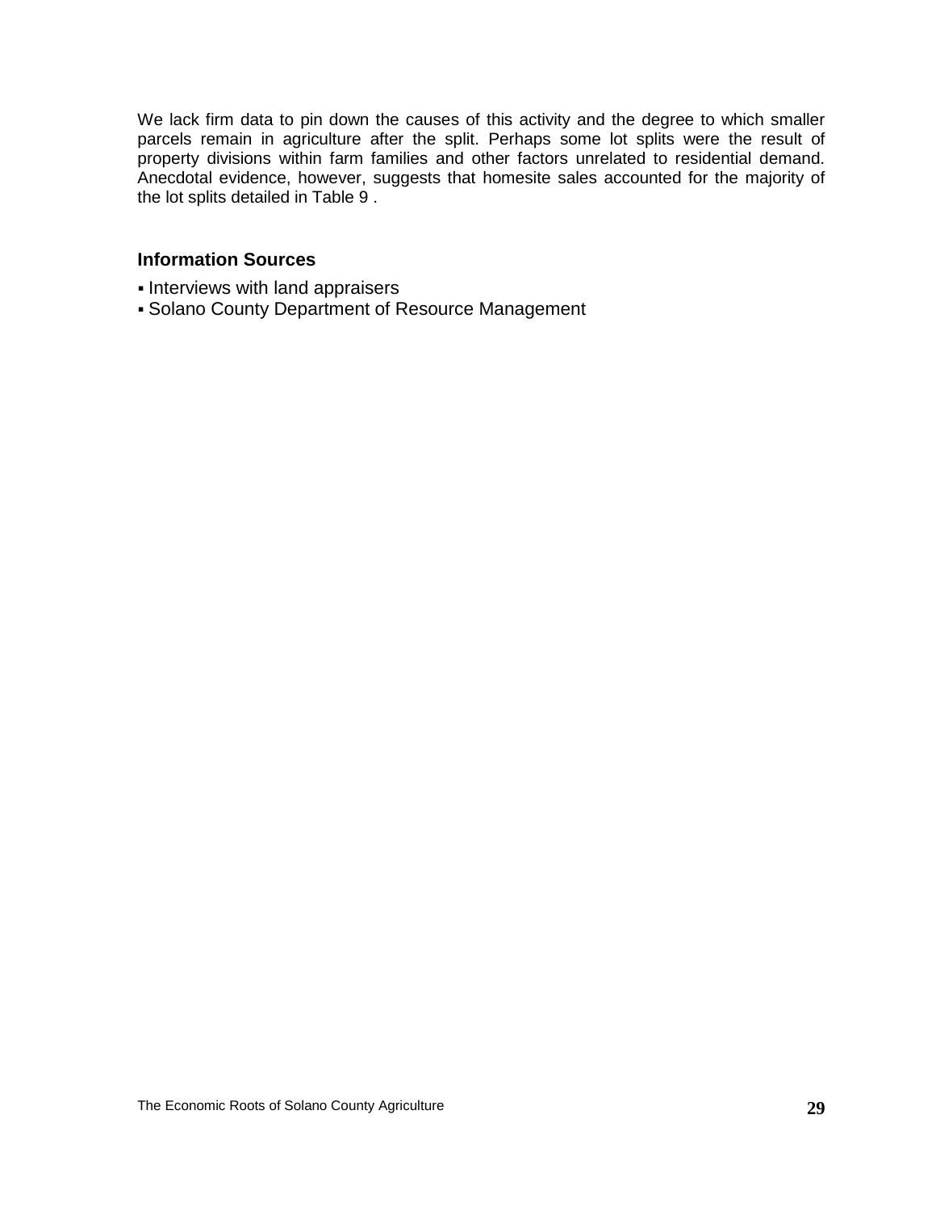We lack firm data to pin down the causes of this activity and the degree to which smaller parcels remain in agriculture after the split. Perhaps some lot splits were the result of property divisions within farm families and other factors unrelated to residential demand. Anecdotal evidence, however, suggests that homesite sales accounted for the majority of the lot splits detailed in Table 9 .

### Information Sources

- Interviews with land appraisers
- Solano County Department of Resource Management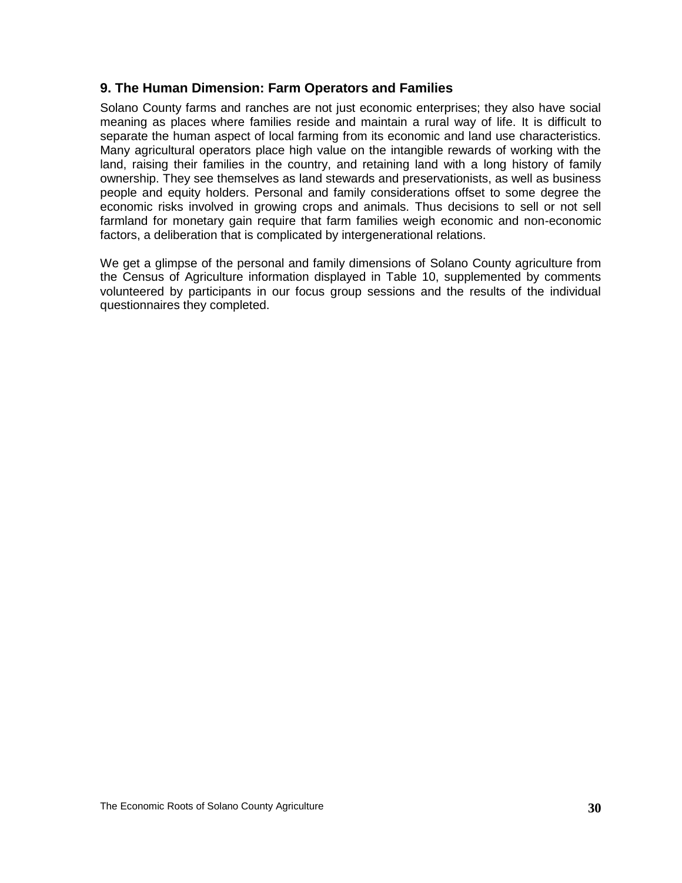## 9. The Human Dimension: Farm Operators and Families

Solano County farms and ranches are not just economic enterprises; they also have social meaning as places where families reside and maintain a rural way of life. It is difficult to separate the human aspect of local farming from its economic and land use characteristics. Many agricultural operators place high value on the intangible rewards of working with the land, raising their families in the country, and retaining land with a long history of family ownership. They see themselves as land stewards and preservationists, as well as business people and equity holders. Personal and family considerations offset to some degree the economic risks involved in growing crops and animals. Thus decisions to sell or not sell farmland for monetary gain require that farm families weigh economic and non-economic factors, a deliberation that is complicated by intergenerational relations.

We get a glimpse of the personal and family dimensions of Solano County agriculture from the Census of Agriculture information displayed in Table 10, supplemented by comments volunteered by participants in our focus group sessions and the results of the individual questionnaires they completed.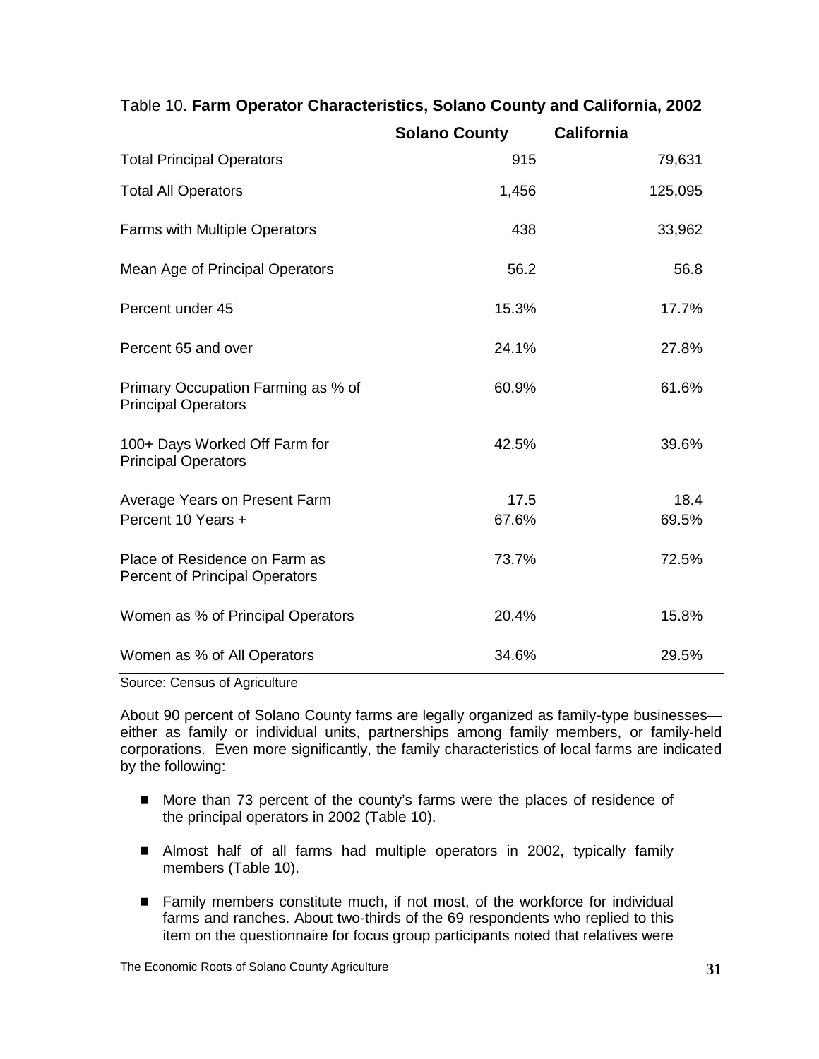Table 10. **Farm Operator Characteristics, Solano County and California, 2002**

| | Solano County | California |
|---|---|---|
| Total Principal Operators | 915 | 79,631 |
| Total All Operators | 1,456 | 125,095 |
| Farms with Multiple Operators | 438 | 33,962 |
| Mean Age of Principal Operators | 56.2 | 56.8 |
| Percent under 45 | 15.3% | 17.7% |
| Percent 65 and over | 24.1% | 27.8% |
| Primary Occupation Farming as % of Principal Operators | 60.9% | 61.6% |
| 100+ Days Worked Off Farm for Principal Operators | 42.5% | 39.6% |
| Average Years on Present Farm | 17.5 | 18.4 |
| Percent 10 Years + | 67.6% | 69.5% |
| Place of Residence on Farm as Percent of Principal Operators | 73.7% | 72.5% |
| Women as % of Principal Operators | 20.4% | 15.8% |
| Women as % of All Operators | 34.6% | 29.5% |

Source: Census of Agriculture

About 90 percent of Solano County farms are legally organized as family-type businesses—either as family or individual units, partnerships among family members, or family-held corporations. Even more significantly, the family characteristics of local farms are indicated by the following:

- More than 73 percent of the county's farms were the places of residence of the principal operators in 2002 (Table 10).
- Almost half of all farms had multiple operators in 2002, typically family members (Table 10).
- Family members constitute much, if not most, of the workforce for individual farms and ranches. About two-thirds of the 69 respondents who replied to this item on the questionnaire for focus group participants noted that relatives were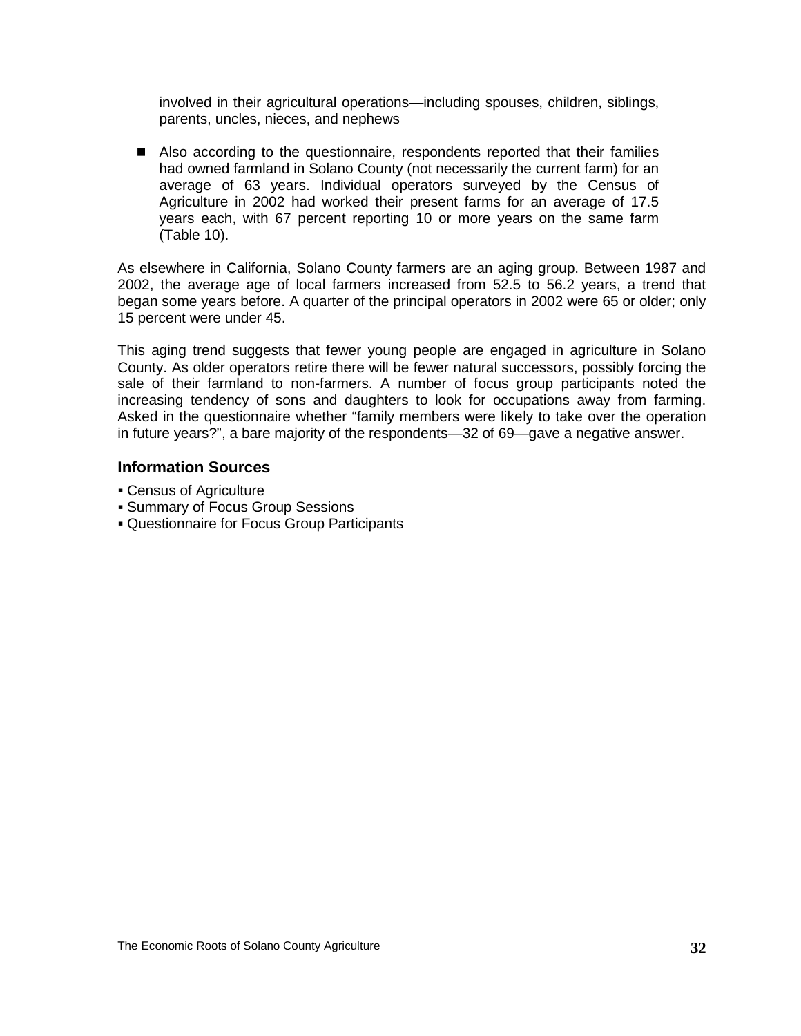involved in their agricultural operations—including spouses, children, siblings, parents, uncles, nieces, and nephews

- Also according to the questionnaire, respondents reported that their families had owned farmland in Solano County (not necessarily the current farm) for an average of 63 years. Individual operators surveyed by the Census of Agriculture in 2002 had worked their present farms for an average of 17.5 years each, with 67 percent reporting 10 or more years on the same farm (Table 10).

As elsewhere in California, Solano County farmers are an aging group. Between 1987 and 2002, the average age of local farmers increased from 52.5 to 56.2 years, a trend that began some years before. A quarter of the principal operators in 2002 were 65 or older; only 15 percent were under 45.

This aging trend suggests that fewer young people are engaged in agriculture in Solano County. As older operators retire there will be fewer natural successors, possibly forcing the sale of their farmland to non-farmers. A number of focus group participants noted the increasing tendency of sons and daughters to look for occupations away from farming. Asked in the questionnaire whether "family members were likely to take over the operation in future years?", a bare majority of the respondents—32 of 69—gave a negative answer.

### Information Sources

- Census of Agriculture
- Summary of Focus Group Sessions
- Questionnaire for Focus Group Participants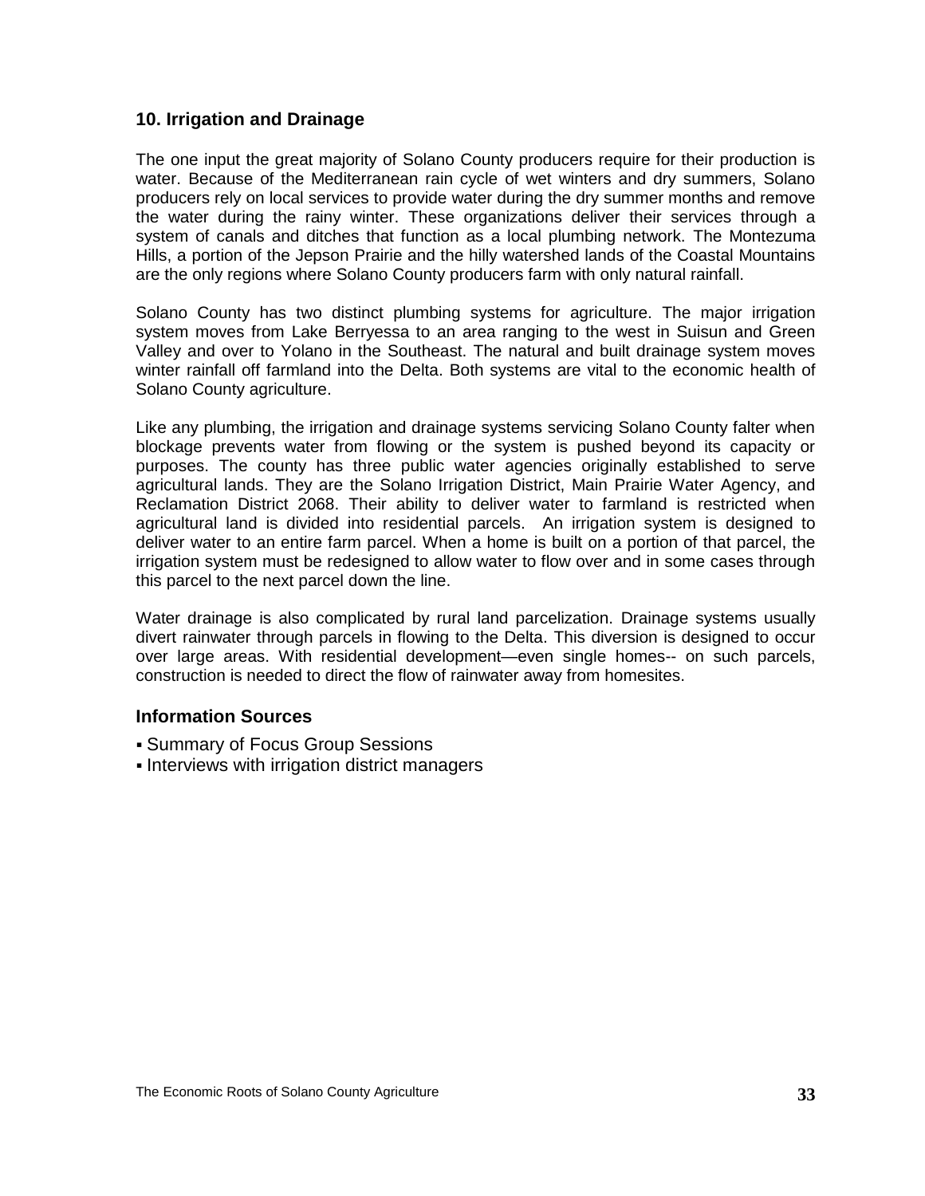## 10. Irrigation and Drainage

The one input the great majority of Solano County producers require for their production is water. Because of the Mediterranean rain cycle of wet winters and dry summers, Solano producers rely on local services to provide water during the dry summer months and remove the water during the rainy winter. These organizations deliver their services through a system of canals and ditches that function as a local plumbing network. The Montezuma Hills, a portion of the Jepson Prairie and the hilly watershed lands of the Coastal Mountains are the only regions where Solano County producers farm with only natural rainfall.

Solano County has two distinct plumbing systems for agriculture. The major irrigation system moves from Lake Berryessa to an area ranging to the west in Suisun and Green Valley and over to Yolano in the Southeast. The natural and built drainage system moves winter rainfall off farmland into the Delta. Both systems are vital to the economic health of Solano County agriculture.

Like any plumbing, the irrigation and drainage systems servicing Solano County falter when blockage prevents water from flowing or the system is pushed beyond its capacity or purposes. The county has three public water agencies originally established to serve agricultural lands. They are the Solano Irrigation District, Main Prairie Water Agency, and Reclamation District 2068. Their ability to deliver water to farmland is restricted when agricultural land is divided into residential parcels. An irrigation system is designed to deliver water to an entire farm parcel. When a home is built on a portion of that parcel, the irrigation system must be redesigned to allow water to flow over and in some cases through this parcel to the next parcel down the line.

Water drainage is also complicated by rural land parcelization. Drainage systems usually divert rainwater through parcels in flowing to the Delta. This diversion is designed to occur over large areas. With residential development—even single homes-- on such parcels, construction is needed to direct the flow of rainwater away from homesites.

### Information Sources

- Summary of Focus Group Sessions
- Interviews with irrigation district managers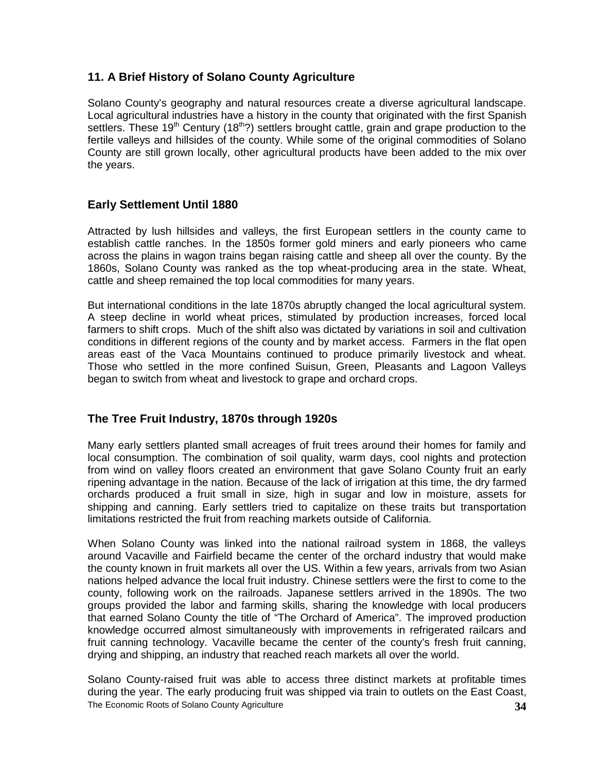## 11. A Brief History of Solano County Agriculture

Solano County's geography and natural resources create a diverse agricultural landscape. Local agricultural industries have a history in the county that originated with the first Spanish settlers. These 19th Century (18th?) settlers brought cattle, grain and grape production to the fertile valleys and hillsides of the county. While some of the original commodities of Solano County are still grown locally, other agricultural products have been added to the mix over the years.

### Early Settlement Until 1880

Attracted by lush hillsides and valleys, the first European settlers in the county came to establish cattle ranches. In the 1850s former gold miners and early pioneers who came across the plains in wagon trains began raising cattle and sheep all over the county. By the 1860s, Solano County was ranked as the top wheat-producing area in the state. Wheat, cattle and sheep remained the top local commodities for many years.

But international conditions in the late 1870s abruptly changed the local agricultural system. A steep decline in world wheat prices, stimulated by production increases, forced local farmers to shift crops. Much of the shift also was dictated by variations in soil and cultivation conditions in different regions of the county and by market access. Farmers in the flat open areas east of the Vaca Mountains continued to produce primarily livestock and wheat. Those who settled in the more confined Suisun, Green, Pleasants and Lagoon Valleys began to switch from wheat and livestock to grape and orchard crops.

### The Tree Fruit Industry, 1870s through 1920s

Many early settlers planted small acreages of fruit trees around their homes for family and local consumption. The combination of soil quality, warm days, cool nights and protection from wind on valley floors created an environment that gave Solano County fruit an early ripening advantage in the nation. Because of the lack of irrigation at this time, the dry farmed orchards produced a fruit small in size, high in sugar and low in moisture, assets for shipping and canning. Early settlers tried to capitalize on these traits but transportation limitations restricted the fruit from reaching markets outside of California.

When Solano County was linked into the national railroad system in 1868, the valleys around Vacaville and Fairfield became the center of the orchard industry that would make the county known in fruit markets all over the US. Within a few years, arrivals from two Asian nations helped advance the local fruit industry. Chinese settlers were the first to come to the county, following work on the railroads. Japanese settlers arrived in the 1890s. The two groups provided the labor and farming skills, sharing the knowledge with local producers that earned Solano County the title of "The Orchard of America". The improved production knowledge occurred almost simultaneously with improvements in refrigerated railcars and fruit canning technology. Vacaville became the center of the county's fresh fruit canning, drying and shipping, an industry that reached reach markets all over the world.

Solano County-raised fruit was able to access three distinct markets at profitable times during the year. The early producing fruit was shipped via train to outlets on the East Coast,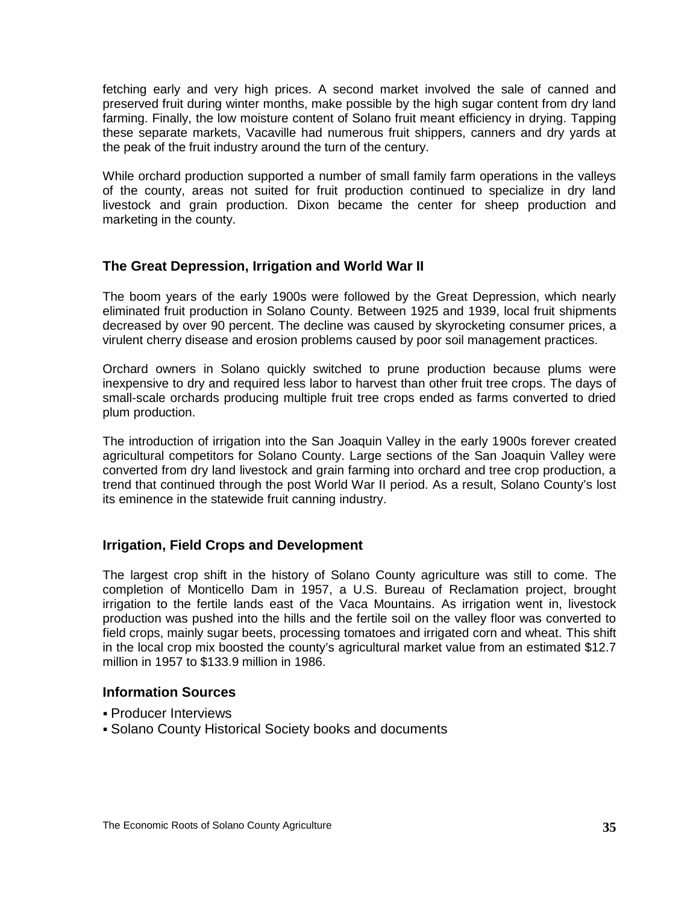fetching early and very high prices. A second market involved the sale of canned and preserved fruit during winter months, make possible by the high sugar content from dry land farming. Finally, the low moisture content of Solano fruit meant efficiency in drying. Tapping these separate markets, Vacaville had numerous fruit shippers, canners and dry yards at the peak of the fruit industry around the turn of the century.

While orchard production supported a number of small family farm operations in the valleys of the county, areas not suited for fruit production continued to specialize in dry land livestock and grain production. Dixon became the center for sheep production and marketing in the county.

## The Great Depression, Irrigation and World War II

The boom years of the early 1900s were followed by the Great Depression, which nearly eliminated fruit production in Solano County. Between 1925 and 1939, local fruit shipments decreased by over 90 percent. The decline was caused by skyrocketing consumer prices, a virulent cherry disease and erosion problems caused by poor soil management practices.

Orchard owners in Solano quickly switched to prune production because plums were inexpensive to dry and required less labor to harvest than other fruit tree crops. The days of small-scale orchards producing multiple fruit tree crops ended as farms converted to dried plum production.

The introduction of irrigation into the San Joaquin Valley in the early 1900s forever created agricultural competitors for Solano County. Large sections of the San Joaquin Valley were converted from dry land livestock and grain farming into orchard and tree crop production, a trend that continued through the post World War II period. As a result, Solano County's lost its eminence in the statewide fruit canning industry.

## Irrigation, Field Crops and Development

The largest crop shift in the history of Solano County agriculture was still to come. The completion of Monticello Dam in 1957, a U.S. Bureau of Reclamation project, brought irrigation to the fertile lands east of the Vaca Mountains. As irrigation went in, livestock production was pushed into the hills and the fertile soil on the valley floor was converted to field crops, mainly sugar beets, processing tomatoes and irrigated corn and wheat. This shift in the local crop mix boosted the county's agricultural market value from an estimated $12.7 million in 1957 to $133.9 million in 1986.

## Information Sources

- Producer Interviews
- Solano County Historical Society books and documents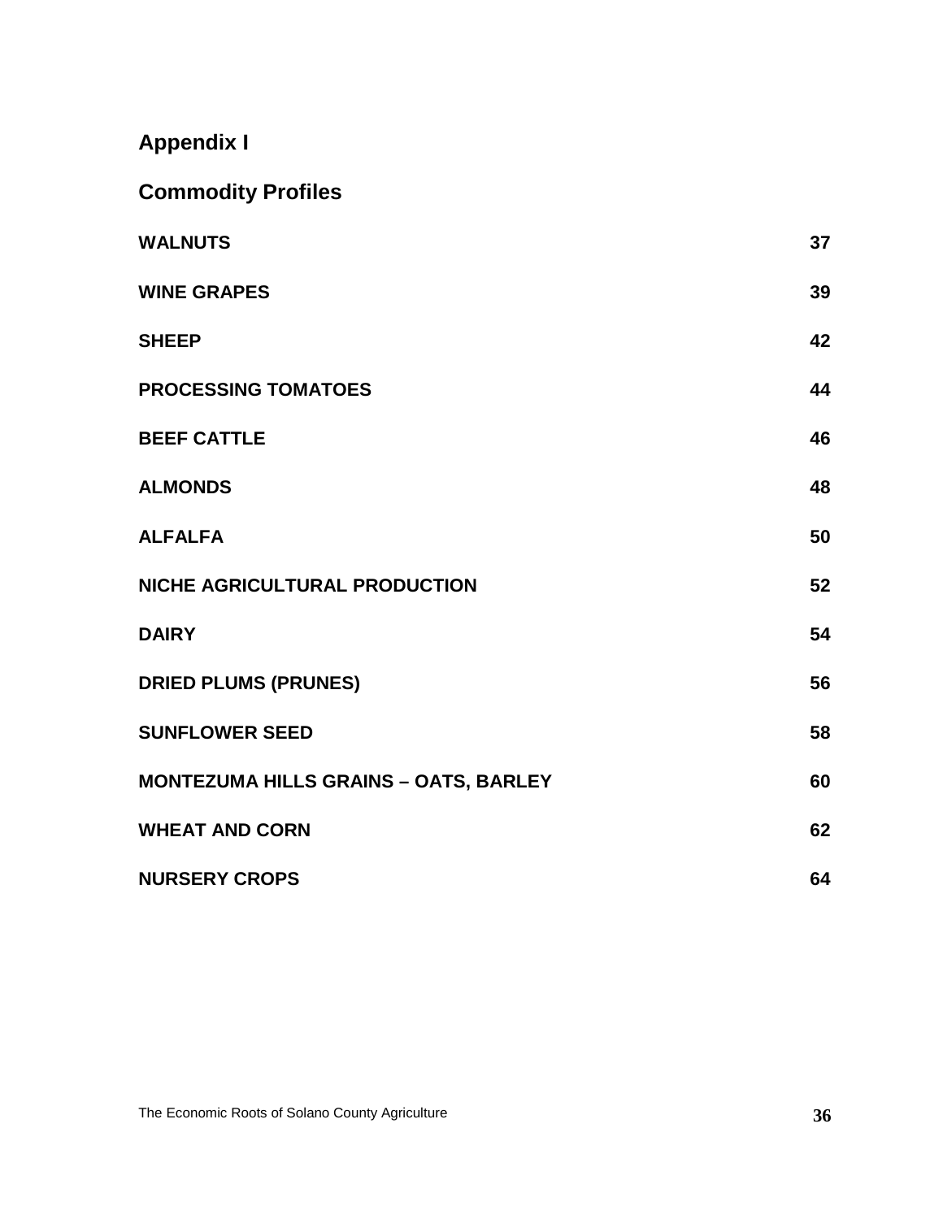## Appendix I

## Commodity Profiles

| | |
|---|---|
| **WALNUTS** | **37** |
| **WINE GRAPES** | **39** |
| **SHEEP** | **42** |
| **PROCESSING TOMATOES** | **44** |
| **BEEF CATTLE** | **46** |
| **ALMONDS** | **48** |
| **ALFALFA** | **50** |
| **NICHE AGRICULTURAL PRODUCTION** | **52** |
| **DAIRY** | **54** |
| **DRIED PLUMS (PRUNES)** | **56** |
| **SUNFLOWER SEED** | **58** |
| **MONTEZUMA HILLS GRAINS – OATS, BARLEY** | **60** |
| **WHEAT AND CORN** | **62** |
| **NURSERY CROPS** | **64** |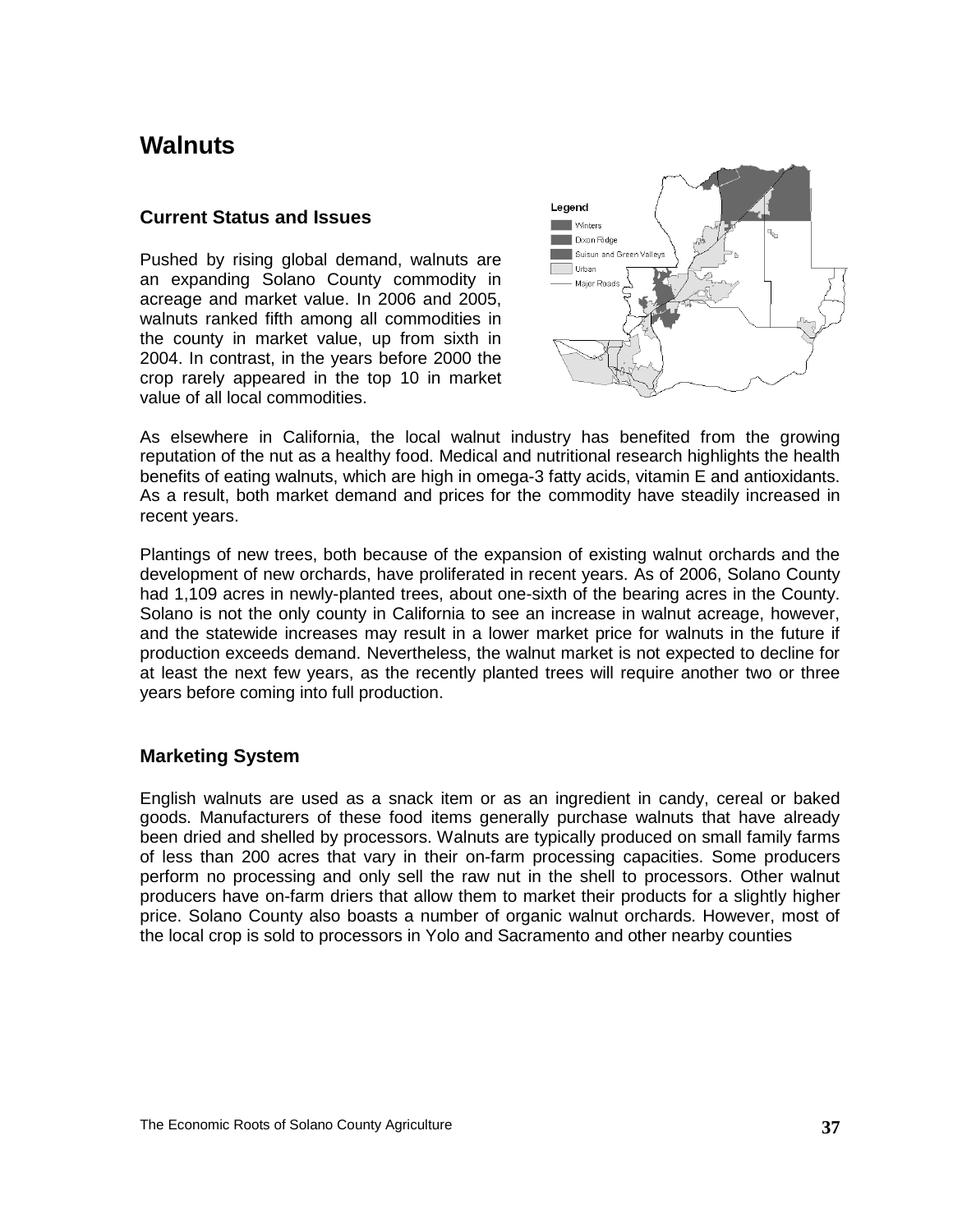# Walnuts

## Current Status and Issues

Pushed by rising global demand, walnuts are an expanding Solano County commodity in acreage and market value. In 2006 and 2005, walnuts ranked fifth among all commodities in the county in market value, up from sixth in 2004. In contrast, in the years before 2000 the crop rarely appeared in the top 10 in market value of all local commodities.

As elsewhere in California, the local walnut industry has benefited from the growing reputation of the nut as a healthy food. Medical and nutritional research highlights the health benefits of eating walnuts, which are high in omega-3 fatty acids, vitamin E and antioxidants. As a result, both market demand and prices for the commodity have steadily increased in recent years.

Plantings of new trees, both because of the expansion of existing walnut orchards and the development of new orchards, have proliferated in recent years. As of 2006, Solano County had 1,109 acres in newly-planted trees, about one-sixth of the bearing acres in the County. Solano is not the only county in California to see an increase in walnut acreage, however, and the statewide increases may result in a lower market price for walnuts in the future if production exceeds demand. Nevertheless, the walnut market is not expected to decline for at least the next few years, as the recently planted trees will require another two or three years before coming into full production.

## Marketing System

English walnuts are used as a snack item or as an ingredient in candy, cereal or baked goods. Manufacturers of these food items generally purchase walnuts that have already been dried and shelled by processors. Walnuts are typically produced on small family farms of less than 200 acres that vary in their on-farm processing capacities. Some producers perform no processing and only sell the raw nut in the shell to processors. Other walnut producers have on-farm driers that allow them to market their products for a slightly higher price. Solano County also boasts a number of organic walnut orchards. However, most of the local crop is sold to processors in Yolo and Sacramento and other nearby counties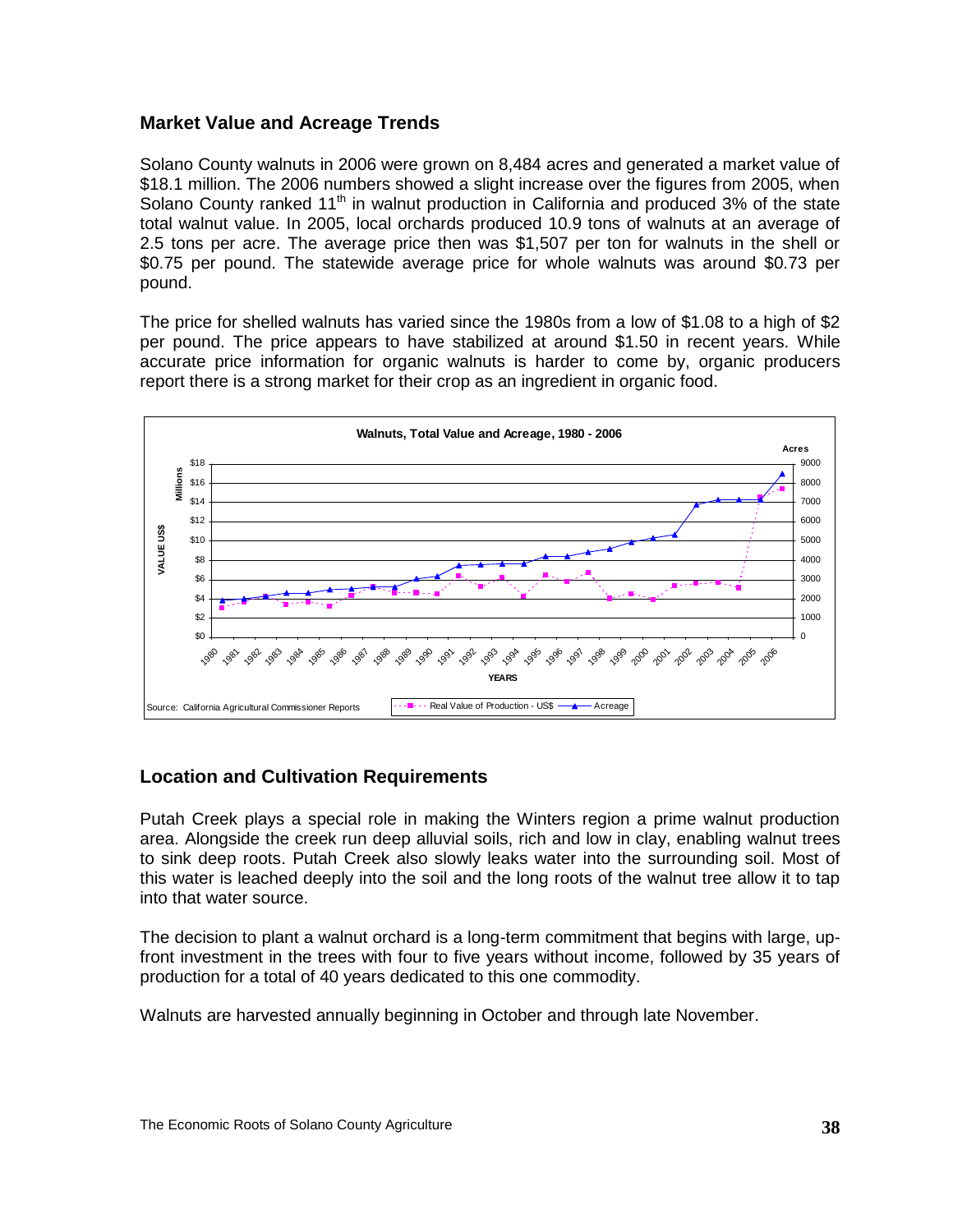## Market Value and Acreage Trends

Solano County walnuts in 2006 were grown on 8,484 acres and generated a market value of \$18.1 million. The 2006 numbers showed a slight increase over the figures from 2005, when Solano County ranked 11th in walnut production in California and produced 3% of the state total walnut value. In 2005, local orchards produced 10.9 tons of walnuts at an average of 2.5 tons per acre. The average price then was \$1,507 per ton for walnuts in the shell or \$0.75 per pound. The statewide average price for whole walnuts was around \$0.73 per pound.

The price for shelled walnuts has varied since the 1980s from a low of \$1.08 to a high of \$2 per pound. The price appears to have stabilized at around \$1.50 in recent years. While accurate price information for organic walnuts is harder to come by, organic producers report there is a strong market for their crop as an ingredient in organic food.

**Walnuts, Total Value and Acreage, 1980 - 2006**

Source: California Agricultural Commissioner Reports

Legend: Real Value of Production - US\$; Acreage

## Location and Cultivation Requirements

Putah Creek plays a special role in making the Winters region a prime walnut production area. Alongside the creek run deep alluvial soils, rich and low in clay, enabling walnut trees to sink deep roots. Putah Creek also slowly leaks water into the surrounding soil. Most of this water is leached deeply into the soil and the long roots of the walnut tree allow it to tap into that water source.

The decision to plant a walnut orchard is a long-term commitment that begins with large, up-front investment in the trees with four to five years without income, followed by 35 years of production for a total of 40 years dedicated to this one commodity.

Walnuts are harvested annually beginning in October and through late November.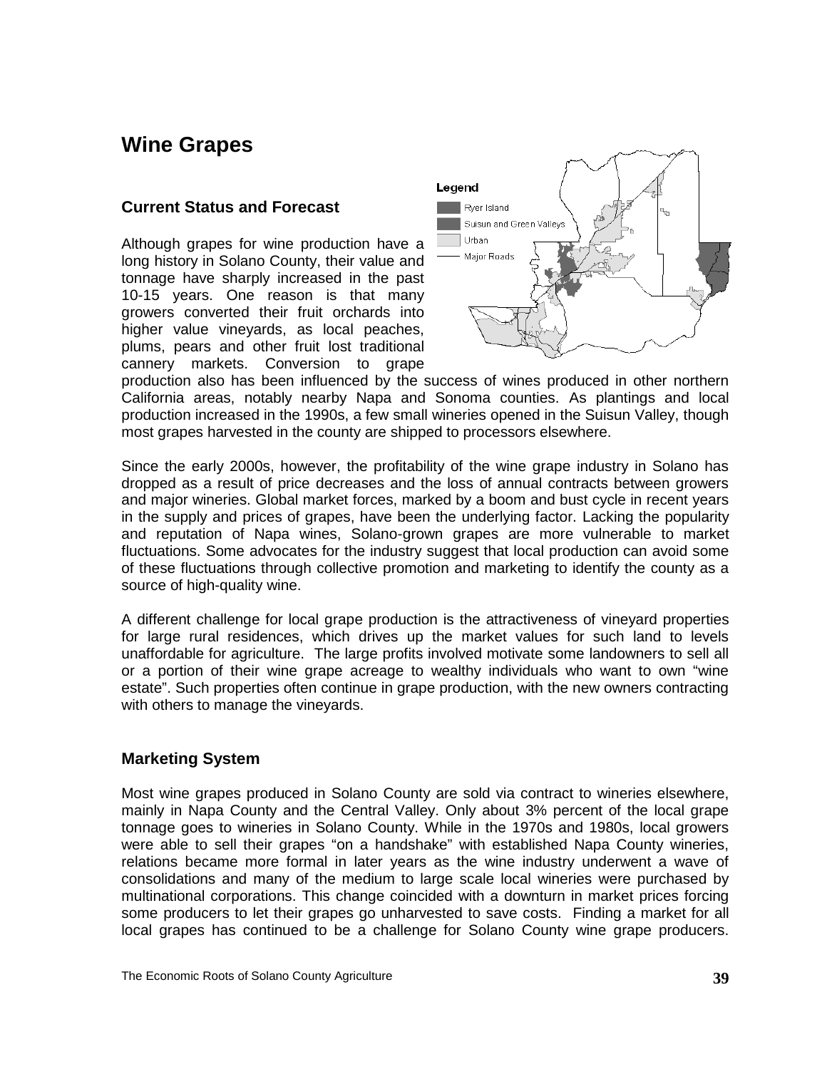# Wine Grapes

## Current Status and Forecast

Although grapes for wine production have a long history in Solano County, their value and tonnage have sharply increased in the past 10-15 years. One reason is that many growers converted their fruit orchards into higher value vineyards, as local peaches, plums, pears and other fruit lost traditional cannery markets. Conversion to grape production also has been influenced by the success of wines produced in other northern California areas, notably nearby Napa and Sonoma counties. As plantings and local production increased in the 1990s, a few small wineries opened in the Suisun Valley, though most grapes harvested in the county are shipped to processors elsewhere.

Since the early 2000s, however, the profitability of the wine grape industry in Solano has dropped as a result of price decreases and the loss of annual contracts between growers and major wineries. Global market forces, marked by a boom and bust cycle in recent years in the supply and prices of grapes, have been the underlying factor. Lacking the popularity and reputation of Napa wines, Solano-grown grapes are more vulnerable to market fluctuations. Some advocates for the industry suggest that local production can avoid some of these fluctuations through collective promotion and marketing to identify the county as a source of high-quality wine.

A different challenge for local grape production is the attractiveness of vineyard properties for large rural residences, which drives up the market values for such land to levels unaffordable for agriculture. The large profits involved motivate some landowners to sell all or a portion of their wine grape acreage to wealthy individuals who want to own "wine estate". Such properties often continue in grape production, with the new owners contracting with others to manage the vineyards.

## Marketing System

Most wine grapes produced in Solano County are sold via contract to wineries elsewhere, mainly in Napa County and the Central Valley. Only about 3% percent of the local grape tonnage goes to wineries in Solano County. While in the 1970s and 1980s, local growers were able to sell their grapes "on a handshake" with established Napa County wineries, relations became more formal in later years as the wine industry underwent a wave of consolidations and many of the medium to large scale local wineries were purchased by multinational corporations. This change coincided with a downturn in market prices forcing some producers to let their grapes go unharvested to save costs. Finding a market for all local grapes has continued to be a challenge for Solano County wine grape producers.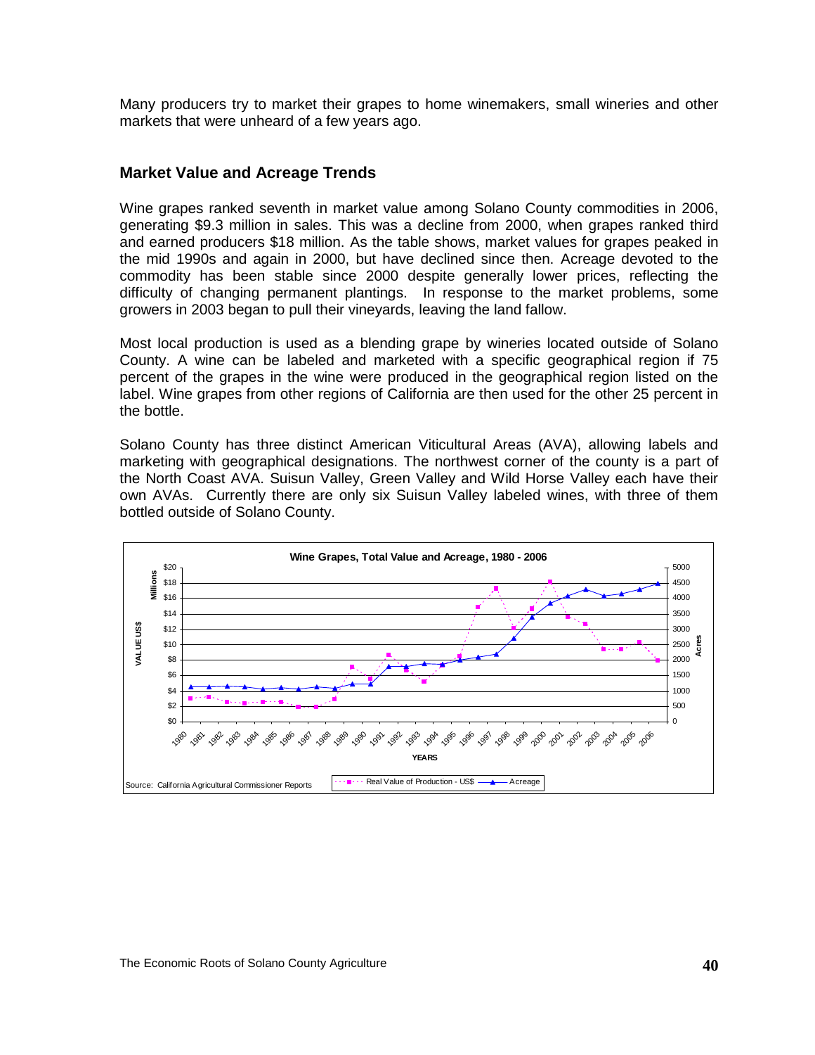Many producers try to market their grapes to home winemakers, small wineries and other markets that were unheard of a few years ago.

### Market Value and Acreage Trends

Wine grapes ranked seventh in market value among Solano County commodities in 2006, generating $9.3 million in sales. This was a decline from 2000, when grapes ranked third and earned producers $18 million. As the table shows, market values for grapes peaked in the mid 1990s and again in 2000, but have declined since then. Acreage devoted to the commodity has been stable since 2000 despite generally lower prices, reflecting the difficulty of changing permanent plantings. In response to the market problems, some growers in 2003 began to pull their vineyards, leaving the land fallow.

Most local production is used as a blending grape by wineries located outside of Solano County. A wine can be labeled and marketed with a specific geographical region if 75 percent of the grapes in the wine were produced in the geographical region listed on the label. Wine grapes from other regions of California are then used for the other 25 percent in the bottle.

Solano County has three distinct American Viticultural Areas (AVA), allowing labels and marketing with geographical designations. The northwest corner of the county is a part of the North Coast AVA. Suisun Valley, Green Valley and Wild Horse Valley each have their own AVAs. Currently there are only six Suisun Valley labeled wines, with three of them bottled outside of Solano County.

**Wine Grapes, Total Value and Acreage, 1980 - 2006**

Source: California Agricultural Commissioner Reports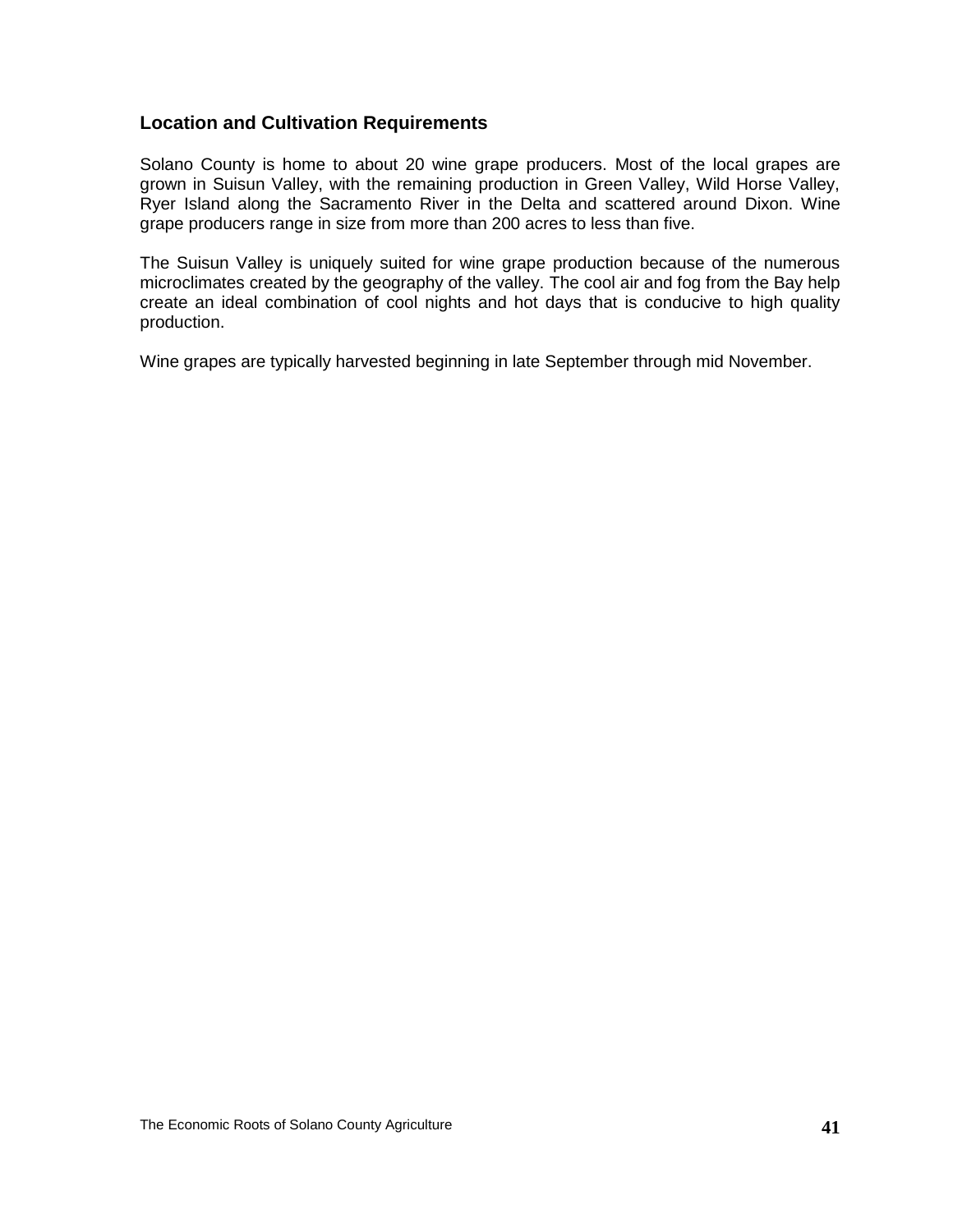## Location and Cultivation Requirements

Solano County is home to about 20 wine grape producers. Most of the local grapes are grown in Suisun Valley, with the remaining production in Green Valley, Wild Horse Valley, Ryer Island along the Sacramento River in the Delta and scattered around Dixon. Wine grape producers range in size from more than 200 acres to less than five.

The Suisun Valley is uniquely suited for wine grape production because of the numerous microclimates created by the geography of the valley. The cool air and fog from the Bay help create an ideal combination of cool nights and hot days that is conducive to high quality production.

Wine grapes are typically harvested beginning in late September through mid November.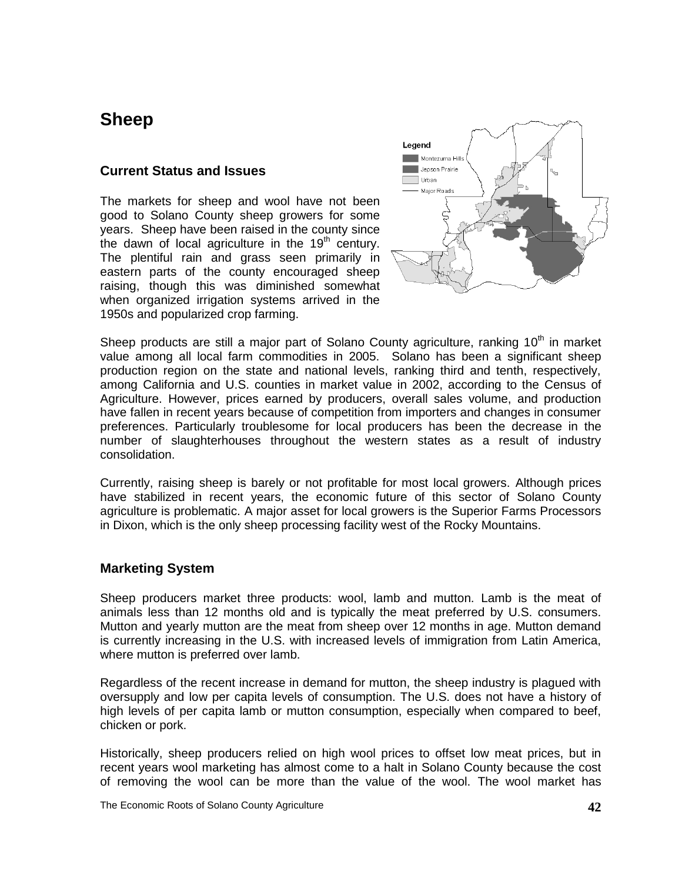# Sheep

## Current Status and Issues

The markets for sheep and wool have not been good to Solano County sheep growers for some years. Sheep have been raised in the county since the dawn of local agriculture in the 19th century. The plentiful rain and grass seen primarily in eastern parts of the county encouraged sheep raising, though this was diminished somewhat when organized irrigation systems arrived in the 1950s and popularized crop farming.

Legend
Montezuma Hills
Jepson Prairie
Urban
Major Roads

Sheep products are still a major part of Solano County agriculture, ranking 10th in market value among all local farm commodities in 2005. Solano has been a significant sheep production region on the state and national levels, ranking third and tenth, respectively, among California and U.S. counties in market value in 2002, according to the Census of Agriculture. However, prices earned by producers, overall sales volume, and production have fallen in recent years because of competition from importers and changes in consumer preferences. Particularly troublesome for local producers has been the decrease in the number of slaughterhouses throughout the western states as a result of industry consolidation.

Currently, raising sheep is barely or not profitable for most local growers. Although prices have stabilized in recent years, the economic future of this sector of Solano County agriculture is problematic. A major asset for local growers is the Superior Farms Processors in Dixon, which is the only sheep processing facility west of the Rocky Mountains.

## Marketing System

Sheep producers market three products: wool, lamb and mutton. Lamb is the meat of animals less than 12 months old and is typically the meat preferred by U.S. consumers. Mutton and yearly mutton are the meat from sheep over 12 months in age. Mutton demand is currently increasing in the U.S. with increased levels of immigration from Latin America, where mutton is preferred over lamb.

Regardless of the recent increase in demand for mutton, the sheep industry is plagued with oversupply and low per capita levels of consumption. The U.S. does not have a history of high levels of per capita lamb or mutton consumption, especially when compared to beef, chicken or pork.

Historically, sheep producers relied on high wool prices to offset low meat prices, but in recent years wool marketing has almost come to a halt in Solano County because the cost of removing the wool can be more than the value of the wool. The wool market has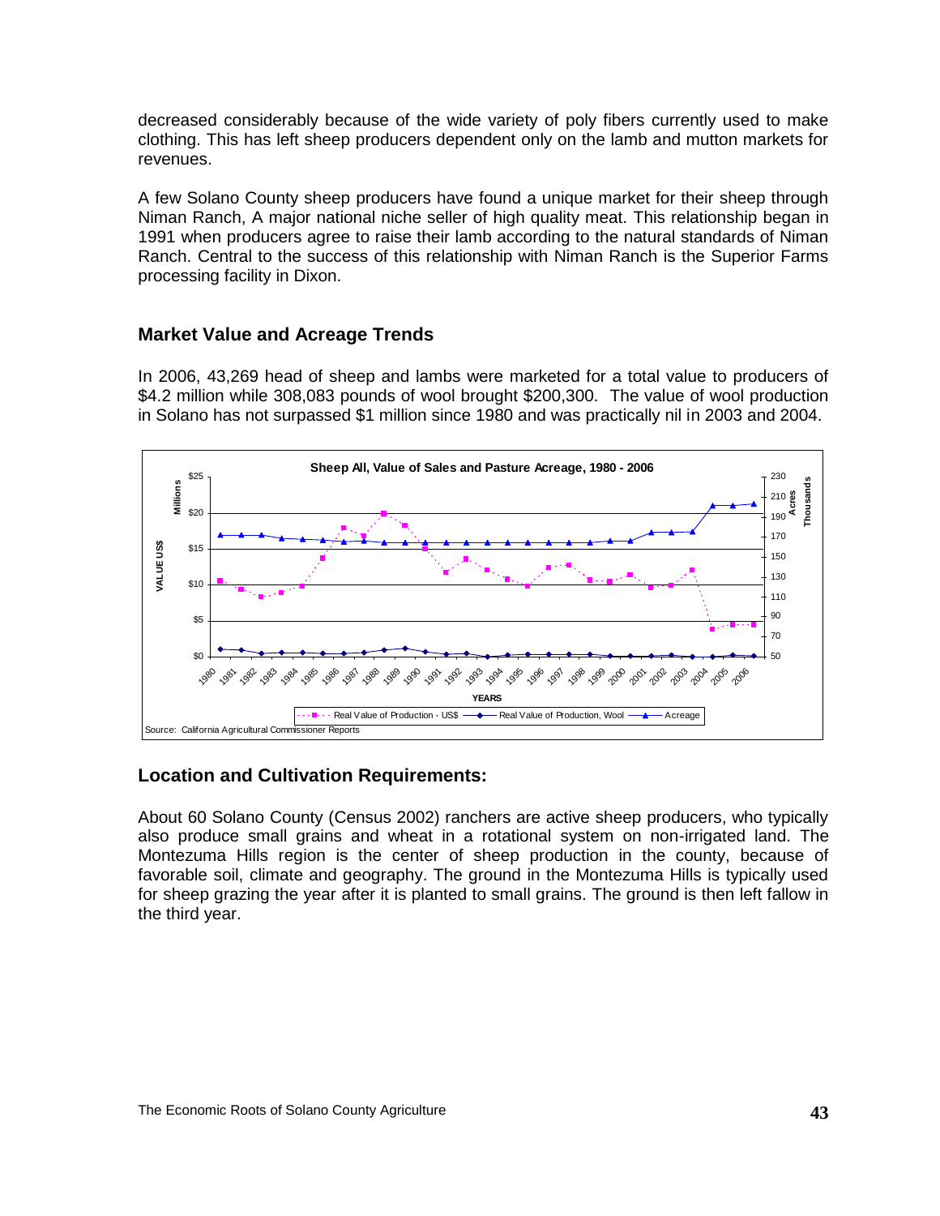decreased considerably because of the wide variety of poly fibers currently used to make clothing. This has left sheep producers dependent only on the lamb and mutton markets for revenues.

A few Solano County sheep producers have found a unique market for their sheep through Niman Ranch, A major national niche seller of high quality meat. This relationship began in 1991 when producers agree to raise their lamb according to the natural standards of Niman Ranch. Central to the success of this relationship with Niman Ranch is the Superior Farms processing facility in Dixon.

## Market Value and Acreage Trends

In 2006, 43,269 head of sheep and lambs were marketed for a total value to producers of \$4.2 million while 308,083 pounds of wool brought \$200,300. The value of wool production in Solano has not surpassed \$1 million since 1980 and was practically nil in 2003 and 2004.

Sheep All, Value of Sales and Pasture Acreage, 1980 - 2006

Source: California Agricultural Commissioner Reports

## Location and Cultivation Requirements:

About 60 Solano County (Census 2002) ranchers are active sheep producers, who typically also produce small grains and wheat in a rotational system on non-irrigated land. The Montezuma Hills region is the center of sheep production in the county, because of favorable soil, climate and geography. The ground in the Montezuma Hills is typically used for sheep grazing the year after it is planted to small grains. The ground is then left fallow in the third year.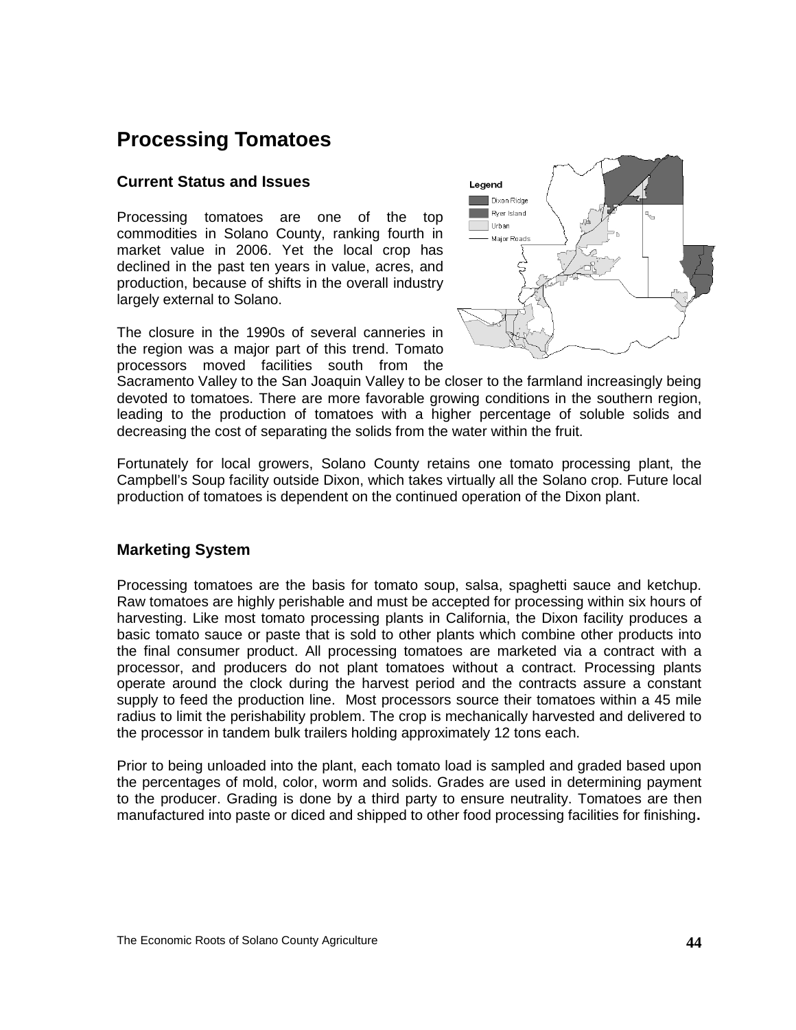# Processing Tomatoes

## Current Status and Issues

Processing tomatoes are one of the top commodities in Solano County, ranking fourth in market value in 2006. Yet the local crop has declined in the past ten years in value, acres, and production, because of shifts in the overall industry largely external to Solano.

The closure in the 1990s of several canneries in the region was a major part of this trend. Tomato processors moved facilities south from the Sacramento Valley to the San Joaquin Valley to be closer to the farmland increasingly being devoted to tomatoes. There are more favorable growing conditions in the southern region, leading to the production of tomatoes with a higher percentage of soluble solids and decreasing the cost of separating the solids from the water within the fruit.

Fortunately for local growers, Solano County retains one tomato processing plant, the Campbell's Soup facility outside Dixon, which takes virtually all the Solano crop. Future local production of tomatoes is dependent on the continued operation of the Dixon plant.

## Marketing System

Processing tomatoes are the basis for tomato soup, salsa, spaghetti sauce and ketchup. Raw tomatoes are highly perishable and must be accepted for processing within six hours of harvesting. Like most tomato processing plants in California, the Dixon facility produces a basic tomato sauce or paste that is sold to other plants which combine other products into the final consumer product. All processing tomatoes are marketed via a contract with a processor, and producers do not plant tomatoes without a contract. Processing plants operate around the clock during the harvest period and the contracts assure a constant supply to feed the production line. Most processors source their tomatoes within a 45 mile radius to limit the perishability problem. The crop is mechanically harvested and delivered to the processor in tandem bulk trailers holding approximately 12 tons each.

Prior to being unloaded into the plant, each tomato load is sampled and graded based upon the percentages of mold, color, worm and solids. Grades are used in determining payment to the producer. Grading is done by a third party to ensure neutrality. Tomatoes are then manufactured into paste or diced and shipped to other food processing facilities for finishing.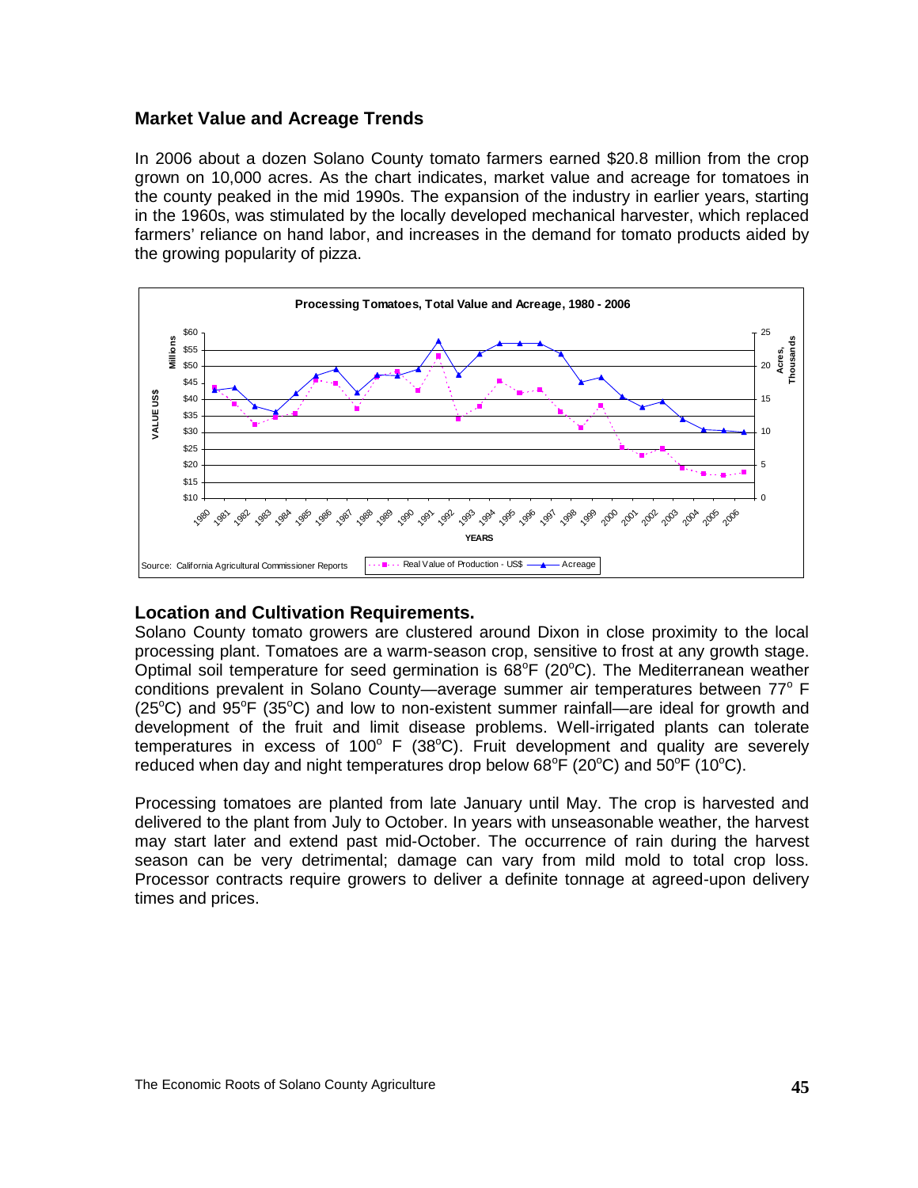## Market Value and Acreage Trends

In 2006 about a dozen Solano County tomato farmers earned \$20.8 million from the crop grown on 10,000 acres. As the chart indicates, market value and acreage for tomatoes in the county peaked in the mid 1990s. The expansion of the industry in earlier years, starting in the 1960s, was stimulated by the locally developed mechanical harvester, which replaced farmers' reliance on hand labor, and increases in the demand for tomato products aided by the growing popularity of pizza.

**Processing Tomatoes, Total Value and Acreage, 1980 - 2006**

Source: California Agricultural Commissioner Reports

## Location and Cultivation Requirements.

Solano County tomato growers are clustered around Dixon in close proximity to the local processing plant. Tomatoes are a warm-season crop, sensitive to frost at any growth stage. Optimal soil temperature for seed germination is 68°F (20°C). The Mediterranean weather conditions prevalent in Solano County—average summer air temperatures between 77° F (25°C) and 95°F (35°C) and low to non-existent summer rainfall—are ideal for growth and development of the fruit and limit disease problems. Well-irrigated plants can tolerate temperatures in excess of 100° F (38°C). Fruit development and quality are severely reduced when day and night temperatures drop below 68°F (20°C) and 50°F (10°C).

Processing tomatoes are planted from late January until May. The crop is harvested and delivered to the plant from July to October. In years with unseasonable weather, the harvest may start later and extend past mid-October. The occurrence of rain during the harvest season can be very detrimental; damage can vary from mild mold to total crop loss. Processor contracts require growers to deliver a definite tonnage at agreed-upon delivery times and prices.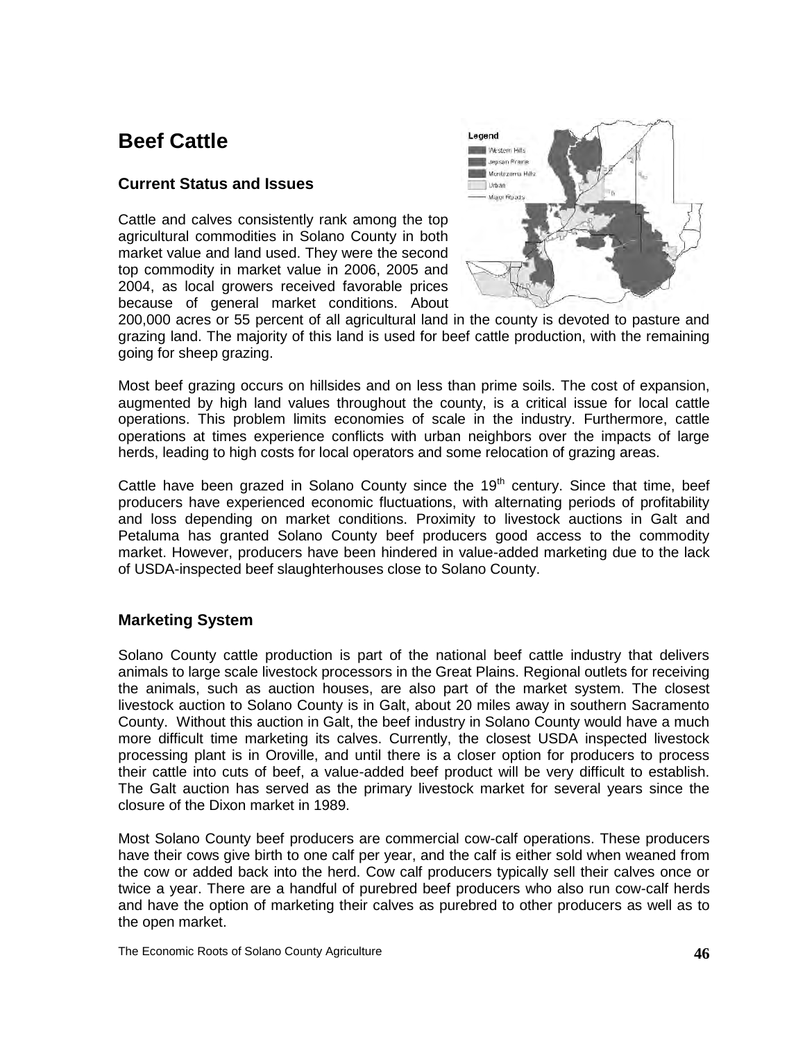# Beef Cattle

## Current Status and Issues

Cattle and calves consistently rank among the top agricultural commodities in Solano County in both market value and land used. They were the second top commodity in market value in 2006, 2005 and 2004, as local growers received favorable prices because of general market conditions. About 200,000 acres or 55 percent of all agricultural land in the county is devoted to pasture and grazing land. The majority of this land is used for beef cattle production, with the remaining going for sheep grazing.

Most beef grazing occurs on hillsides and on less than prime soils. The cost of expansion, augmented by high land values throughout the county, is a critical issue for local cattle operations. This problem limits economies of scale in the industry. Furthermore, cattle operations at times experience conflicts with urban neighbors over the impacts of large herds, leading to high costs for local operators and some relocation of grazing areas.

Cattle have been grazed in Solano County since the 19th century. Since that time, beef producers have experienced economic fluctuations, with alternating periods of profitability and loss depending on market conditions. Proximity to livestock auctions in Galt and Petaluma has granted Solano County beef producers good access to the commodity market. However, producers have been hindered in value-added marketing due to the lack of USDA-inspected beef slaughterhouses close to Solano County.

## Marketing System

Solano County cattle production is part of the national beef cattle industry that delivers animals to large scale livestock processors in the Great Plains. Regional outlets for receiving the animals, such as auction houses, are also part of the market system. The closest livestock auction to Solano County is in Galt, about 20 miles away in southern Sacramento County. Without this auction in Galt, the beef industry in Solano County would have a much more difficult time marketing its calves. Currently, the closest USDA inspected livestock processing plant is in Oroville, and until there is a closer option for producers to process their cattle into cuts of beef, a value-added beef product will be very difficult to establish. The Galt auction has served as the primary livestock market for several years since the closure of the Dixon market in 1989.

Most Solano County beef producers are commercial cow-calf operations. These producers have their cows give birth to one calf per year, and the calf is either sold when weaned from the cow or added back into the herd. Cow calf producers typically sell their calves once or twice a year. There are a handful of purebred beef producers who also run cow-calf herds and have the option of marketing their calves as purebred to other producers as well as to the open market.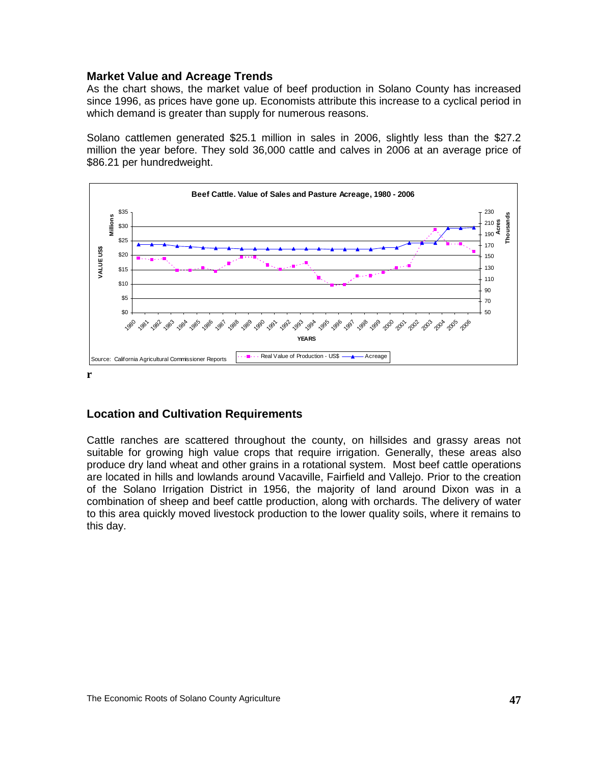## Market Value and Acreage Trends

As the chart shows, the market value of beef production in Solano County has increased since 1996, as prices have gone up. Economists attribute this increase to a cyclical period in which demand is greater than supply for numerous reasons.

Solano cattlemen generated $25.1 million in sales in 2006, slightly less than the $27.2 million the year before. They sold 36,000 cattle and calves in 2006 at an average price of $86.21 per hundredweight.

Beef Cattle. Value of Sales and Pasture Acreage, 1980 - 2006

Source: California Agricultural Commissioner Reports

r

## Location and Cultivation Requirements

Cattle ranches are scattered throughout the county, on hillsides and grassy areas not suitable for growing high value crops that require irrigation. Generally, these areas also produce dry land wheat and other grains in a rotational system. Most beef cattle operations are located in hills and lowlands around Vacaville, Fairfield and Vallejo. Prior to the creation of the Solano Irrigation District in 1956, the majority of land around Dixon was in a combination of sheep and beef cattle production, along with orchards. The delivery of water to this area quickly moved livestock production to the lower quality soils, where it remains to this day.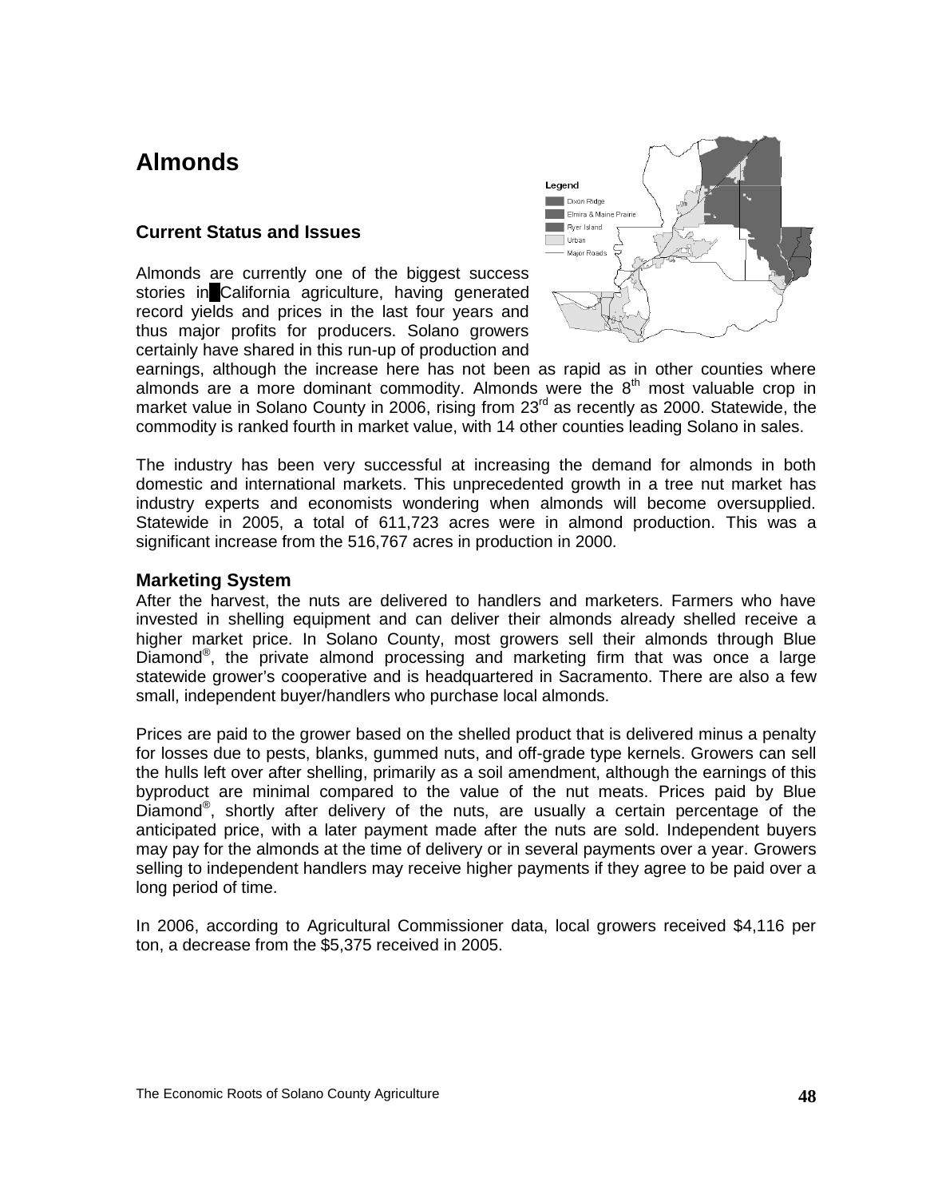# Almonds

## Current Status and Issues

Almonds are currently one of the biggest success stories in California agriculture, having generated record yields and prices in the last four years and thus major profits for producers. Solano growers certainly have shared in this run-up of production and earnings, although the increase here has not been as rapid as in other counties where almonds are a more dominant commodity. Almonds were the 8th most valuable crop in market value in Solano County in 2006, rising from 23rd as recently as 2000. Statewide, the commodity is ranked fourth in market value, with 14 other counties leading Solano in sales.

The industry has been very successful at increasing the demand for almonds in both domestic and international markets. This unprecedented growth in a tree nut market has industry experts and economists wondering when almonds will become oversupplied. Statewide in 2005, a total of 611,723 acres were in almond production. This was a significant increase from the 516,767 acres in production in 2000.

## Marketing System

After the harvest, the nuts are delivered to handlers and marketers. Farmers who have invested in shelling equipment and can deliver their almonds already shelled receive a higher market price. In Solano County, most growers sell their almonds through Blue Diamond®, the private almond processing and marketing firm that was once a large statewide grower's cooperative and is headquartered in Sacramento. There are also a few small, independent buyer/handlers who purchase local almonds.

Prices are paid to the grower based on the shelled product that is delivered minus a penalty for losses due to pests, blanks, gummed nuts, and off-grade type kernels. Growers can sell the hulls left over after shelling, primarily as a soil amendment, although the earnings of this byproduct are minimal compared to the value of the nut meats. Prices paid by Blue Diamond®, shortly after delivery of the nuts, are usually a certain percentage of the anticipated price, with a later payment made after the nuts are sold. Independent buyers may pay for the almonds at the time of delivery or in several payments over a year. Growers selling to independent handlers may receive higher payments if they agree to be paid over a long period of time.

In 2006, according to Agricultural Commissioner data, local growers received $4,116 per ton, a decrease from the $5,375 received in 2005.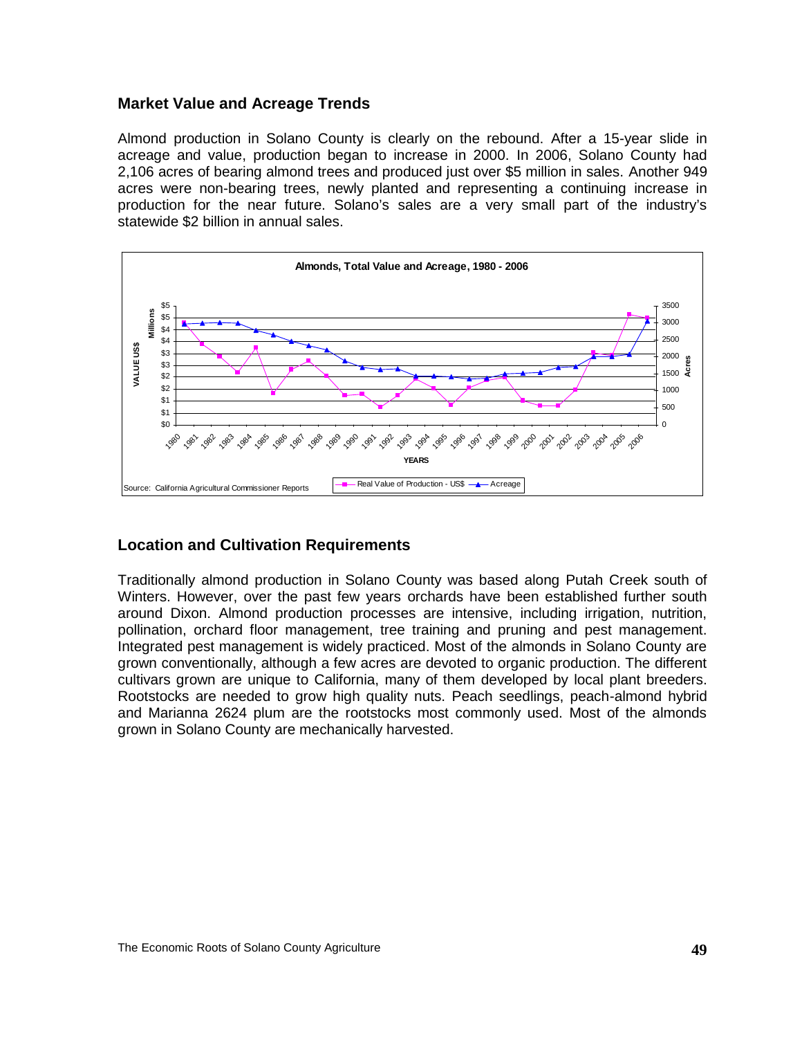## Market Value and Acreage Trends

Almond production in Solano County is clearly on the rebound. After a 15-year slide in acreage and value, production began to increase in 2000. In 2006, Solano County had 2,106 acres of bearing almond trees and produced just over $5 million in sales. Another 949 acres were non-bearing trees, newly planted and representing a continuing increase in production for the near future. Solano's sales are a very small part of the industry's statewide $2 billion in annual sales.

**Almonds, Total Value and Acreage, 1980 - 2006**

Source: California Agricultural Commissioner Reports

## Location and Cultivation Requirements

Traditionally almond production in Solano County was based along Putah Creek south of Winters. However, over the past few years orchards have been established further south around Dixon. Almond production processes are intensive, including irrigation, nutrition, pollination, orchard floor management, tree training and pruning and pest management. Integrated pest management is widely practiced. Most of the almonds in Solano County are grown conventionally, although a few acres are devoted to organic production. The different cultivars grown are unique to California, many of them developed by local plant breeders. Rootstocks are needed to grow high quality nuts. Peach seedlings, peach-almond hybrid and Marianna 2624 plum are the rootstocks most commonly used. Most of the almonds grown in Solano County are mechanically harvested.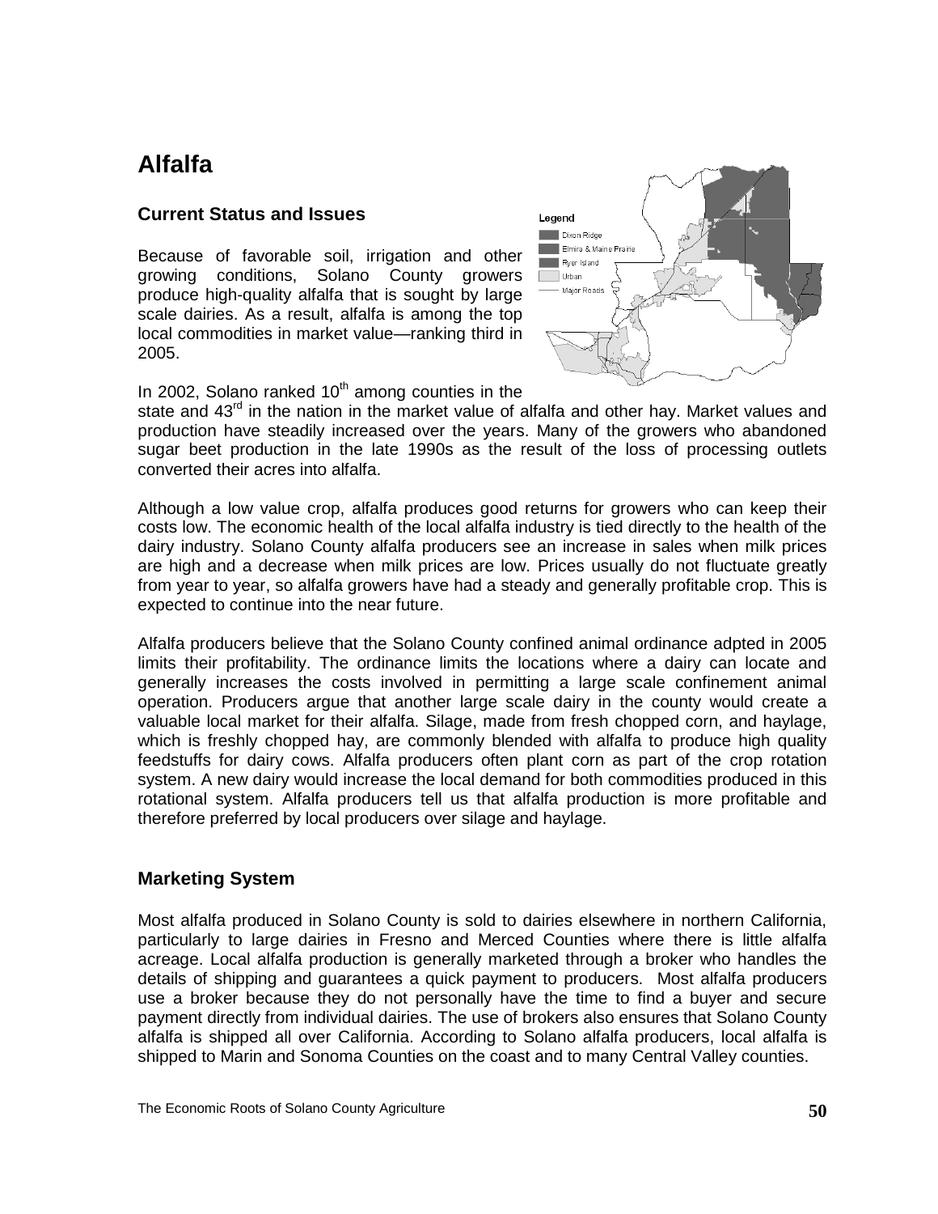# Alfalfa

## Current Status and Issues

Because of favorable soil, irrigation and other growing conditions, Solano County growers produce high-quality alfalfa that is sought by large scale dairies. As a result, alfalfa is among the top local commodities in market value—ranking third in 2005.

In 2002, Solano ranked 10th among counties in the state and 43rd in the nation in the market value of alfalfa and other hay. Market values and production have steadily increased over the years. Many of the growers who abandoned sugar beet production in the late 1990s as the result of the loss of processing outlets converted their acres into alfalfa.

Although a low value crop, alfalfa produces good returns for growers who can keep their costs low. The economic health of the local alfalfa industry is tied directly to the health of the dairy industry. Solano County alfalfa producers see an increase in sales when milk prices are high and a decrease when milk prices are low. Prices usually do not fluctuate greatly from year to year, so alfalfa growers have had a steady and generally profitable crop. This is expected to continue into the near future.

Alfalfa producers believe that the Solano County confined animal ordinance adpted in 2005 limits their profitability. The ordinance limits the locations where a dairy can locate and generally increases the costs involved in permitting a large scale confinement animal operation. Producers argue that another large scale dairy in the county would create a valuable local market for their alfalfa. Silage, made from fresh chopped corn, and haylage, which is freshly chopped hay, are commonly blended with alfalfa to produce high quality feedstuffs for dairy cows. Alfalfa producers often plant corn as part of the crop rotation system. A new dairy would increase the local demand for both commodities produced in this rotational system. Alfalfa producers tell us that alfalfa production is more profitable and therefore preferred by local producers over silage and haylage.

## Marketing System

Most alfalfa produced in Solano County is sold to dairies elsewhere in northern California, particularly to large dairies in Fresno and Merced Counties where there is little alfalfa acreage. Local alfalfa production is generally marketed through a broker who handles the details of shipping and guarantees a quick payment to producers. Most alfalfa producers use a broker because they do not personally have the time to find a buyer and secure payment directly from individual dairies. The use of brokers also ensures that Solano County alfalfa is shipped all over California. According to Solano alfalfa producers, local alfalfa is shipped to Marin and Sonoma Counties on the coast and to many Central Valley counties.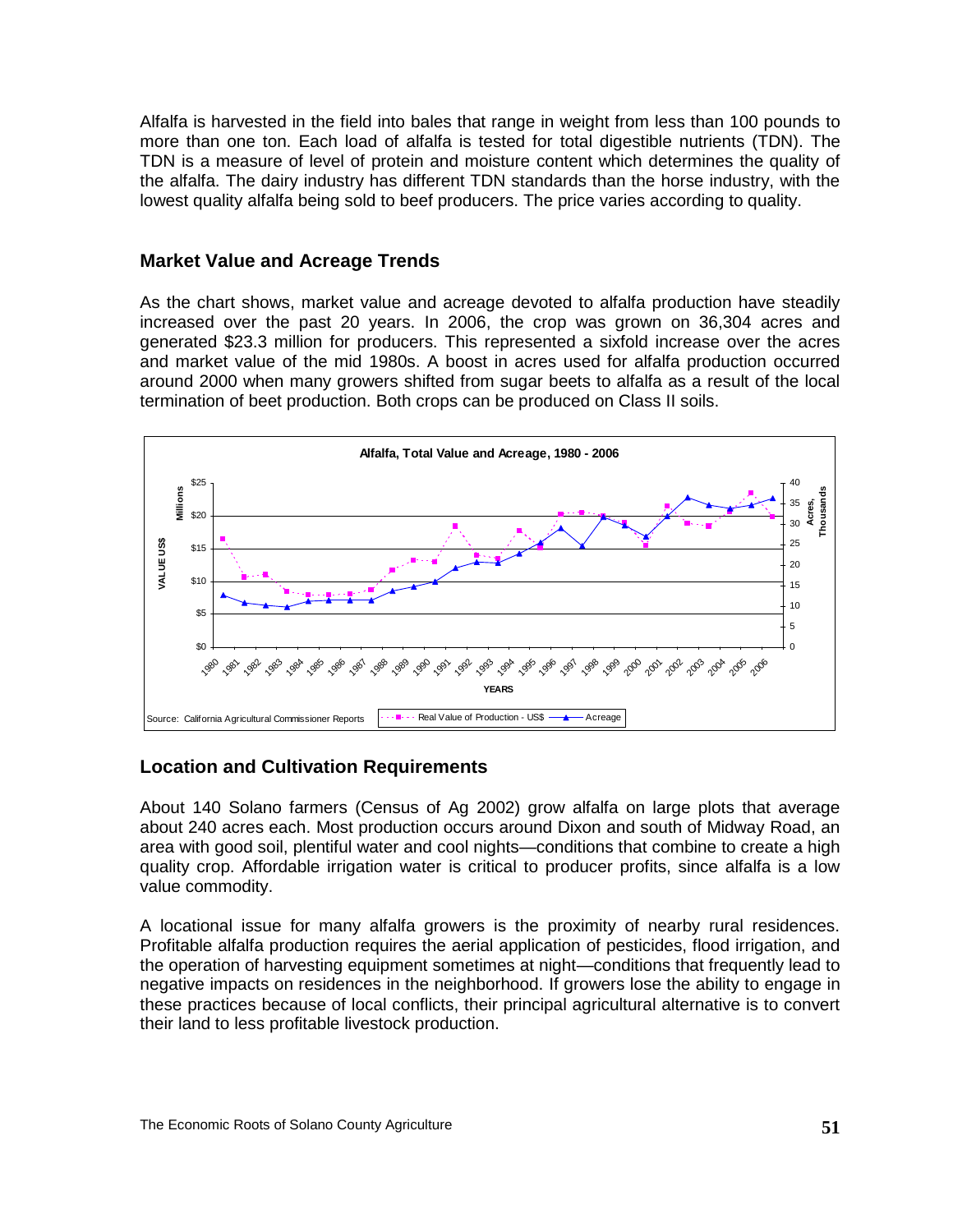Alfalfa is harvested in the field into bales that range in weight from less than 100 pounds to more than one ton. Each load of alfalfa is tested for total digestible nutrients (TDN). The TDN is a measure of level of protein and moisture content which determines the quality of the alfalfa. The dairy industry has different TDN standards than the horse industry, with the lowest quality alfalfa being sold to beef producers. The price varies according to quality.

## Market Value and Acreage Trends

As the chart shows, market value and acreage devoted to alfalfa production have steadily increased over the past 20 years. In 2006, the crop was grown on 36,304 acres and generated $23.3 million for producers. This represented a sixfold increase over the acres and market value of the mid 1980s. A boost in acres used for alfalfa production occurred around 2000 when many growers shifted from sugar beets to alfalfa as a result of the local termination of beet production. Both crops can be produced on Class II soils.

**Alfalfa, Total Value and Acreage, 1980 - 2006**

Source: California Agricultural Commissioner Reports

## Location and Cultivation Requirements

About 140 Solano farmers (Census of Ag 2002) grow alfalfa on large plots that average about 240 acres each. Most production occurs around Dixon and south of Midway Road, an area with good soil, plentiful water and cool nights—conditions that combine to create a high quality crop. Affordable irrigation water is critical to producer profits, since alfalfa is a low value commodity.

A locational issue for many alfalfa growers is the proximity of nearby rural residences. Profitable alfalfa production requires the aerial application of pesticides, flood irrigation, and the operation of harvesting equipment sometimes at night—conditions that frequently lead to negative impacts on residences in the neighborhood. If growers lose the ability to engage in these practices because of local conflicts, their principal agricultural alternative is to convert their land to less profitable livestock production.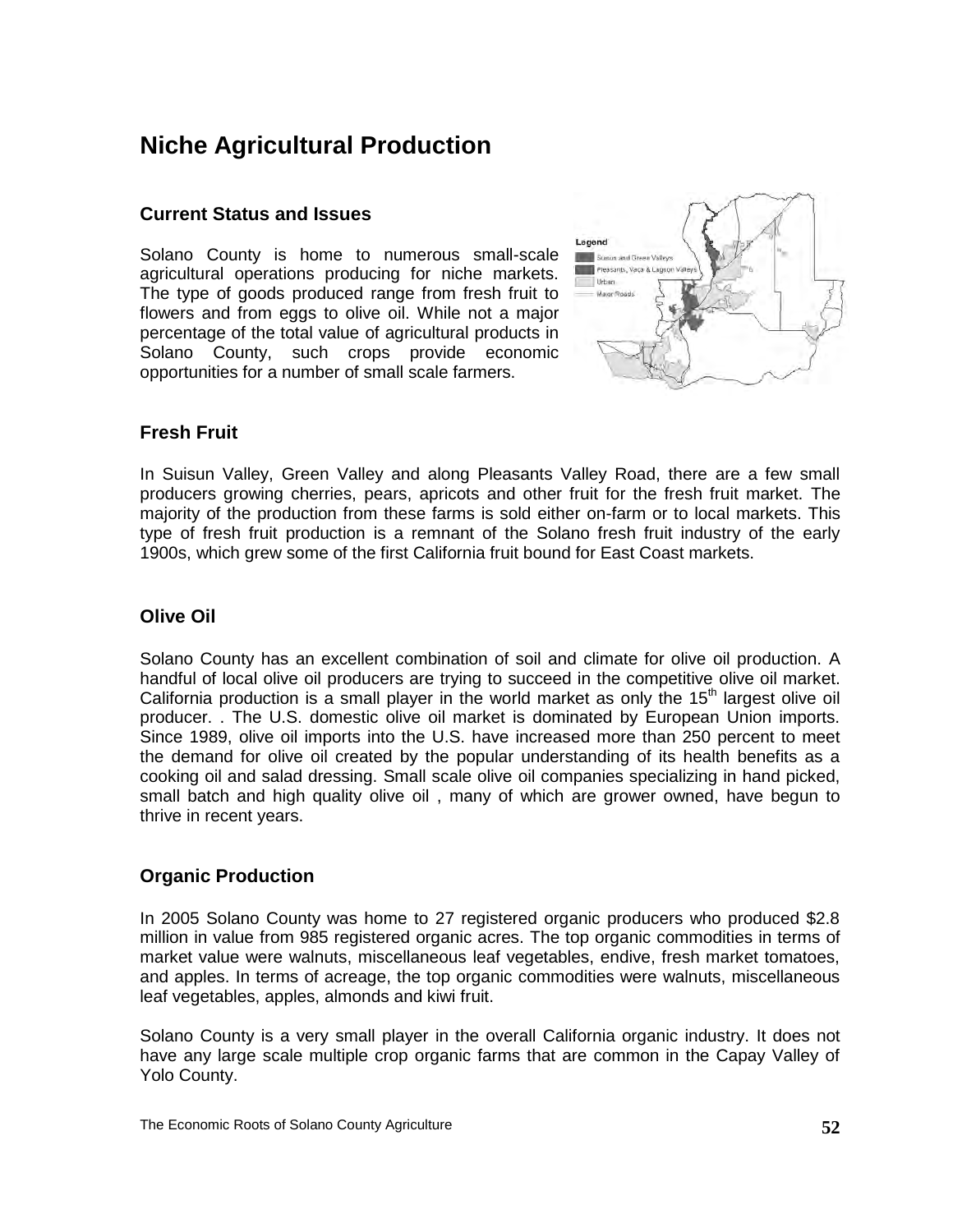# Niche Agricultural Production

## Current Status and Issues

Solano County is home to numerous small-scale agricultural operations producing for niche markets. The type of goods produced range from fresh fruit to flowers and from eggs to olive oil. While not a major percentage of the total value of agricultural products in Solano County, such crops provide economic opportunities for a number of small scale farmers.

## Fresh Fruit

In Suisun Valley, Green Valley and along Pleasants Valley Road, there are a few small producers growing cherries, pears, apricots and other fruit for the fresh fruit market. The majority of the production from these farms is sold either on-farm or to local markets. This type of fresh fruit production is a remnant of the Solano fresh fruit industry of the early 1900s, which grew some of the first California fruit bound for East Coast markets.

## Olive Oil

Solano County has an excellent combination of soil and climate for olive oil production. A handful of local olive oil producers are trying to succeed in the competitive olive oil market. California production is a small player in the world market as only the 15th largest olive oil producer. . The U.S. domestic olive oil market is dominated by European Union imports. Since 1989, olive oil imports into the U.S. have increased more than 250 percent to meet the demand for olive oil created by the popular understanding of its health benefits as a cooking oil and salad dressing. Small scale olive oil companies specializing in hand picked, small batch and high quality olive oil , many of which are grower owned, have begun to thrive in recent years.

## Organic Production

In 2005 Solano County was home to 27 registered organic producers who produced $2.8 million in value from 985 registered organic acres. The top organic commodities in terms of market value were walnuts, miscellaneous leaf vegetables, endive, fresh market tomatoes, and apples. In terms of acreage, the top organic commodities were walnuts, miscellaneous leaf vegetables, apples, almonds and kiwi fruit.

Solano County is a very small player in the overall California organic industry. It does not have any large scale multiple crop organic farms that are common in the Capay Valley of Yolo County.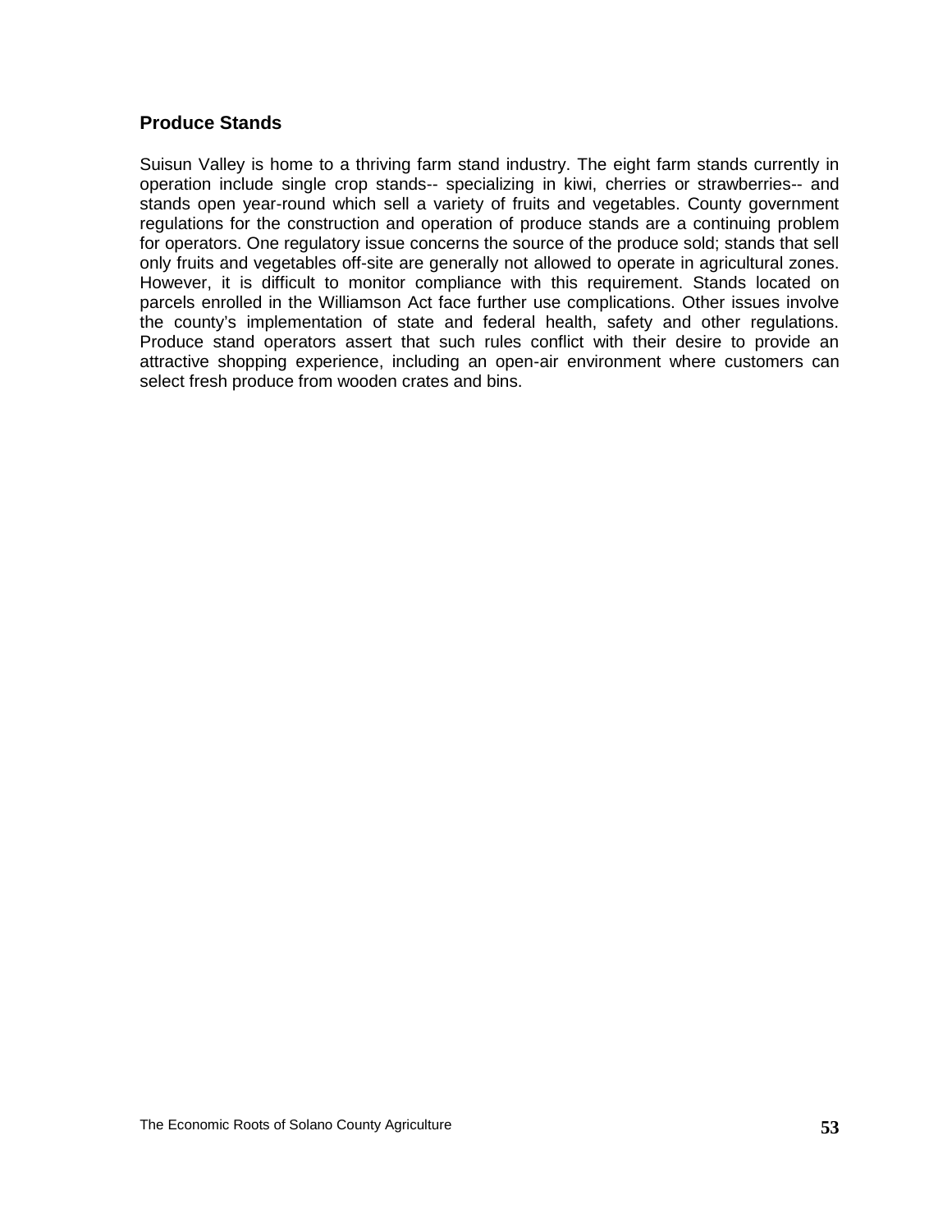## Produce Stands

Suisun Valley is home to a thriving farm stand industry. The eight farm stands currently in operation include single crop stands-- specializing in kiwi, cherries or strawberries-- and stands open year-round which sell a variety of fruits and vegetables. County government regulations for the construction and operation of produce stands are a continuing problem for operators. One regulatory issue concerns the source of the produce sold; stands that sell only fruits and vegetables off-site are generally not allowed to operate in agricultural zones. However, it is difficult to monitor compliance with this requirement. Stands located on parcels enrolled in the Williamson Act face further use complications. Other issues involve the county's implementation of state and federal health, safety and other regulations. Produce stand operators assert that such rules conflict with their desire to provide an attractive shopping experience, including an open-air environment where customers can select fresh produce from wooden crates and bins.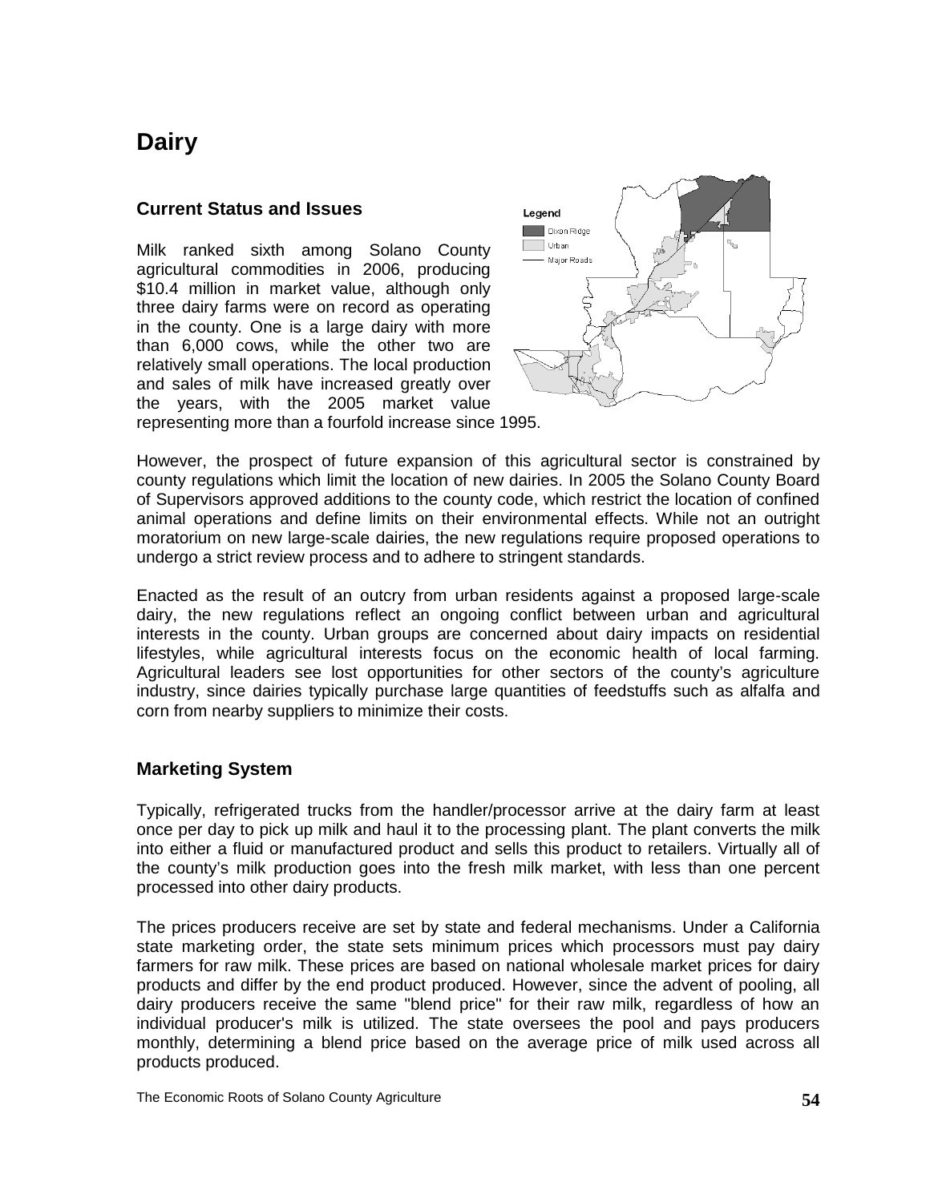# Dairy

## Current Status and Issues

Milk ranked sixth among Solano County agricultural commodities in 2006, producing $10.4 million in market value, although only three dairy farms were on record as operating in the county. One is a large dairy with more than 6,000 cows, while the other two are relatively small operations. The local production and sales of milk have increased greatly over the years, with the 2005 market value representing more than a fourfold increase since 1995.

However, the prospect of future expansion of this agricultural sector is constrained by county regulations which limit the location of new dairies. In 2005 the Solano County Board of Supervisors approved additions to the county code, which restrict the location of confined animal operations and define limits on their environmental effects. While not an outright moratorium on new large-scale dairies, the new regulations require proposed operations to undergo a strict review process and to adhere to stringent standards.

Enacted as the result of an outcry from urban residents against a proposed large-scale dairy, the new regulations reflect an ongoing conflict between urban and agricultural interests in the county. Urban groups are concerned about dairy impacts on residential lifestyles, while agricultural interests focus on the economic health of local farming. Agricultural leaders see lost opportunities for other sectors of the county's agriculture industry, since dairies typically purchase large quantities of feedstuffs such as alfalfa and corn from nearby suppliers to minimize their costs.

## Marketing System

Typically, refrigerated trucks from the handler/processor arrive at the dairy farm at least once per day to pick up milk and haul it to the processing plant. The plant converts the milk into either a fluid or manufactured product and sells this product to retailers. Virtually all of the county's milk production goes into the fresh milk market, with less than one percent processed into other dairy products.

The prices producers receive are set by state and federal mechanisms. Under a California state marketing order, the state sets minimum prices which processors must pay dairy farmers for raw milk. These prices are based on national wholesale market prices for dairy products and differ by the end product produced. However, since the advent of pooling, all dairy producers receive the same "blend price" for their raw milk, regardless of how an individual producer's milk is utilized. The state oversees the pool and pays producers monthly, determining a blend price based on the average price of milk used across all products produced.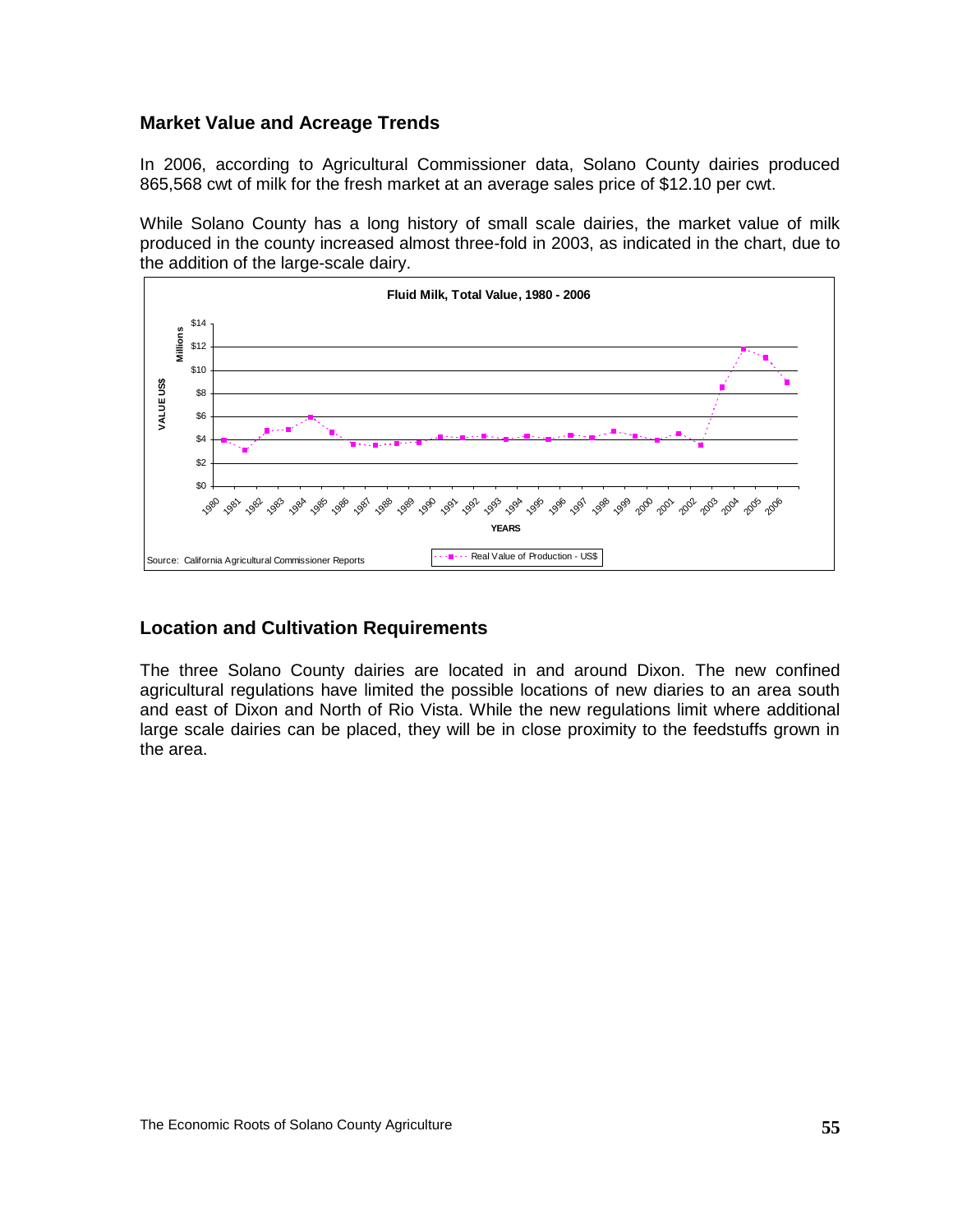## Market Value and Acreage Trends

In 2006, according to Agricultural Commissioner data, Solano County dairies produced 865,568 cwt of milk for the fresh market at an average sales price of $12.10 per cwt.

While Solano County has a long history of small scale dairies, the market value of milk produced in the county increased almost three-fold in 2003, as indicated in the chart, due to the addition of the large-scale dairy.

## Location and Cultivation Requirements

The three Solano County dairies are located in and around Dixon. The new confined agricultural regulations have limited the possible locations of new diaries to an area south and east of Dixon and North of Rio Vista. While the new regulations limit where additional large scale dairies can be placed, they will be in close proximity to the feedstuffs grown in the area.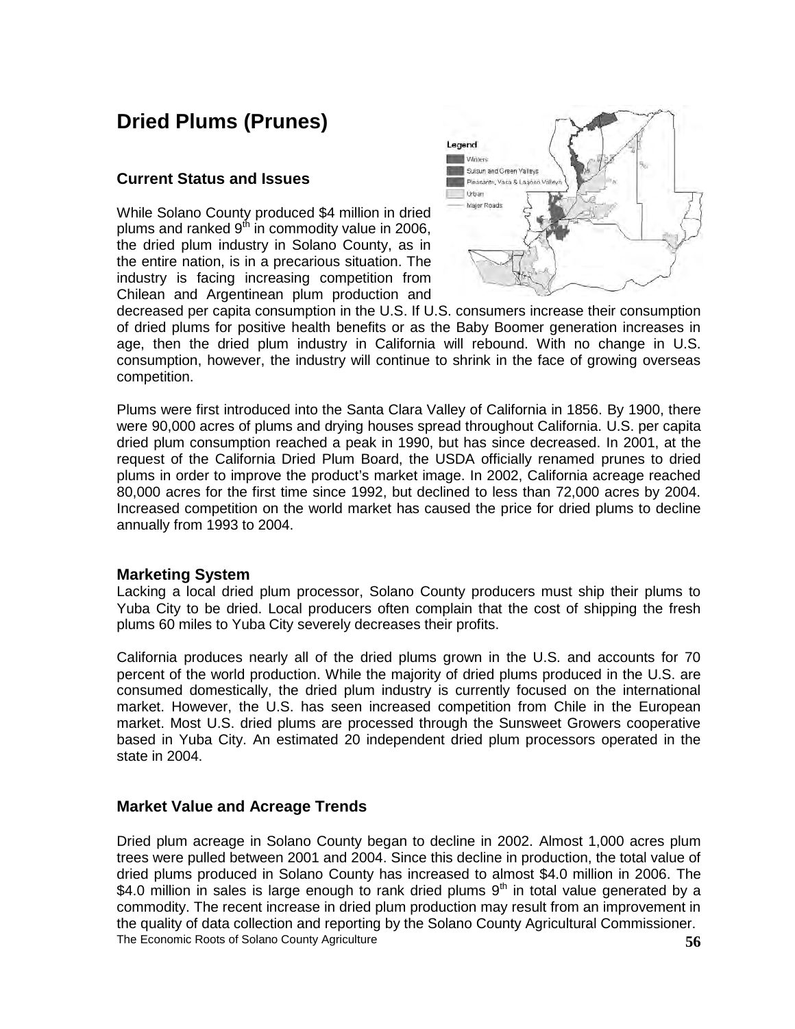# Dried Plums (Prunes)

### Current Status and Issues

While Solano County produced $4 million in dried plums and ranked 9th in commodity value in 2006, the dried plum industry in Solano County, as in the entire nation, is in a precarious situation. The industry is facing increasing competition from Chilean and Argentinean plum production and decreased per capita consumption in the U.S. If U.S. consumers increase their consumption of dried plums for positive health benefits or as the Baby Boomer generation increases in age, then the dried plum industry in California will rebound. With no change in U.S. consumption, however, the industry will continue to shrink in the face of growing overseas competition.

Plums were first introduced into the Santa Clara Valley of California in 1856. By 1900, there were 90,000 acres of plums and drying houses spread throughout California. U.S. per capita dried plum consumption reached a peak in 1990, but has since decreased. In 2001, at the request of the California Dried Plum Board, the USDA officially renamed prunes to dried plums in order to improve the product's market image. In 2002, California acreage reached 80,000 acres for the first time since 1992, but declined to less than 72,000 acres by 2004. Increased competition on the world market has caused the price for dried plums to decline annually from 1993 to 2004.

### Marketing System

Lacking a local dried plum processor, Solano County producers must ship their plums to Yuba City to be dried. Local producers often complain that the cost of shipping the fresh plums 60 miles to Yuba City severely decreases their profits.

California produces nearly all of the dried plums grown in the U.S. and accounts for 70 percent of the world production. While the majority of dried plums produced in the U.S. are consumed domestically, the dried plum industry is currently focused on the international market. However, the U.S. has seen increased competition from Chile in the European market. Most U.S. dried plums are processed through the Sunsweet Growers cooperative based in Yuba City. An estimated 20 independent dried plum processors operated in the state in 2004.

### Market Value and Acreage Trends

Dried plum acreage in Solano County began to decline in 2002. Almost 1,000 acres plum trees were pulled between 2001 and 2004. Since this decline in production, the total value of dried plums produced in Solano County has increased to almost $4.0 million in 2006. The $4.0 million in sales is large enough to rank dried plums 9th in total value generated by a commodity. The recent increase in dried plum production may result from an improvement in the quality of data collection and reporting by the Solano County Agricultural Commissioner.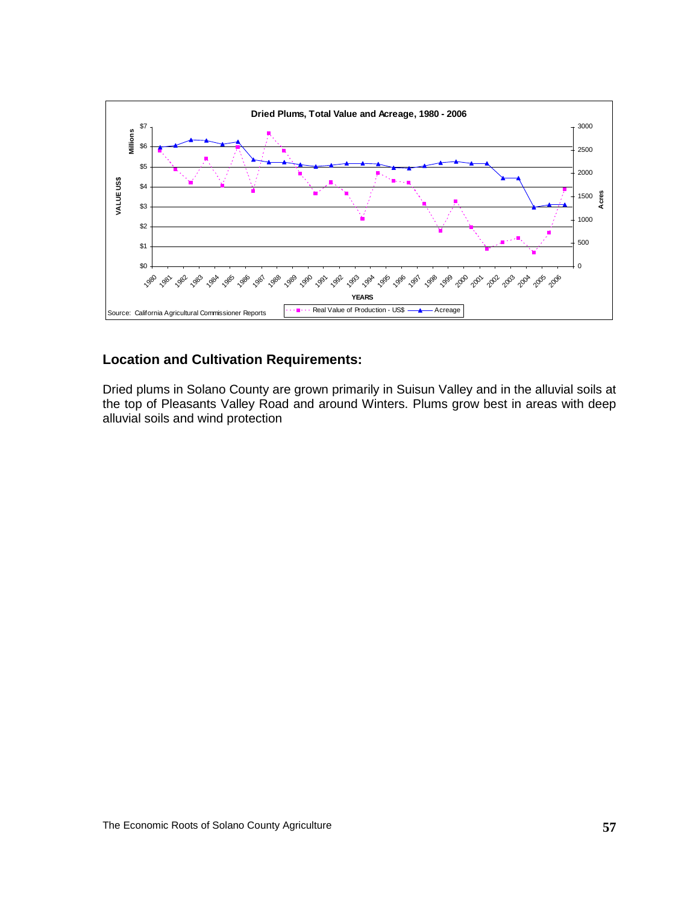**Dried Plums, Total Value and Acreage, 1980 - 2006**

Source: California Agricultural Commissioner Reports

## Location and Cultivation Requirements:

Dried plums in Solano County are grown primarily in Suisun Valley and in the alluvial soils at the top of Pleasants Valley Road and around Winters. Plums grow best in areas with deep alluvial soils and wind protection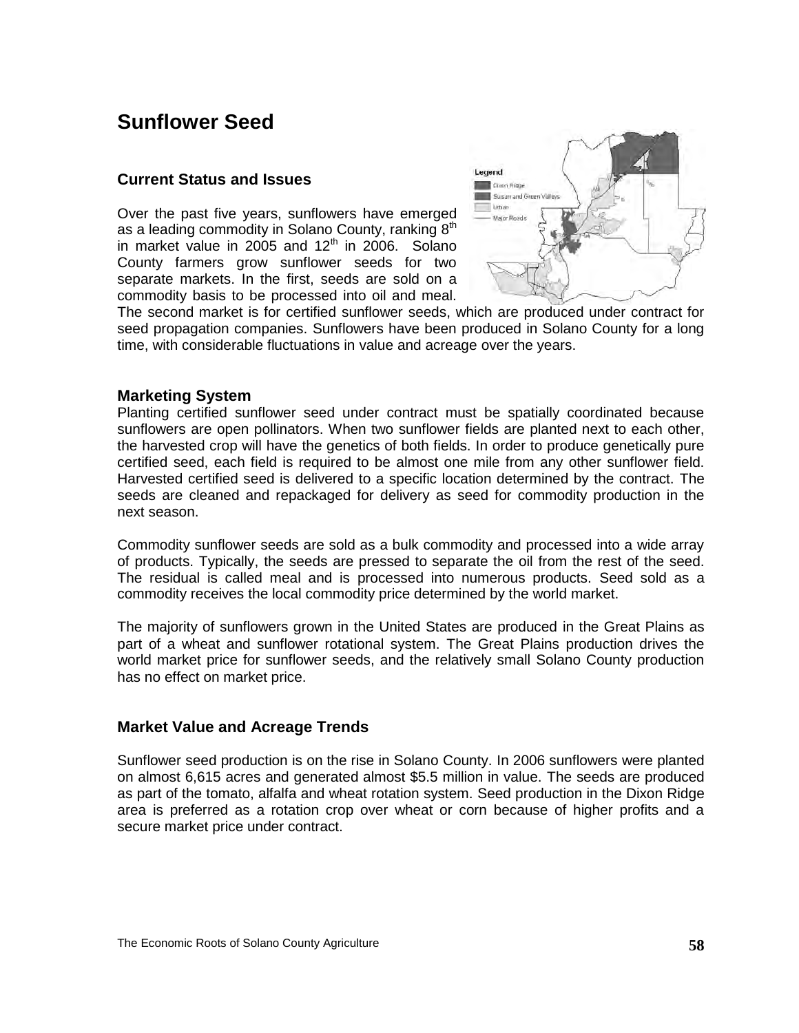# Sunflower Seed

## Current Status and Issues

Over the past five years, sunflowers have emerged as a leading commodity in Solano County, ranking 8th in market value in 2005 and 12th in 2006. Solano County farmers grow sunflower seeds for two separate markets. In the first, seeds are sold on a commodity basis to be processed into oil and meal. The second market is for certified sunflower seeds, which are produced under contract for seed propagation companies. Sunflowers have been produced in Solano County for a long time, with considerable fluctuations in value and acreage over the years.

## Marketing System

Planting certified sunflower seed under contract must be spatially coordinated because sunflowers are open pollinators. When two sunflower fields are planted next to each other, the harvested crop will have the genetics of both fields. In order to produce genetically pure certified seed, each field is required to be almost one mile from any other sunflower field. Harvested certified seed is delivered to a specific location determined by the contract. The seeds are cleaned and repackaged for delivery as seed for commodity production in the next season.

Commodity sunflower seeds are sold as a bulk commodity and processed into a wide array of products. Typically, the seeds are pressed to separate the oil from the rest of the seed. The residual is called meal and is processed into numerous products. Seed sold as a commodity receives the local commodity price determined by the world market.

The majority of sunflowers grown in the United States are produced in the Great Plains as part of a wheat and sunflower rotational system. The Great Plains production drives the world market price for sunflower seeds, and the relatively small Solano County production has no effect on market price.

## Market Value and Acreage Trends

Sunflower seed production is on the rise in Solano County. In 2006 sunflowers were planted on almost 6,615 acres and generated almost $5.5 million in value. The seeds are produced as part of the tomato, alfalfa and wheat rotation system. Seed production in the Dixon Ridge area is preferred as a rotation crop over wheat or corn because of higher profits and a secure market price under contract.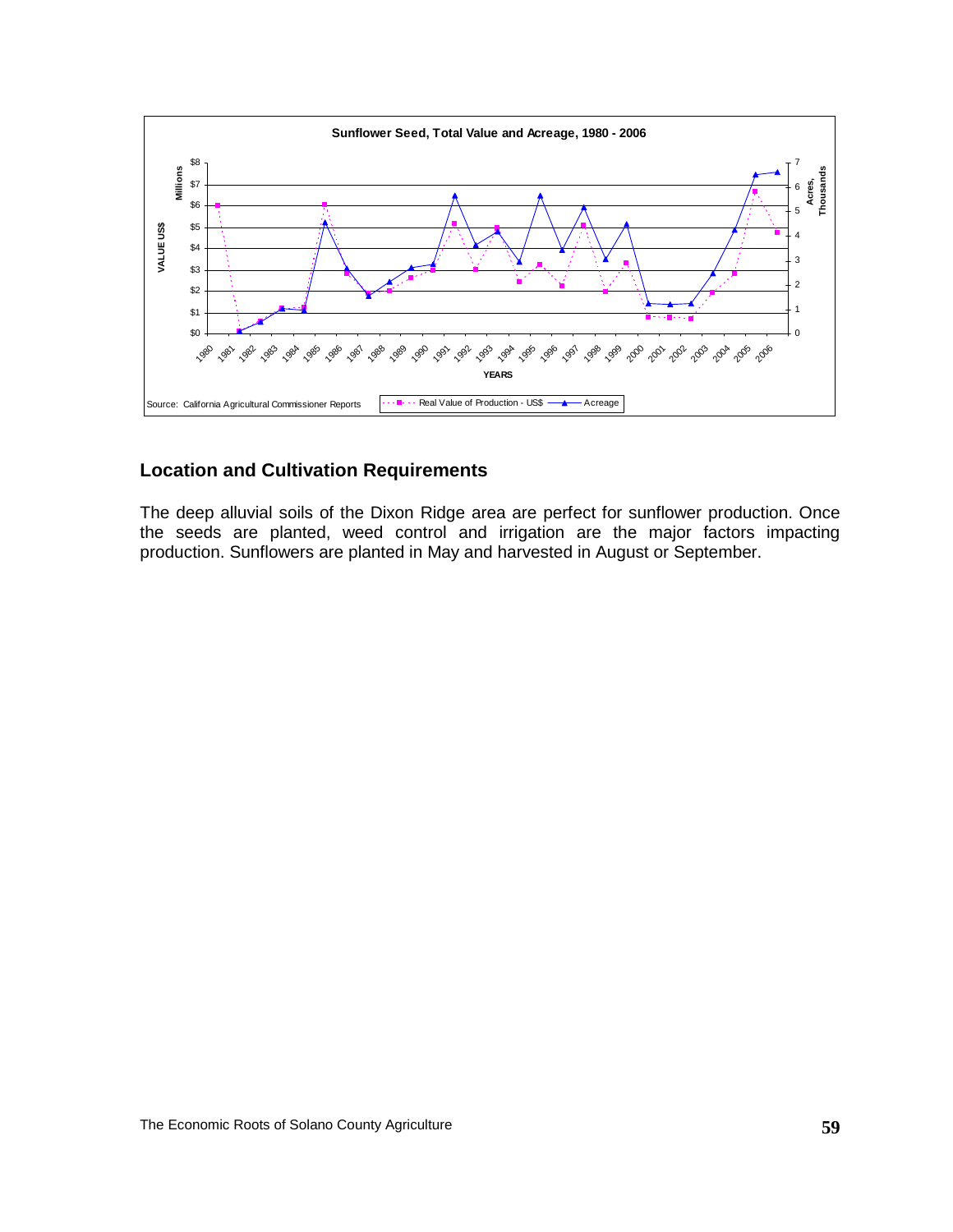Sunflower Seed, Total Value and Acreage, 1980 - 2006

Source: California Agricultural Commissioner Reports

## Location and Cultivation Requirements

The deep alluvial soils of the Dixon Ridge area are perfect for sunflower production. Once the seeds are planted, weed control and irrigation are the major factors impacting production. Sunflowers are planted in May and harvested in August or September.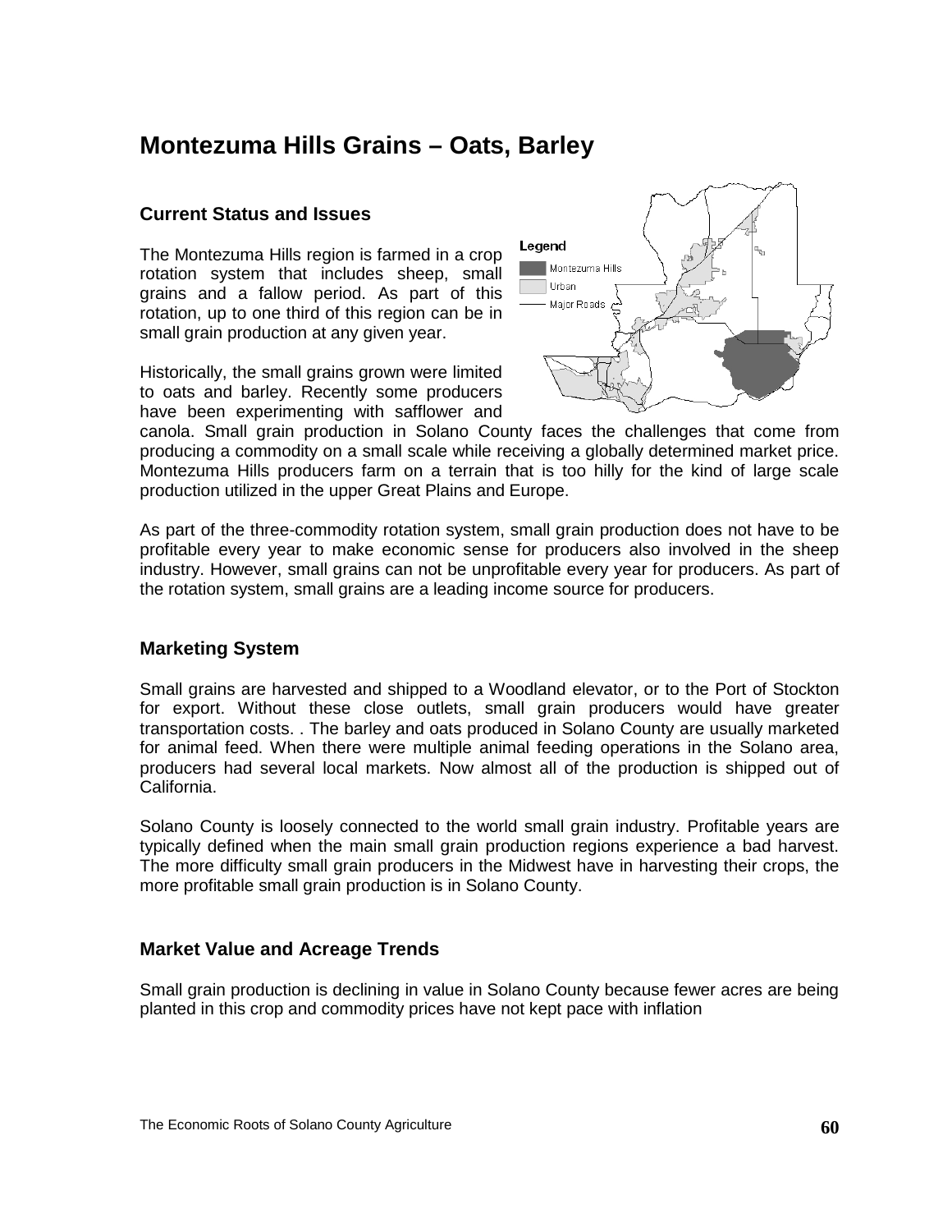# Montezuma Hills Grains – Oats, Barley

## Current Status and Issues

The Montezuma Hills region is farmed in a crop rotation system that includes sheep, small grains and a fallow period. As part of this rotation, up to one third of this region can be in small grain production at any given year.

Historically, the small grains grown were limited to oats and barley. Recently some producers have been experimenting with safflower and canola. Small grain production in Solano County faces the challenges that come from producing a commodity on a small scale while receiving a globally determined market price. Montezuma Hills producers farm on a terrain that is too hilly for the kind of large scale production utilized in the upper Great Plains and Europe.

As part of the three-commodity rotation system, small grain production does not have to be profitable every year to make economic sense for producers also involved in the sheep industry. However, small grains can not be unprofitable every year for producers. As part of the rotation system, small grains are a leading income source for producers.

## Marketing System

Small grains are harvested and shipped to a Woodland elevator, or to the Port of Stockton for export. Without these close outlets, small grain producers would have greater transportation costs. . The barley and oats produced in Solano County are usually marketed for animal feed. When there were multiple animal feeding operations in the Solano area, producers had several local markets. Now almost all of the production is shipped out of California.

Solano County is loosely connected to the world small grain industry. Profitable years are typically defined when the main small grain production regions experience a bad harvest. The more difficulty small grain producers in the Midwest have in harvesting their crops, the more profitable small grain production is in Solano County.

## Market Value and Acreage Trends

Small grain production is declining in value in Solano County because fewer acres are being planted in this crop and commodity prices have not kept pace with inflation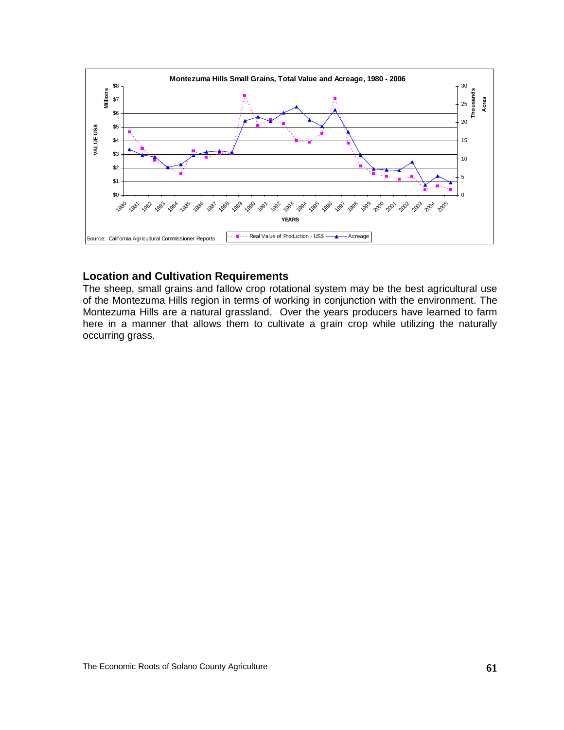## Location and Cultivation Requirements

The sheep, small grains and fallow crop rotational system may be the best agricultural use of the Montezuma Hills region in terms of working in conjunction with the environment. The Montezuma Hills are a natural grassland. Over the years producers have learned to farm here in a manner that allows them to cultivate a grain crop while utilizing the naturally occurring grass.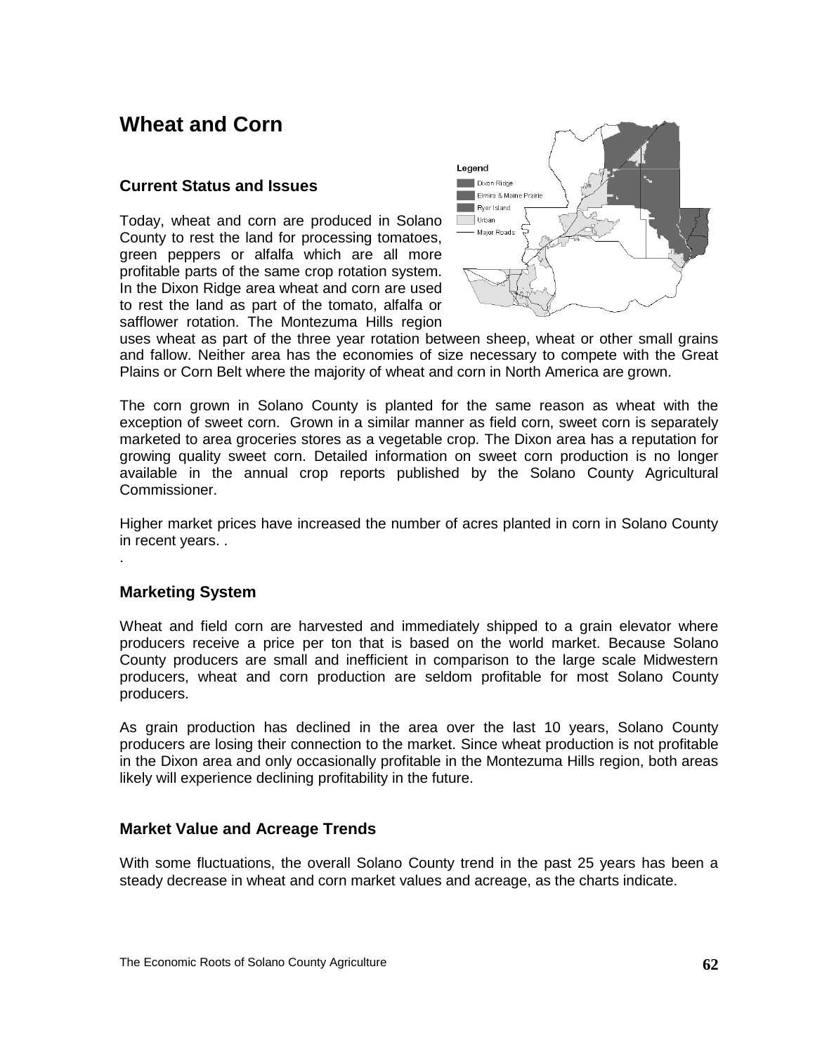# Wheat and Corn

## Current Status and Issues

Today, wheat and corn are produced in Solano County to rest the land for processing tomatoes, green peppers or alfalfa which are all more profitable parts of the same crop rotation system. In the Dixon Ridge area wheat and corn are used to rest the land as part of the tomato, alfalfa or safflower rotation. The Montezuma Hills region uses wheat as part of the three year rotation between sheep, wheat or other small grains and fallow. Neither area has the economies of size necessary to compete with the Great Plains or Corn Belt where the majority of wheat and corn in North America are grown.

The corn grown in Solano County is planted for the same reason as wheat with the exception of sweet corn. Grown in a similar manner as field corn, sweet corn is separately marketed to area groceries stores as a vegetable crop. The Dixon area has a reputation for growing quality sweet corn. Detailed information on sweet corn production is no longer available in the annual crop reports published by the Solano County Agricultural Commissioner.

Higher market prices have increased the number of acres planted in corn in Solano County in recent years. .

.

## Marketing System

Wheat and field corn are harvested and immediately shipped to a grain elevator where producers receive a price per ton that is based on the world market. Because Solano County producers are small and inefficient in comparison to the large scale Midwestern producers, wheat and corn production are seldom profitable for most Solano County producers.

As grain production has declined in the area over the last 10 years, Solano County producers are losing their connection to the market. Since wheat production is not profitable in the Dixon area and only occasionally profitable in the Montezuma Hills region, both areas likely will experience declining profitability in the future.

## Market Value and Acreage Trends

With some fluctuations, the overall Solano County trend in the past 25 years has been a steady decrease in wheat and corn market values and acreage, as the charts indicate.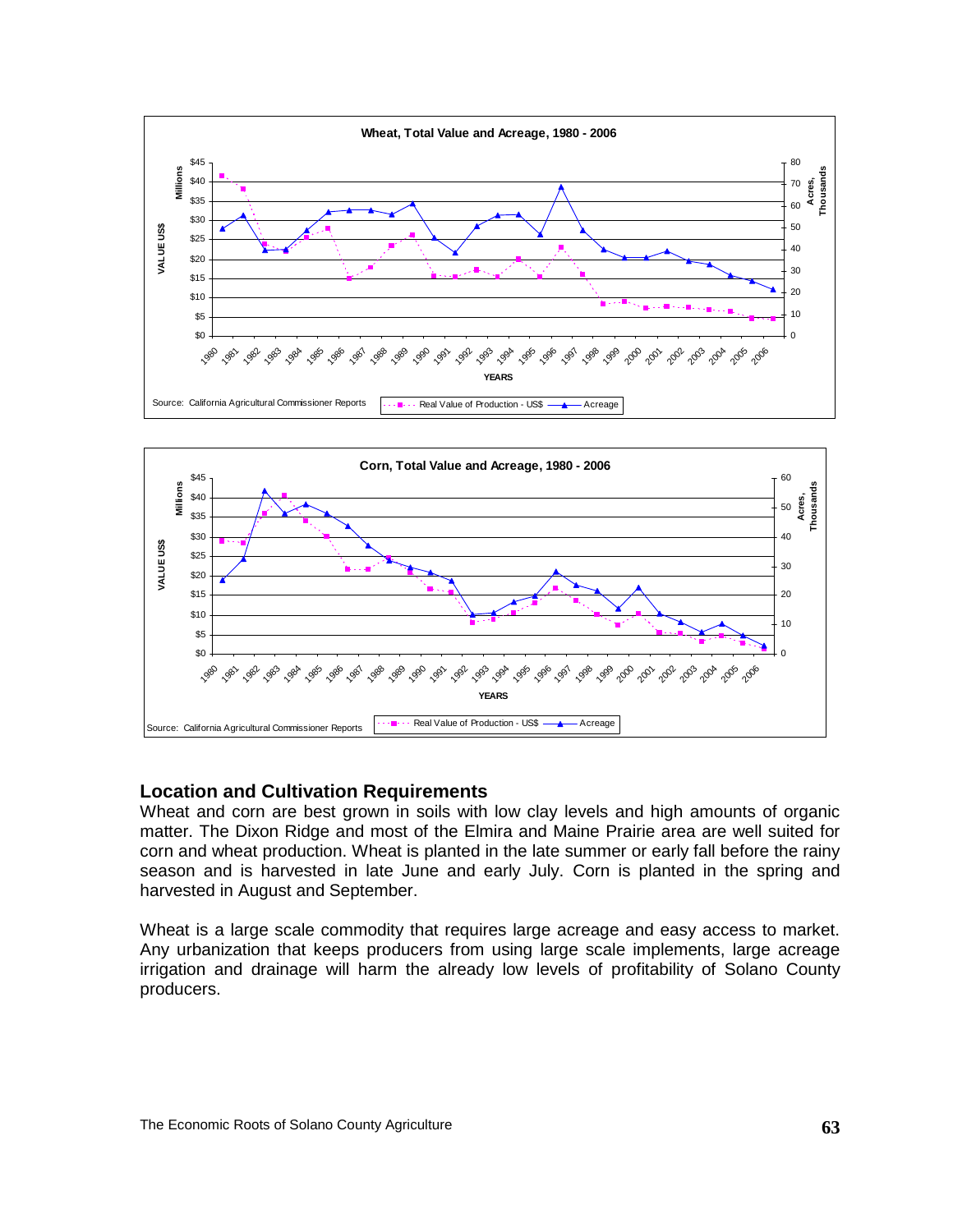## Location and Cultivation Requirements

Wheat and corn are best grown in soils with low clay levels and high amounts of organic matter. The Dixon Ridge and most of the Elmira and Maine Prairie area are well suited for corn and wheat production. Wheat is planted in the late summer or early fall before the rainy season and is harvested in late June and early July. Corn is planted in the spring and harvested in August and September.

Wheat is a large scale commodity that requires large acreage and easy access to market. Any urbanization that keeps producers from using large scale implements, large acreage irrigation and drainage will harm the already low levels of profitability of Solano County producers.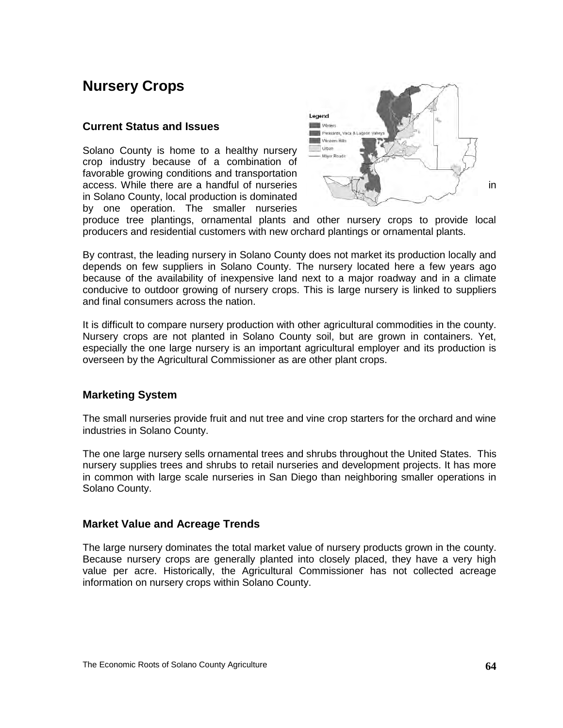# Nursery Crops

### Current Status and Issues

Solano County is home to a healthy nursery crop industry because of a combination of favorable growing conditions and transportation access. While there are a handful of nurseries in in Solano County, local production is dominated by one operation. The smaller nurseries produce tree plantings, ornamental plants and other nursery crops to provide local producers and residential customers with new orchard plantings or ornamental plants.

By contrast, the leading nursery in Solano County does not market its production locally and depends on few suppliers in Solano County. The nursery located here a few years ago because of the availability of inexpensive land next to a major roadway and in a climate conducive to outdoor growing of nursery crops. This is large nursery is linked to suppliers and final consumers across the nation.

It is difficult to compare nursery production with other agricultural commodities in the county. Nursery crops are not planted in Solano County soil, but are grown in containers. Yet, especially the one large nursery is an important agricultural employer and its production is overseen by the Agricultural Commissioner as are other plant crops.

### Marketing System

The small nurseries provide fruit and nut tree and vine crop starters for the orchard and wine industries in Solano County.

The one large nursery sells ornamental trees and shrubs throughout the United States. This nursery supplies trees and shrubs to retail nurseries and development projects. It has more in common with large scale nurseries in San Diego than neighboring smaller operations in Solano County.

### Market Value and Acreage Trends

The large nursery dominates the total market value of nursery products grown in the county. Because nursery crops are generally planted into closely placed, they have a very high value per acre. Historically, the Agricultural Commissioner has not collected acreage information on nursery crops within Solano County.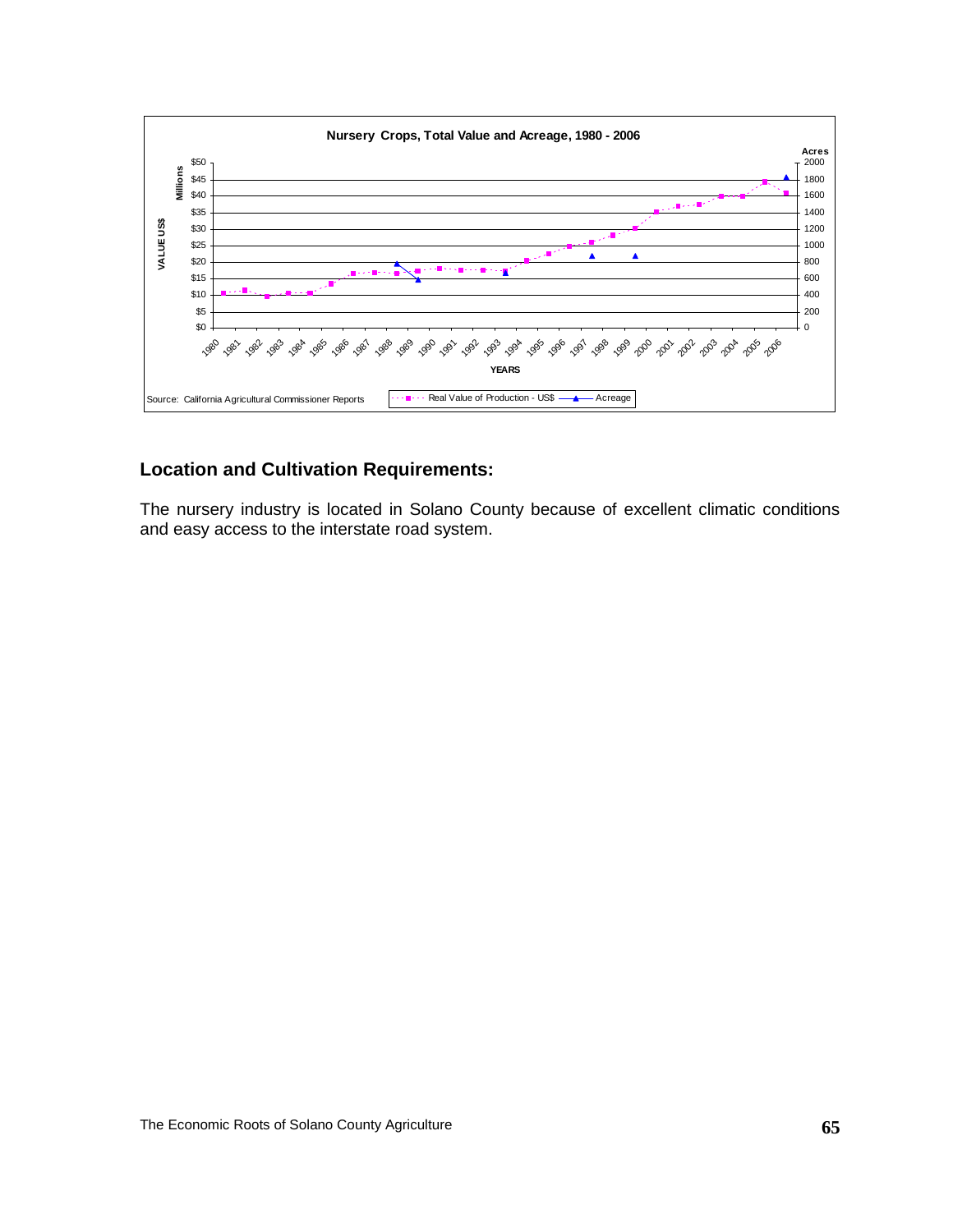**Nursery Crops, Total Value and Acreage, 1980 - 2006**

Source: California Agricultural Commissioner Reports

Real Value of Production - US$ — Acreage

## Location and Cultivation Requirements:

The nursery industry is located in Solano County because of excellent climatic conditions and easy access to the interstate road system.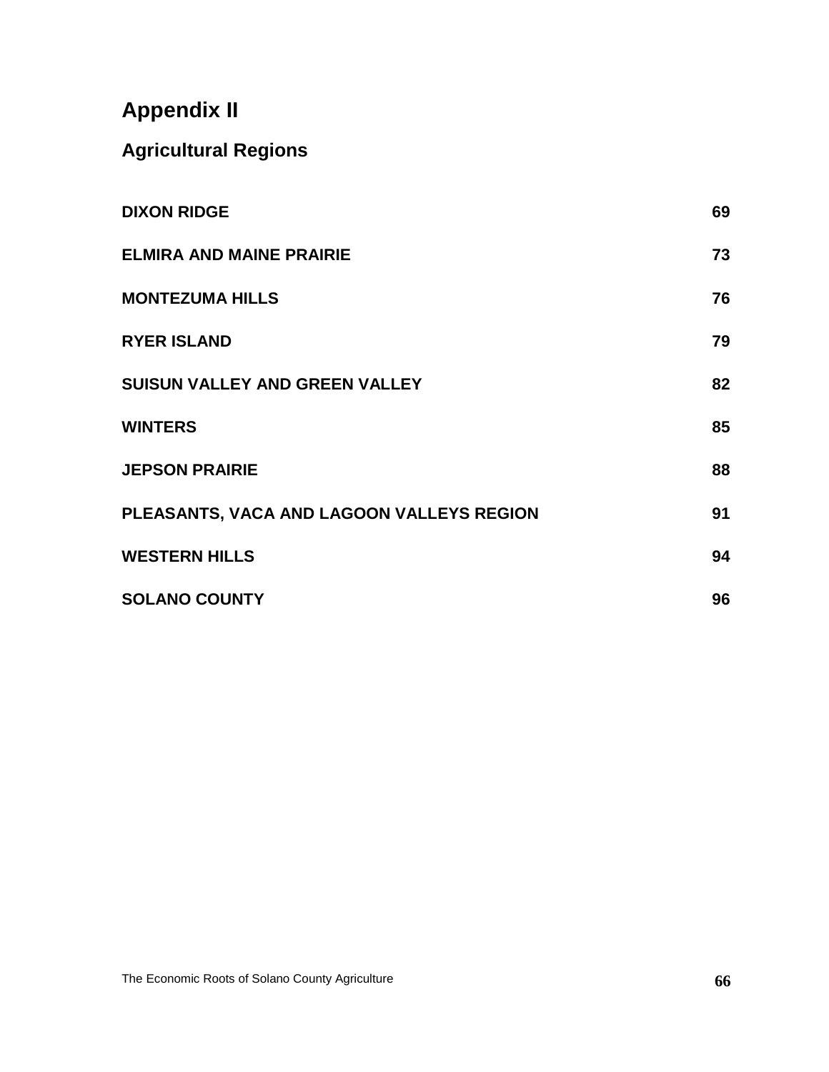# Appendix II

## Agricultural Regions

| | |
|---|---|
| **DIXON RIDGE** | **69** |
| **ELMIRA AND MAINE PRAIRIE** | **73** |
| **MONTEZUMA HILLS** | **76** |
| **RYER ISLAND** | **79** |
| **SUISUN VALLEY AND GREEN VALLEY** | **82** |
| **WINTERS** | **85** |
| **JEPSON PRAIRIE** | **88** |
| **PLEASANTS, VACA AND LAGOON VALLEYS REGION** | **91** |
| **WESTERN HILLS** | **94** |
| **SOLANO COUNTY** | **96** |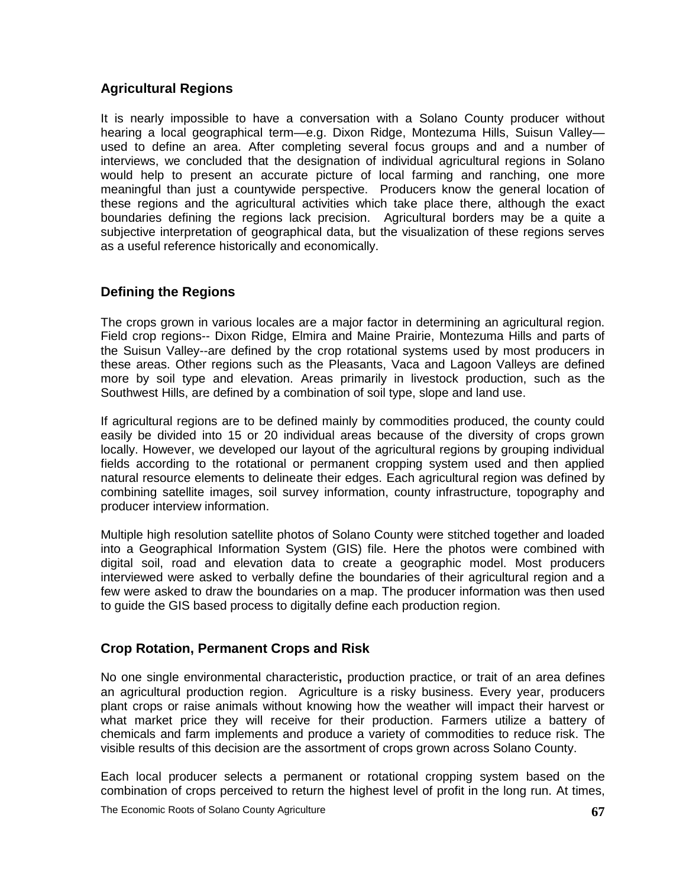## Agricultural Regions

It is nearly impossible to have a conversation with a Solano County producer without hearing a local geographical term—e.g. Dixon Ridge, Montezuma Hills, Suisun Valley—used to define an area. After completing several focus groups and and a number of interviews, we concluded that the designation of individual agricultural regions in Solano would help to present an accurate picture of local farming and ranching, one more meaningful than just a countywide perspective. Producers know the general location of these regions and the agricultural activities which take place there, although the exact boundaries defining the regions lack precision. Agricultural borders may be a quite a subjective interpretation of geographical data, but the visualization of these regions serves as a useful reference historically and economically.

## Defining the Regions

The crops grown in various locales are a major factor in determining an agricultural region. Field crop regions-- Dixon Ridge, Elmira and Maine Prairie, Montezuma Hills and parts of the Suisun Valley--are defined by the crop rotational systems used by most producers in these areas. Other regions such as the Pleasants, Vaca and Lagoon Valleys are defined more by soil type and elevation. Areas primarily in livestock production, such as the Southwest Hills, are defined by a combination of soil type, slope and land use.

If agricultural regions are to be defined mainly by commodities produced, the county could easily be divided into 15 or 20 individual areas because of the diversity of crops grown locally. However, we developed our layout of the agricultural regions by grouping individual fields according to the rotational or permanent cropping system used and then applied natural resource elements to delineate their edges. Each agricultural region was defined by combining satellite images, soil survey information, county infrastructure, topography and producer interview information.

Multiple high resolution satellite photos of Solano County were stitched together and loaded into a Geographical Information System (GIS) file. Here the photos were combined with digital soil, road and elevation data to create a geographic model. Most producers interviewed were asked to verbally define the boundaries of their agricultural region and a few were asked to draw the boundaries on a map. The producer information was then used to guide the GIS based process to digitally define each production region.

## Crop Rotation, Permanent Crops and Risk

No one single environmental characteristic**,** production practice, or trait of an area defines an agricultural production region. Agriculture is a risky business. Every year, producers plant crops or raise animals without knowing how the weather will impact their harvest or what market price they will receive for their production. Farmers utilize a battery of chemicals and farm implements and produce a variety of commodities to reduce risk. The visible results of this decision are the assortment of crops grown across Solano County.

Each local producer selects a permanent or rotational cropping system based on the combination of crops perceived to return the highest level of profit in the long run. At times,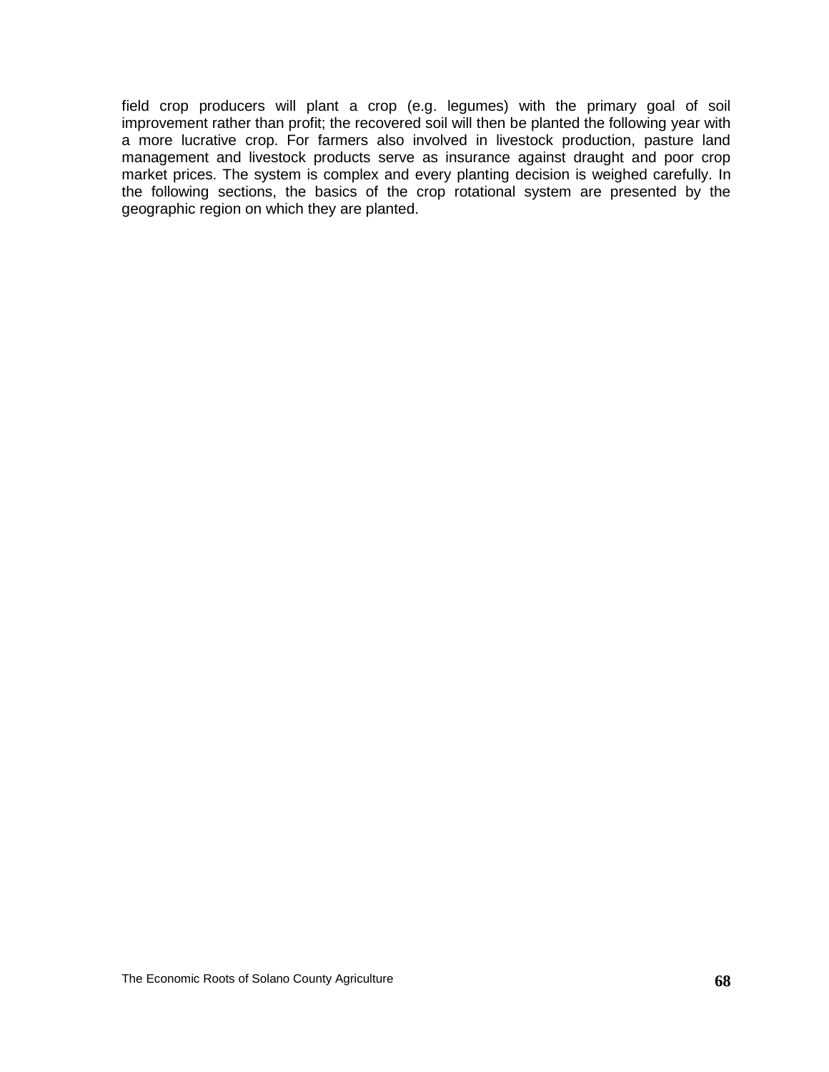field crop producers will plant a crop (e.g. legumes) with the primary goal of soil improvement rather than profit; the recovered soil will then be planted the following year with a more lucrative crop. For farmers also involved in livestock production, pasture land management and livestock products serve as insurance against draught and poor crop market prices. The system is complex and every planting decision is weighed carefully. In the following sections, the basics of the crop rotational system are presented by the geographic region on which they are planted.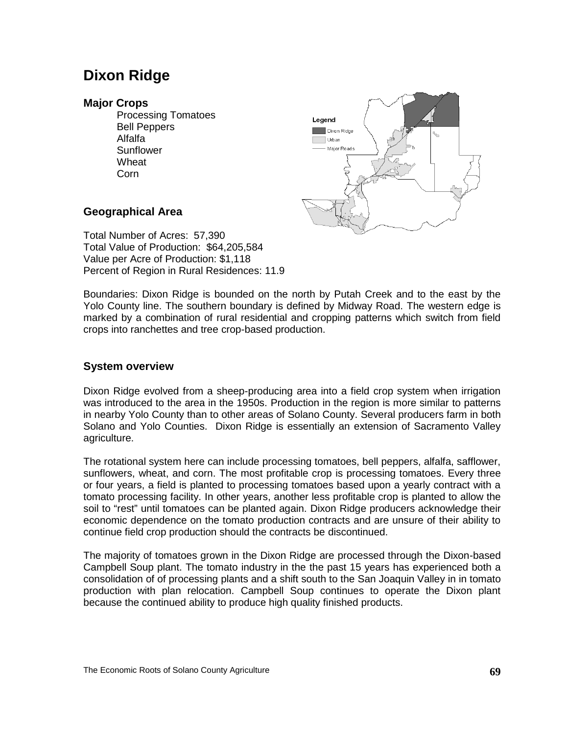# Dixon Ridge

## Major Crops

- Processing Tomatoes
- Bell Peppers
- Alfalfa
- Sunflower
- Wheat
- Corn

## Geographical Area

Total Number of Acres: 57,390
Total Value of Production: $64,205,584
Value per Acre of Production: $1,118
Percent of Region in Rural Residences: 11.9

Boundaries: Dixon Ridge is bounded on the north by Putah Creek and to the east by the Yolo County line. The southern boundary is defined by Midway Road. The western edge is marked by a combination of rural residential and cropping patterns which switch from field crops into ranchettes and tree crop-based production.

## System overview

Dixon Ridge evolved from a sheep-producing area into a field crop system when irrigation was introduced to the area in the 1950s. Production in the region is more similar to patterns in nearby Yolo County than to other areas of Solano County. Several producers farm in both Solano and Yolo Counties. Dixon Ridge is essentially an extension of Sacramento Valley agriculture.

The rotational system here can include processing tomatoes, bell peppers, alfalfa, safflower, sunflowers, wheat, and corn. The most profitable crop is processing tomatoes. Every three or four years, a field is planted to processing tomatoes based upon a yearly contract with a tomato processing facility. In other years, another less profitable crop is planted to allow the soil to "rest" until tomatoes can be planted again. Dixon Ridge producers acknowledge their economic dependence on the tomato production contracts and are unsure of their ability to continue field crop production should the contracts be discontinued.

The majority of tomatoes grown in the Dixon Ridge are processed through the Dixon-based Campbell Soup plant. The tomato industry in the the past 15 years has experienced both a consolidation of of processing plants and a shift south to the San Joaquin Valley in in tomato production with plan relocation. Campbell Soup continues to operate the Dixon plant because the continued ability to produce high quality finished products.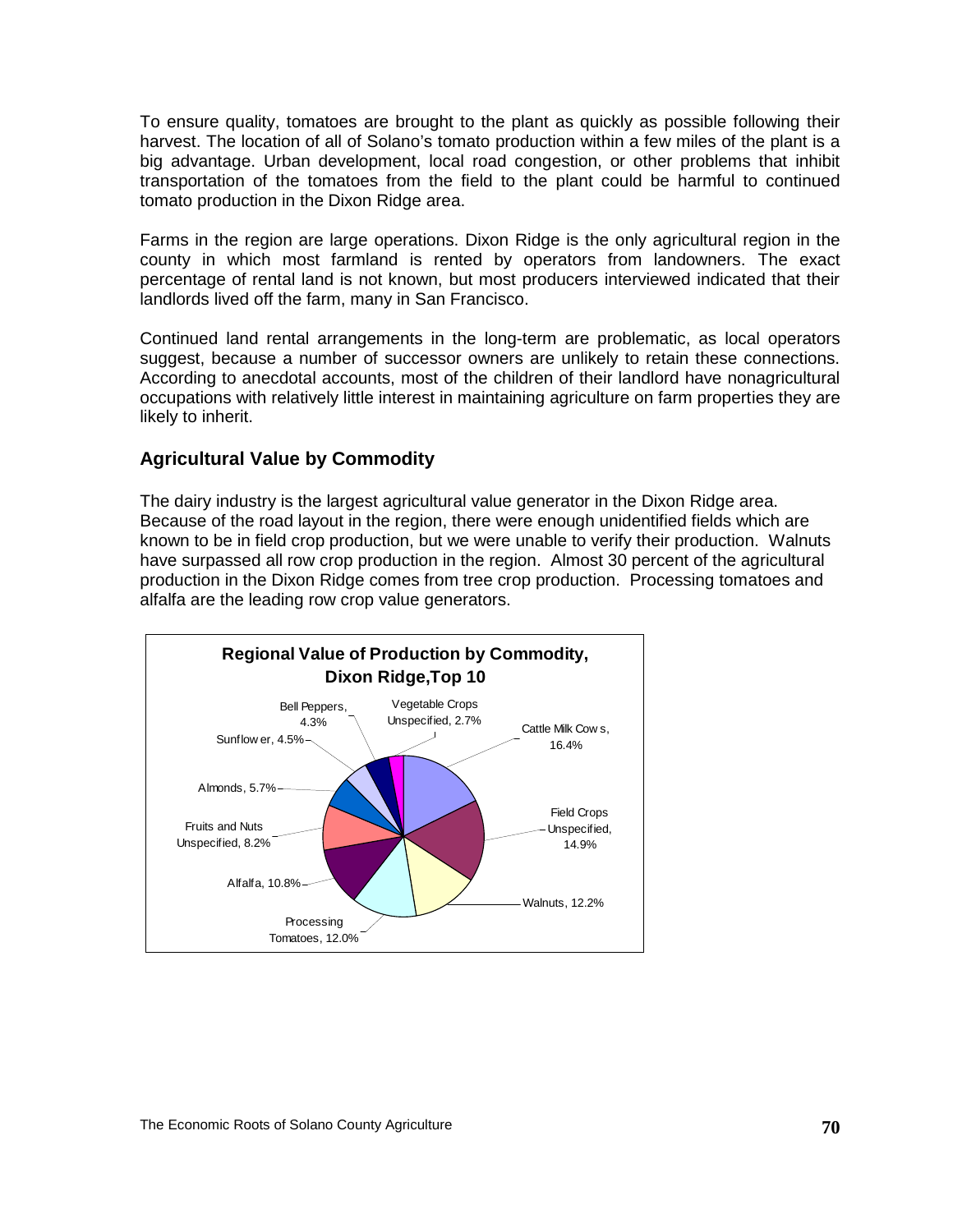To ensure quality, tomatoes are brought to the plant as quickly as possible following their harvest. The location of all of Solano's tomato production within a few miles of the plant is a big advantage. Urban development, local road congestion, or other problems that inhibit transportation of the tomatoes from the field to the plant could be harmful to continued tomato production in the Dixon Ridge area.

Farms in the region are large operations. Dixon Ridge is the only agricultural region in the county in which most farmland is rented by operators from landowners. The exact percentage of rental land is not known, but most producers interviewed indicated that their landlords lived off the farm, many in San Francisco.

Continued land rental arrangements in the long-term are problematic, as local operators suggest, because a number of successor owners are unlikely to retain these connections. According to anecdotal accounts, most of the children of their landlord have nonagricultural occupations with relatively little interest in maintaining agriculture on farm properties they are likely to inherit.

### Agricultural Value by Commodity

The dairy industry is the largest agricultural value generator in the Dixon Ridge area. Because of the road layout in the region, there were enough unidentified fields which are known to be in field crop production, but we were unable to verify their production. Walnuts have surpassed all row crop production in the region. Almost 30 percent of the agricultural production in the Dixon Ridge comes from tree crop production. Processing tomatoes and alfalfa are the leading row crop value generators.

**Regional Value of Production by Commodity, Dixon Ridge,Top 10**

| Commodity | Share |
| --- | --- |
| Cattle Milk Cows | 16.4% |
| Field Crops Unspecified | 14.9% |
| Walnuts | 12.2% |
| Processing Tomatoes | 12.0% |
| Alfalfa | 10.8% |
| Fruits and Nuts Unspecified | 8.2% |
| Almonds | 5.7% |
| Sunflower | 4.5% |
| Bell Peppers | 4.3% |
| Vegetable Crops Unspecified | 2.7% |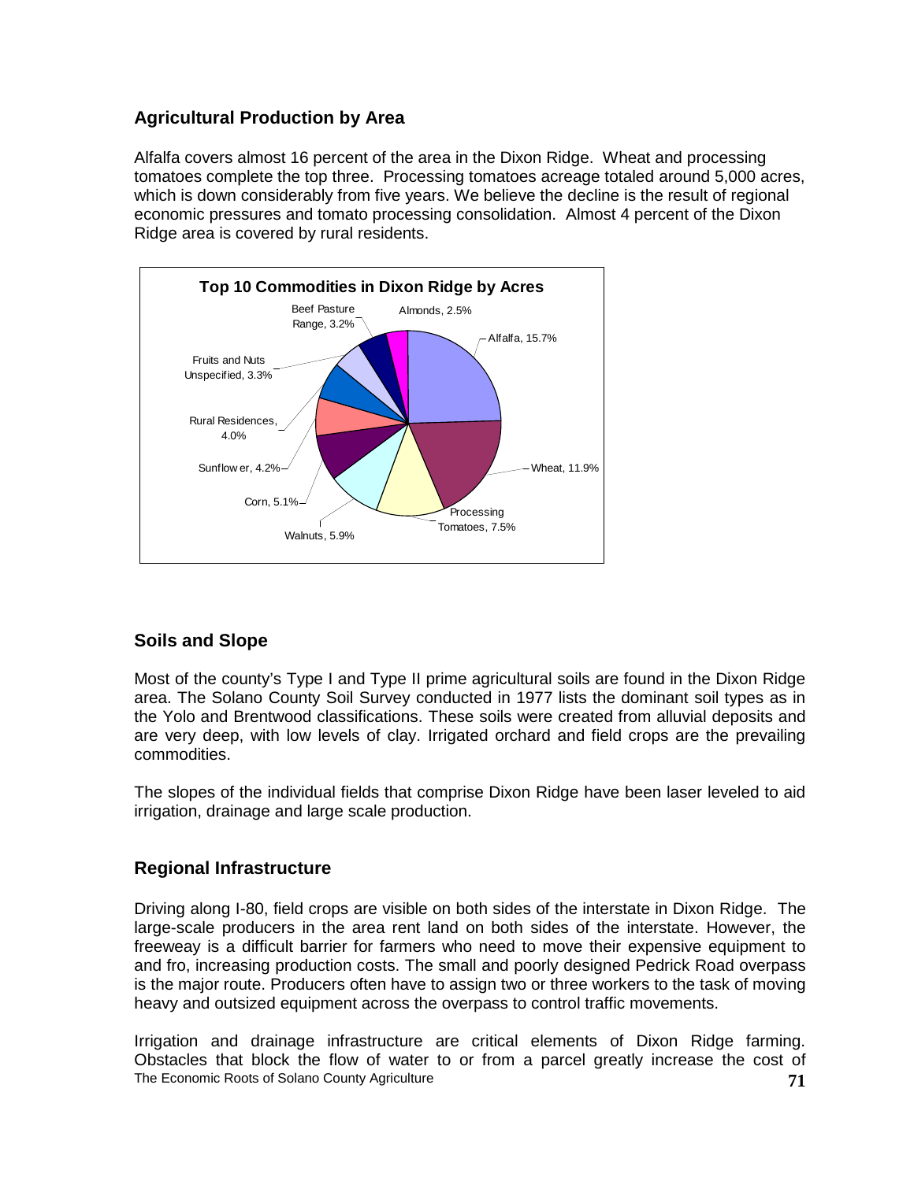## Agricultural Production by Area

Alfalfa covers almost 16 percent of the area in the Dixon Ridge. Wheat and processing tomatoes complete the top three. Processing tomatoes acreage totaled around 5,000 acres, which is down considerably from five years. We believe the decline is the result of regional economic pressures and tomato processing consolidation. Almost 4 percent of the Dixon Ridge area is covered by rural residents.

**Top 10 Commodities in Dixon Ridge by Acres**

| Commodity | Percent of Acres |
| --- | --- |
| Alfalfa | 15.7% |
| Wheat | 11.9% |
| Processing Tomatoes | 7.5% |
| Walnuts | 5.9% |
| Corn | 5.1% |
| Sunflower | 4.2% |
| Rural Residences | 4.0% |
| Fruits and Nuts Unspecified | 3.3% |
| Beef Pasture Range | 3.2% |
| Almonds | 2.5% |

## Soils and Slope

Most of the county's Type I and Type II prime agricultural soils are found in the Dixon Ridge area. The Solano County Soil Survey conducted in 1977 lists the dominant soil types as in the Yolo and Brentwood classifications. These soils were created from alluvial deposits and are very deep, with low levels of clay. Irrigated orchard and field crops are the prevailing commodities.

The slopes of the individual fields that comprise Dixon Ridge have been laser leveled to aid irrigation, drainage and large scale production.

## Regional Infrastructure

Driving along I-80, field crops are visible on both sides of the interstate in Dixon Ridge. The large-scale producers in the area rent land on both sides of the interstate. However, the freeway is a difficult barrier for farmers who need to move their expensive equipment to and fro, increasing production costs. The small and poorly designed Pedrick Road overpass is the major route. Producers often have to assign two or three workers to the task of moving heavy and outsized equipment across the overpass to control traffic movements.

Irrigation and drainage infrastructure are critical elements of Dixon Ridge farming. Obstacles that block the flow of water to or from a parcel greatly increase the cost of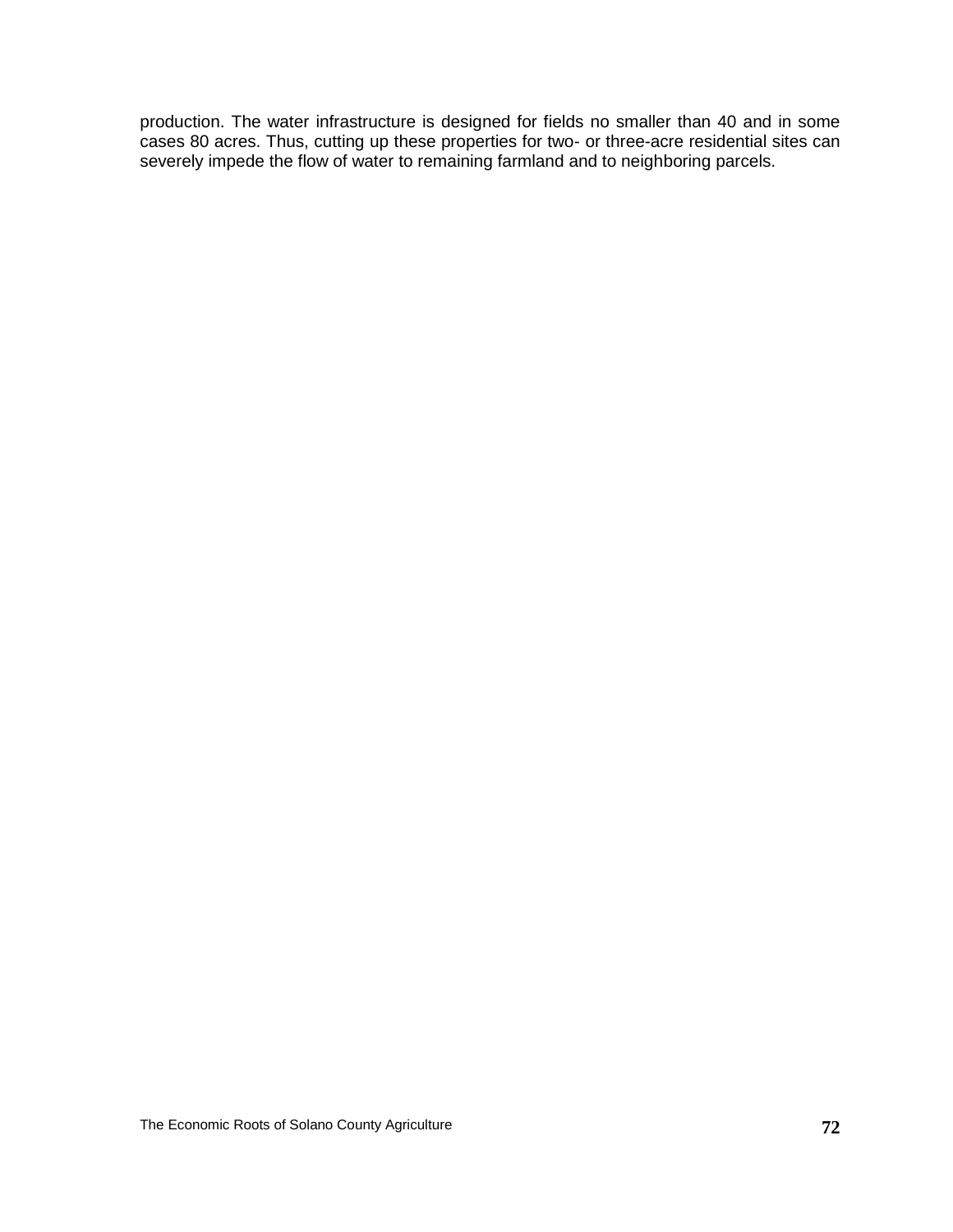production. The water infrastructure is designed for fields no smaller than 40 and in some cases 80 acres. Thus, cutting up these properties for two- or three-acre residential sites can severely impede the flow of water to remaining farmland and to neighboring parcels.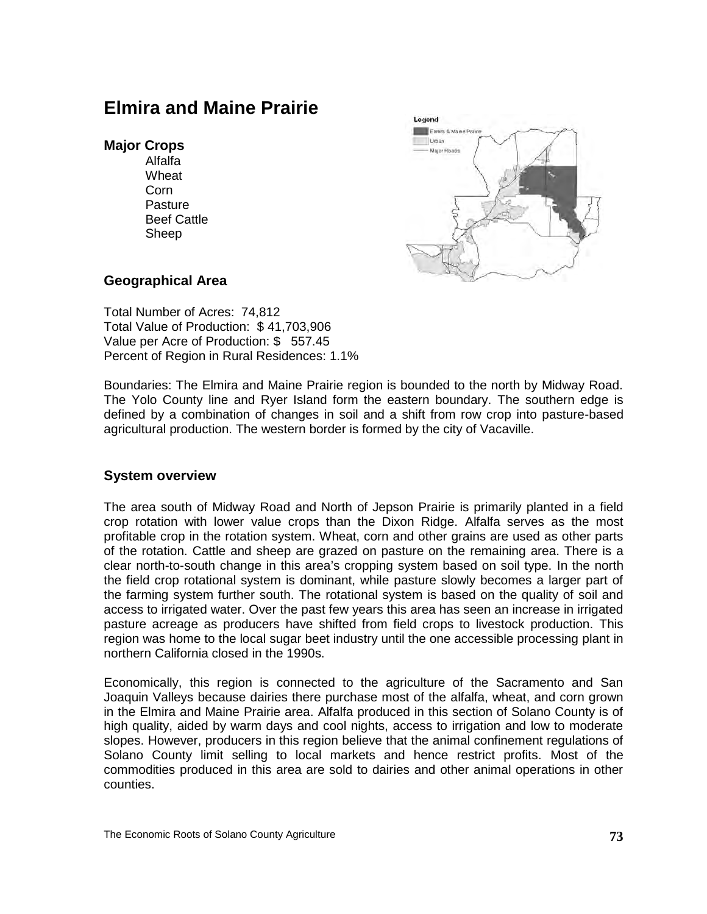# Elmira and Maine Prairie

### Major Crops

- Alfalfa
- Wheat
- Corn
- Pasture
- Beef Cattle
- Sheep

### Geographical Area

Total Number of Acres: 74,812
Total Value of Production: $ 41,703,906
Value per Acre of Production: $ 557.45
Percent of Region in Rural Residences: 1.1%

Boundaries: The Elmira and Maine Prairie region is bounded to the north by Midway Road. The Yolo County line and Ryer Island form the eastern boundary. The southern edge is defined by a combination of changes in soil and a shift from row crop into pasture-based agricultural production. The western border is formed by the city of Vacaville.

### System overview

The area south of Midway Road and North of Jepson Prairie is primarily planted in a field crop rotation with lower value crops than the Dixon Ridge. Alfalfa serves as the most profitable crop in the rotation system. Wheat, corn and other grains are used as other parts of the rotation. Cattle and sheep are grazed on pasture on the remaining area. There is a clear north-to-south change in this area's cropping system based on soil type. In the north the field crop rotational system is dominant, while pasture slowly becomes a larger part of the farming system further south. The rotational system is based on the quality of soil and access to irrigated water. Over the past few years this area has seen an increase in irrigated pasture acreage as producers have shifted from field crops to livestock production. This region was home to the local sugar beet industry until the one accessible processing plant in northern California closed in the 1990s.

Economically, this region is connected to the agriculture of the Sacramento and San Joaquin Valleys because dairies there purchase most of the alfalfa, wheat, and corn grown in the Elmira and Maine Prairie area. Alfalfa produced in this section of Solano County is of high quality, aided by warm days and cool nights, access to irrigation and low to moderate slopes. However, producers in this region believe that the animal confinement regulations of Solano County limit selling to local markets and hence restrict profits. Most of the commodities produced in this area are sold to dairies and other animal operations in other counties.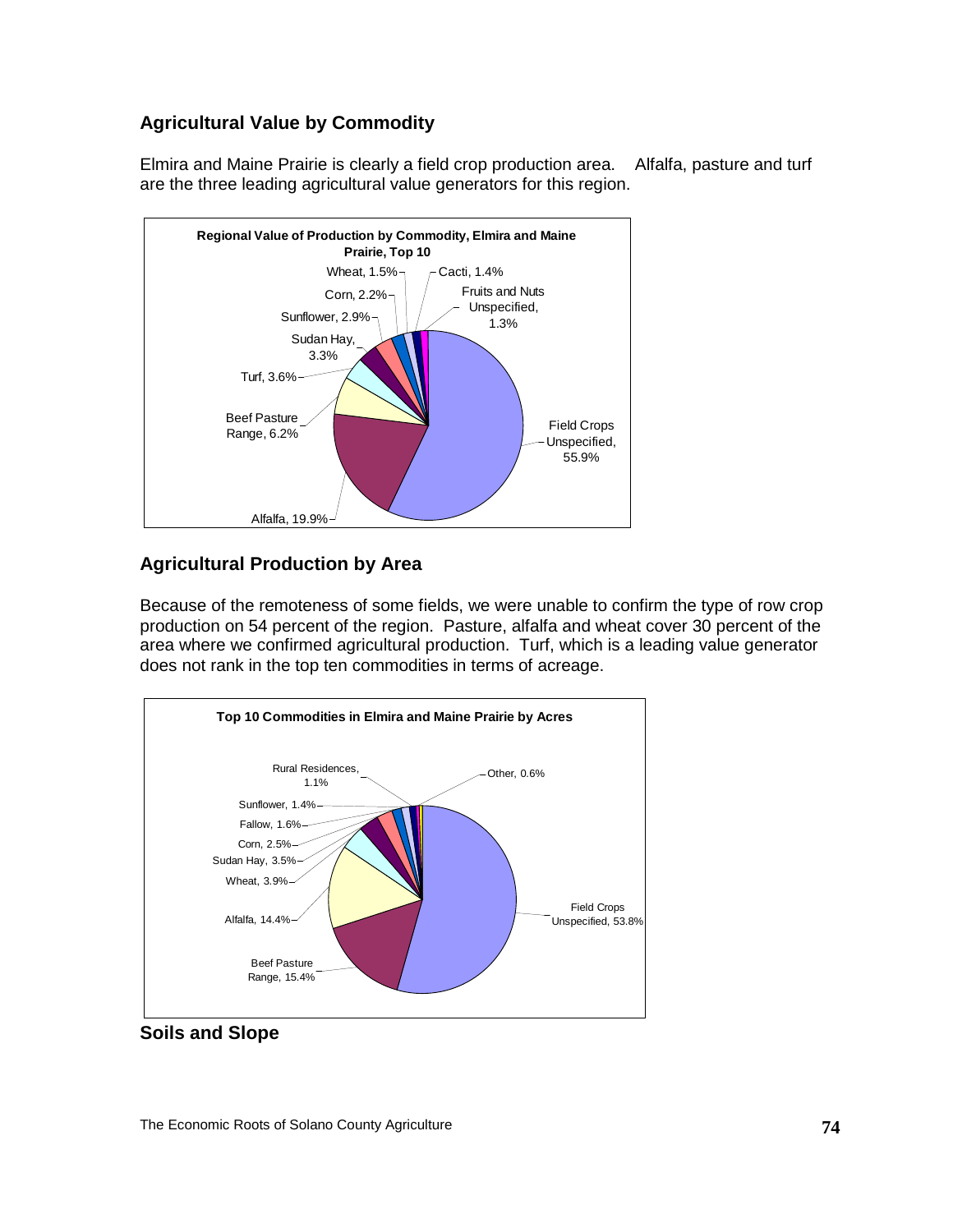## Agricultural Value by Commodity

Elmira and Maine Prairie is clearly a field crop production area. Alfalfa, pasture and turf are the three leading agricultural value generators for this region.

**Regional Value of Production by Commodity, Elmira and Maine Prairie, Top 10**

| Commodity | Share |
| --- | --- |
| Field Crops Unspecified | 55.9% |
| Alfalfa | 19.9% |
| Beef Pasture Range | 6.2% |
| Turf | 3.6% |
| Sudan Hay | 3.3% |
| Sunflower | 2.9% |
| Corn | 2.2% |
| Wheat | 1.5% |
| Cacti | 1.4% |
| Fruits and Nuts Unspecified | 1.3% |

## Agricultural Production by Area

Because of the remoteness of some fields, we were unable to confirm the type of row crop production on 54 percent of the region. Pasture, alfalfa and wheat cover 30 percent of the area where we confirmed agricultural production. Turf, which is a leading value generator does not rank in the top ten commodities in terms of acreage.

**Top 10 Commodities in Elmira and Maine Prairie by Acres**

| Commodity | Share |
| --- | --- |
| Field Crops Unspecified | 53.8% |
| Beef Pasture Range | 15.4% |
| Alfalfa | 14.4% |
| Wheat | 3.9% |
| Sudan Hay | 3.5% |
| Corn | 2.5% |
| Fallow | 1.6% |
| Sunflower | 1.4% |
| Rural Residences | 1.1% |
| Other | 0.6% |

## Soils and Slope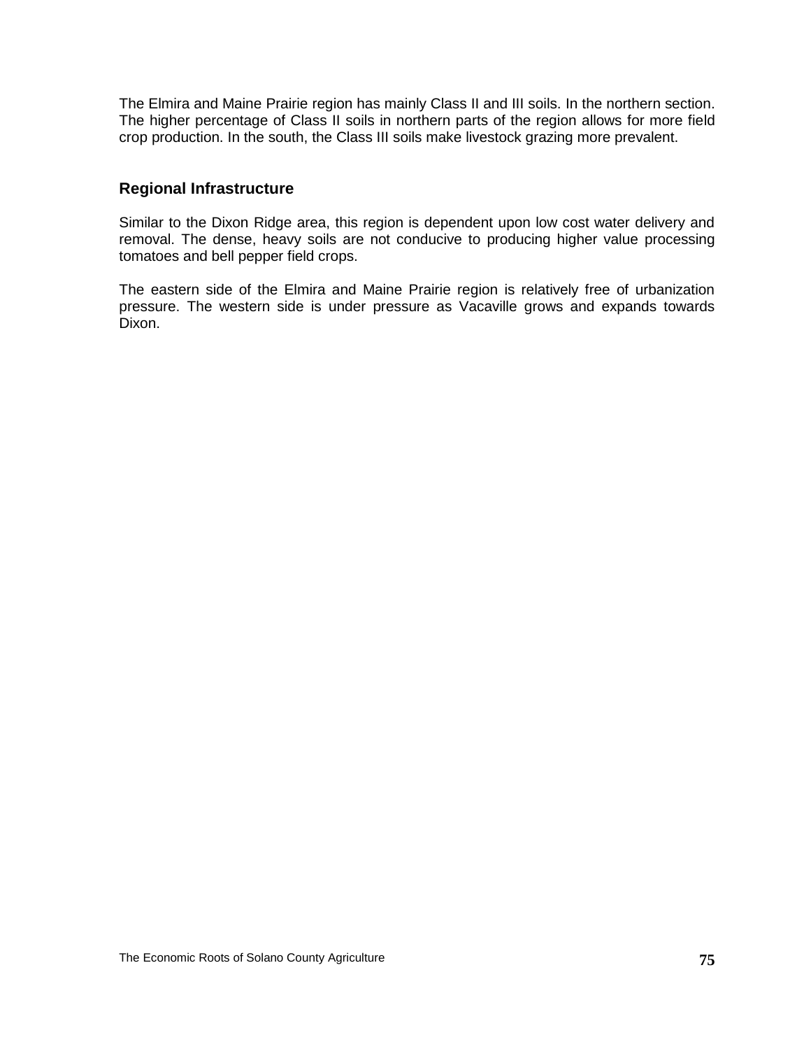The Elmira and Maine Prairie region has mainly Class II and III soils. In the northern section. The higher percentage of Class II soils in northern parts of the region allows for more field crop production. In the south, the Class III soils make livestock grazing more prevalent.

### Regional Infrastructure

Similar to the Dixon Ridge area, this region is dependent upon low cost water delivery and removal. The dense, heavy soils are not conducive to producing higher value processing tomatoes and bell pepper field crops.

The eastern side of the Elmira and Maine Prairie region is relatively free of urbanization pressure. The western side is under pressure as Vacaville grows and expands towards Dixon.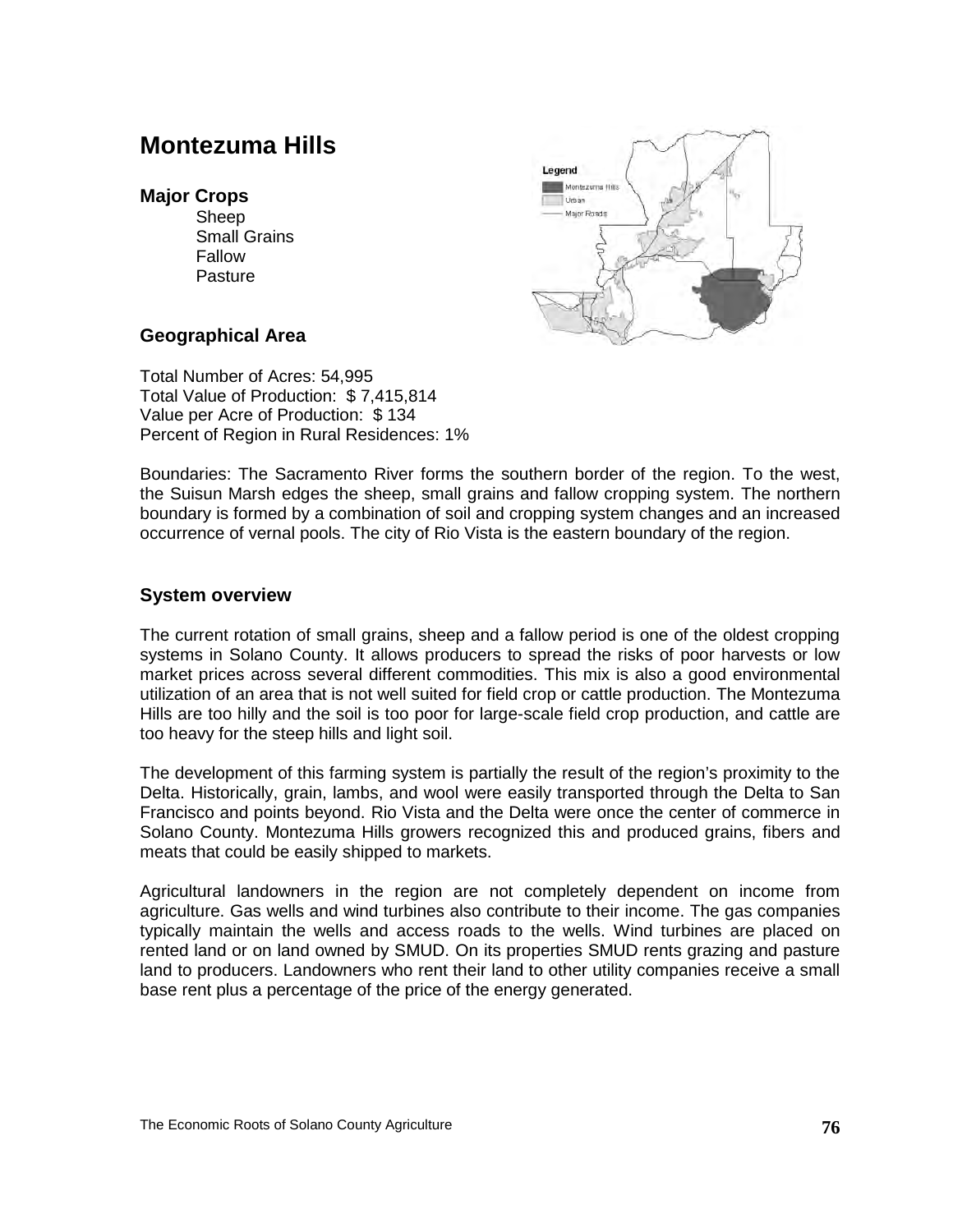# Montezuma Hills

### Major Crops

- Sheep
- Small Grains
- Fallow
- Pasture

### Geographical Area

Total Number of Acres: 54,995
Total Value of Production: $ 7,415,814
Value per Acre of Production: $ 134
Percent of Region in Rural Residences: 1%

Boundaries: The Sacramento River forms the southern border of the region. To the west, the Suisun Marsh edges the sheep, small grains and fallow cropping system. The northern boundary is formed by a combination of soil and cropping system changes and an increased occurrence of vernal pools. The city of Rio Vista is the eastern boundary of the region.

### System overview

The current rotation of small grains, sheep and a fallow period is one of the oldest cropping systems in Solano County. It allows producers to spread the risks of poor harvests or low market prices across several different commodities. This mix is also a good environmental utilization of an area that is not well suited for field crop or cattle production. The Montezuma Hills are too hilly and the soil is too poor for large-scale field crop production, and cattle are too heavy for the steep hills and light soil.

The development of this farming system is partially the result of the region's proximity to the Delta. Historically, grain, lambs, and wool were easily transported through the Delta to San Francisco and points beyond. Rio Vista and the Delta were once the center of commerce in Solano County. Montezuma Hills growers recognized this and produced grains, fibers and meats that could be easily shipped to markets.

Agricultural landowners in the region are not completely dependent on income from agriculture. Gas wells and wind turbines also contribute to their income. The gas companies typically maintain the wells and access roads to the wells. Wind turbines are placed on rented land or on land owned by SMUD. On its properties SMUD rents grazing and pasture land to producers. Landowners who rent their land to other utility companies receive a small base rent plus a percentage of the price of the energy generated.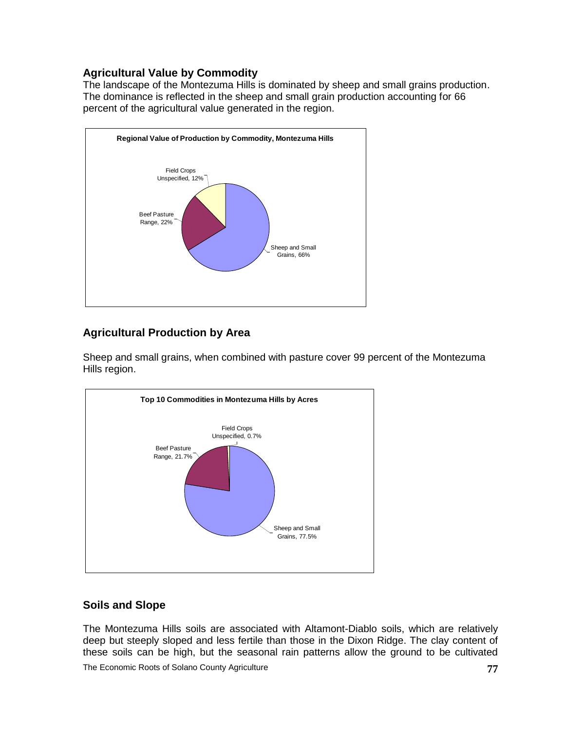## Agricultural Value by Commodity

The landscape of the Montezuma Hills is dominated by sheep and small grains production. The dominance is reflected in the sheep and small grain production accounting for 66 percent of the agricultural value generated in the region.

**Regional Value of Production by Commodity, Montezuma Hills**

Field Crops Unspecified, 12%

Beef Pasture Range, 22%

Sheep and Small Grains, 66%

## Agricultural Production by Area

Sheep and small grains, when combined with pasture cover 99 percent of the Montezuma Hills region.

**Top 10 Commodities in Montezuma Hills by Acres**

Field Crops Unspecified, 0.7%

Beef Pasture Range, 21.7%

Sheep and Small Grains, 77.5%

## Soils and Slope

The Montezuma Hills soils are associated with Altamont-Diablo soils, which are relatively deep but steeply sloped and less fertile than those in the Dixon Ridge. The clay content of these soils can be high, but the seasonal rain patterns allow the ground to be cultivated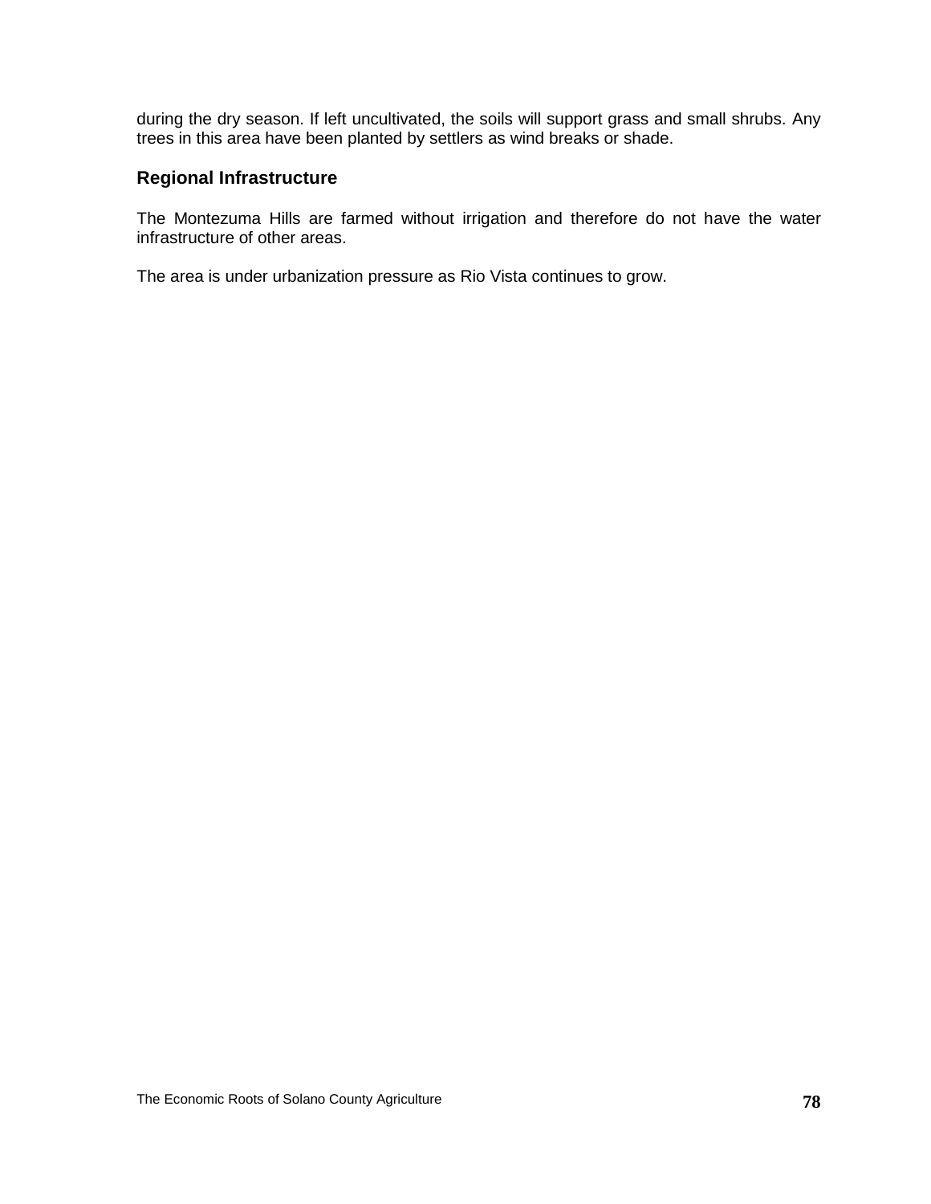during the dry season. If left uncultivated, the soils will support grass and small shrubs. Any trees in this area have been planted by settlers as wind breaks or shade.

### Regional Infrastructure

The Montezuma Hills are farmed without irrigation and therefore do not have the water infrastructure of other areas.

The area is under urbanization pressure as Rio Vista continues to grow.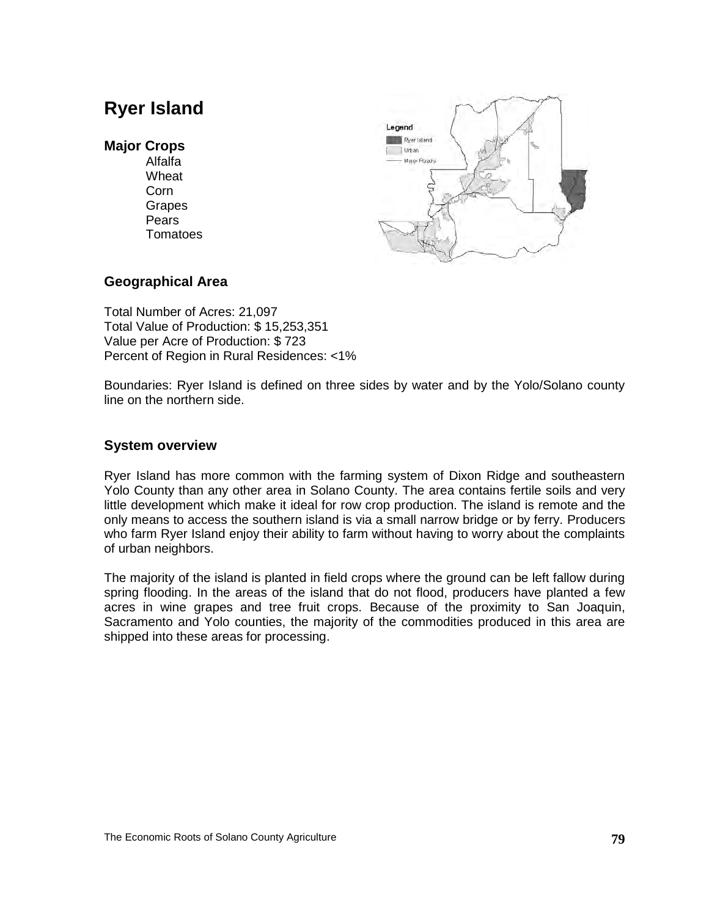# Ryer Island

**Major Crops**

- Alfalfa
- Wheat
- Corn
- Grapes
- Pears
- Tomatoes

### Geographical Area

Total Number of Acres: 21,097
Total Value of Production: $ 15,253,351
Value per Acre of Production: $ 723
Percent of Region in Rural Residences: <1%

Boundaries: Ryer Island is defined on three sides by water and by the Yolo/Solano county line on the northern side.

### System overview

Ryer Island has more common with the farming system of Dixon Ridge and southeastern Yolo County than any other area in Solano County. The area contains fertile soils and very little development which make it ideal for row crop production. The island is remote and the only means to access the southern island is via a small narrow bridge or by ferry. Producers who farm Ryer Island enjoy their ability to farm without having to worry about the complaints of urban neighbors.

The majority of the island is planted in field crops where the ground can be left fallow during spring flooding. In the areas of the island that do not flood, producers have planted a few acres in wine grapes and tree fruit crops. Because of the proximity to San Joaquin, Sacramento and Yolo counties, the majority of the commodities produced in this area are shipped into these areas for processing.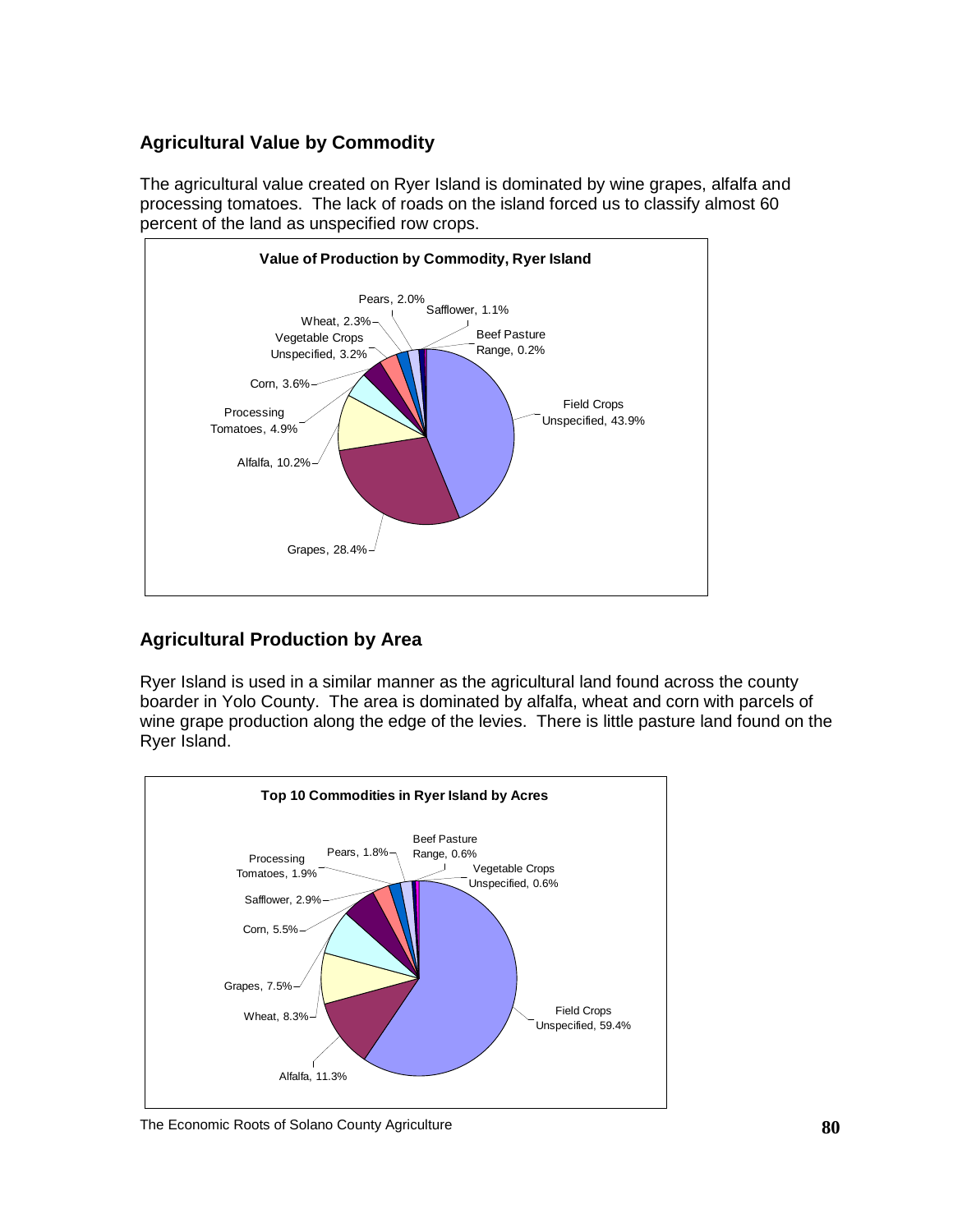## Agricultural Value by Commodity

The agricultural value created on Ryer Island is dominated by wine grapes, alfalfa and processing tomatoes. The lack of roads on the island forced us to classify almost 60 percent of the land as unspecified row crops.

**Value of Production by Commodity, Ryer Island**

| Commodity | Percent |
|---|---|
| Field Crops Unspecified | 43.9% |
| Grapes | 28.4% |
| Alfalfa | 10.2% |
| Processing Tomatoes | 4.9% |
| Corn | 3.6% |
| Vegetable Crops Unspecified | 3.2% |
| Wheat | 2.3% |
| Pears | 2.0% |
| Safflower | 1.1% |
| Beef Pasture Range | 0.2% |

## Agricultural Production by Area

Ryer Island is used in a similar manner as the agricultural land found across the county boarder in Yolo County. The area is dominated by alfalfa, wheat and corn with parcels of wine grape production along the edge of the levies. There is little pasture land found on the Ryer Island.

**Top 10 Commodities in Ryer Island by Acres**

| Commodity | Percent |
|---|---|
| Field Crops Unspecified | 59.4% |
| Alfalfa | 11.3% |
| Wheat | 8.3% |
| Grapes | 7.5% |
| Corn | 5.5% |
| Safflower | 2.9% |
| Processing Tomatoes | 1.9% |
| Pears | 1.8% |
| Beef Pasture Range | 0.6% |
| Vegetable Crops Unspecified | 0.6% |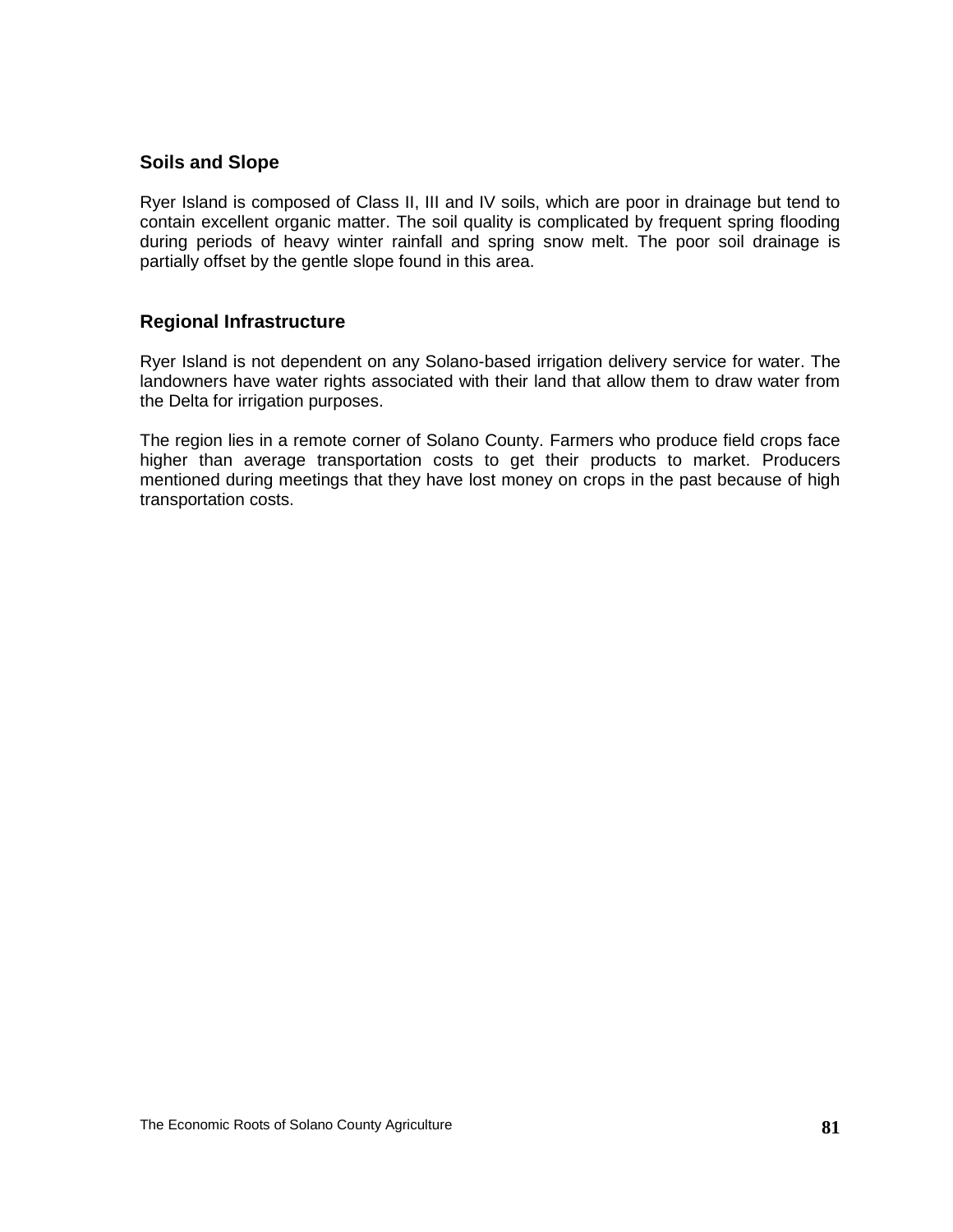### Soils and Slope

Ryer Island is composed of Class II, III and IV soils, which are poor in drainage but tend to contain excellent organic matter. The soil quality is complicated by frequent spring flooding during periods of heavy winter rainfall and spring snow melt. The poor soil drainage is partially offset by the gentle slope found in this area.

### Regional Infrastructure

Ryer Island is not dependent on any Solano-based irrigation delivery service for water. The landowners have water rights associated with their land that allow them to draw water from the Delta for irrigation purposes.

The region lies in a remote corner of Solano County. Farmers who produce field crops face higher than average transportation costs to get their products to market. Producers mentioned during meetings that they have lost money on crops in the past because of high transportation costs.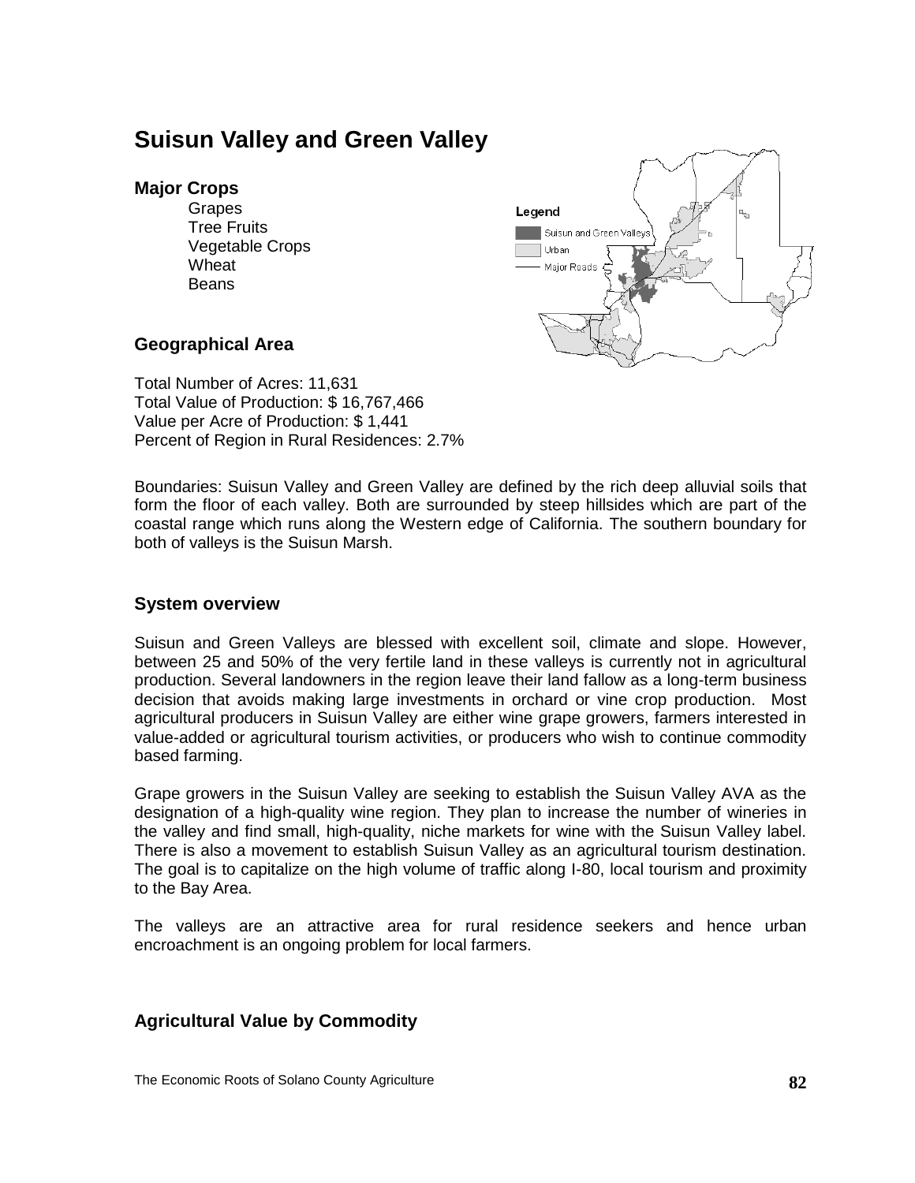# Suisun Valley and Green Valley

## Major Crops

- Grapes
- Tree Fruits
- Vegetable Crops
- Wheat
- Beans

Legend

- Suisun and Green Valleys
- Urban
- Major Roads

## Geographical Area

Total Number of Acres: 11,631
Total Value of Production: $ 16,767,466
Value per Acre of Production: $ 1,441
Percent of Region in Rural Residences: 2.7%

Boundaries: Suisun Valley and Green Valley are defined by the rich deep alluvial soils that form the floor of each valley. Both are surrounded by steep hillsides which are part of the coastal range which runs along the Western edge of California. The southern boundary for both of valleys is the Suisun Marsh.

## System overview

Suisun and Green Valleys are blessed with excellent soil, climate and slope. However, between 25 and 50% of the very fertile land in these valleys is currently not in agricultural production. Several landowners in the region leave their land fallow as a long-term business decision that avoids making large investments in orchard or vine crop production. Most agricultural producers in Suisun Valley are either wine grape growers, farmers interested in value-added or agricultural tourism activities, or producers who wish to continue commodity based farming.

Grape growers in the Suisun Valley are seeking to establish the Suisun Valley AVA as the designation of a high-quality wine region. They plan to increase the number of wineries in the valley and find small, high-quality, niche markets for wine with the Suisun Valley label. There is also a movement to establish Suisun Valley as an agricultural tourism destination. The goal is to capitalize on the high volume of traffic along I-80, local tourism and proximity to the Bay Area.

The valleys are an attractive area for rural residence seekers and hence urban encroachment is an ongoing problem for local farmers.

## Agricultural Value by Commodity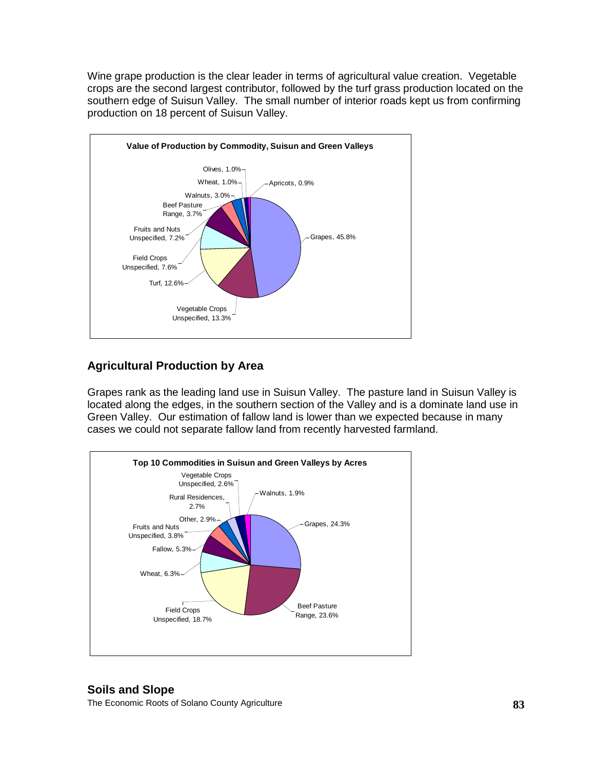Wine grape production is the clear leader in terms of agricultural value creation. Vegetable crops are the second largest contributor, followed by the turf grass production located on the southern edge of Suisun Valley. The small number of interior roads kept us from confirming production on 18 percent of Suisun Valley.

**Value of Production by Commodity, Suisun and Green Valleys**

| Commodity | Percent |
| --- | --- |
| Grapes | 45.8% |
| Vegetable Crops Unspecified | 13.3% |
| Turf | 12.6% |
| Field Crops Unspecified | 7.6% |
| Fruits and Nuts Unspecified | 7.2% |
| Beef Pasture Range | 3.7% |
| Walnuts | 3.0% |
| Wheat | 1.0% |
| Olives | 1.0% |
| Apricots | 0.9% |

## Agricultural Production by Area

Grapes rank as the leading land use in Suisun Valley. The pasture land in Suisun Valley is located along the edges, in the southern section of the Valley and is a dominate land use in Green Valley. Our estimation of fallow land is lower than we expected because in many cases we could not separate fallow land from recently harvested farmland.

**Top 10 Commodities in Suisun and Green Valleys by Acres**

| Commodity | Percent |
| --- | --- |
| Grapes | 24.3% |
| Beef Pasture Range | 23.6% |
| Field Crops Unspecified | 18.7% |
| Wheat | 6.3% |
| Fallow | 5.3% |
| Fruits and Nuts Unspecified | 3.8% |
| Other | 2.9% |
| Rural Residences | 2.7% |
| Vegetable Crops Unspecified | 2.6% |
| Walnuts | 1.9% |

## Soils and Slope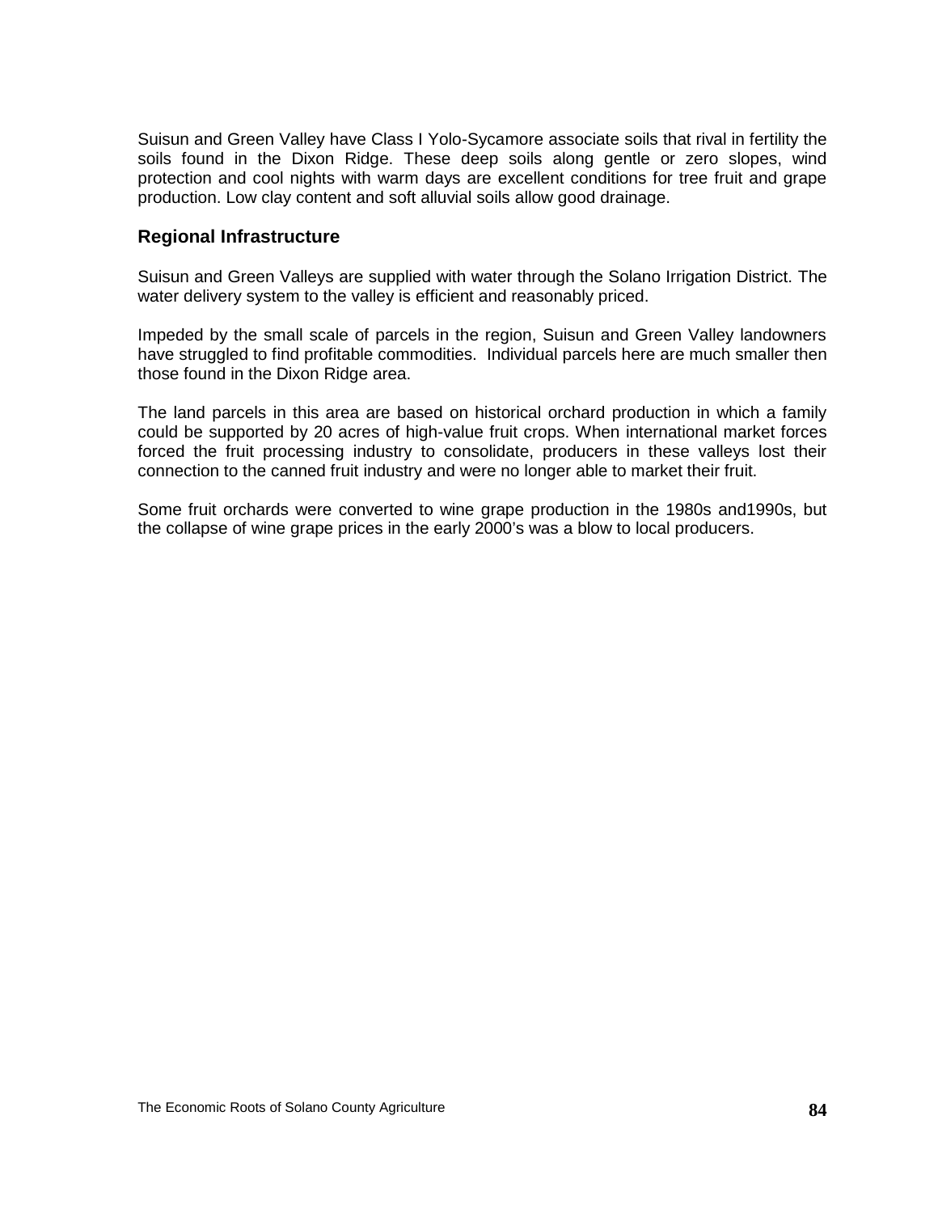Suisun and Green Valley have Class I Yolo-Sycamore associate soils that rival in fertility the soils found in the Dixon Ridge. These deep soils along gentle or zero slopes, wind protection and cool nights with warm days are excellent conditions for tree fruit and grape production. Low clay content and soft alluvial soils allow good drainage.

### Regional Infrastructure

Suisun and Green Valleys are supplied with water through the Solano Irrigation District. The water delivery system to the valley is efficient and reasonably priced.

Impeded by the small scale of parcels in the region, Suisun and Green Valley landowners have struggled to find profitable commodities. Individual parcels here are much smaller then those found in the Dixon Ridge area.

The land parcels in this area are based on historical orchard production in which a family could be supported by 20 acres of high-value fruit crops. When international market forces forced the fruit processing industry to consolidate, producers in these valleys lost their connection to the canned fruit industry and were no longer able to market their fruit.

Some fruit orchards were converted to wine grape production in the 1980s and1990s, but the collapse of wine grape prices in the early 2000's was a blow to local producers.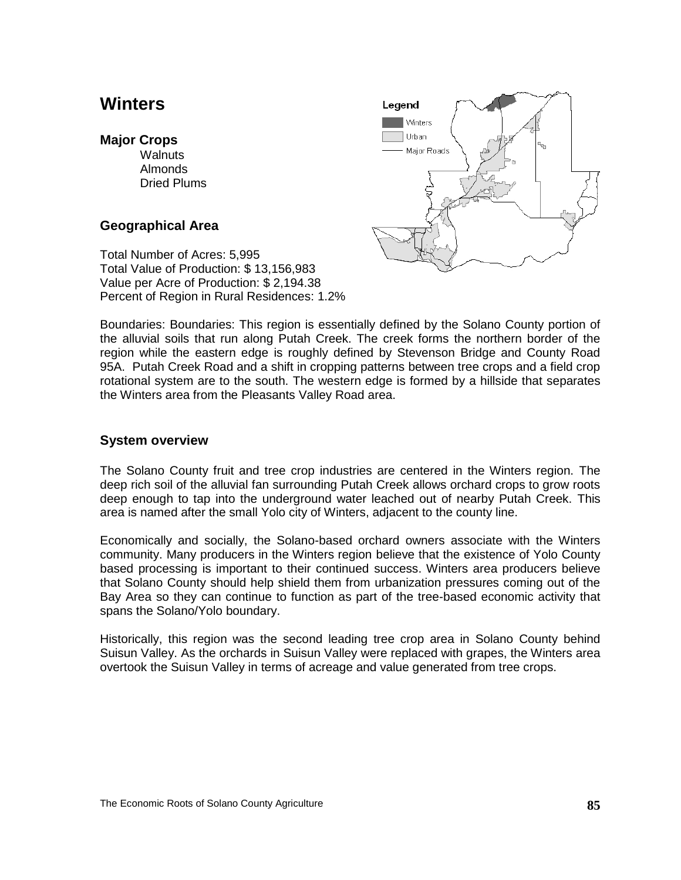# Winters

### Major Crops

- Walnuts
- Almonds
- Dried Plums

### Geographical Area

Total Number of Acres: 5,995
Total Value of Production: $ 13,156,983
Value per Acre of Production: $ 2,194.38
Percent of Region in Rural Residences: 1.2%

Boundaries: Boundaries: This region is essentially defined by the Solano County portion of the alluvial soils that run along Putah Creek. The creek forms the northern border of the region while the eastern edge is roughly defined by Stevenson Bridge and County Road 95A. Putah Creek Road and a shift in cropping patterns between tree crops and a field crop rotational system are to the south. The western edge is formed by a hillside that separates the Winters area from the Pleasants Valley Road area.

### System overview

The Solano County fruit and tree crop industries are centered in the Winters region. The deep rich soil of the alluvial fan surrounding Putah Creek allows orchard crops to grow roots deep enough to tap into the underground water leached out of nearby Putah Creek. This area is named after the small Yolo city of Winters, adjacent to the county line.

Economically and socially, the Solano-based orchard owners associate with the Winters community. Many producers in the Winters region believe that the existence of Yolo County based processing is important to their continued success. Winters area producers believe that Solano County should help shield them from urbanization pressures coming out of the Bay Area so they can continue to function as part of the tree-based economic activity that spans the Solano/Yolo boundary.

Historically, this region was the second leading tree crop area in Solano County behind Suisun Valley. As the orchards in Suisun Valley were replaced with grapes, the Winters area overtook the Suisun Valley in terms of acreage and value generated from tree crops.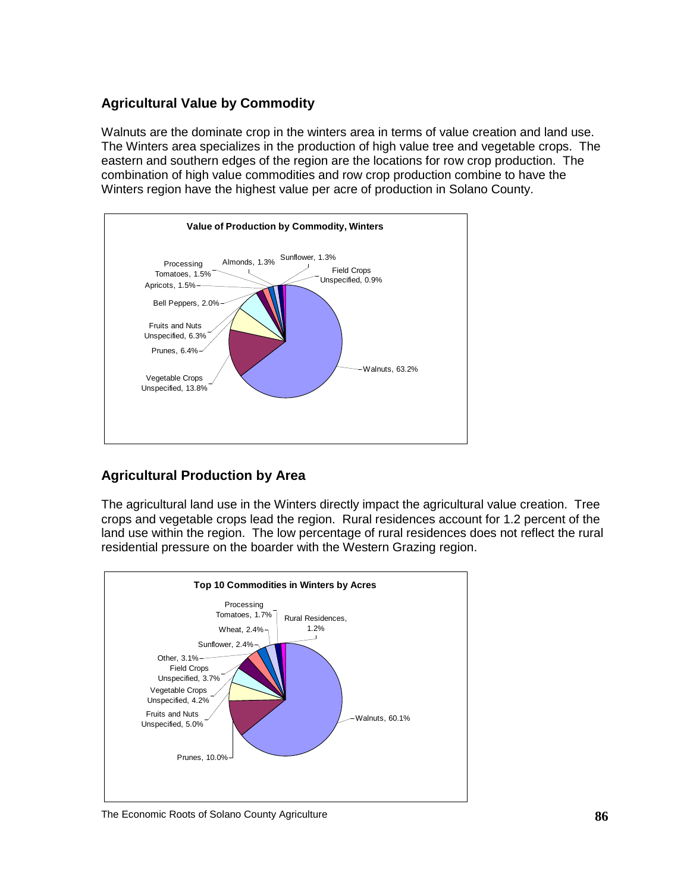## Agricultural Value by Commodity

Walnuts are the dominate crop in the winters area in terms of value creation and land use. The Winters area specializes in the production of high value tree and vegetable crops. The eastern and southern edges of the region are the locations for row crop production. The combination of high value commodities and row crop production combine to have the Winters region have the highest value per acre of production in Solano County.

**Value of Production by Commodity, Winters**

| Commodity | Percent |
| --- | --- |
| Walnuts | 63.2% |
| Vegetable Crops Unspecified | 13.8% |
| Prunes | 6.4% |
| Fruits and Nuts Unspecified | 6.3% |
| Bell Peppers | 2.0% |
| Apricots | 1.5% |
| Processing Tomatoes | 1.5% |
| Almonds | 1.3% |
| Sunflower | 1.3% |
| Field Crops Unspecified | 0.9% |

## Agricultural Production by Area

The agricultural land use in the Winters directly impact the agricultural value creation. Tree crops and vegetable crops lead the region. Rural residences account for 1.2 percent of the land use within the region. The low percentage of rural residences does not reflect the rural residential pressure on the boarder with the Western Grazing region.

**Top 10 Commodities in Winters by Acres**

| Commodity | Percent |
| --- | --- |
| Walnuts | 60.1% |
| Prunes | 10.0% |
| Fruits and Nuts Unspecified | 5.0% |
| Vegetable Crops Unspecified | 4.2% |
| Field Crops Unspecified | 3.7% |
| Other | 3.1% |
| Sunflower | 2.4% |
| Wheat | 2.4% |
| Processing Tomatoes | 1.7% |
| Rural Residences | 1.2% |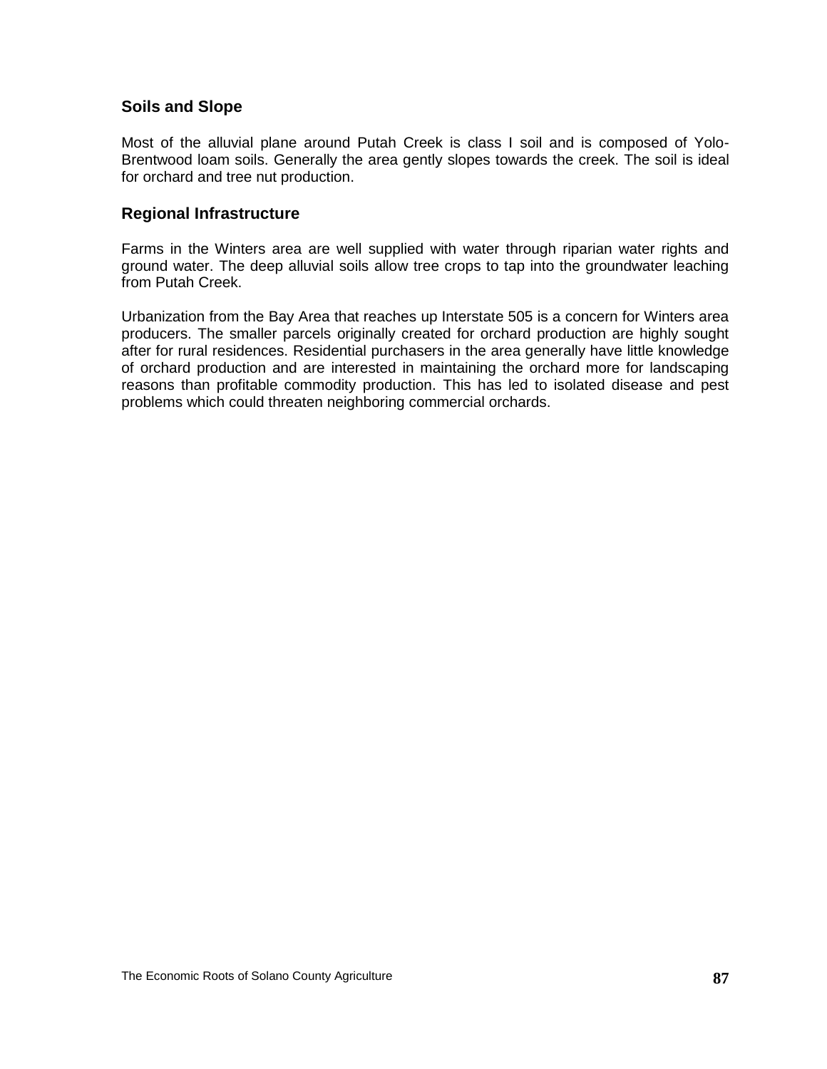### Soils and Slope

Most of the alluvial plane around Putah Creek is class I soil and is composed of Yolo-Brentwood loam soils. Generally the area gently slopes towards the creek. The soil is ideal for orchard and tree nut production.

### Regional Infrastructure

Farms in the Winters area are well supplied with water through riparian water rights and ground water. The deep alluvial soils allow tree crops to tap into the groundwater leaching from Putah Creek.

Urbanization from the Bay Area that reaches up Interstate 505 is a concern for Winters area producers. The smaller parcels originally created for orchard production are highly sought after for rural residences. Residential purchasers in the area generally have little knowledge of orchard production and are interested in maintaining the orchard more for landscaping reasons than profitable commodity production. This has led to isolated disease and pest problems which could threaten neighboring commercial orchards.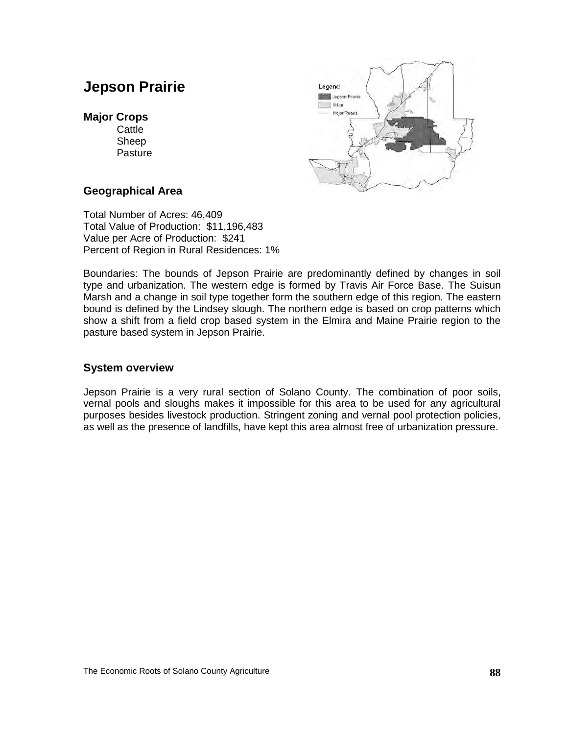# Jepson Prairie

### Major Crops

- Cattle
- Sheep
- Pasture

### Geographical Area

Total Number of Acres: 46,409
Total Value of Production: $11,196,483
Value per Acre of Production: $241
Percent of Region in Rural Residences: 1%

Boundaries: The bounds of Jepson Prairie are predominantly defined by changes in soil type and urbanization. The western edge is formed by Travis Air Force Base. The Suisun Marsh and a change in soil type together form the southern edge of this region. The eastern bound is defined by the Lindsey slough. The northern edge is based on crop patterns which show a shift from a field crop based system in the Elmira and Maine Prairie region to the pasture based system in Jepson Prairie.

### System overview

Jepson Prairie is a very rural section of Solano County. The combination of poor soils, vernal pools and sloughs makes it impossible for this area to be used for any agricultural purposes besides livestock production. Stringent zoning and vernal pool protection policies, as well as the presence of landfills, have kept this area almost free of urbanization pressure.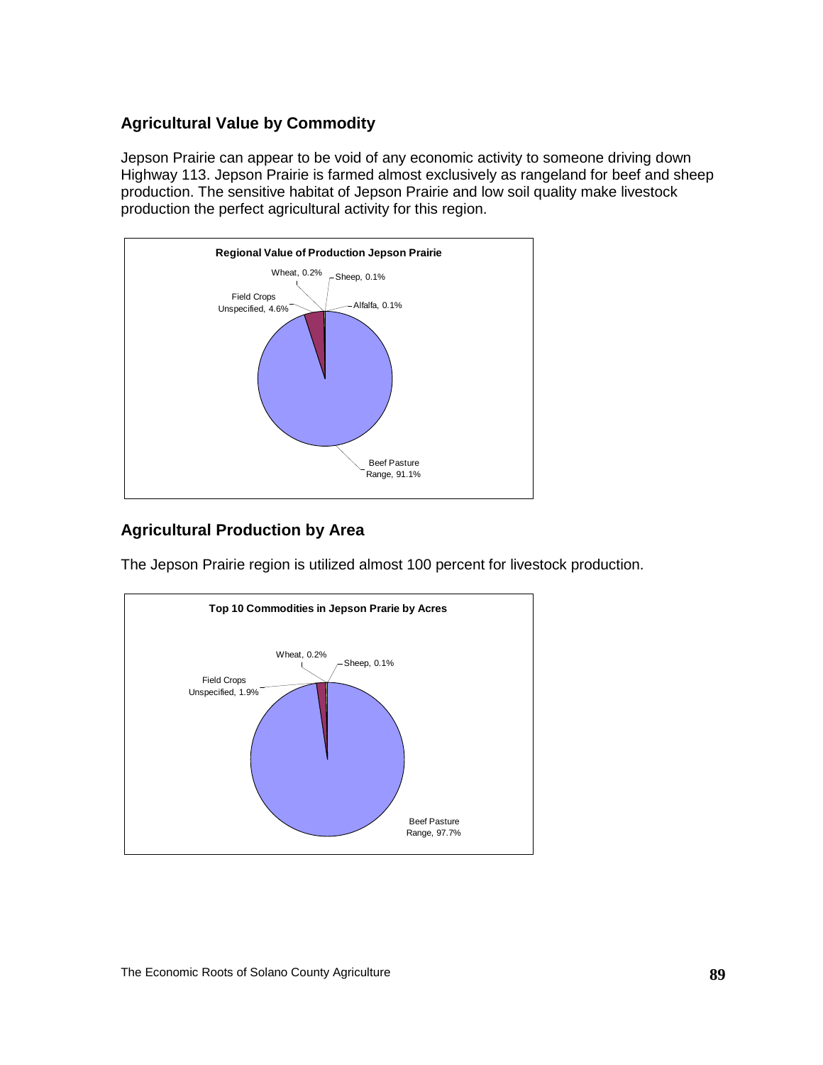## Agricultural Value by Commodity

Jepson Prairie can appear to be void of any economic activity to someone driving down Highway 113. Jepson Prairie is farmed almost exclusively as rangeland for beef and sheep production. The sensitive habitat of Jepson Prairie and low soil quality make livestock production the perfect agricultural activity for this region.

**Regional Value of Production Jepson Prairie**

Wheat, 0.2%
Sheep, 0.1%
Alfalfa, 0.1%
Field Crops Unspecified, 4.6%
Beef Pasture Range, 91.1%

## Agricultural Production by Area

The Jepson Prairie region is utilized almost 100 percent for livestock production.

**Top 10 Commodities in Jepson Prarie by Acres**

Wheat, 0.2%
Sheep, 0.1%
Field Crops Unspecified, 1.9%
Beef Pasture Range, 97.7%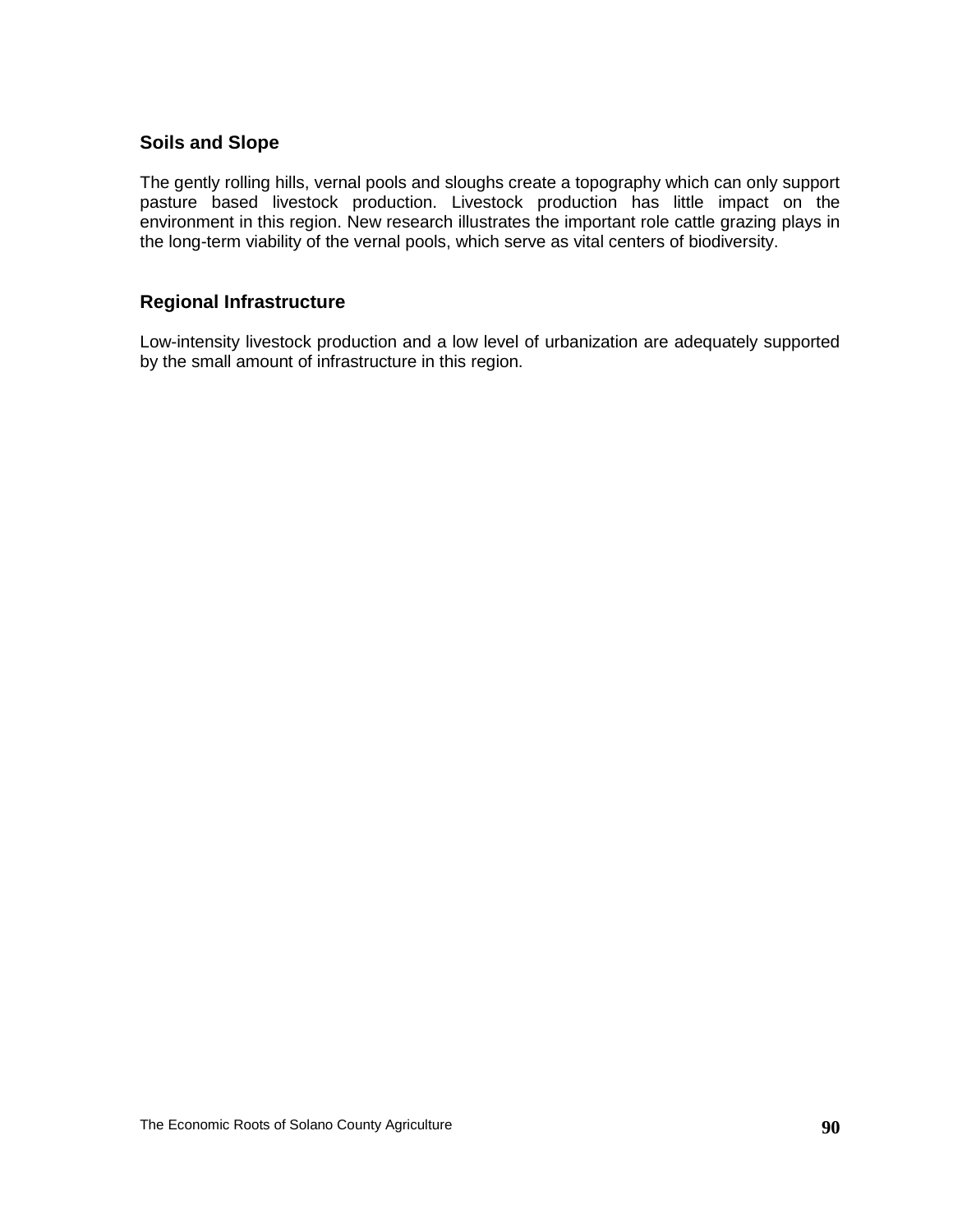### Soils and Slope

The gently rolling hills, vernal pools and sloughs create a topography which can only support pasture based livestock production. Livestock production has little impact on the environment in this region. New research illustrates the important role cattle grazing plays in the long-term viability of the vernal pools, which serve as vital centers of biodiversity.

### Regional Infrastructure

Low-intensity livestock production and a low level of urbanization are adequately supported by the small amount of infrastructure in this region.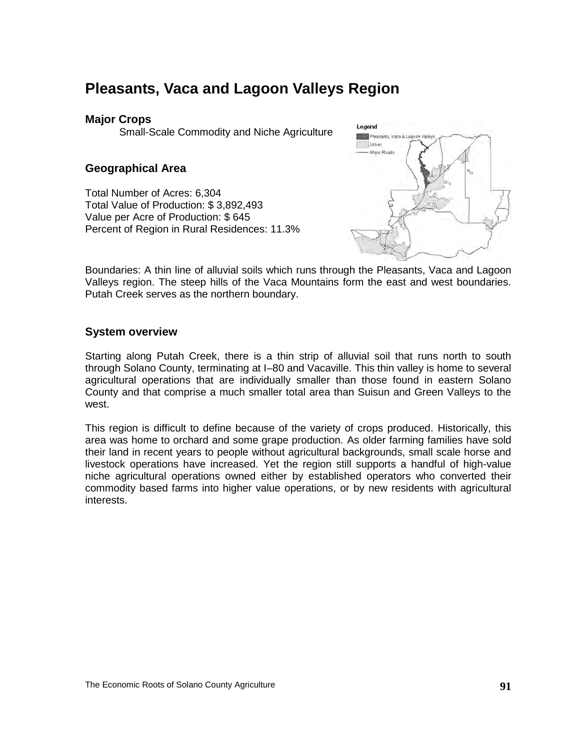# Pleasants, Vaca and Lagoon Valleys Region

### Major Crops

Small-Scale Commodity and Niche Agriculture

### Geographical Area

Total Number of Acres: 6,304
Total Value of Production: $ 3,892,493
Value per Acre of Production: $ 645
Percent of Region in Rural Residences: 11.3%

Boundaries: A thin line of alluvial soils which runs through the Pleasants, Vaca and Lagoon Valleys region. The steep hills of the Vaca Mountains form the east and west boundaries. Putah Creek serves as the northern boundary.

### System overview

Starting along Putah Creek, there is a thin strip of alluvial soil that runs north to south through Solano County, terminating at I–80 and Vacaville. This thin valley is home to several agricultural operations that are individually smaller than those found in eastern Solano County and that comprise a much smaller total area than Suisun and Green Valleys to the west.

This region is difficult to define because of the variety of crops produced. Historically, this area was home to orchard and some grape production. As older farming families have sold their land in recent years to people without agricultural backgrounds, small scale horse and livestock operations have increased. Yet the region still supports a handful of high-value niche agricultural operations owned either by established operators who converted their commodity based farms into higher value operations, or by new residents with agricultural interests.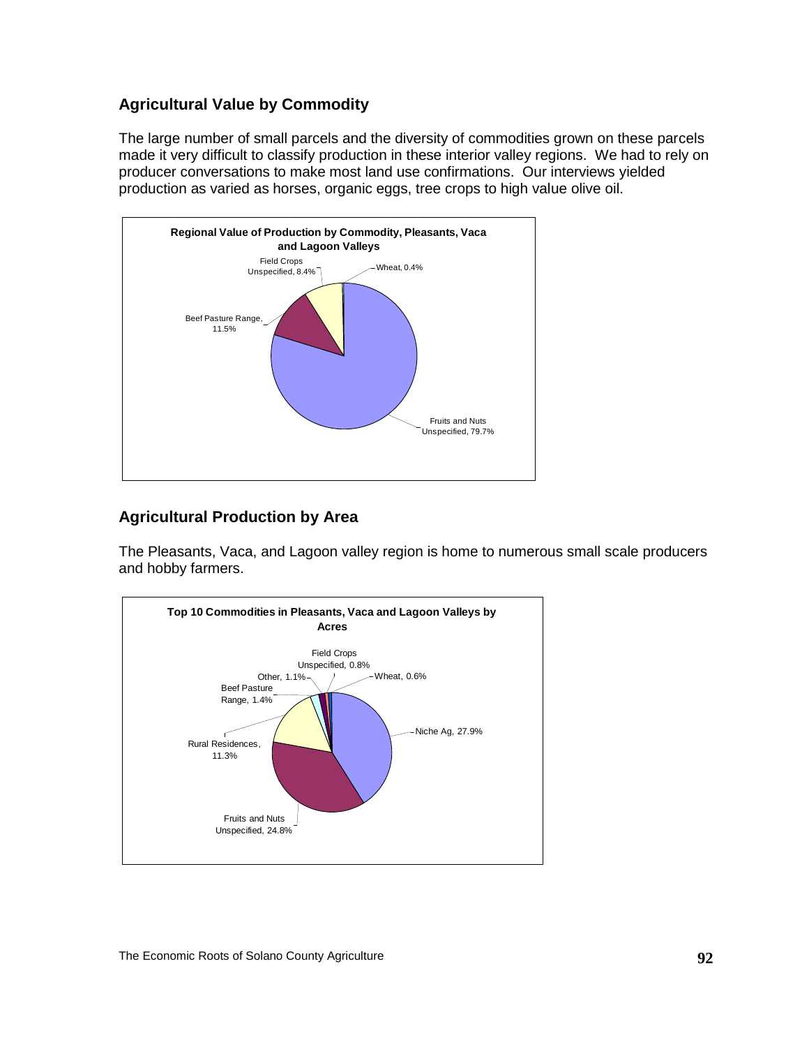## Agricultural Value by Commodity

The large number of small parcels and the diversity of commodities grown on these parcels made it very difficult to classify production in these interior valley regions. We had to rely on producer conversations to make most land use confirmations. Our interviews yielded production as varied as horses, organic eggs, tree crops to high value olive oil.

**Regional Value of Production by Commodity, Pleasants, Vaca and Lagoon Valleys**

- Fruits and Nuts Unspecified, 79.7%
- Beef Pasture Range, 11.5%
- Field Crops Unspecified, 8.4%
- Wheat, 0.4%

## Agricultural Production by Area

The Pleasants, Vaca, and Lagoon valley region is home to numerous small scale producers and hobby farmers.

**Top 10 Commodities in Pleasants, Vaca and Lagoon Valleys by Acres**

- Niche Ag, 27.9%
- Fruits and Nuts Unspecified, 24.8%
- Rural Residences, 11.3%
- Beef Pasture Range, 1.4%
- Other, 1.1%
- Field Crops Unspecified, 0.8%
- Wheat, 0.6%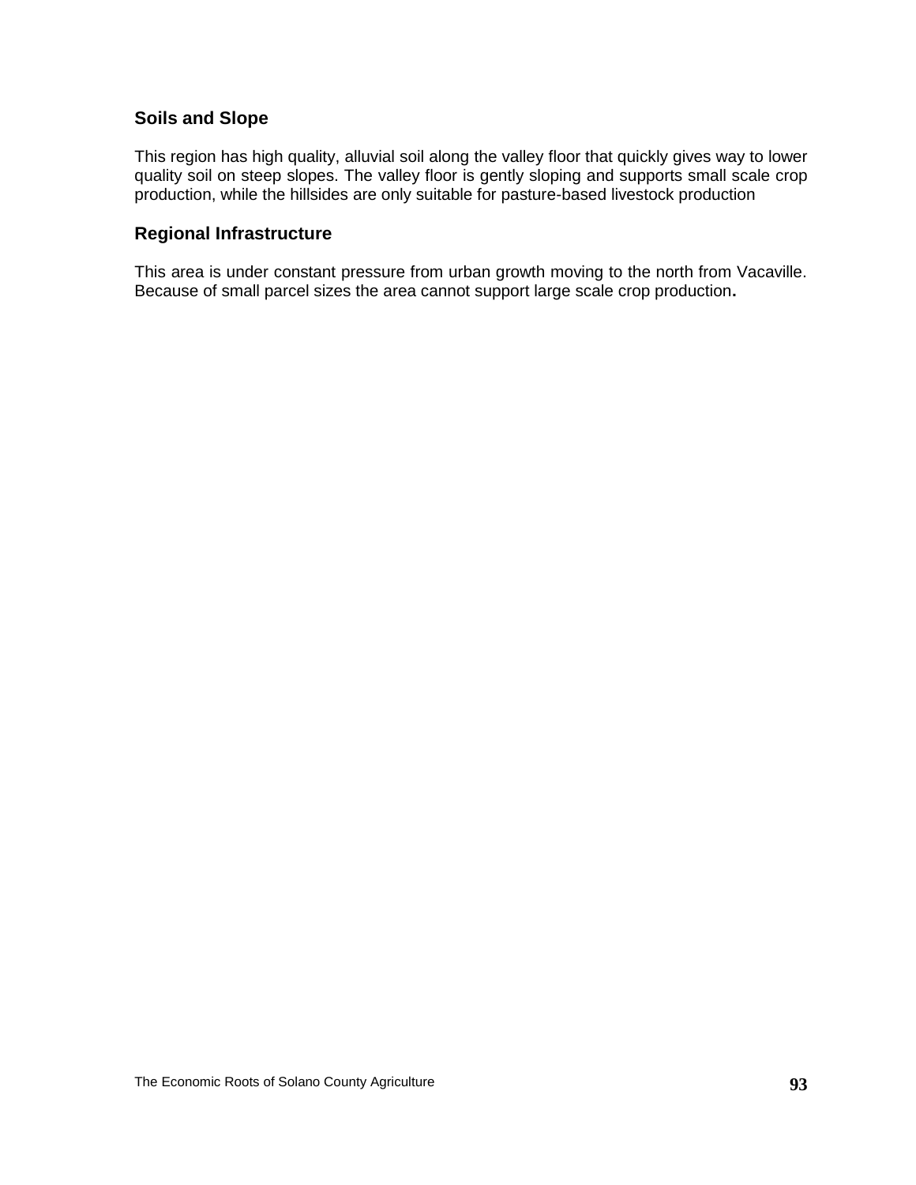### Soils and Slope

This region has high quality, alluvial soil along the valley floor that quickly gives way to lower quality soil on steep slopes. The valley floor is gently sloping and supports small scale crop production, while the hillsides are only suitable for pasture-based livestock production

### Regional Infrastructure

This area is under constant pressure from urban growth moving to the north from Vacaville. Because of small parcel sizes the area cannot support large scale crop production.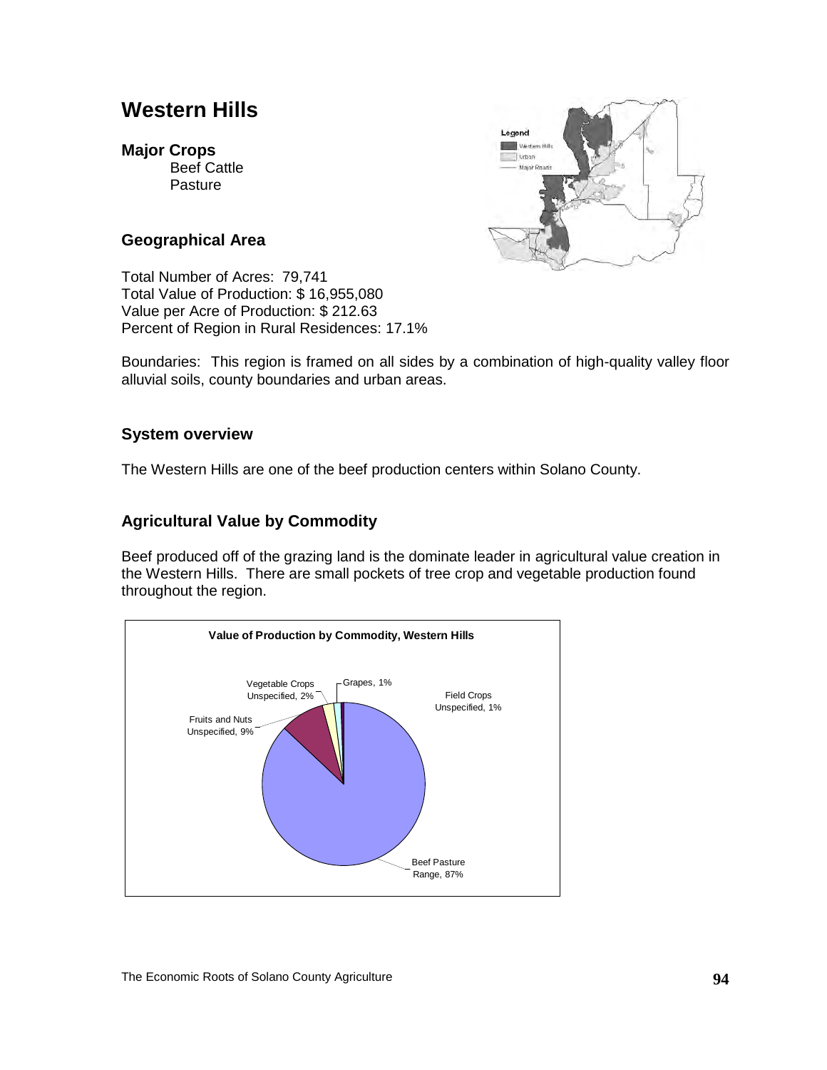# Western Hills

**Major Crops**

Beef Cattle
Pasture

## Geographical Area

Total Number of Acres: 79,741
Total Value of Production: $ 16,955,080
Value per Acre of Production: $ 212.63
Percent of Region in Rural Residences: 17.1%

Boundaries: This region is framed on all sides by a combination of high-quality valley floor alluvial soils, county boundaries and urban areas.

## System overview

The Western Hills are one of the beef production centers within Solano County.

## Agricultural Value by Commodity

Beef produced off of the grazing land is the dominate leader in agricultural value creation in the Western Hills. There are small pockets of tree crop and vegetable production found throughout the region.

**Value of Production by Commodity, Western Hills**

| Commodity | Share |
| --- | --- |
| Beef Pasture Range | 87% |
| Fruits and Nuts Unspecified | 9% |
| Vegetable Crops Unspecified | 2% |
| Grapes | 1% |
| Field Crops Unspecified | 1% |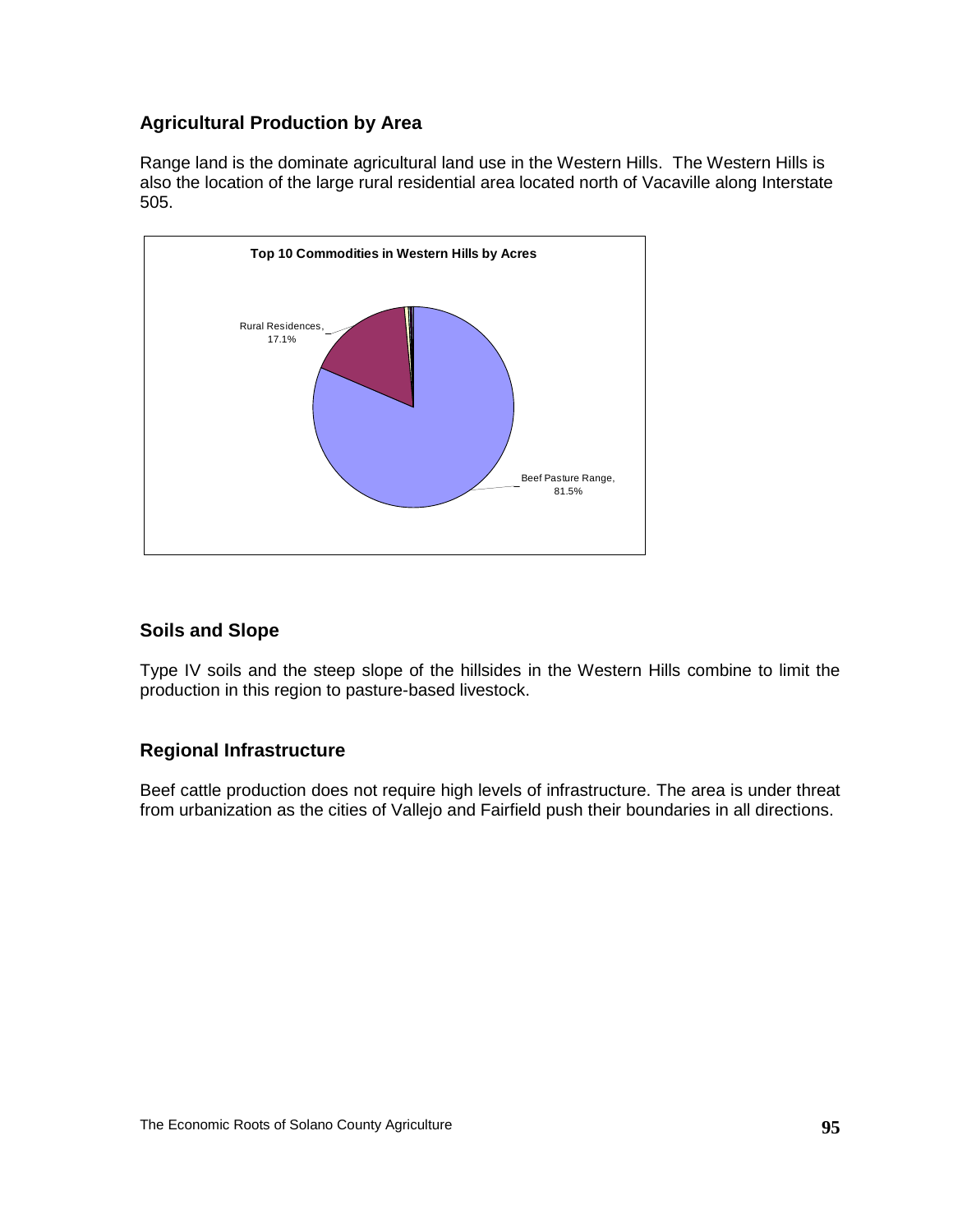## Agricultural Production by Area

Range land is the dominate agricultural land use in the Western Hills. The Western Hills is also the location of the large rural residential area located north of Vacaville along Interstate 505.

**Top 10 Commodities in Western Hills by Acres**

Rural Residences, 17.1%

Beef Pasture Range, 81.5%

## Soils and Slope

Type IV soils and the steep slope of the hillsides in the Western Hills combine to limit the production in this region to pasture-based livestock.

## Regional Infrastructure

Beef cattle production does not require high levels of infrastructure. The area is under threat from urbanization as the cities of Vallejo and Fairfield push their boundaries in all directions.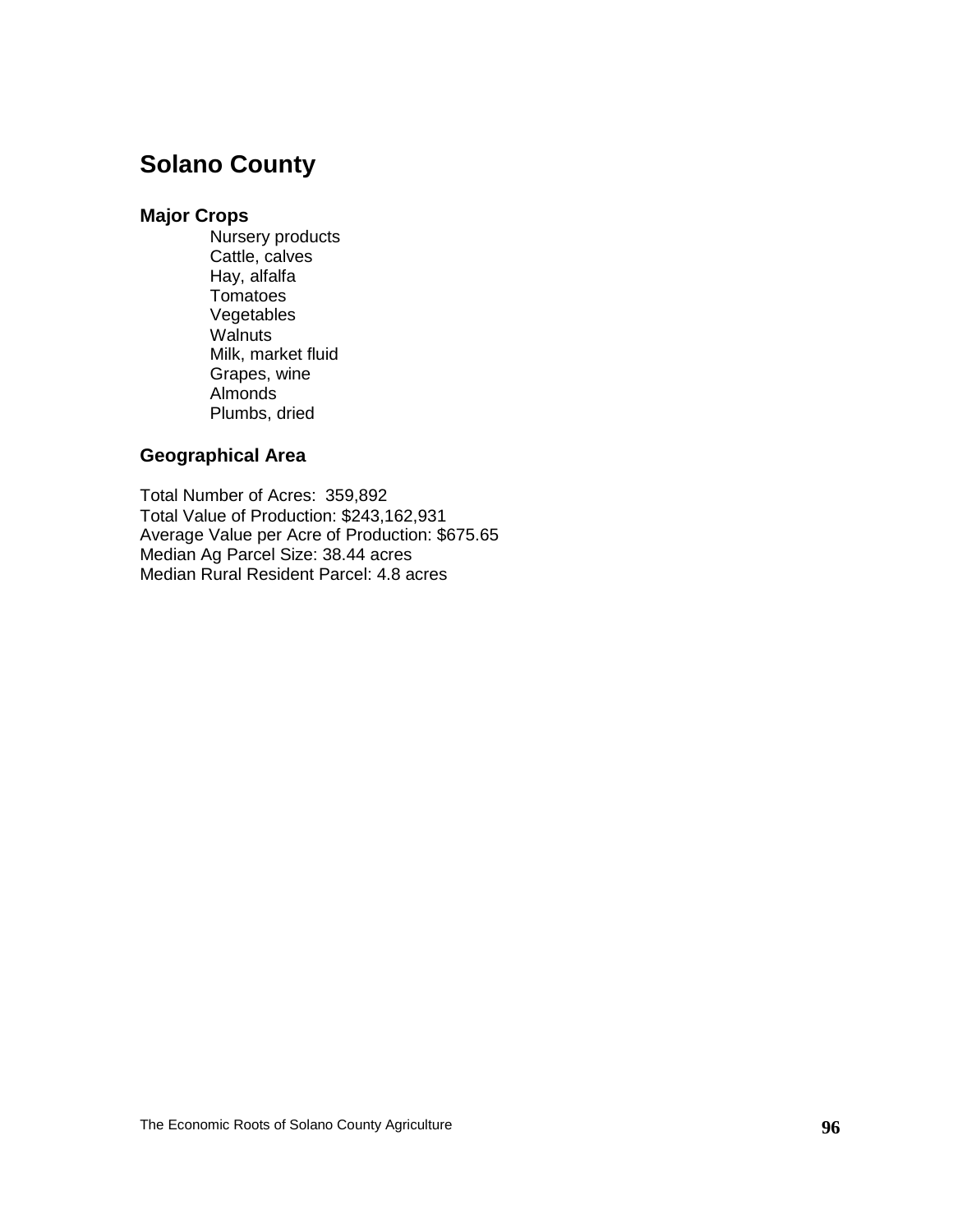# Solano County

## Major Crops

- Nursery products
- Cattle, calves
- Hay, alfalfa
- Tomatoes
- Vegetables
- Walnuts
- Milk, market fluid
- Grapes, wine
- Almonds
- Plumbs, dried

## Geographical Area

Total Number of Acres: 359,892
Total Value of Production: $243,162,931
Average Value per Acre of Production: $675.65
Median Ag Parcel Size: 38.44 acres
Median Rural Resident Parcel: 4.8 acres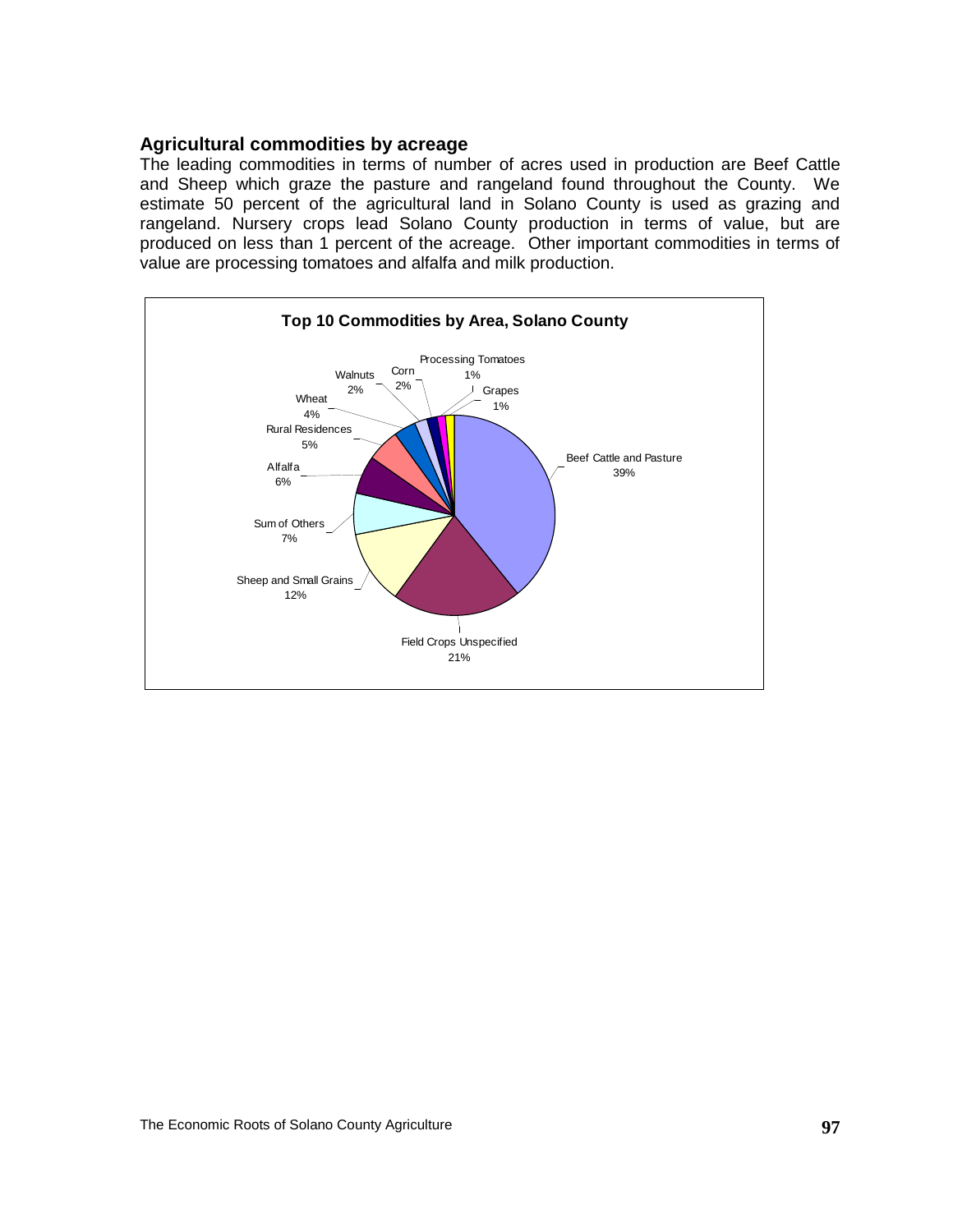### Agricultural commodities by acreage

The leading commodities in terms of number of acres used in production are Beef Cattle and Sheep which graze the pasture and rangeland found throughout the County. We estimate 50 percent of the agricultural land in Solano County is used as grazing and rangeland. Nursery crops lead Solano County production in terms of value, but are produced on less than 1 percent of the acreage. Other important commodities in terms of value are processing tomatoes and alfalfa and milk production.

**Top 10 Commodities by Area, Solano County**

| Commodity | Share |
|---|---|
| Beef Cattle and Pasture | 39% |
| Field Crops Unspecified | 21% |
| Sheep and Small Grains | 12% |
| Sum of Others | 7% |
| Alfalfa | 6% |
| Rural Residences | 5% |
| Wheat | 4% |
| Walnuts | 2% |
| Corn | 2% |
| Processing Tomatoes | 1% |
| Grapes | 1% |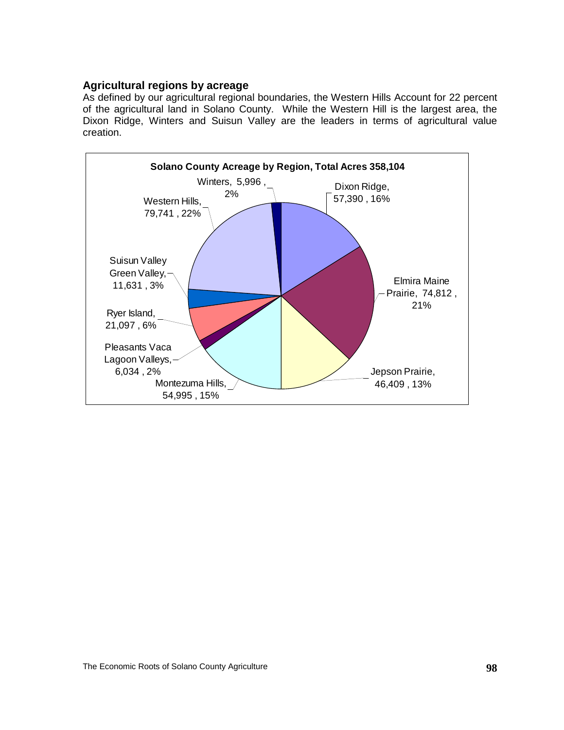### Agricultural regions by acreage

As defined by our agricultural regional boundaries, the Western Hills Account for 22 percent of the agricultural land in Solano County. While the Western Hill is the largest area, the Dixon Ridge, Winters and Suisun Valley are the leaders in terms of agricultural value creation.

**Solano County Acreage by Region, Total Acres 358,104**

| Region | Acres | Percent |
|---|---|---|
| Dixon Ridge | 57,390 | 16% |
| Elmira Maine Prairie | 74,812 | 21% |
| Jepson Prairie | 46,409 | 13% |
| Montezuma Hills | 54,995 | 15% |
| Pleasants Vaca Lagoon Valleys | 6,034 | 2% |
| Ryer Island | 21,097 | 6% |
| Suisun Valley Green Valley | 11,631 | 3% |
| Western Hills | 79,741 | 22% |
| Winters | 5,996 | 2% |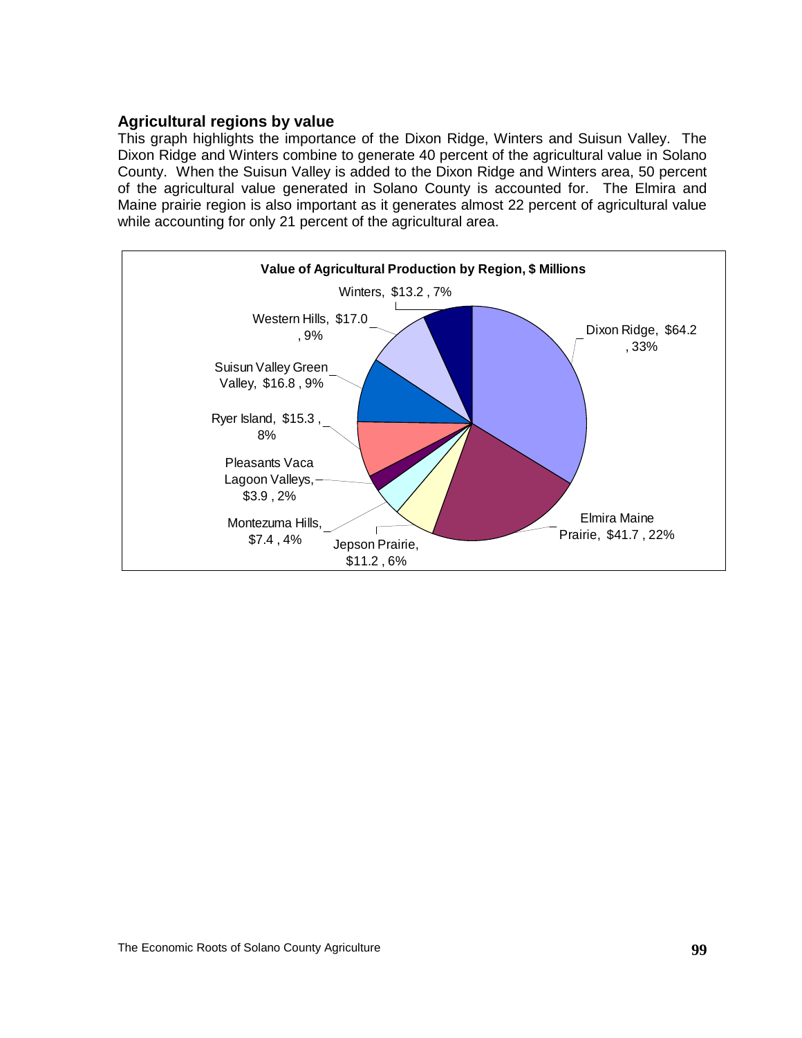### Agricultural regions by value

This graph highlights the importance of the Dixon Ridge, Winters and Suisun Valley. The Dixon Ridge and Winters combine to generate 40 percent of the agricultural value in Solano County. When the Suisun Valley is added to the Dixon Ridge and Winters area, 50 percent of the agricultural value generated in Solano County is accounted for. The Elmira and Maine prairie region is also important as it generates almost 22 percent of agricultural value while accounting for only 21 percent of the agricultural area.

**Value of Agricultural Production by Region, $ Millions**

| Region | Value ($ Millions) | Percent |
| --- | --- | --- |
| Dixon Ridge | $64.2 | 33% |
| Elmira Maine Prairie | $41.7 | 22% |
| Jepson Prairie | $11.2 | 6% |
| Montezuma Hills | $7.4 | 4% |
| Pleasants Vaca Lagoon Valleys | $3.9 | 2% |
| Ryer Island | $15.3 | 8% |
| Suisun Valley Green Valley | $16.8 | 9% |
| Western Hills | $17.0 | 9% |
| Winters | $13.2 | 7% |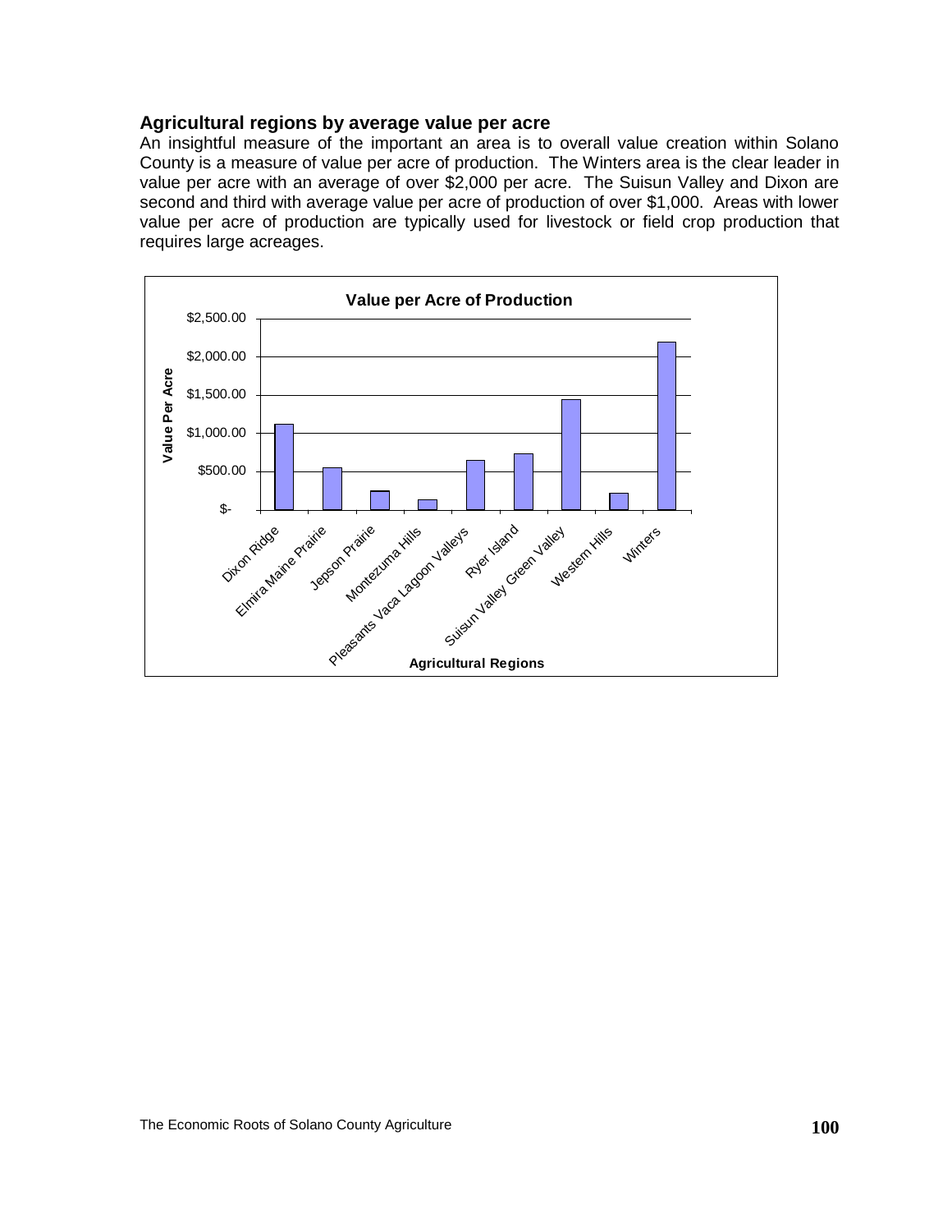### Agricultural regions by average value per acre

An insightful measure of the important an area is to overall value creation within Solano County is a measure of value per acre of production. The Winters area is the clear leader in value per acre with an average of over $2,000 per acre. The Suisun Valley and Dixon are second and third with average value per acre of production of over $1,000. Areas with lower value per acre of production are typically used for livestock or field crop production that requires large acreages.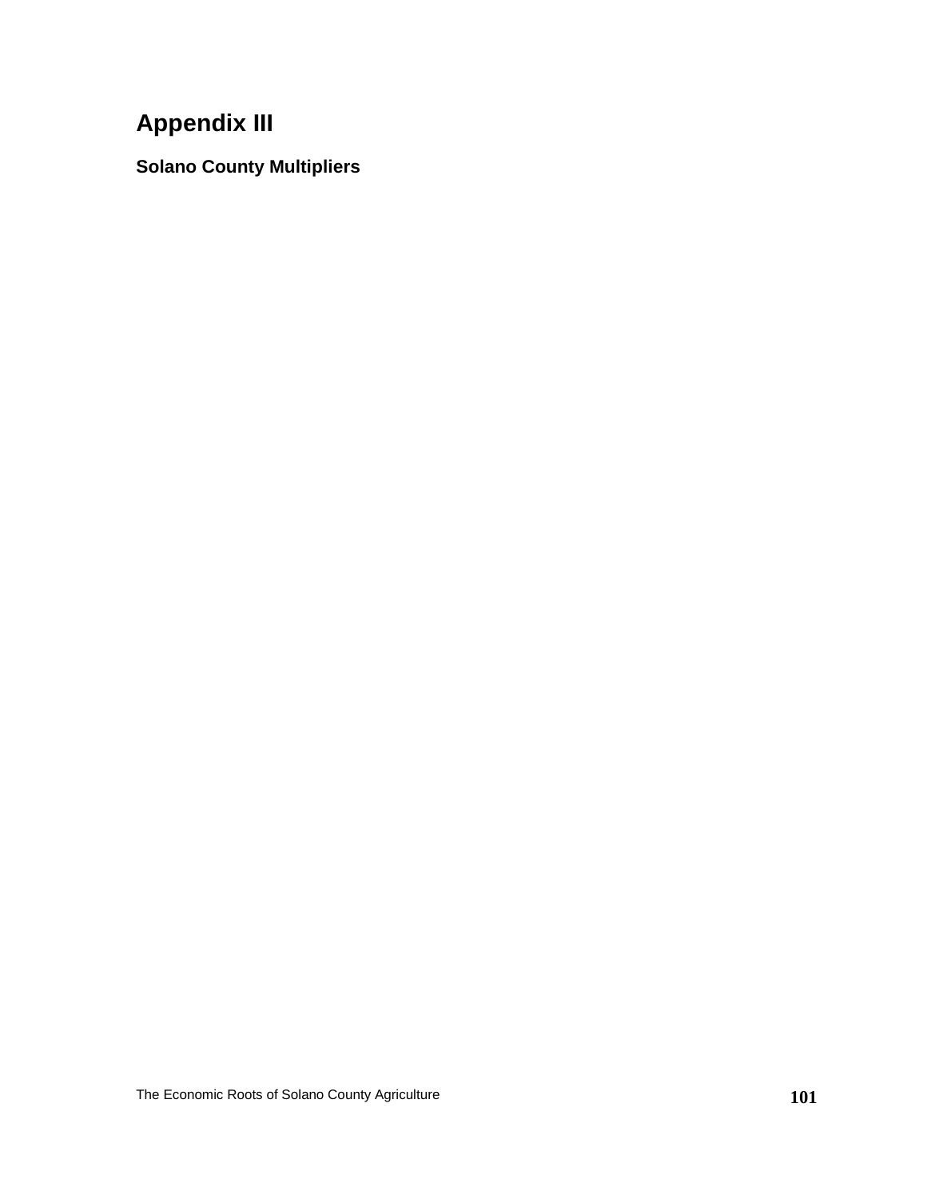# Appendix III

### Solano County Multipliers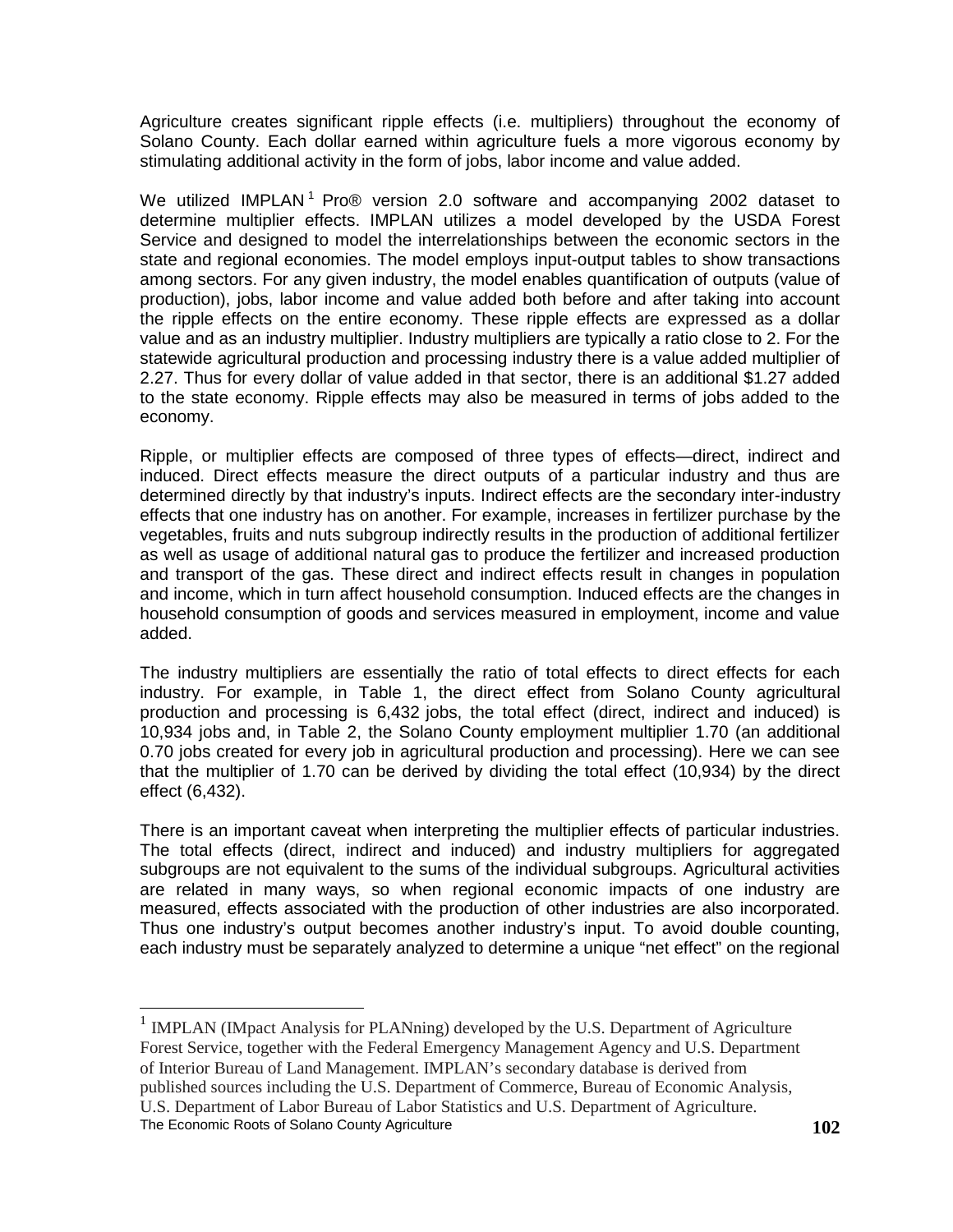Agriculture creates significant ripple effects (i.e. multipliers) throughout the economy of Solano County. Each dollar earned within agriculture fuels a more vigorous economy by stimulating additional activity in the form of jobs, labor income and value added.

We utilized IMPLAN[1] Pro® version 2.0 software and accompanying 2002 dataset to determine multiplier effects. IMPLAN utilizes a model developed by the USDA Forest Service and designed to model the interrelationships between the economic sectors in the state and regional economies. The model employs input-output tables to show transactions among sectors. For any given industry, the model enables quantification of outputs (value of production), jobs, labor income and value added both before and after taking into account the ripple effects on the entire economy. These ripple effects are expressed as a dollar value and as an industry multiplier. Industry multipliers are typically a ratio close to 2. For the statewide agricultural production and processing industry there is a value added multiplier of 2.27. Thus for every dollar of value added in that sector, there is an additional $1.27 added to the state economy. Ripple effects may also be measured in terms of jobs added to the economy.

Ripple, or multiplier effects are composed of three types of effects—direct, indirect and induced. Direct effects measure the direct outputs of a particular industry and thus are determined directly by that industry's inputs. Indirect effects are the secondary inter-industry effects that one industry has on another. For example, increases in fertilizer purchase by the vegetables, fruits and nuts subgroup indirectly results in the production of additional fertilizer as well as usage of additional natural gas to produce the fertilizer and increased production and transport of the gas. These direct and indirect effects result in changes in population and income, which in turn affect household consumption. Induced effects are the changes in household consumption of goods and services measured in employment, income and value added.

The industry multipliers are essentially the ratio of total effects to direct effects for each industry. For example, in Table 1, the direct effect from Solano County agricultural production and processing is 6,432 jobs, the total effect (direct, indirect and induced) is 10,934 jobs and, in Table 2, the Solano County employment multiplier 1.70 (an additional 0.70 jobs created for every job in agricultural production and processing). Here we can see that the multiplier of 1.70 can be derived by dividing the total effect (10,934) by the direct effect (6,432).

There is an important caveat when interpreting the multiplier effects of particular industries. The total effects (direct, indirect and induced) and industry multipliers for aggregated subgroups are not equivalent to the sums of the individual subgroups. Agricultural activities are related in many ways, so when regional economic impacts of one industry are measured, effects associated with the production of other industries are also incorporated. Thus one industry's output becomes another industry's input. To avoid double counting, each industry must be separately analyzed to determine a unique "net effect" on the regional

[1] IMPLAN (IMpact Analysis for PLANning) developed by the U.S. Department of Agriculture Forest Service, together with the Federal Emergency Management Agency and U.S. Department of Interior Bureau of Land Management. IMPLAN's secondary database is derived from published sources including the U.S. Department of Commerce, Bureau of Economic Analysis, U.S. Department of Labor Bureau of Labor Statistics and U.S. Department of Agriculture.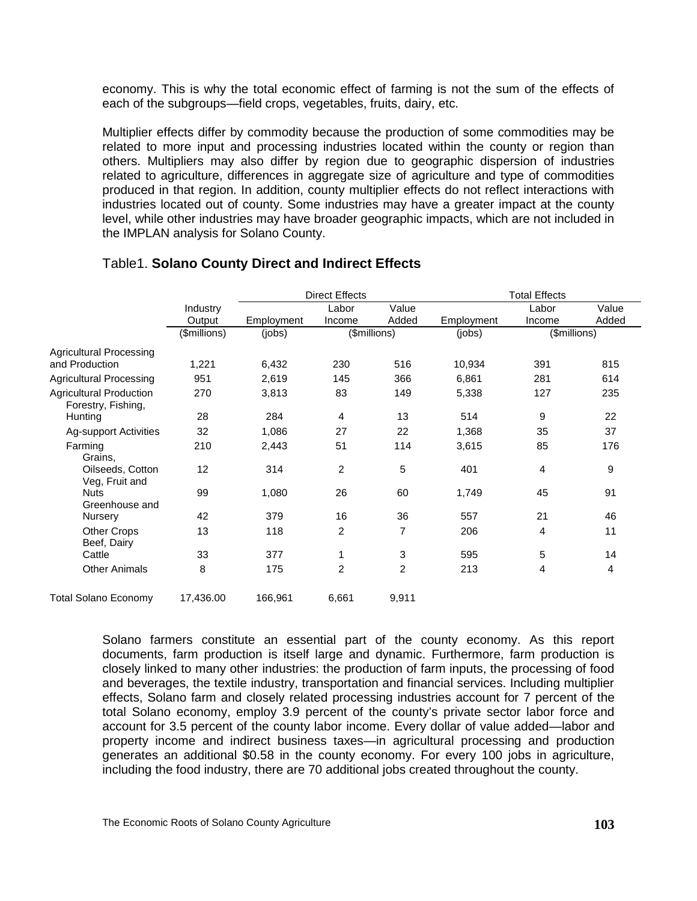economy. This is why the total economic effect of farming is not the sum of the effects of each of the subgroups—field crops, vegetables, fruits, dairy, etc.

Multiplier effects differ by commodity because the production of some commodities may be related to more input and processing industries located within the county or region than others. Multipliers may also differ by region due to geographic dispersion of industries related to agriculture, differences in aggregate size of agriculture and type of commodities produced in that region. In addition, county multiplier effects do not reflect interactions with industries located out of county. Some industries may have a greater impact at the county level, while other industries may have broader geographic impacts, which are not included in the IMPLAN analysis for Solano County.

Table1. **Solano County Direct and Indirect Effects**

| | | Direct Effects | | | Total Effects | | |
|---|---|---|---|---|---|---|---|
| | Industry Output | Employment | Labor Income | Value Added | Employment | Labor Income | Value Added |
| | ($millions) | (jobs) | ($millions) | | (jobs) | ($millions) | |
| Agricultural Processing and Production | 1,221 | 6,432 | 230 | 516 | 10,934 | 391 | 815 |
| Agricultural Processing | 951 | 2,619 | 145 | 366 | 6,861 | 281 | 614 |
| Agricultural Production | 270 | 3,813 | 83 | 149 | 5,338 | 127 | 235 |
| Forestry, Fishing, Hunting | 28 | 284 | 4 | 13 | 514 | 9 | 22 |
| Ag-support Activities | 32 | 1,086 | 27 | 22 | 1,368 | 35 | 37 |
| Farming | 210 | 2,443 | 51 | 114 | 3,615 | 85 | 176 |
| Grains, Oilseeds, Cotton | 12 | 314 | 2 | 5 | 401 | 4 | 9 |
| Veg, Fruit and Nuts | 99 | 1,080 | 26 | 60 | 1,749 | 45 | 91 |
| Greenhouse and Nursery | 42 | 379 | 16 | 36 | 557 | 21 | 46 |
| Other Crops | 13 | 118 | 2 | 7 | 206 | 4 | 11 |
| Beef, Dairy Cattle | 33 | 377 | 1 | 3 | 595 | 5 | 14 |
| Other Animals | 8 | 175 | 2 | 2 | 213 | 4 | 4 |
| Total Solano Economy | 17,436.00 | 166,961 | 6,661 | 9,911 | | | |

Solano farmers constitute an essential part of the county economy. As this report documents, farm production is itself large and dynamic. Furthermore, farm production is closely linked to many other industries: the production of farm inputs, the processing of food and beverages, the textile industry, transportation and financial services. Including multiplier effects, Solano farm and closely related processing industries account for 7 percent of the total Solano economy, employ 3.9 percent of the county's private sector labor force and account for 3.5 percent of the county labor income. Every dollar of value added—labor and property income and indirect business taxes—in agricultural processing and production generates an additional $0.58 in the county economy. For every 100 jobs in agriculture, including the food industry, there are 70 additional jobs created throughout the county.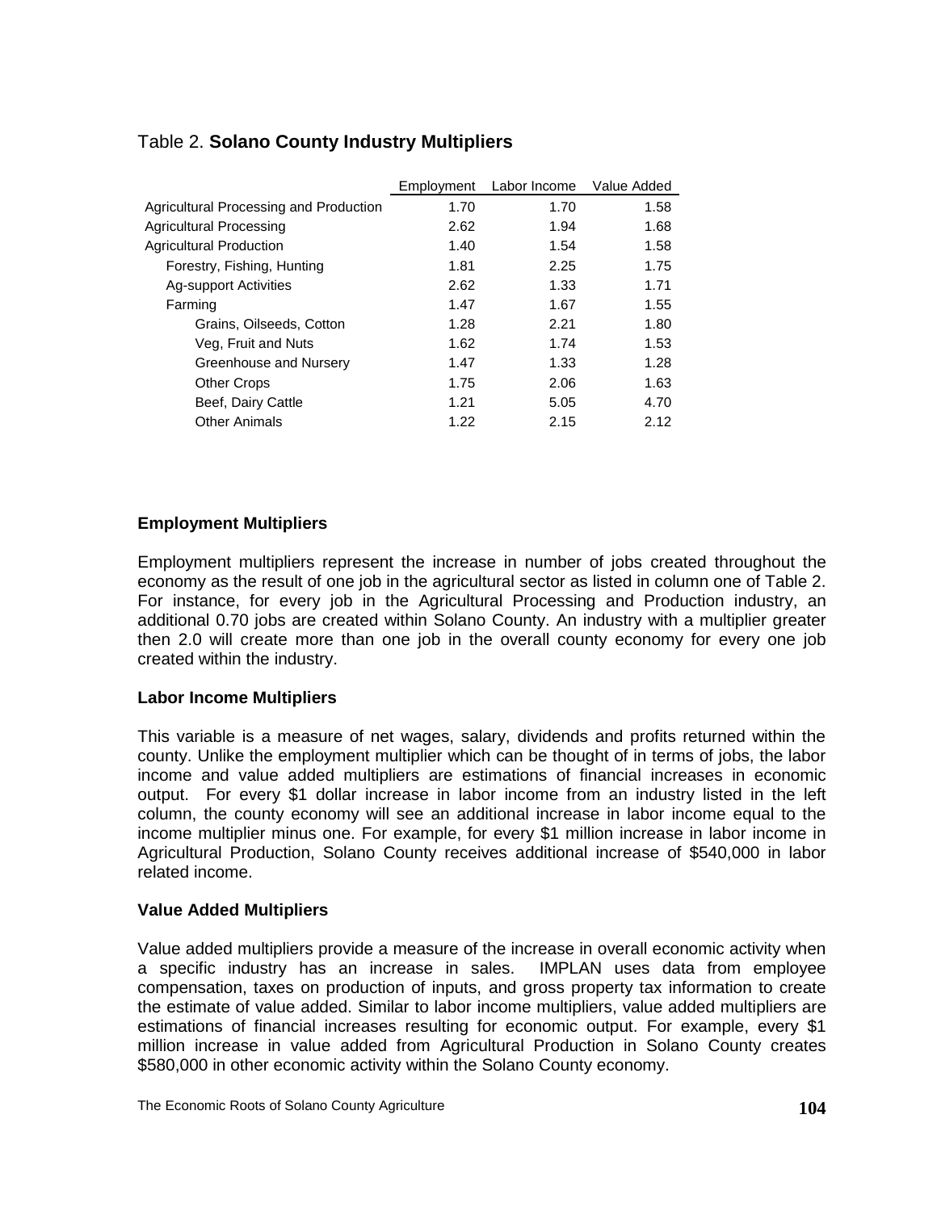Table 2. **Solano County Industry Multipliers**

| | Employment | Labor Income | Value Added |
|---|---|---|---|
| Agricultural Processing and Production | 1.70 | 1.70 | 1.58 |
| Agricultural Processing | 2.62 | 1.94 | 1.68 |
| Agricultural Production | 1.40 | 1.54 | 1.58 |
| Forestry, Fishing, Hunting | 1.81 | 2.25 | 1.75 |
| Ag-support Activities | 2.62 | 1.33 | 1.71 |
| Farming | 1.47 | 1.67 | 1.55 |
| Grains, Oilseeds, Cotton | 1.28 | 2.21 | 1.80 |
| Veg, Fruit and Nuts | 1.62 | 1.74 | 1.53 |
| Greenhouse and Nursery | 1.47 | 1.33 | 1.28 |
| Other Crops | 1.75 | 2.06 | 1.63 |
| Beef, Dairy Cattle | 1.21 | 5.05 | 4.70 |
| Other Animals | 1.22 | 2.15 | 2.12 |

**Employment Multipliers**

Employment multipliers represent the increase in number of jobs created throughout the economy as the result of one job in the agricultural sector as listed in column one of Table 2. For instance, for every job in the Agricultural Processing and Production industry, an additional 0.70 jobs are created within Solano County. An industry with a multiplier greater then 2.0 will create more than one job in the overall county economy for every one job created within the industry.

**Labor Income Multipliers**

This variable is a measure of net wages, salary, dividends and profits returned within the county. Unlike the employment multiplier which can be thought of in terms of jobs, the labor income and value added multipliers are estimations of financial increases in economic output. For every $1 dollar increase in labor income from an industry listed in the left column, the county economy will see an additional increase in labor income equal to the income multiplier minus one. For example, for every $1 million increase in labor income in Agricultural Production, Solano County receives additional increase of $540,000 in labor related income.

**Value Added Multipliers**

Value added multipliers provide a measure of the increase in overall economic activity when a specific industry has an increase in sales. IMPLAN uses data from employee compensation, taxes on production of inputs, and gross property tax information to create the estimate of value added. Similar to labor income multipliers, value added multipliers are estimations of financial increases resulting for economic output. For example, every $1 million increase in value added from Agricultural Production in Solano County creates $580,000 in other economic activity within the Solano County economy.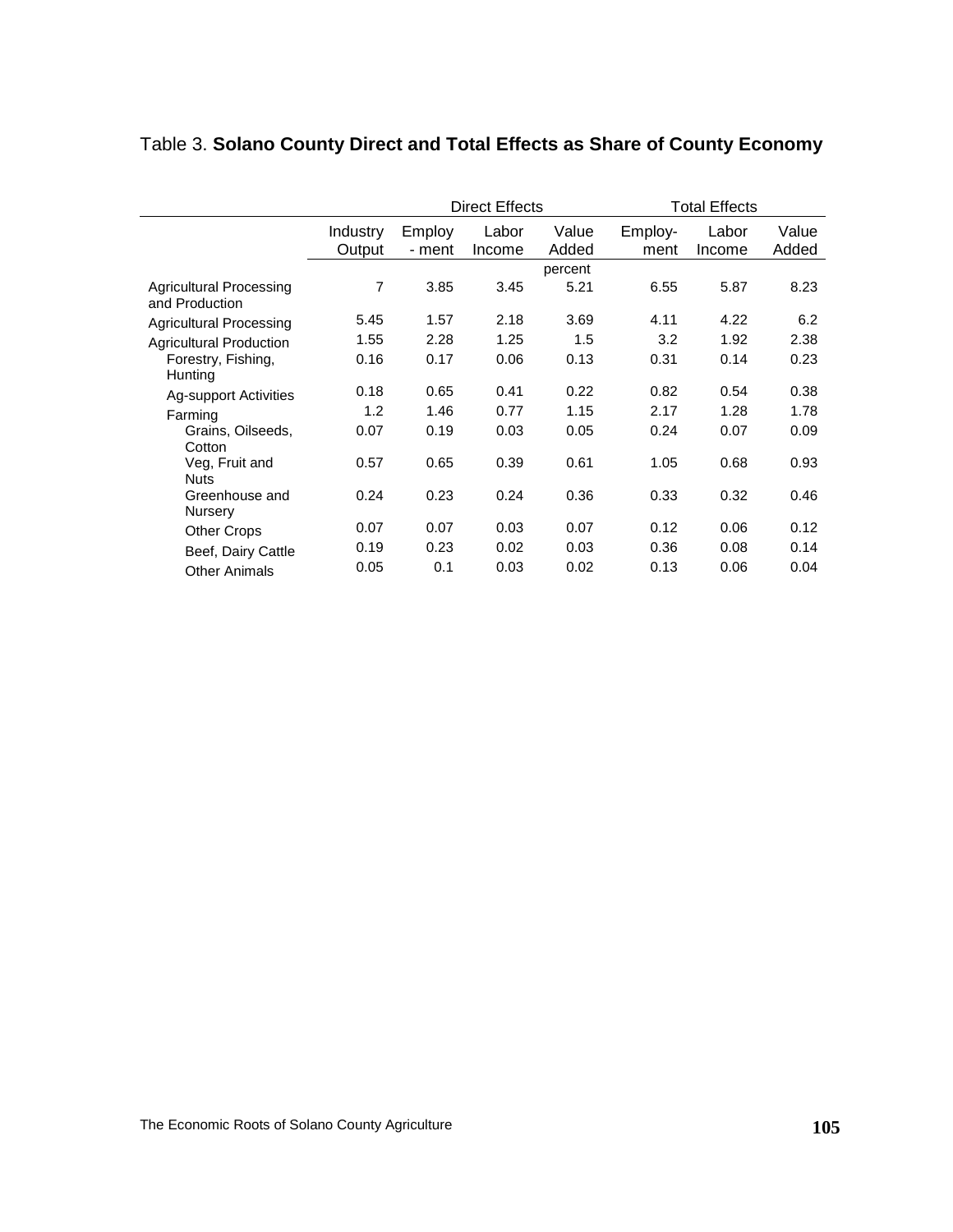Table 3. **Solano County Direct and Total Effects as Share of County Economy**

| | Direct Effects | | | | Total Effects | | |
|---|---|---|---|---|---|---|---|
| | Industry Output | Employ - ment | Labor Income | Value Added | Employ-ment | Labor Income | Value Added |
| | | | | percent | | | |
| Agricultural Processing and Production | 7 | 3.85 | 3.45 | 5.21 | 6.55 | 5.87 | 8.23 |
| Agricultural Processing | 5.45 | 1.57 | 2.18 | 3.69 | 4.11 | 4.22 | 6.2 |
| Agricultural Production | 1.55 | 2.28 | 1.25 | 1.5 | 3.2 | 1.92 | 2.38 |
| Forestry, Fishing, Hunting | 0.16 | 0.17 | 0.06 | 0.13 | 0.31 | 0.14 | 0.23 |
| Ag-support Activities | 0.18 | 0.65 | 0.41 | 0.22 | 0.82 | 0.54 | 0.38 |
| Farming | 1.2 | 1.46 | 0.77 | 1.15 | 2.17 | 1.28 | 1.78 |
| Grains, Oilseeds, Cotton | 0.07 | 0.19 | 0.03 | 0.05 | 0.24 | 0.07 | 0.09 |
| Veg, Fruit and Nuts | 0.57 | 0.65 | 0.39 | 0.61 | 1.05 | 0.68 | 0.93 |
| Greenhouse and Nursery | 0.24 | 0.23 | 0.24 | 0.36 | 0.33 | 0.32 | 0.46 |
| Other Crops | 0.07 | 0.07 | 0.03 | 0.07 | 0.12 | 0.06 | 0.12 |
| Beef, Dairy Cattle | 0.19 | 0.23 | 0.02 | 0.03 | 0.36 | 0.08 | 0.14 |
| Other Animals | 0.05 | 0.1 | 0.03 | 0.02 | 0.13 | 0.06 | 0.04 |